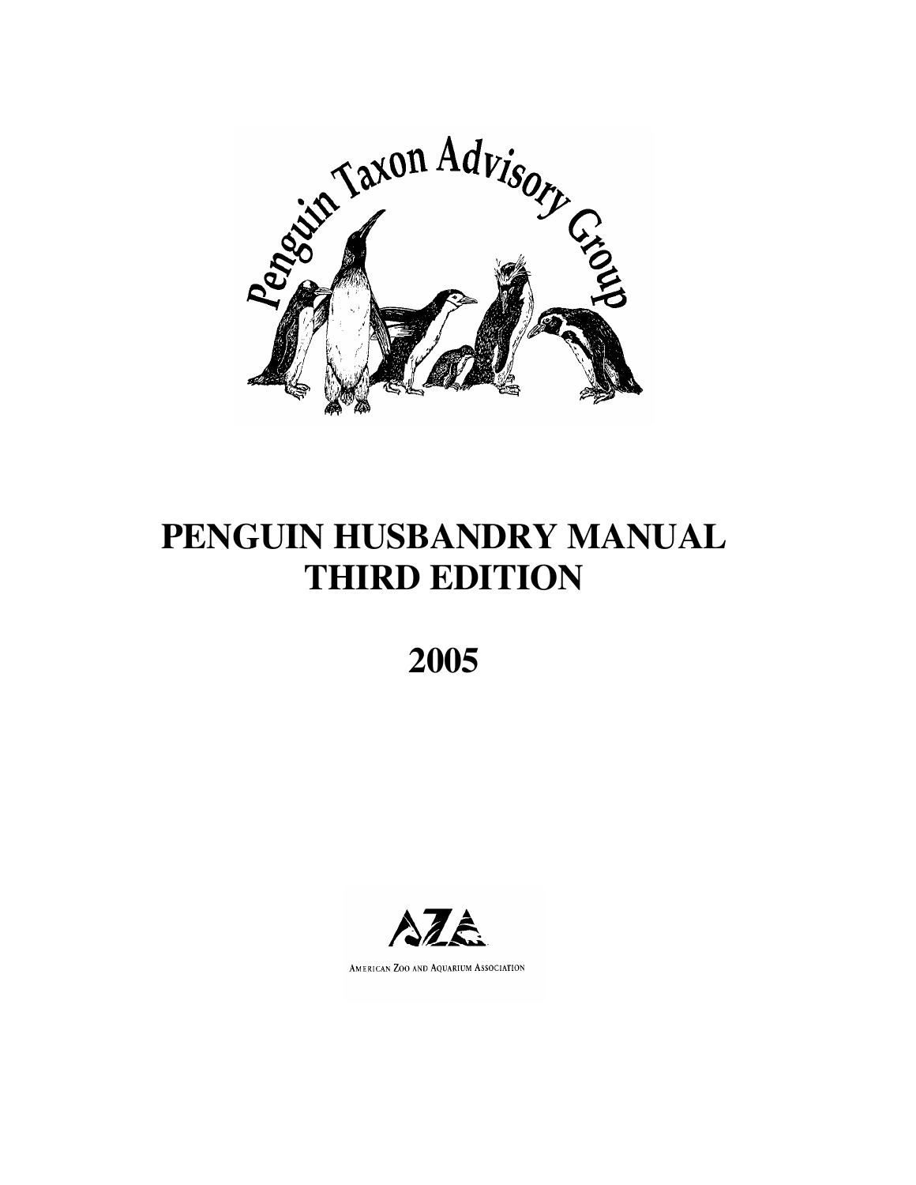Penguin Taxon Advisory Group

# PENGUIN HUSBANDRY MANUAL
# THIRD EDITION

# 2005

AMERICAN ZOO AND AQUARIUM ASSOCIATION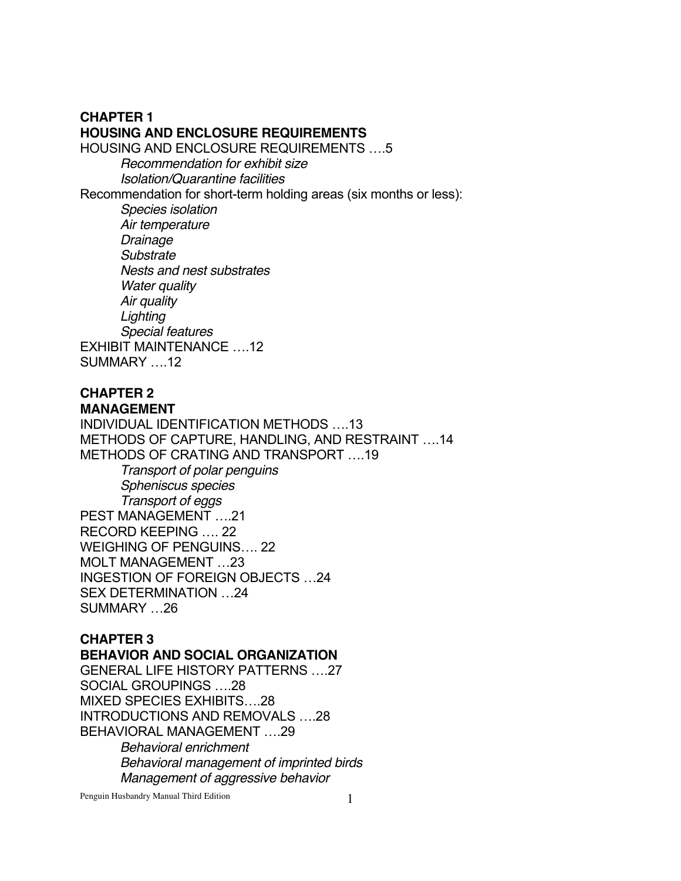## CHAPTER 1
## HOUSING AND ENCLOSURE REQUIREMENTS

HOUSING AND ENCLOSURE REQUIREMENTS ….5

*Recommendation for exhibit size*
*Isolation/Quarantine facilities*

Recommendation for short-term holding areas (six months or less):

*Species isolation*
*Air temperature*
*Drainage*
*Substrate*
*Nests and nest substrates*
*Water quality*
*Air quality*
*Lighting*
*Special features*

EXHIBIT MAINTENANCE ….12
SUMMARY ….12

## CHAPTER 2
## MANAGEMENT

INDIVIDUAL IDENTIFICATION METHODS ….13
METHODS OF CAPTURE, HANDLING, AND RESTRAINT ….14
METHODS OF CRATING AND TRANSPORT ….19

*Transport of polar penguins*
*Spheniscus species*
*Transport of eggs*

PEST MANAGEMENT ….21
RECORD KEEPING …. 22
WEIGHING OF PENGUINS…. 22
MOLT MANAGEMENT …23
INGESTION OF FOREIGN OBJECTS …24
SEX DETERMINATION …24
SUMMARY …26

## CHAPTER 3
## BEHAVIOR AND SOCIAL ORGANIZATION

GENERAL LIFE HISTORY PATTERNS ….27
SOCIAL GROUPINGS ….28
MIXED SPECIES EXHIBITS….28
INTRODUCTIONS AND REMOVALS ….28
BEHAVIORAL MANAGEMENT ….29

*Behavioral enrichment*
*Behavioral management of imprinted birds*
*Management of aggressive behavior*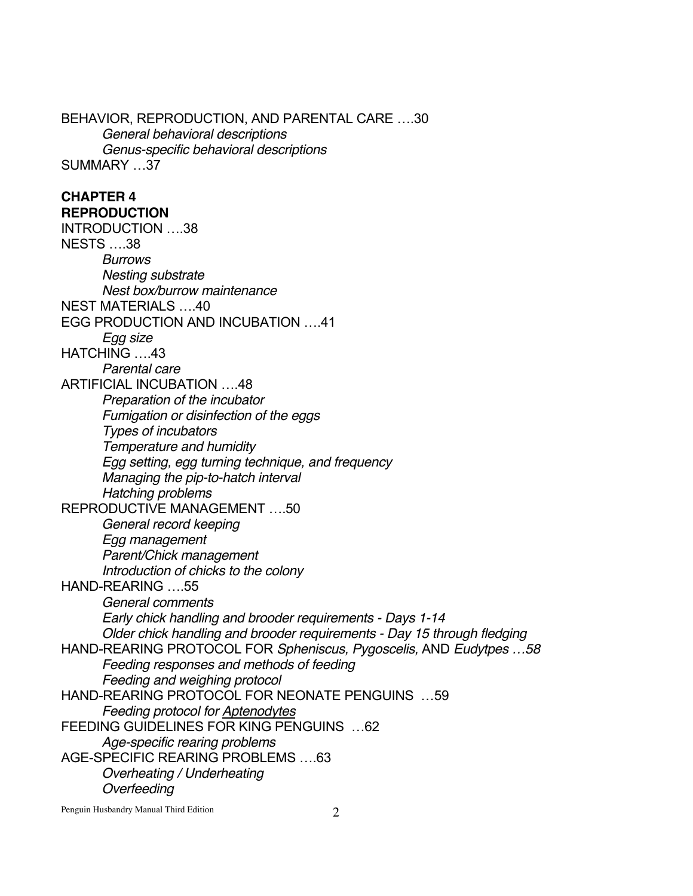BEHAVIOR, REPRODUCTION, AND PARENTAL CARE ….30

*General behavioral descriptions*

*Genus-specific behavioral descriptions*

SUMMARY …37

**CHAPTER 4**
**REPRODUCTION**

INTRODUCTION ….38

NESTS ….38

*Burrows*

*Nesting substrate*

*Nest box/burrow maintenance*

NEST MATERIALS ….40

EGG PRODUCTION AND INCUBATION ….41

*Egg size*

HATCHING ….43

*Parental care*

ARTIFICIAL INCUBATION ….48

*Preparation of the incubator*

*Fumigation or disinfection of the eggs*

*Types of incubators*

*Temperature and humidity*

*Egg setting, egg turning technique, and frequency*

*Managing the pip-to-hatch interval*

*Hatching problems*

REPRODUCTIVE MANAGEMENT ….50

*General record keeping*

*Egg management*

*Parent/Chick management*

*Introduction of chicks to the colony*

HAND-REARING ….55

*General comments*

*Early chick handling and brooder requirements - Days 1-14*

*Older chick handling and brooder requirements - Day 15 through fledging*

HAND-REARING PROTOCOL FOR *Spheniscus, Pygoscelis,* AND *Eudytpes …58*

*Feeding responses and methods of feeding*

*Feeding and weighing protocol*

HAND-REARING PROTOCOL FOR NEONATE PENGUINS …59

*Feeding protocol for Aptenodytes*

FEEDING GUIDELINES FOR KING PENGUINS …62

*Age-specific rearing problems*

AGE-SPECIFIC REARING PROBLEMS ….63

*Overheating / Underheating*

*Overfeeding*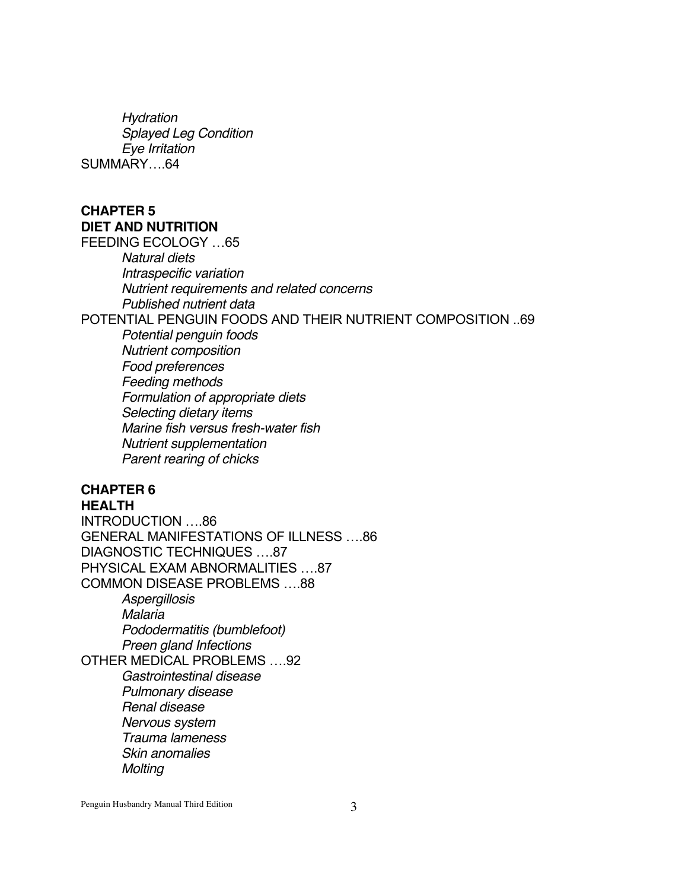*Hydration*
*Splayed Leg Condition*
*Eye Irritation*

SUMMARY….64

## CHAPTER 5
## DIET AND NUTRITION

FEEDING ECOLOGY …65

*Natural diets*
*Intraspecific variation*
*Nutrient requirements and related concerns*
*Published nutrient data*

POTENTIAL PENGUIN FOODS AND THEIR NUTRIENT COMPOSITION ..69

*Potential penguin foods*
*Nutrient composition*
*Food preferences*
*Feeding methods*
*Formulation of appropriate diets*
*Selecting dietary items*
*Marine fish versus fresh-water fish*
*Nutrient supplementation*
*Parent rearing of chicks*

## CHAPTER 6
## HEALTH

INTRODUCTION ….86

GENERAL MANIFESTATIONS OF ILLNESS ….86

DIAGNOSTIC TECHNIQUES ….87

PHYSICAL EXAM ABNORMALITIES ….87

COMMON DISEASE PROBLEMS ….88

*Aspergillosis*
*Malaria*
*Pododermatitis (bumblefoot)*
*Preen gland Infections*

OTHER MEDICAL PROBLEMS ….92

*Gastrointestinal disease*
*Pulmonary disease*
*Renal disease*
*Nervous system*
*Trauma lameness*
*Skin anomalies*
*Molting*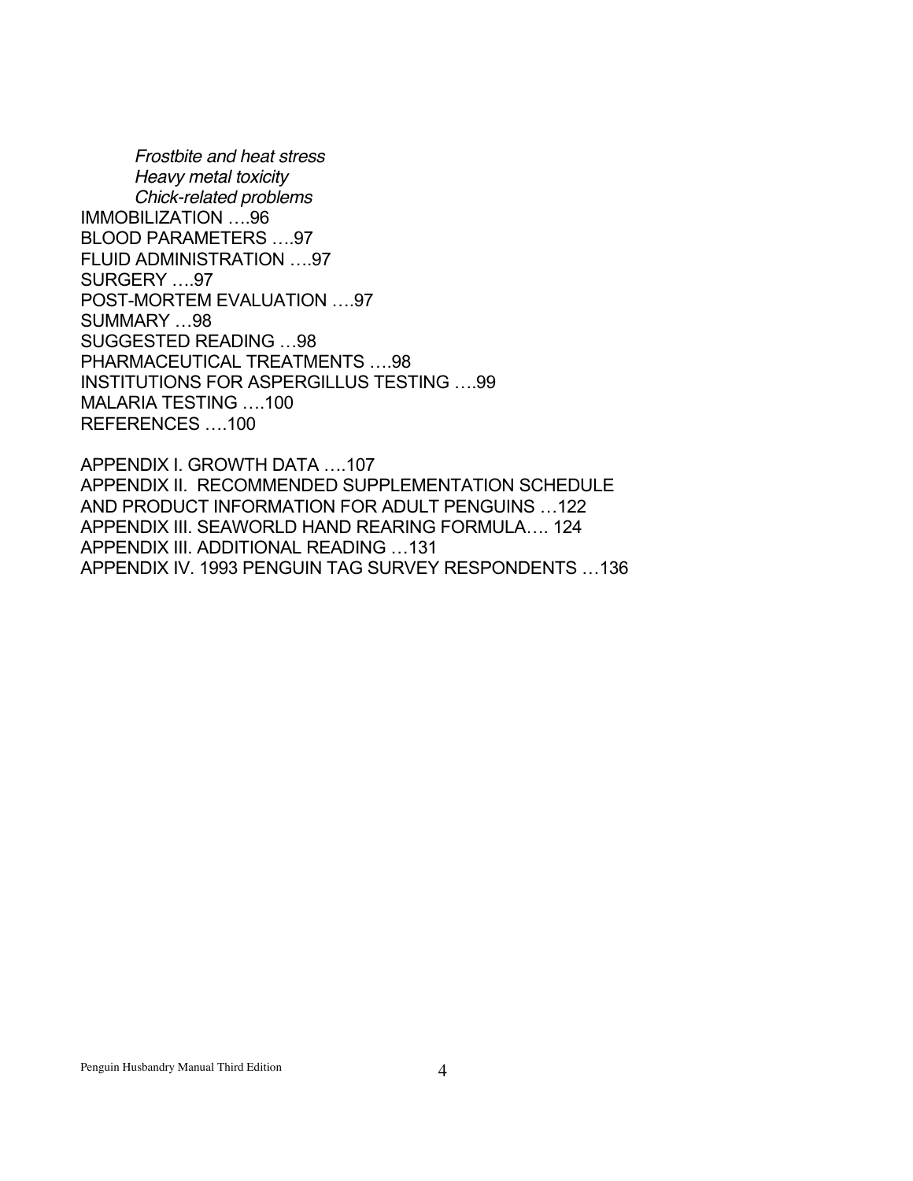*Frostbite and heat stress*
*Heavy metal toxicity*
*Chick-related problems*

IMMOBILIZATION ….96
BLOOD PARAMETERS ….97
FLUID ADMINISTRATION ….97
SURGERY ….97
POST-MORTEM EVALUATION ….97
SUMMARY …98
SUGGESTED READING …98
PHARMACEUTICAL TREATMENTS ….98
INSTITUTIONS FOR ASPERGILLUS TESTING ….99
MALARIA TESTING ….100
REFERENCES ….100

APPENDIX I. GROWTH DATA ….107
APPENDIX II. RECOMMENDED SUPPLEMENTATION SCHEDULE AND PRODUCT INFORMATION FOR ADULT PENGUINS …122
APPENDIX III. SEAWORLD HAND REARING FORMULA…. 124
APPENDIX III. ADDITIONAL READING …131
APPENDIX IV. 1993 PENGUIN TAG SURVEY RESPONDENTS …136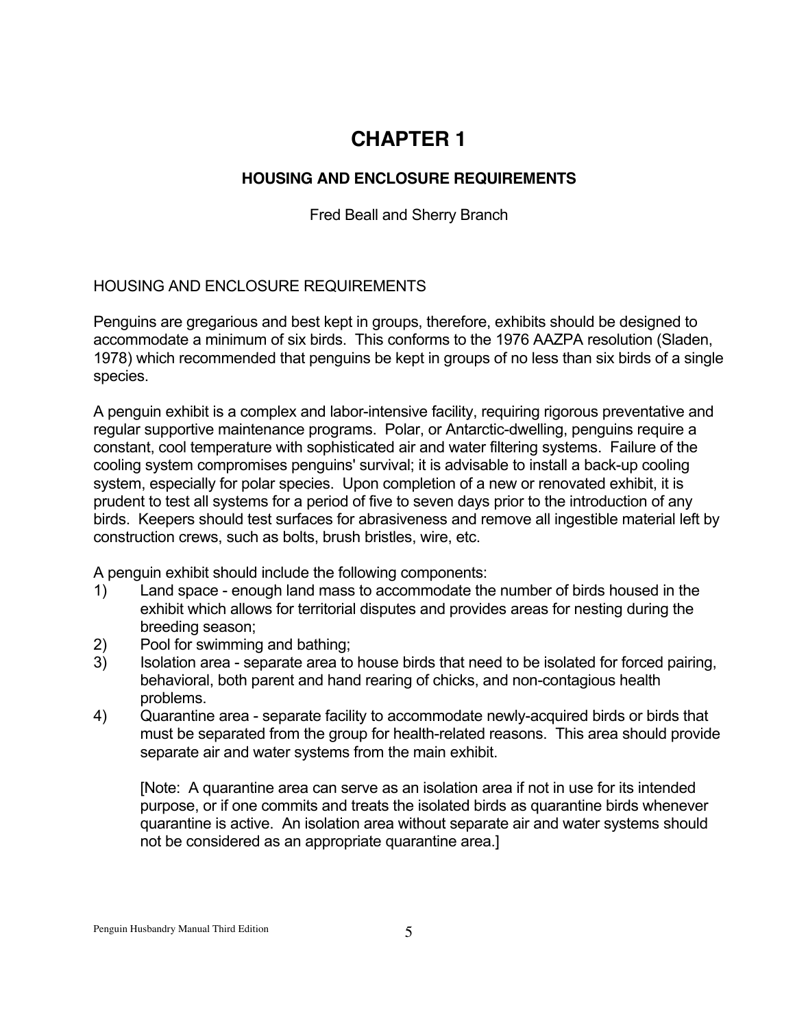# CHAPTER 1

## HOUSING AND ENCLOSURE REQUIREMENTS

Fred Beall and Sherry Branch

### HOUSING AND ENCLOSURE REQUIREMENTS

Penguins are gregarious and best kept in groups, therefore, exhibits should be designed to accommodate a minimum of six birds. This conforms to the 1976 AAZPA resolution (Sladen, 1978) which recommended that penguins be kept in groups of no less than six birds of a single species.

A penguin exhibit is a complex and labor-intensive facility, requiring rigorous preventative and regular supportive maintenance programs. Polar, or Antarctic-dwelling, penguins require a constant, cool temperature with sophisticated air and water filtering systems. Failure of the cooling system compromises penguins' survival; it is advisable to install a back-up cooling system, especially for polar species. Upon completion of a new or renovated exhibit, it is prudent to test all systems for a period of five to seven days prior to the introduction of any birds. Keepers should test surfaces for abrasiveness and remove all ingestible material left by construction crews, such as bolts, brush bristles, wire, etc.

A penguin exhibit should include the following components:

1) Land space - enough land mass to accommodate the number of birds housed in the exhibit which allows for territorial disputes and provides areas for nesting during the breeding season;
2) Pool for swimming and bathing;
3) Isolation area - separate area to house birds that need to be isolated for forced pairing, behavioral, both parent and hand rearing of chicks, and non-contagious health problems.
4) Quarantine area - separate facility to accommodate newly-acquired birds or birds that must be separated from the group for health-related reasons. This area should provide separate air and water systems from the main exhibit.

   [Note: A quarantine area can serve as an isolation area if not in use for its intended purpose, or if one commits and treats the isolated birds as quarantine birds whenever quarantine is active. An isolation area without separate air and water systems should not be considered as an appropriate quarantine area.]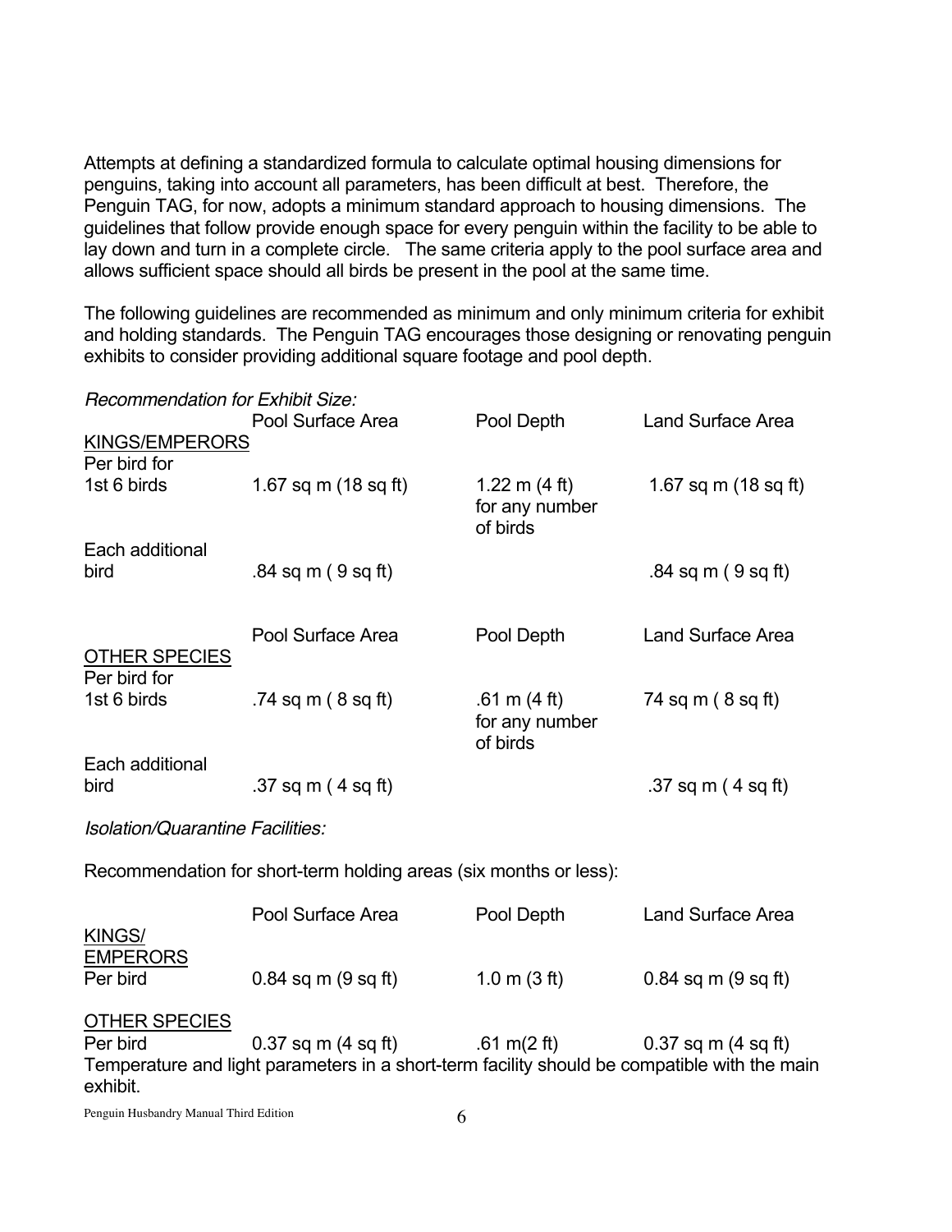Attempts at defining a standardized formula to calculate optimal housing dimensions for penguins, taking into account all parameters, has been difficult at best. Therefore, the Penguin TAG, for now, adopts a minimum standard approach to housing dimensions. The guidelines that follow provide enough space for every penguin within the facility to be able to lay down and turn in a complete circle. The same criteria apply to the pool surface area and allows sufficient space should all birds be present in the pool at the same time.

The following guidelines are recommended as minimum and only minimum criteria for exhibit and holding standards. The Penguin TAG encourages those designing or renovating penguin exhibits to consider providing additional square footage and pool depth.

*Recommendation for Exhibit Size:*

| KINGS/EMPERORS | Pool Surface Area | Pool Depth | Land Surface Area |
|---|---|---|---|
| Per bird for 1st 6 birds | 1.67 sq m (18 sq ft) | 1.22 m (4 ft) for any number of birds | 1.67 sq m (18 sq ft) |
| Each additional bird | .84 sq m ( 9 sq ft) | | .84 sq m ( 9 sq ft) |

| OTHER SPECIES | Pool Surface Area | Pool Depth | Land Surface Area |
|---|---|---|---|
| Per bird for 1st 6 birds | .74 sq m ( 8 sq ft) | .61 m (4 ft) for any number of birds | 74 sq m ( 8 sq ft) |
| Each additional bird | .37 sq m ( 4 sq ft) | | .37 sq m ( 4 sq ft) |

*Isolation/Quarantine Facilities:*

Recommendation for short-term holding areas (six months or less):

| | Pool Surface Area | Pool Depth | Land Surface Area |
|---|---|---|---|
| KINGS/ EMPERORS Per bird | 0.84 sq m (9 sq ft) | 1.0 m (3 ft) | 0.84 sq m (9 sq ft) |
| OTHER SPECIES Per bird | 0.37 sq m (4 sq ft) | .61 m(2 ft) | 0.37 sq m (4 sq ft) |

Temperature and light parameters in a short-term facility should be compatible with the main exhibit.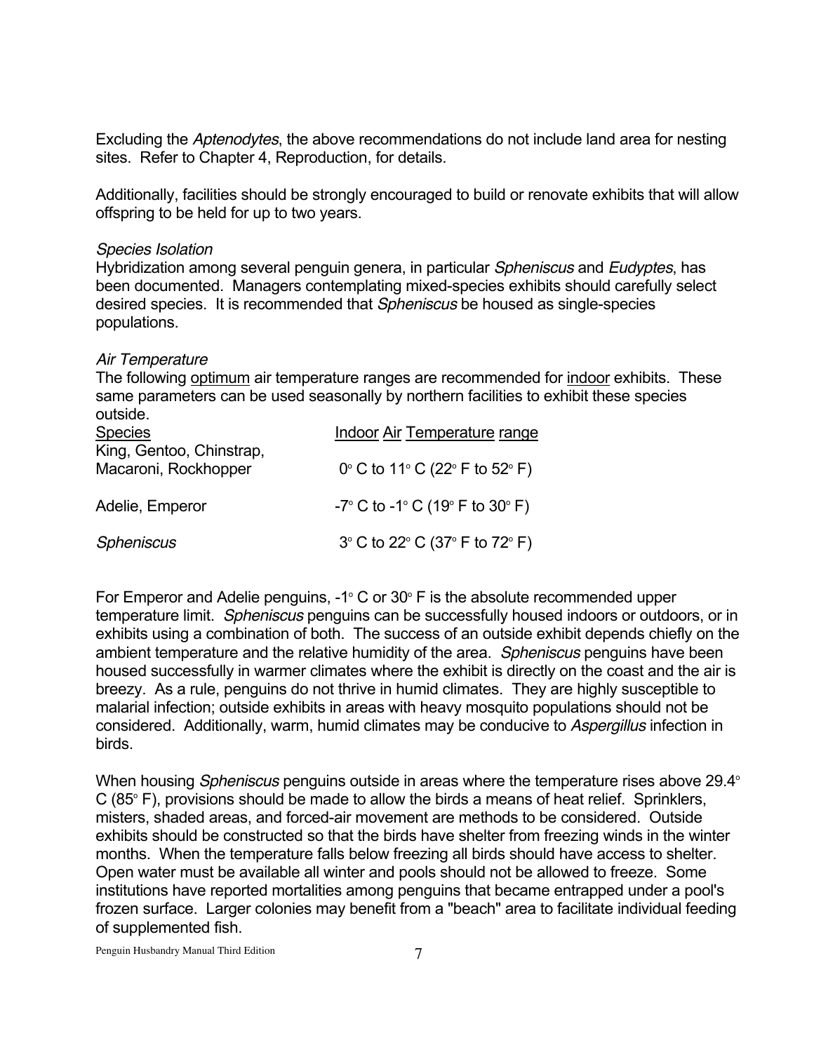Excluding the *Aptenodytes*, the above recommendations do not include land area for nesting sites. Refer to Chapter 4, Reproduction, for details.

Additionally, facilities should be strongly encouraged to build or renovate exhibits that will allow offspring to be held for up to two years.

*Species Isolation*

Hybridization among several penguin genera, in particular *Spheniscus* and *Eudyptes*, has been documented. Managers contemplating mixed-species exhibits should carefully select desired species. It is recommended that *Spheniscus* be housed as single-species populations.

*Air Temperature*

The following optimum air temperature ranges are recommended for indoor exhibits. These same parameters can be used seasonally by northern facilities to exhibit these species outside.

| Species | Indoor Air Temperature range |
|---|---|
| King, Gentoo, Chinstrap, Macaroni, Rockhopper | 0° C to 11° C (22° F to 52° F) |
| Adelie, Emperor | -7° C to -1° C (19° F to 30° F) |
| *Spheniscus* | 3° C to 22° C (37° F to 72° F) |

For Emperor and Adelie penguins, -1° C or 30° F is the absolute recommended upper temperature limit. *Spheniscus* penguins can be successfully housed indoors or outdoors, or in exhibits using a combination of both. The success of an outside exhibit depends chiefly on the ambient temperature and the relative humidity of the area. *Spheniscus* penguins have been housed successfully in warmer climates where the exhibit is directly on the coast and the air is breezy. As a rule, penguins do not thrive in humid climates. They are highly susceptible to malarial infection; outside exhibits in areas with heavy mosquito populations should not be considered. Additionally, warm, humid climates may be conducive to *Aspergillus* infection in birds.

When housing *Spheniscus* penguins outside in areas where the temperature rises above 29.4° C (85° F), provisions should be made to allow the birds a means of heat relief. Sprinklers, misters, shaded areas, and forced-air movement are methods to be considered. Outside exhibits should be constructed so that the birds have shelter from freezing winds in the winter months. When the temperature falls below freezing all birds should have access to shelter. Open water must be available all winter and pools should not be allowed to freeze. Some institutions have reported mortalities among penguins that became entrapped under a pool's frozen surface. Larger colonies may benefit from a "beach" area to facilitate individual feeding of supplemented fish.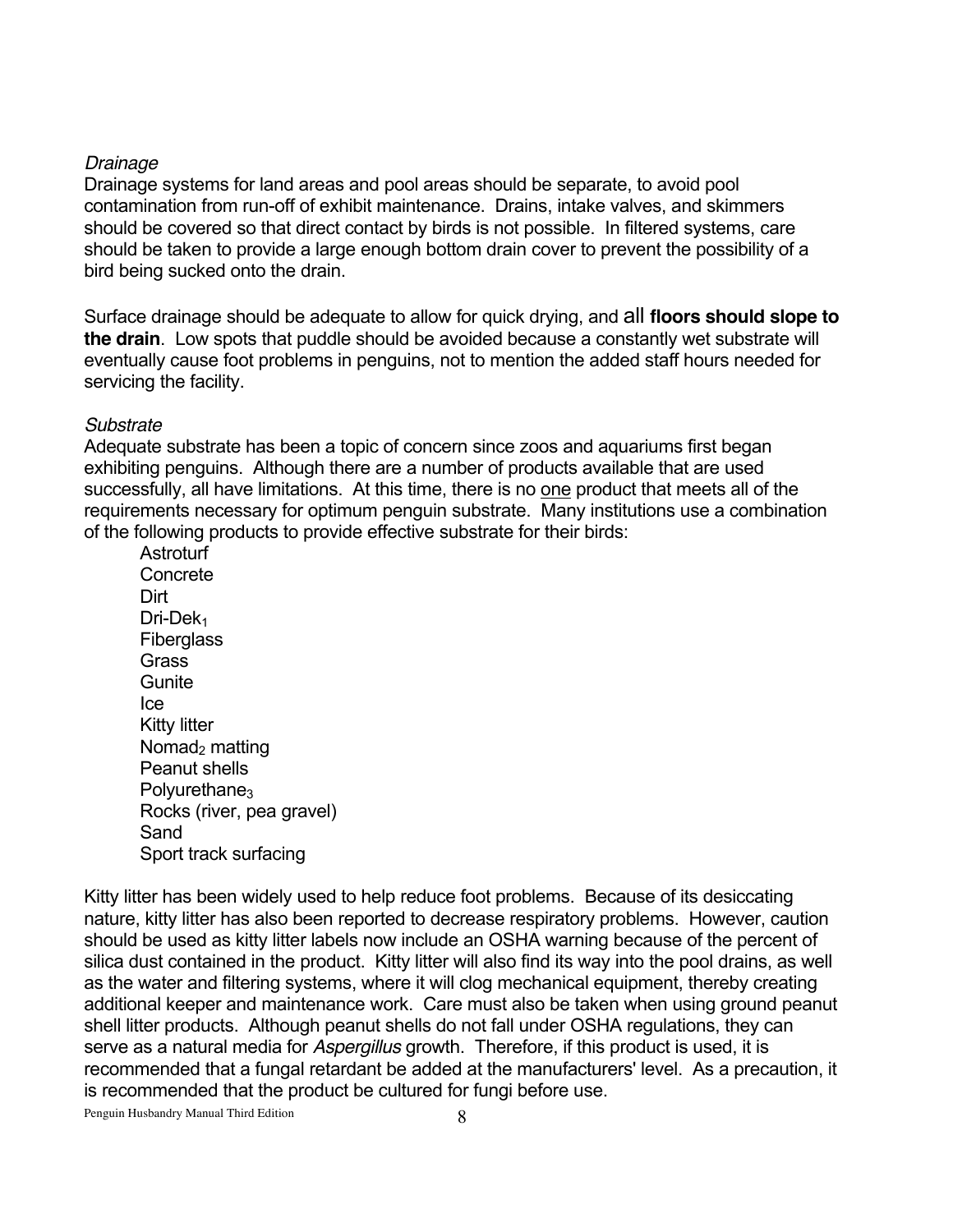*Drainage*

Drainage systems for land areas and pool areas should be separate, to avoid pool contamination from run-off of exhibit maintenance. Drains, intake valves, and skimmers should be covered so that direct contact by birds is not possible. In filtered systems, care should be taken to provide a large enough bottom drain cover to prevent the possibility of a bird being sucked onto the drain.

Surface drainage should be adequate to allow for quick drying, and all **floors should slope to the drain**. Low spots that puddle should be avoided because a constantly wet substrate will eventually cause foot problems in penguins, not to mention the added staff hours needed for servicing the facility.

*Substrate*

Adequate substrate has been a topic of concern since zoos and aquariums first began exhibiting penguins. Although there are a number of products available that are used successfully, all have limitations. At this time, there is no one product that meets all of the requirements necessary for optimum penguin substrate. Many institutions use a combination of the following products to provide effective substrate for their birds:

- Astroturf
- Concrete
- Dirt
- Dri-Dek[1]
- Fiberglass
- Grass
- Gunite
- Ice
- Kitty litter
- Nomad[2] matting
- Peanut shells
- Polyurethane[3]
- Rocks (river, pea gravel)
- Sand
- Sport track surfacing

Kitty litter has been widely used to help reduce foot problems. Because of its desiccating nature, kitty litter has also been reported to decrease respiratory problems. However, caution should be used as kitty litter labels now include an OSHA warning because of the percent of silica dust contained in the product. Kitty litter will also find its way into the pool drains, as well as the water and filtering systems, where it will clog mechanical equipment, thereby creating additional keeper and maintenance work. Care must also be taken when using ground peanut shell litter products. Although peanut shells do not fall under OSHA regulations, they can serve as a natural media for *Aspergillus* growth. Therefore, if this product is used, it is recommended that a fungal retardant be added at the manufacturers' level. As a precaution, it is recommended that the product be cultured for fungi before use.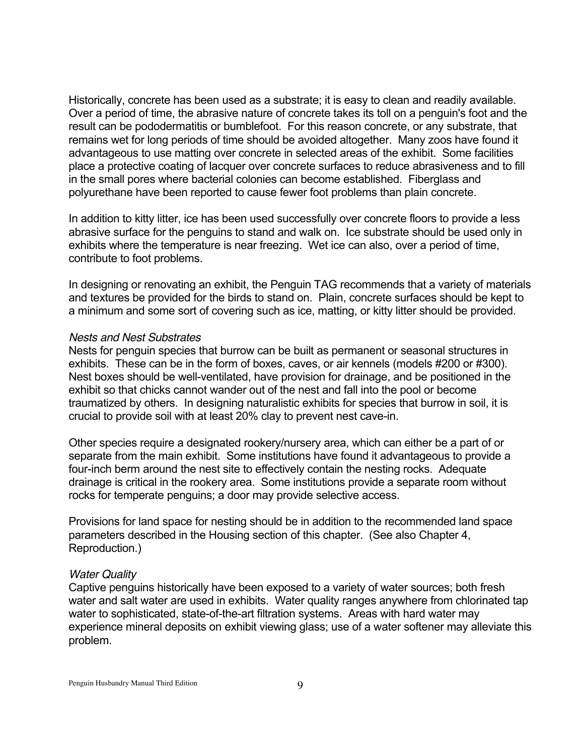Historically, concrete has been used as a substrate; it is easy to clean and readily available. Over a period of time, the abrasive nature of concrete takes its toll on a penguin's foot and the result can be pododermatitis or bumblefoot. For this reason concrete, or any substrate, that remains wet for long periods of time should be avoided altogether. Many zoos have found it advantageous to use matting over concrete in selected areas of the exhibit. Some facilities place a protective coating of lacquer over concrete surfaces to reduce abrasiveness and to fill in the small pores where bacterial colonies can become established. Fiberglass and polyurethane have been reported to cause fewer foot problems than plain concrete.

In addition to kitty litter, ice has been used successfully over concrete floors to provide a less abrasive surface for the penguins to stand and walk on. Ice substrate should be used only in exhibits where the temperature is near freezing. Wet ice can also, over a period of time, contribute to foot problems.

In designing or renovating an exhibit, the Penguin TAG recommends that a variety of materials and textures be provided for the birds to stand on. Plain, concrete surfaces should be kept to a minimum and some sort of covering such as ice, matting, or kitty litter should be provided.

*Nests and Nest Substrates*

Nests for penguin species that burrow can be built as permanent or seasonal structures in exhibits. These can be in the form of boxes, caves, or air kennels (models #200 or #300). Nest boxes should be well-ventilated, have provision for drainage, and be positioned in the exhibit so that chicks cannot wander out of the nest and fall into the pool or become traumatized by others. In designing naturalistic exhibits for species that burrow in soil, it is crucial to provide soil with at least 20% clay to prevent nest cave-in.

Other species require a designated rookery/nursery area, which can either be a part of or separate from the main exhibit. Some institutions have found it advantageous to provide a four-inch berm around the nest site to effectively contain the nesting rocks. Adequate drainage is critical in the rookery area. Some institutions provide a separate room without rocks for temperate penguins; a door may provide selective access.

Provisions for land space for nesting should be in addition to the recommended land space parameters described in the Housing section of this chapter. (See also Chapter 4, Reproduction.)

*Water Quality*

Captive penguins historically have been exposed to a variety of water sources; both fresh water and salt water are used in exhibits. Water quality ranges anywhere from chlorinated tap water to sophisticated, state-of-the-art filtration systems. Areas with hard water may experience mineral deposits on exhibit viewing glass; use of a water softener may alleviate this problem.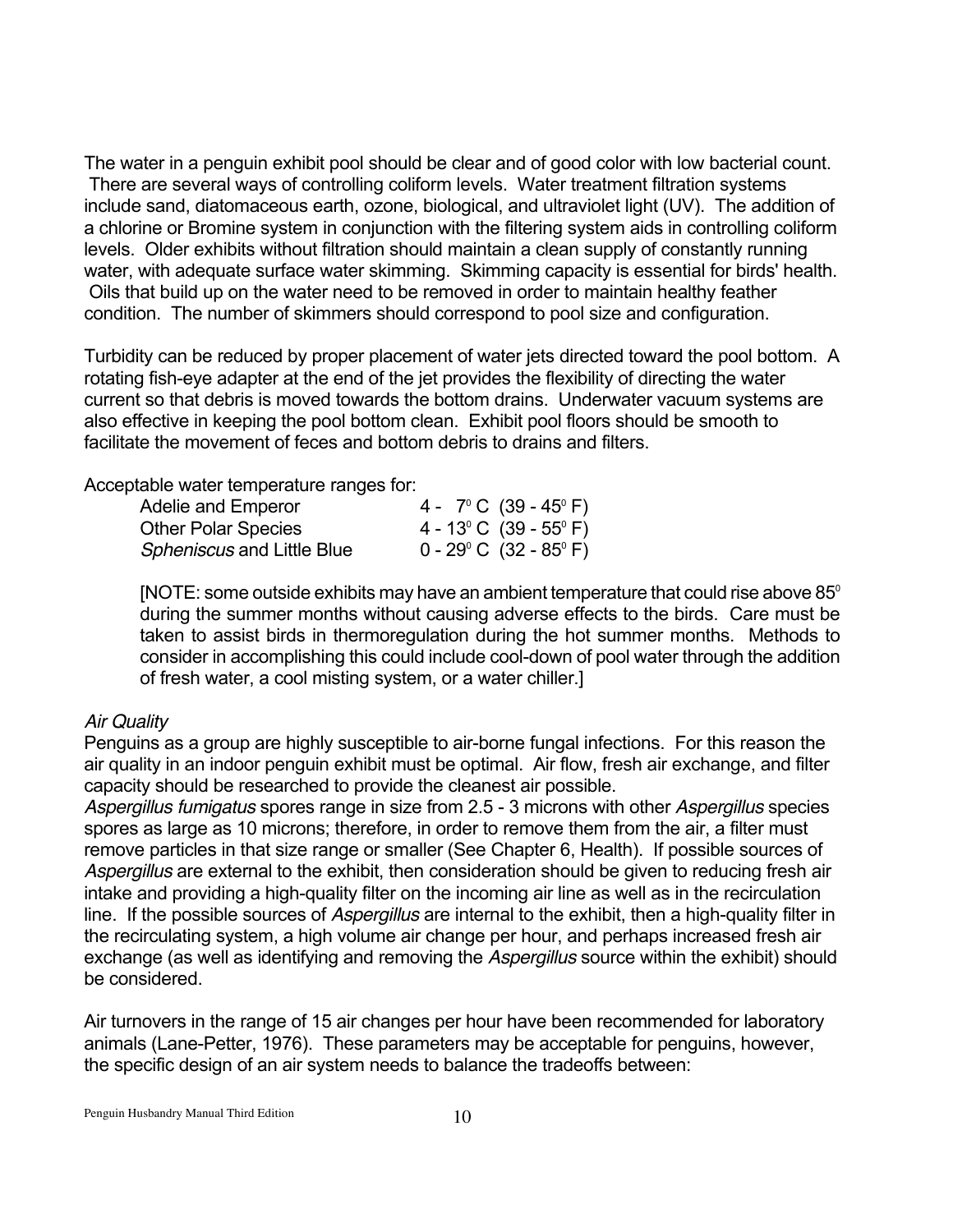The water in a penguin exhibit pool should be clear and of good color with low bacterial count. There are several ways of controlling coliform levels. Water treatment filtration systems include sand, diatomaceous earth, ozone, biological, and ultraviolet light (UV). The addition of a chlorine or Bromine system in conjunction with the filtering system aids in controlling coliform levels. Older exhibits without filtration should maintain a clean supply of constantly running water, with adequate surface water skimming. Skimming capacity is essential for birds' health. Oils that build up on the water need to be removed in order to maintain healthy feather condition. The number of skimmers should correspond to pool size and configuration.

Turbidity can be reduced by proper placement of water jets directed toward the pool bottom. A rotating fish-eye adapter at the end of the jet provides the flexibility of directing the water current so that debris is moved towards the bottom drains. Underwater vacuum systems are also effective in keeping the pool bottom clean. Exhibit pool floors should be smooth to facilitate the movement of feces and bottom debris to drains and filters.

Acceptable water temperature ranges for:

| | |
|---|---|
| Adelie and Emperor | 4 - 7° C (39 - 45° F) |
| Other Polar Species | 4 - 13° C (39 - 55° F) |
| *Spheniscus* and Little Blue | 0 - 29° C (32 - 85° F) |

[NOTE: some outside exhibits may have an ambient temperature that could rise above 85° during the summer months without causing adverse effects to the birds. Care must be taken to assist birds in thermoregulation during the hot summer months. Methods to consider in accomplishing this could include cool-down of pool water through the addition of fresh water, a cool misting system, or a water chiller.]

*Air Quality*

Penguins as a group are highly susceptible to air-borne fungal infections. For this reason the air quality in an indoor penguin exhibit must be optimal. Air flow, fresh air exchange, and filter capacity should be researched to provide the cleanest air possible.

*Aspergillus fumigatus* spores range in size from 2.5 - 3 microns with other *Aspergillus* species spores as large as 10 microns; therefore, in order to remove them from the air, a filter must remove particles in that size range or smaller (See Chapter 6, Health). If possible sources of *Aspergillus* are external to the exhibit, then consideration should be given to reducing fresh air intake and providing a high-quality filter on the incoming air line as well as in the recirculation line. If the possible sources of *Aspergillus* are internal to the exhibit, then a high-quality filter in the recirculating system, a high volume air change per hour, and perhaps increased fresh air exchange (as well as identifying and removing the *Aspergillus* source within the exhibit) should be considered.

Air turnovers in the range of 15 air changes per hour have been recommended for laboratory animals (Lane-Petter, 1976). These parameters may be acceptable for penguins, however, the specific design of an air system needs to balance the tradeoffs between: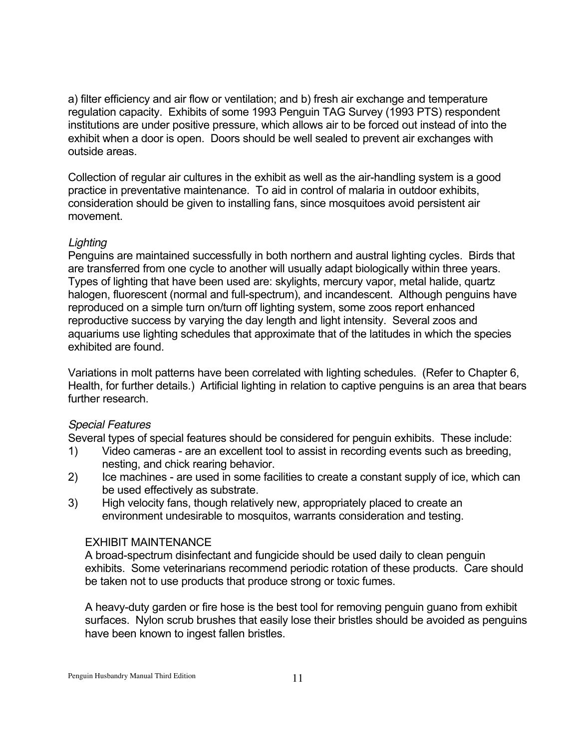a) filter efficiency and air flow or ventilation; and b) fresh air exchange and temperature regulation capacity. Exhibits of some 1993 Penguin TAG Survey (1993 PTS) respondent institutions are under positive pressure, which allows air to be forced out instead of into the exhibit when a door is open. Doors should be well sealed to prevent air exchanges with outside areas.

Collection of regular air cultures in the exhibit as well as the air-handling system is a good practice in preventative maintenance. To aid in control of malaria in outdoor exhibits, consideration should be given to installing fans, since mosquitoes avoid persistent air movement.

*Lighting*

Penguins are maintained successfully in both northern and austral lighting cycles. Birds that are transferred from one cycle to another will usually adapt biologically within three years. Types of lighting that have been used are: skylights, mercury vapor, metal halide, quartz halogen, fluorescent (normal and full-spectrum), and incandescent. Although penguins have reproduced on a simple turn on/turn off lighting system, some zoos report enhanced reproductive success by varying the day length and light intensity. Several zoos and aquariums use lighting schedules that approximate that of the latitudes in which the species exhibited are found.

Variations in molt patterns have been correlated with lighting schedules. (Refer to Chapter 6, Health, for further details.) Artificial lighting in relation to captive penguins is an area that bears further research.

*Special Features*

Several types of special features should be considered for penguin exhibits. These include:

1) Video cameras - are an excellent tool to assist in recording events such as breeding, nesting, and chick rearing behavior.
2) Ice machines - are used in some facilities to create a constant supply of ice, which can be used effectively as substrate.
3) High velocity fans, though relatively new, appropriately placed to create an environment undesirable to mosquitos, warrants consideration and testing.

## EXHIBIT MAINTENANCE

A broad-spectrum disinfectant and fungicide should be used daily to clean penguin exhibits. Some veterinarians recommend periodic rotation of these products. Care should be taken not to use products that produce strong or toxic fumes.

A heavy-duty garden or fire hose is the best tool for removing penguin guano from exhibit surfaces. Nylon scrub brushes that easily lose their bristles should be avoided as penguins have been known to ingest fallen bristles.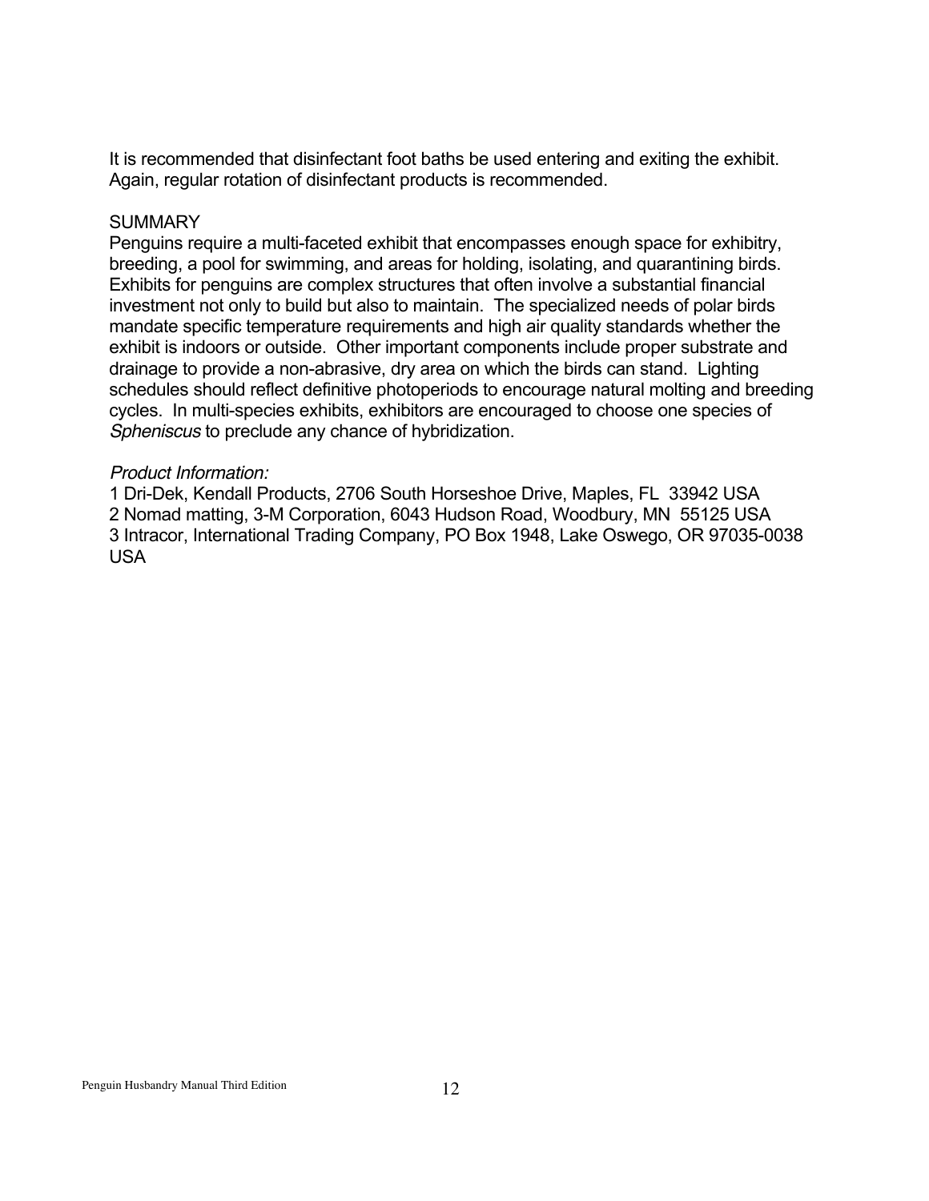It is recommended that disinfectant foot baths be used entering and exiting the exhibit. Again, regular rotation of disinfectant products is recommended.

## SUMMARY

Penguins require a multi-faceted exhibit that encompasses enough space for exhibitry, breeding, a pool for swimming, and areas for holding, isolating, and quarantining birds. Exhibits for penguins are complex structures that often involve a substantial financial investment not only to build but also to maintain. The specialized needs of polar birds mandate specific temperature requirements and high air quality standards whether the exhibit is indoors or outside. Other important components include proper substrate and drainage to provide a non-abrasive, dry area on which the birds can stand. Lighting schedules should reflect definitive photoperiods to encourage natural molting and breeding cycles. In multi-species exhibits, exhibitors are encouraged to choose one species of *Spheniscus* to preclude any chance of hybridization.

*Product Information:*

1 Dri-Dek, Kendall Products, 2706 South Horseshoe Drive, Maples, FL 33942 USA
2 Nomad matting, 3-M Corporation, 6043 Hudson Road, Woodbury, MN 55125 USA
3 Intracor, International Trading Company, PO Box 1948, Lake Oswego, OR 97035-0038 USA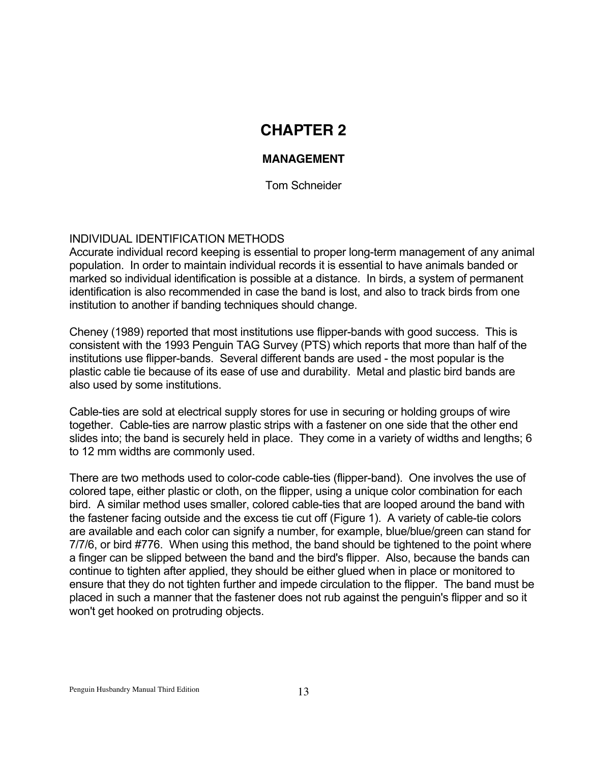# CHAPTER 2

## MANAGEMENT

Tom Schneider

### INDIVIDUAL IDENTIFICATION METHODS

Accurate individual record keeping is essential to proper long-term management of any animal population. In order to maintain individual records it is essential to have animals banded or marked so individual identification is possible at a distance. In birds, a system of permanent identification is also recommended in case the band is lost, and also to track birds from one institution to another if banding techniques should change.

Cheney (1989) reported that most institutions use flipper-bands with good success. This is consistent with the 1993 Penguin TAG Survey (PTS) which reports that more than half of the institutions use flipper-bands. Several different bands are used - the most popular is the plastic cable tie because of its ease of use and durability. Metal and plastic bird bands are also used by some institutions.

Cable-ties are sold at electrical supply stores for use in securing or holding groups of wire together. Cable-ties are narrow plastic strips with a fastener on one side that the other end slides into; the band is securely held in place. They come in a variety of widths and lengths; 6 to 12 mm widths are commonly used.

There are two methods used to color-code cable-ties (flipper-band). One involves the use of colored tape, either plastic or cloth, on the flipper, using a unique color combination for each bird. A similar method uses smaller, colored cable-ties that are looped around the band with the fastener facing outside and the excess tie cut off (Figure 1). A variety of cable-tie colors are available and each color can signify a number, for example, blue/blue/green can stand for 7/7/6, or bird #776. When using this method, the band should be tightened to the point where a finger can be slipped between the band and the bird's flipper. Also, because the bands can continue to tighten after applied, they should be either glued when in place or monitored to ensure that they do not tighten further and impede circulation to the flipper. The band must be placed in such a manner that the fastener does not rub against the penguin's flipper and so it won't get hooked on protruding objects.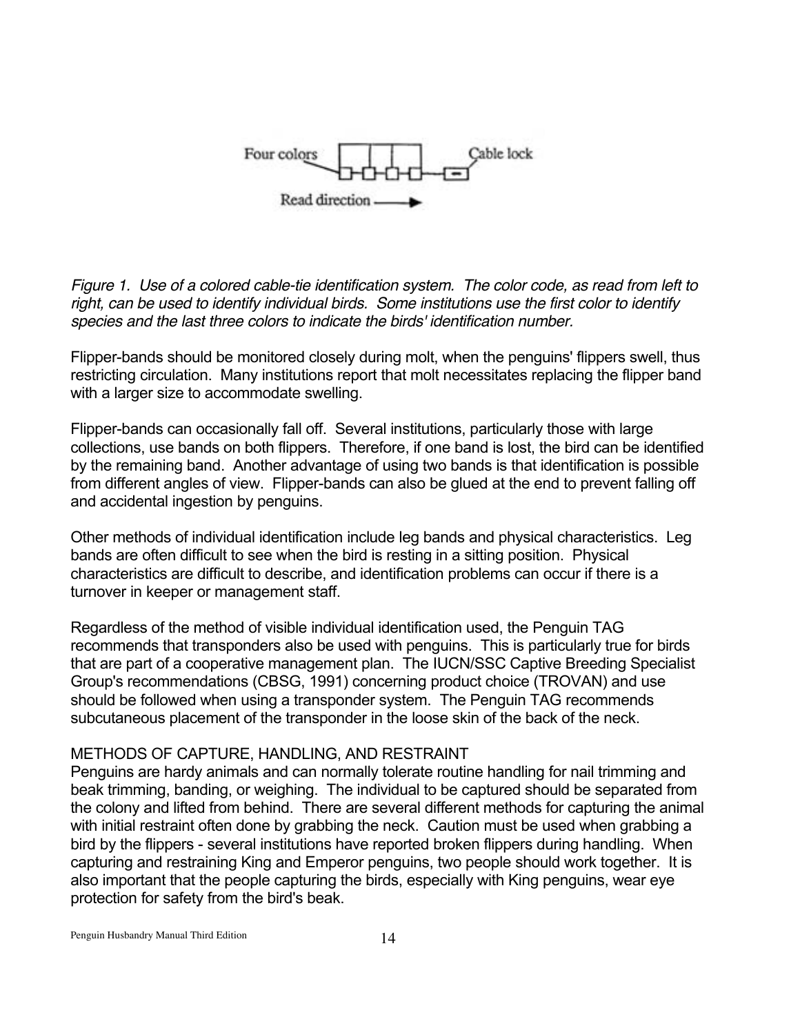*Figure 1. Use of a colored cable-tie identification system. The color code, as read from left to right, can be used to identify individual birds. Some institutions use the first color to identify species and the last three colors to indicate the birds' identification number.*

Flipper-bands should be monitored closely during molt, when the penguins' flippers swell, thus restricting circulation. Many institutions report that molt necessitates replacing the flipper band with a larger size to accommodate swelling.

Flipper-bands can occasionally fall off. Several institutions, particularly those with large collections, use bands on both flippers. Therefore, if one band is lost, the bird can be identified by the remaining band. Another advantage of using two bands is that identification is possible from different angles of view. Flipper-bands can also be glued at the end to prevent falling off and accidental ingestion by penguins.

Other methods of individual identification include leg bands and physical characteristics. Leg bands are often difficult to see when the bird is resting in a sitting position. Physical characteristics are difficult to describe, and identification problems can occur if there is a turnover in keeper or management staff.

Regardless of the method of visible individual identification used, the Penguin TAG recommends that transponders also be used with penguins. This is particularly true for birds that are part of a cooperative management plan. The IUCN/SSC Captive Breeding Specialist Group's recommendations (CBSG, 1991) concerning product choice (TROVAN) and use should be followed when using a transponder system. The Penguin TAG recommends subcutaneous placement of the transponder in the loose skin of the back of the neck.

## METHODS OF CAPTURE, HANDLING, AND RESTRAINT

Penguins are hardy animals and can normally tolerate routine handling for nail trimming and beak trimming, banding, or weighing. The individual to be captured should be separated from the colony and lifted from behind. There are several different methods for capturing the animal with initial restraint often done by grabbing the neck. Caution must be used when grabbing a bird by the flippers - several institutions have reported broken flippers during handling. When capturing and restraining King and Emperor penguins, two people should work together. It is also important that the people capturing the birds, especially with King penguins, wear eye protection for safety from the bird's beak.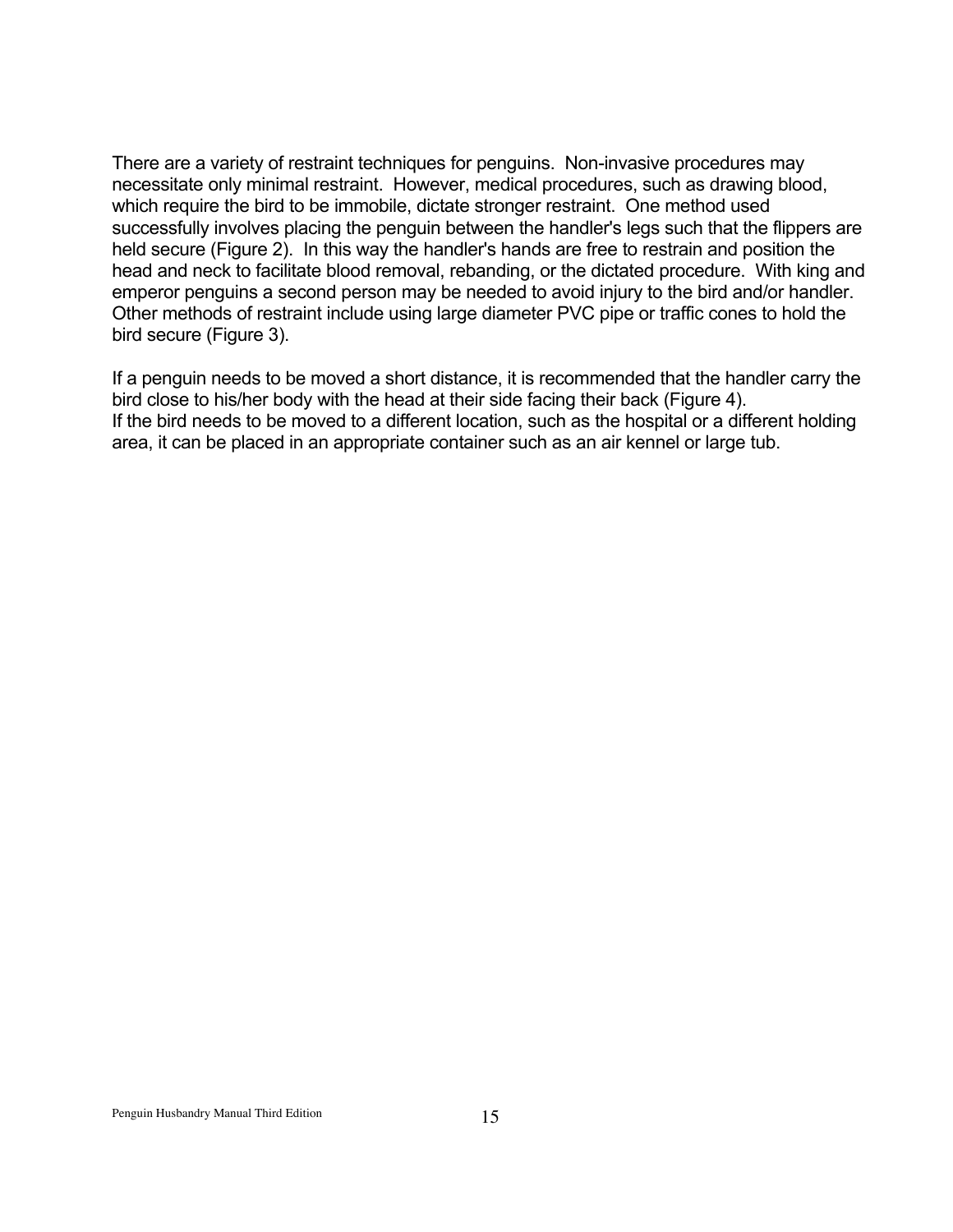There are a variety of restraint techniques for penguins. Non-invasive procedures may necessitate only minimal restraint. However, medical procedures, such as drawing blood, which require the bird to be immobile, dictate stronger restraint. One method used successfully involves placing the penguin between the handler's legs such that the flippers are held secure (Figure 2). In this way the handler's hands are free to restrain and position the head and neck to facilitate blood removal, rebanding, or the dictated procedure. With king and emperor penguins a second person may be needed to avoid injury to the bird and/or handler. Other methods of restraint include using large diameter PVC pipe or traffic cones to hold the bird secure (Figure 3).

If a penguin needs to be moved a short distance, it is recommended that the handler carry the bird close to his/her body with the head at their side facing their back (Figure 4).
If the bird needs to be moved to a different location, such as the hospital or a different holding area, it can be placed in an appropriate container such as an air kennel or large tub.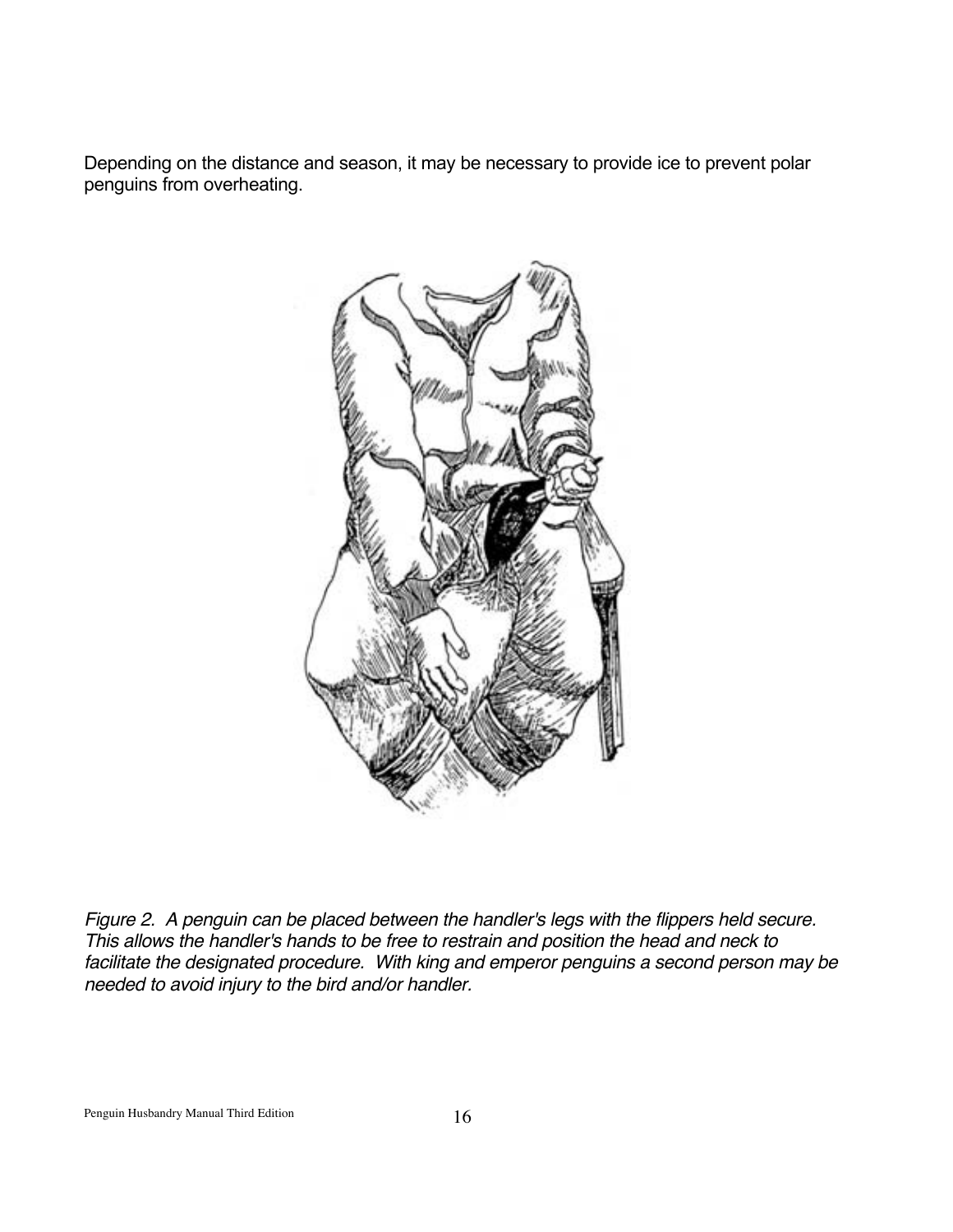Depending on the distance and season, it may be necessary to provide ice to prevent polar penguins from overheating.

*Figure 2. A penguin can be placed between the handler's legs with the flippers held secure. This allows the handler's hands to be free to restrain and position the head and neck to facilitate the designated procedure. With king and emperor penguins a second person may be needed to avoid injury to the bird and/or handler.*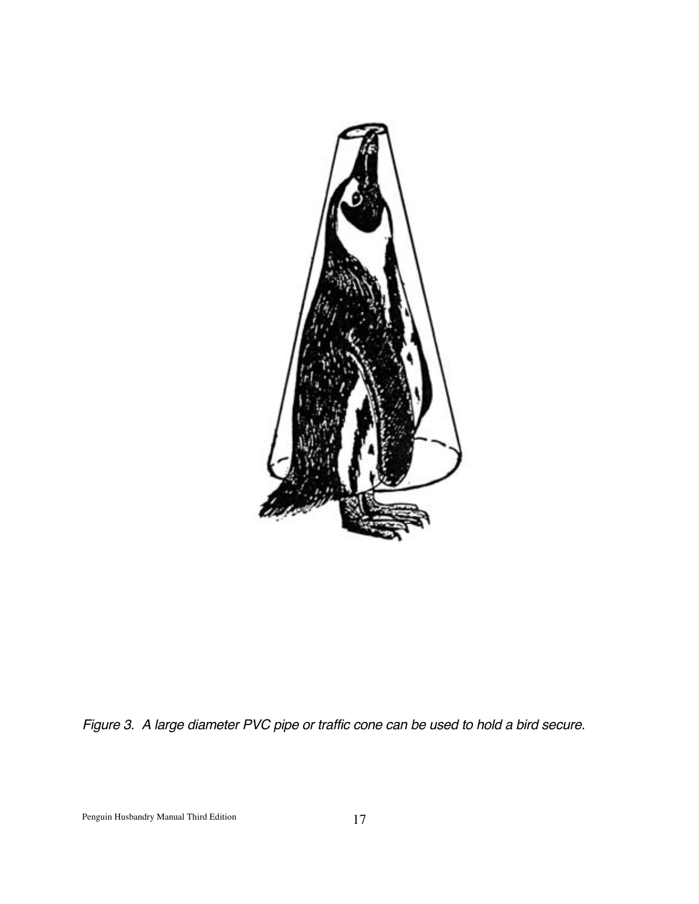*Figure 3. A large diameter PVC pipe or traffic cone can be used to hold a bird secure.*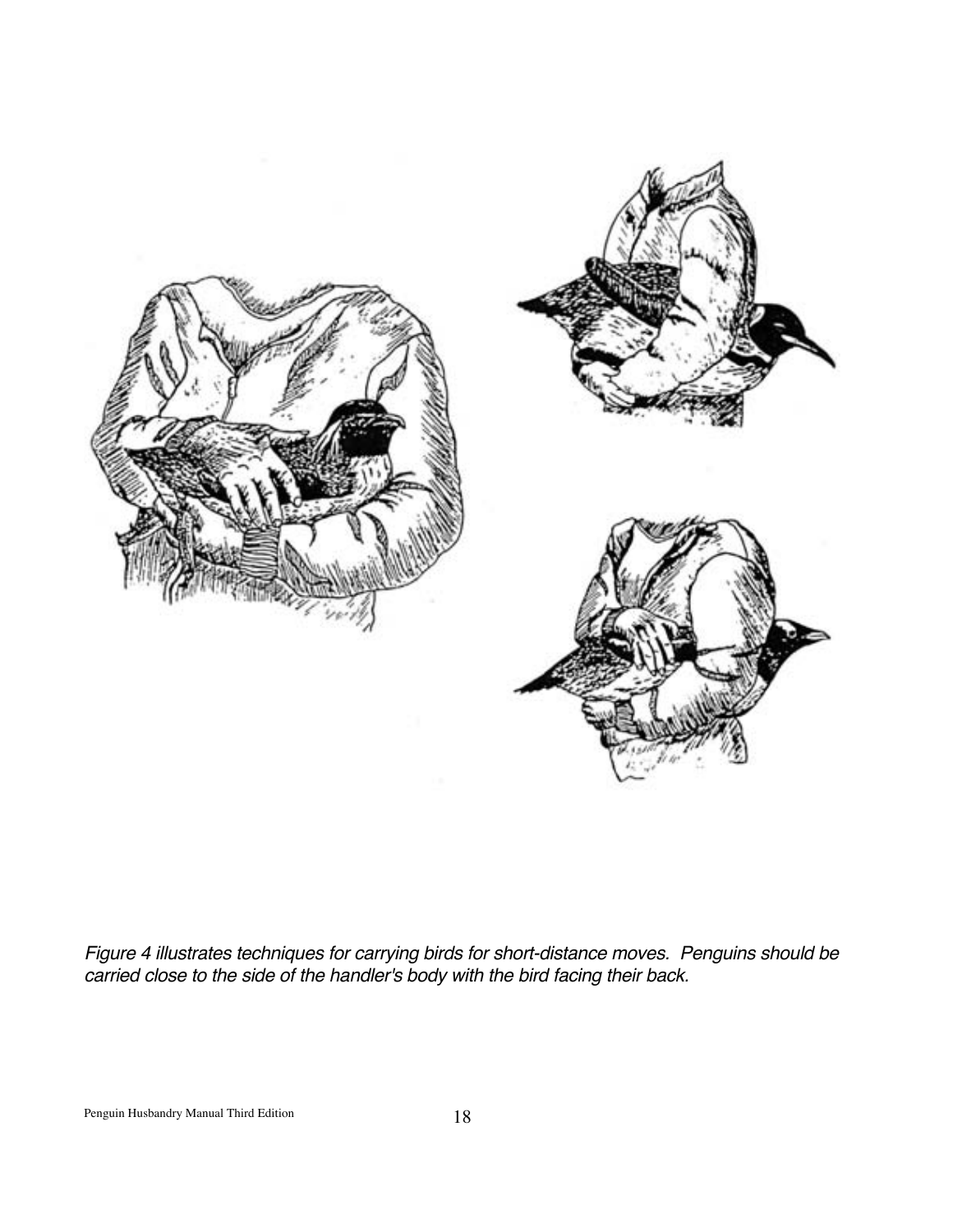*Figure 4 illustrates techniques for carrying birds for short-distance moves. Penguins should be carried close to the side of the handler's body with the bird facing their back.*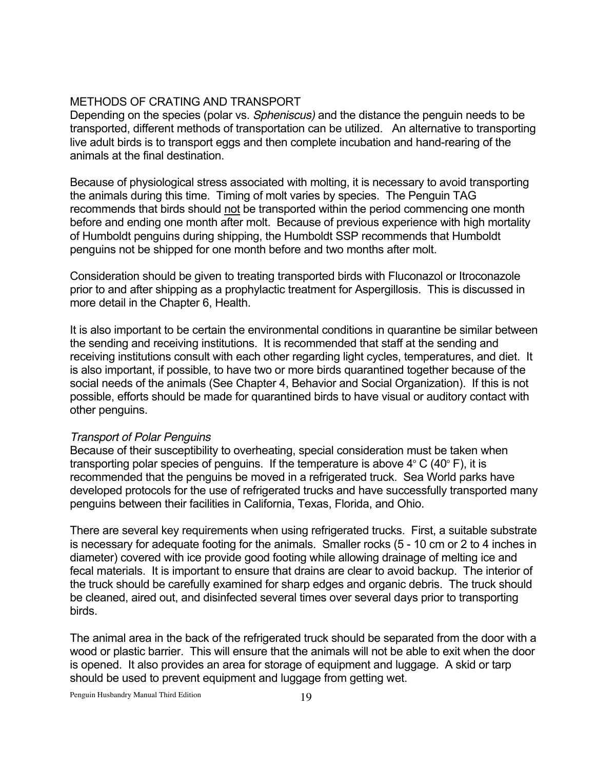## METHODS OF CRATING AND TRANSPORT

Depending on the species (polar vs. *Spheniscus)* and the distance the penguin needs to be transported, different methods of transportation can be utilized. An alternative to transporting live adult birds is to transport eggs and then complete incubation and hand-rearing of the animals at the final destination.

Because of physiological stress associated with molting, it is necessary to avoid transporting the animals during this time. Timing of molt varies by species. The Penguin TAG recommends that birds should <u>not</u> be transported within the period commencing one month before and ending one month after molt. Because of previous experience with high mortality of Humboldt penguins during shipping, the Humboldt SSP recommends that Humboldt penguins not be shipped for one month before and two months after molt.

Consideration should be given to treating transported birds with Fluconazol or Itroconazole prior to and after shipping as a prophylactic treatment for Aspergillosis. This is discussed in more detail in the Chapter 6, Health.

It is also important to be certain the environmental conditions in quarantine be similar between the sending and receiving institutions. It is recommended that staff at the sending and receiving institutions consult with each other regarding light cycles, temperatures, and diet. It is also important, if possible, to have two or more birds quarantined together because of the social needs of the animals (See Chapter 4, Behavior and Social Organization). If this is not possible, efforts should be made for quarantined birds to have visual or auditory contact with other penguins.

### *Transport of Polar Penguins*

Because of their susceptibility to overheating, special consideration must be taken when transporting polar species of penguins. If the temperature is above 4° C (40° F), it is recommended that the penguins be moved in a refrigerated truck. Sea World parks have developed protocols for the use of refrigerated trucks and have successfully transported many penguins between their facilities in California, Texas, Florida, and Ohio.

There are several key requirements when using refrigerated trucks. First, a suitable substrate is necessary for adequate footing for the animals. Smaller rocks (5 - 10 cm or 2 to 4 inches in diameter) covered with ice provide good footing while allowing drainage of melting ice and fecal materials. It is important to ensure that drains are clear to avoid backup. The interior of the truck should be carefully examined for sharp edges and organic debris. The truck should be cleaned, aired out, and disinfected several times over several days prior to transporting birds.

The animal area in the back of the refrigerated truck should be separated from the door with a wood or plastic barrier. This will ensure that the animals will not be able to exit when the door is opened. It also provides an area for storage of equipment and luggage. A skid or tarp should be used to prevent equipment and luggage from getting wet.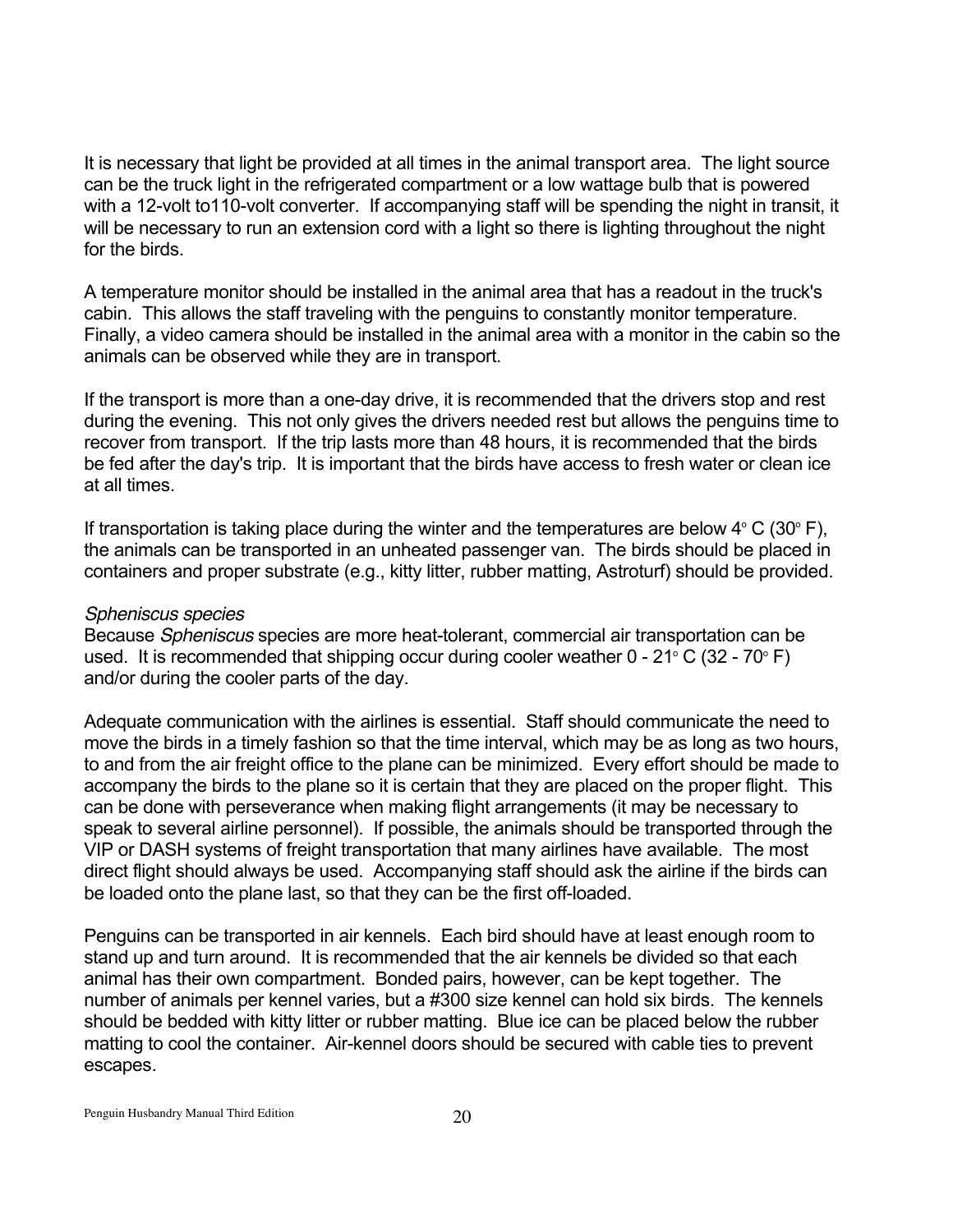It is necessary that light be provided at all times in the animal transport area. The light source can be the truck light in the refrigerated compartment or a low wattage bulb that is powered with a 12-volt to110-volt converter. If accompanying staff will be spending the night in transit, it will be necessary to run an extension cord with a light so there is lighting throughout the night for the birds.

A temperature monitor should be installed in the animal area that has a readout in the truck's cabin. This allows the staff traveling with the penguins to constantly monitor temperature. Finally, a video camera should be installed in the animal area with a monitor in the cabin so the animals can be observed while they are in transport.

If the transport is more than a one-day drive, it is recommended that the drivers stop and rest during the evening. This not only gives the drivers needed rest but allows the penguins time to recover from transport. If the trip lasts more than 48 hours, it is recommended that the birds be fed after the day's trip. It is important that the birds have access to fresh water or clean ice at all times.

If transportation is taking place during the winter and the temperatures are below 4° C (30° F), the animals can be transported in an unheated passenger van. The birds should be placed in containers and proper substrate (e.g., kitty litter, rubber matting, Astroturf) should be provided.

*Spheniscus species*

Because *Spheniscus* species are more heat-tolerant, commercial air transportation can be used. It is recommended that shipping occur during cooler weather 0 - 21° C (32 - 70° F) and/or during the cooler parts of the day.

Adequate communication with the airlines is essential. Staff should communicate the need to move the birds in a timely fashion so that the time interval, which may be as long as two hours, to and from the air freight office to the plane can be minimized. Every effort should be made to accompany the birds to the plane so it is certain that they are placed on the proper flight. This can be done with perseverance when making flight arrangements (it may be necessary to speak to several airline personnel). If possible, the animals should be transported through the VIP or DASH systems of freight transportation that many airlines have available. The most direct flight should always be used. Accompanying staff should ask the airline if the birds can be loaded onto the plane last, so that they can be the first off-loaded.

Penguins can be transported in air kennels. Each bird should have at least enough room to stand up and turn around. It is recommended that the air kennels be divided so that each animal has their own compartment. Bonded pairs, however, can be kept together. The number of animals per kennel varies, but a #300 size kennel can hold six birds. The kennels should be bedded with kitty litter or rubber matting. Blue ice can be placed below the rubber matting to cool the container. Air-kennel doors should be secured with cable ties to prevent escapes.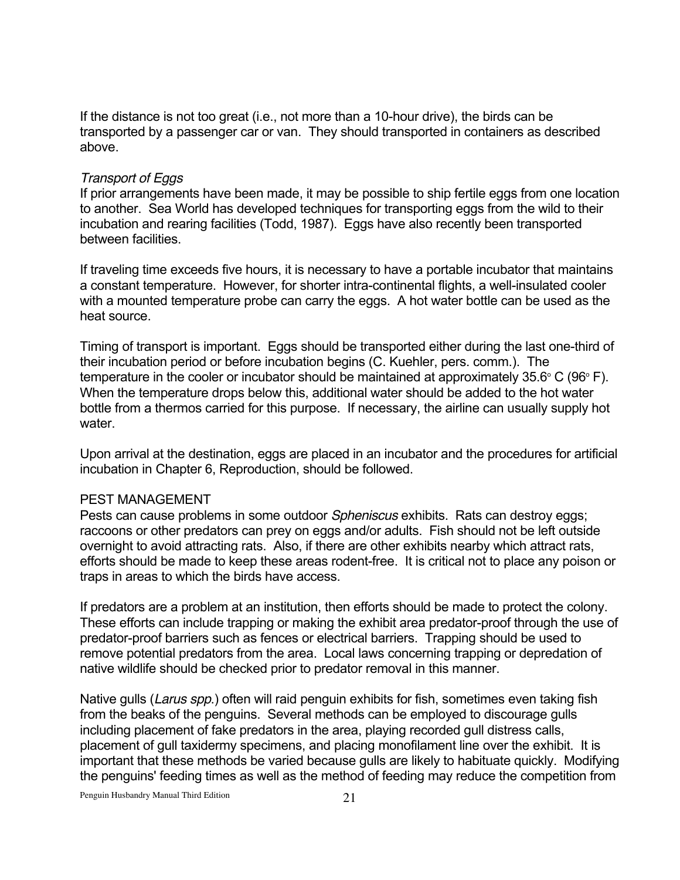If the distance is not too great (i.e., not more than a 10-hour drive), the birds can be transported by a passenger car or van. They should transported in containers as described above.

*Transport of Eggs*

If prior arrangements have been made, it may be possible to ship fertile eggs from one location to another. Sea World has developed techniques for transporting eggs from the wild to their incubation and rearing facilities (Todd, 1987). Eggs have also recently been transported between facilities.

If traveling time exceeds five hours, it is necessary to have a portable incubator that maintains a constant temperature. However, for shorter intra-continental flights, a well-insulated cooler with a mounted temperature probe can carry the eggs. A hot water bottle can be used as the heat source.

Timing of transport is important. Eggs should be transported either during the last one-third of their incubation period or before incubation begins (C. Kuehler, pers. comm.). The temperature in the cooler or incubator should be maintained at approximately 35.6° C (96° F). When the temperature drops below this, additional water should be added to the hot water bottle from a thermos carried for this purpose. If necessary, the airline can usually supply hot water.

Upon arrival at the destination, eggs are placed in an incubator and the procedures for artificial incubation in Chapter 6, Reproduction, should be followed.

## PEST MANAGEMENT

Pests can cause problems in some outdoor *Spheniscus* exhibits. Rats can destroy eggs; raccoons or other predators can prey on eggs and/or adults. Fish should not be left outside overnight to avoid attracting rats. Also, if there are other exhibits nearby which attract rats, efforts should be made to keep these areas rodent-free. It is critical not to place any poison or traps in areas to which the birds have access.

If predators are a problem at an institution, then efforts should be made to protect the colony. These efforts can include trapping or making the exhibit area predator-proof through the use of predator-proof barriers such as fences or electrical barriers. Trapping should be used to remove potential predators from the area. Local laws concerning trapping or depredation of native wildlife should be checked prior to predator removal in this manner.

Native gulls (*Larus spp.*) often will raid penguin exhibits for fish, sometimes even taking fish from the beaks of the penguins. Several methods can be employed to discourage gulls including placement of fake predators in the area, playing recorded gull distress calls, placement of gull taxidermy specimens, and placing monofilament line over the exhibit. It is important that these methods be varied because gulls are likely to habituate quickly. Modifying the penguins' feeding times as well as the method of feeding may reduce the competition from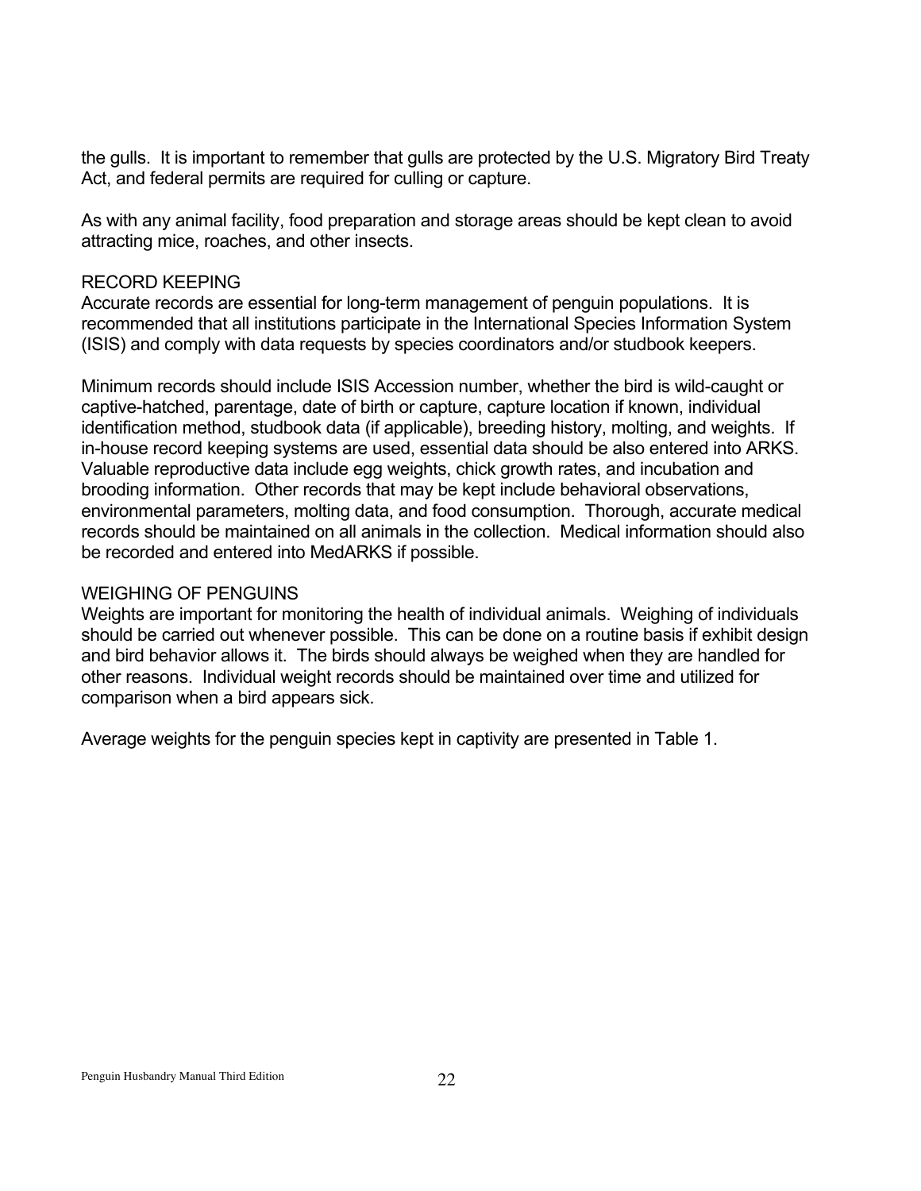the gulls. It is important to remember that gulls are protected by the U.S. Migratory Bird Treaty Act, and federal permits are required for culling or capture.

As with any animal facility, food preparation and storage areas should be kept clean to avoid attracting mice, roaches, and other insects.

## RECORD KEEPING

Accurate records are essential for long-term management of penguin populations. It is recommended that all institutions participate in the International Species Information System (ISIS) and comply with data requests by species coordinators and/or studbook keepers.

Minimum records should include ISIS Accession number, whether the bird is wild-caught or captive-hatched, parentage, date of birth or capture, capture location if known, individual identification method, studbook data (if applicable), breeding history, molting, and weights. If in-house record keeping systems are used, essential data should be also entered into ARKS. Valuable reproductive data include egg weights, chick growth rates, and incubation and brooding information. Other records that may be kept include behavioral observations, environmental parameters, molting data, and food consumption. Thorough, accurate medical records should be maintained on all animals in the collection. Medical information should also be recorded and entered into MedARKS if possible.

## WEIGHING OF PENGUINS

Weights are important for monitoring the health of individual animals. Weighing of individuals should be carried out whenever possible. This can be done on a routine basis if exhibit design and bird behavior allows it. The birds should always be weighed when they are handled for other reasons. Individual weight records should be maintained over time and utilized for comparison when a bird appears sick.

Average weights for the penguin species kept in captivity are presented in Table 1.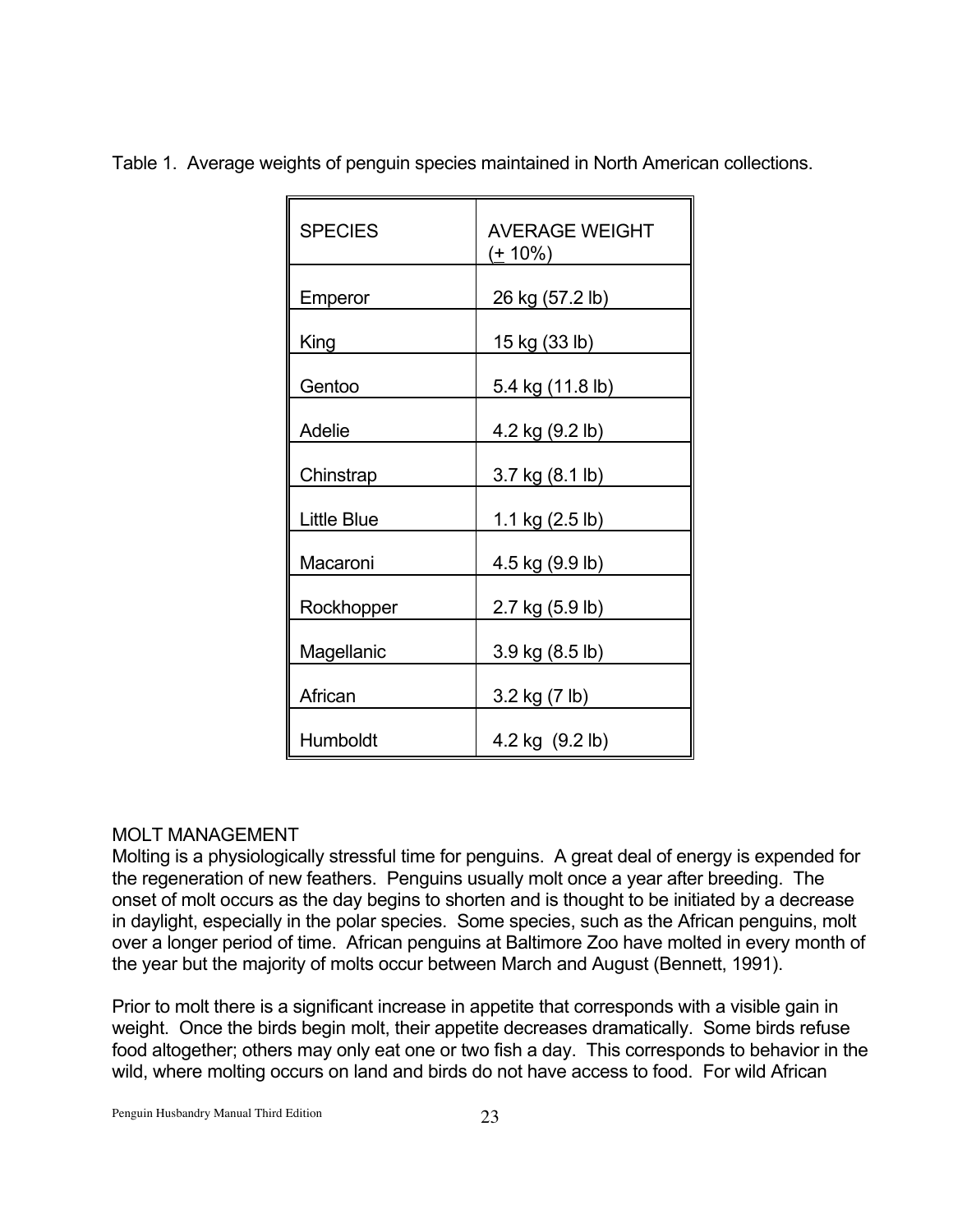Table 1. Average weights of penguin species maintained in North American collections.

| SPECIES | AVERAGE WEIGHT (± 10%) |
|---|---|
| Emperor | 26 kg (57.2 lb) |
| King | 15 kg (33 lb) |
| Gentoo | 5.4 kg (11.8 lb) |
| Adelie | 4.2 kg (9.2 lb) |
| Chinstrap | 3.7 kg (8.1 lb) |
| Little Blue | 1.1 kg (2.5 lb) |
| Macaroni | 4.5 kg (9.9 lb) |
| Rockhopper | 2.7 kg (5.9 lb) |
| Magellanic | 3.9 kg (8.5 lb) |
| African | 3.2 kg (7 lb) |
| Humboldt | 4.2 kg (9.2 lb) |

## MOLT MANAGEMENT

Molting is a physiologically stressful time for penguins. A great deal of energy is expended for the regeneration of new feathers. Penguins usually molt once a year after breeding. The onset of molt occurs as the day begins to shorten and is thought to be initiated by a decrease in daylight, especially in the polar species. Some species, such as the African penguins, molt over a longer period of time. African penguins at Baltimore Zoo have molted in every month of the year but the majority of molts occur between March and August (Bennett, 1991).

Prior to molt there is a significant increase in appetite that corresponds with a visible gain in weight. Once the birds begin molt, their appetite decreases dramatically. Some birds refuse food altogether; others may only eat one or two fish a day. This corresponds to behavior in the wild, where molting occurs on land and birds do not have access to food. For wild African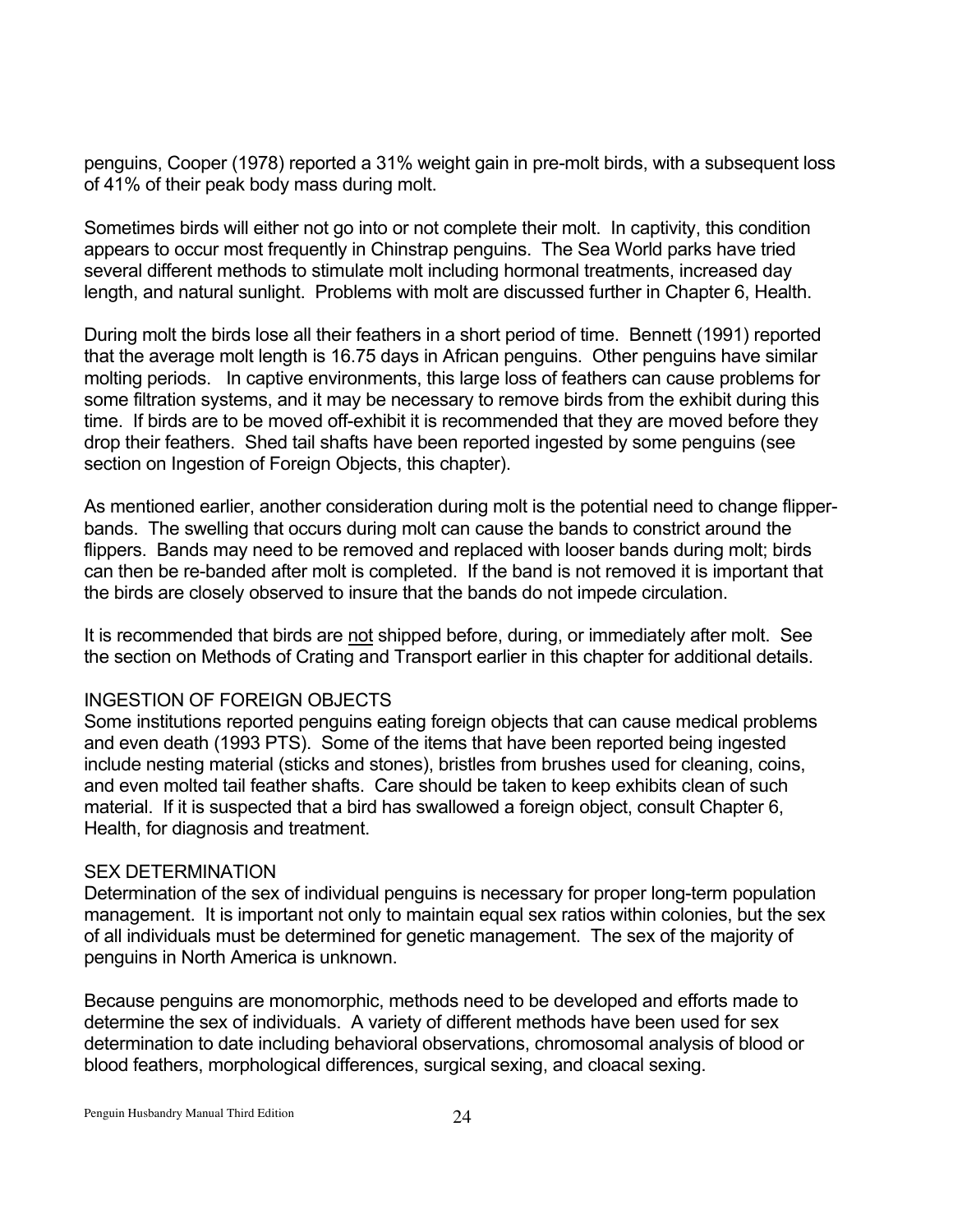penguins, Cooper (1978) reported a 31% weight gain in pre-molt birds, with a subsequent loss of 41% of their peak body mass during molt.

Sometimes birds will either not go into or not complete their molt. In captivity, this condition appears to occur most frequently in Chinstrap penguins. The Sea World parks have tried several different methods to stimulate molt including hormonal treatments, increased day length, and natural sunlight. Problems with molt are discussed further in Chapter 6, Health.

During molt the birds lose all their feathers in a short period of time. Bennett (1991) reported that the average molt length is 16.75 days in African penguins. Other penguins have similar molting periods. In captive environments, this large loss of feathers can cause problems for some filtration systems, and it may be necessary to remove birds from the exhibit during this time. If birds are to be moved off-exhibit it is recommended that they are moved before they drop their feathers. Shed tail shafts have been reported ingested by some penguins (see section on Ingestion of Foreign Objects, this chapter).

As mentioned earlier, another consideration during molt is the potential need to change flipper-bands. The swelling that occurs during molt can cause the bands to constrict around the flippers. Bands may need to be removed and replaced with looser bands during molt; birds can then be re-banded after molt is completed. If the band is not removed it is important that the birds are closely observed to insure that the bands do not impede circulation.

It is recommended that birds are <u>not</u> shipped before, during, or immediately after molt. See the section on Methods of Crating and Transport earlier in this chapter for additional details.

## INGESTION OF FOREIGN OBJECTS

Some institutions reported penguins eating foreign objects that can cause medical problems and even death (1993 PTS). Some of the items that have been reported being ingested include nesting material (sticks and stones), bristles from brushes used for cleaning, coins, and even molted tail feather shafts. Care should be taken to keep exhibits clean of such material. If it is suspected that a bird has swallowed a foreign object, consult Chapter 6, Health, for diagnosis and treatment.

## SEX DETERMINATION

Determination of the sex of individual penguins is necessary for proper long-term population management. It is important not only to maintain equal sex ratios within colonies, but the sex of all individuals must be determined for genetic management. The sex of the majority of penguins in North America is unknown.

Because penguins are monomorphic, methods need to be developed and efforts made to determine the sex of individuals. A variety of different methods have been used for sex determination to date including behavioral observations, chromosomal analysis of blood or blood feathers, morphological differences, surgical sexing, and cloacal sexing.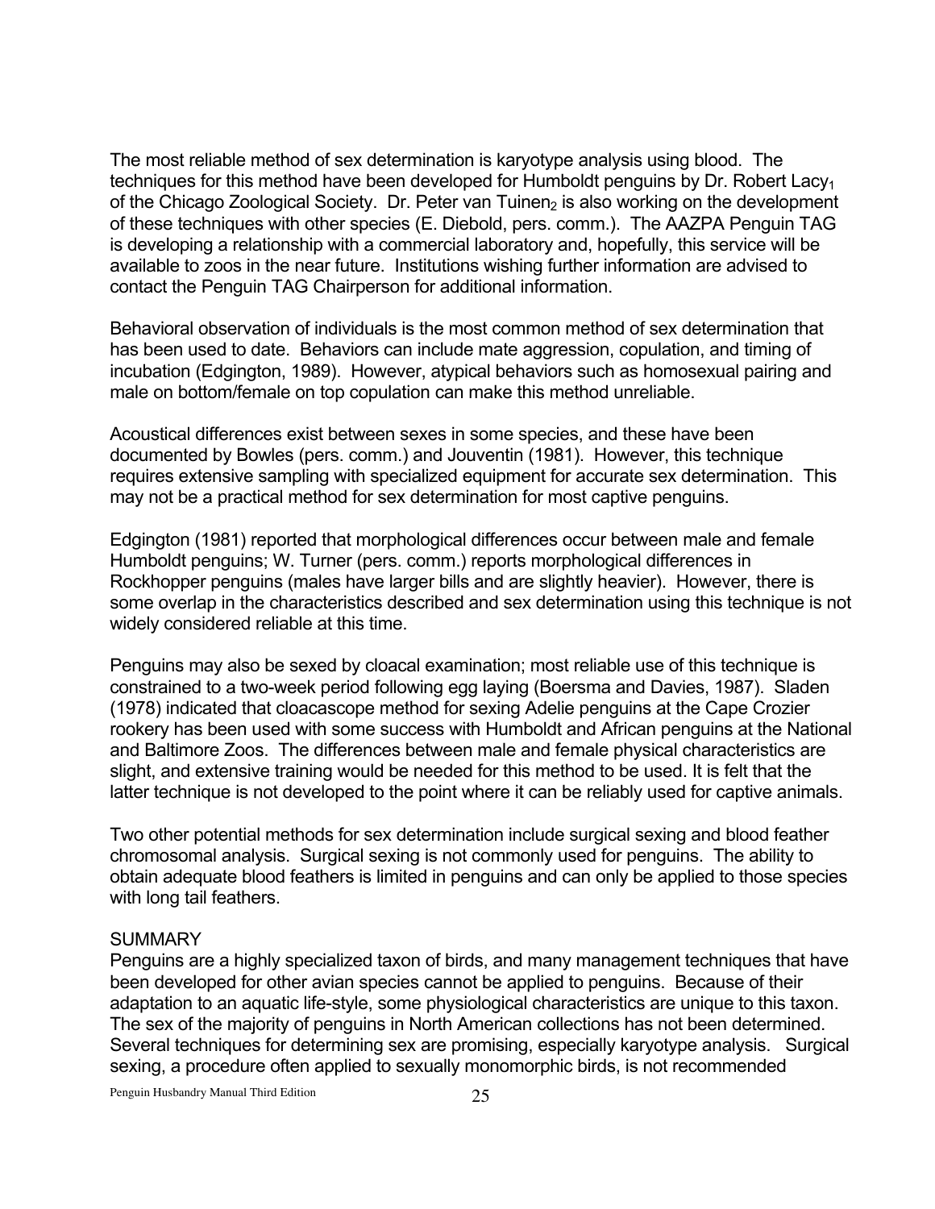The most reliable method of sex determination is karyotype analysis using blood. The techniques for this method have been developed for Humboldt penguins by Dr. Robert Lacy[1] of the Chicago Zoological Society. Dr. Peter van Tuinen[2] is also working on the development of these techniques with other species (E. Diebold, pers. comm.). The AAZPA Penguin TAG is developing a relationship with a commercial laboratory and, hopefully, this service will be available to zoos in the near future. Institutions wishing further information are advised to contact the Penguin TAG Chairperson for additional information.

Behavioral observation of individuals is the most common method of sex determination that has been used to date. Behaviors can include mate aggression, copulation, and timing of incubation (Edgington, 1989). However, atypical behaviors such as homosexual pairing and male on bottom/female on top copulation can make this method unreliable.

Acoustical differences exist between sexes in some species, and these have been documented by Bowles (pers. comm.) and Jouventin (1981). However, this technique requires extensive sampling with specialized equipment for accurate sex determination. This may not be a practical method for sex determination for most captive penguins.

Edgington (1981) reported that morphological differences occur between male and female Humboldt penguins; W. Turner (pers. comm.) reports morphological differences in Rockhopper penguins (males have larger bills and are slightly heavier). However, there is some overlap in the characteristics described and sex determination using this technique is not widely considered reliable at this time.

Penguins may also be sexed by cloacal examination; most reliable use of this technique is constrained to a two-week period following egg laying (Boersma and Davies, 1987). Sladen (1978) indicated that cloacascope method for sexing Adelie penguins at the Cape Crozier rookery has been used with some success with Humboldt and African penguins at the National and Baltimore Zoos. The differences between male and female physical characteristics are slight, and extensive training would be needed for this method to be used. It is felt that the latter technique is not developed to the point where it can be reliably used for captive animals.

Two other potential methods for sex determination include surgical sexing and blood feather chromosomal analysis. Surgical sexing is not commonly used for penguins. The ability to obtain adequate blood feathers is limited in penguins and can only be applied to those species with long tail feathers.

## SUMMARY

Penguins are a highly specialized taxon of birds, and many management techniques that have been developed for other avian species cannot be applied to penguins. Because of their adaptation to an aquatic life-style, some physiological characteristics are unique to this taxon. The sex of the majority of penguins in North American collections has not been determined. Several techniques for determining sex are promising, especially karyotype analysis. Surgical sexing, a procedure often applied to sexually monomorphic birds, is not recommended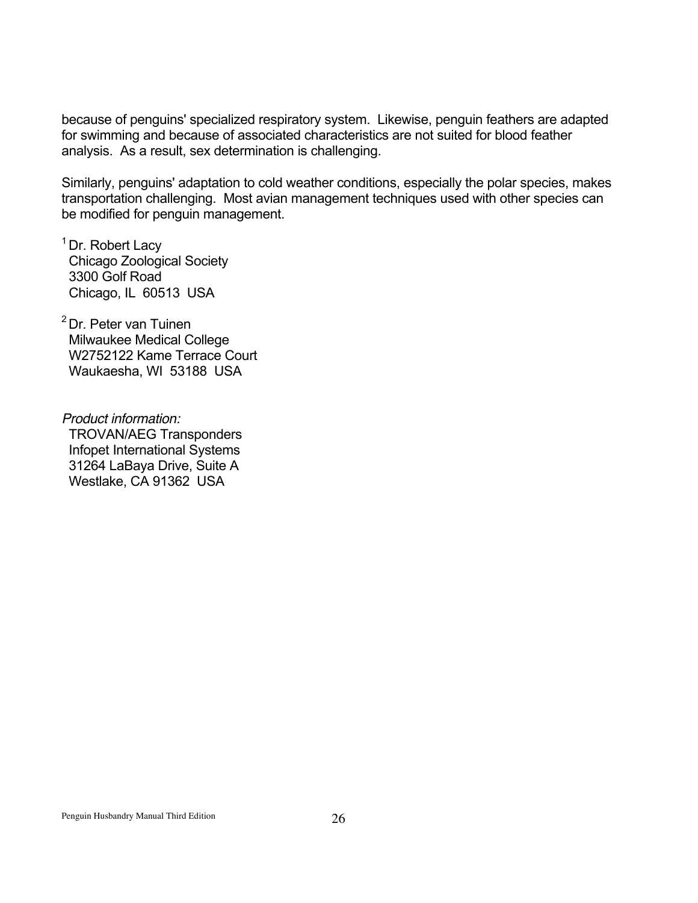because of penguins' specialized respiratory system. Likewise, penguin feathers are adapted for swimming and because of associated characteristics are not suited for blood feather analysis. As a result, sex determination is challenging.

Similarly, penguins' adaptation to cold weather conditions, especially the polar species, makes transportation challenging. Most avian management techniques used with other species can be modified for penguin management.

[1] Dr. Robert Lacy
Chicago Zoological Society
3300 Golf Road
Chicago, IL 60513 USA

[2] Dr. Peter van Tuinen
Milwaukee Medical College
W2752122 Kame Terrace Court
Waukaesha, WI 53188 USA

*Product information:*
TROVAN/AEG Transponders
Infopet International Systems
31264 LaBaya Drive, Suite A
Westlake, CA 91362 USA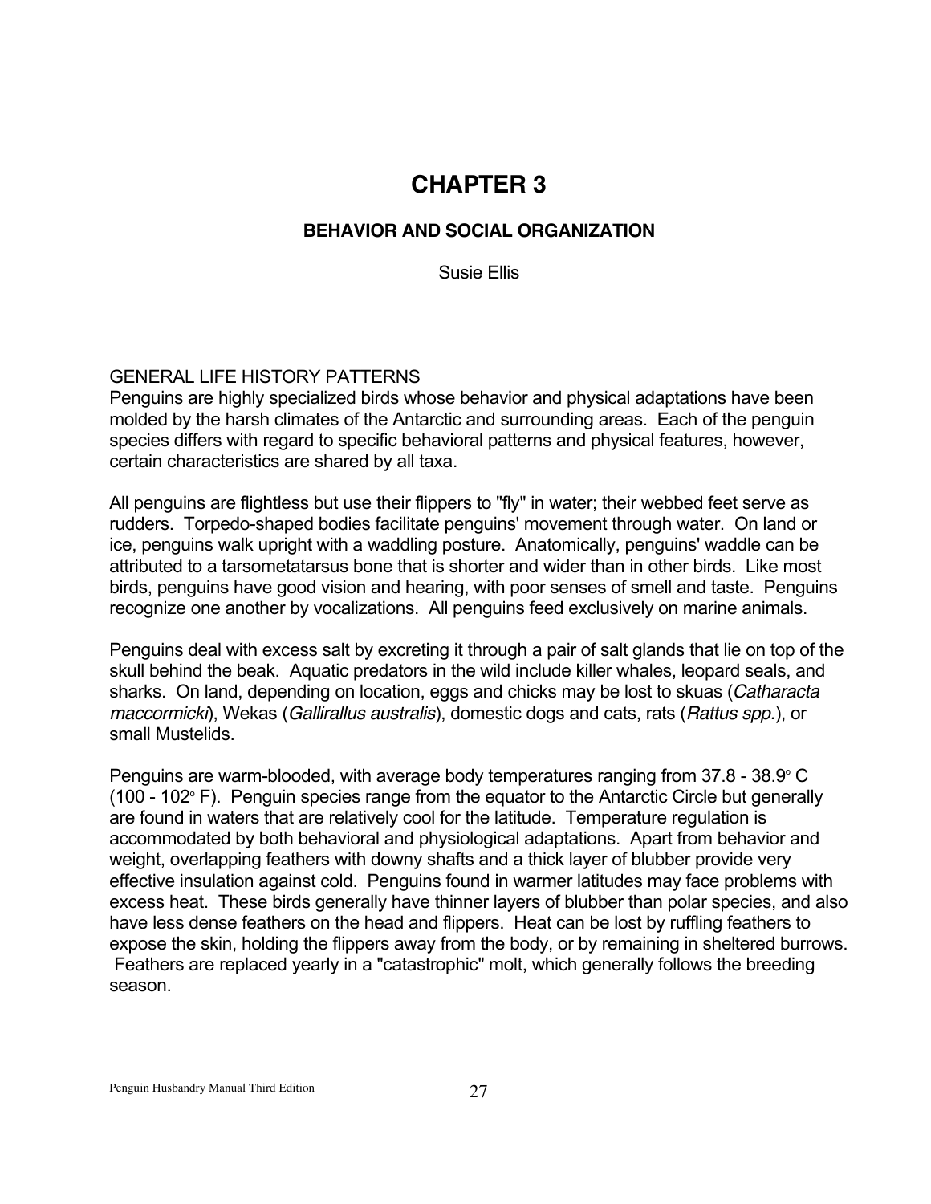# CHAPTER 3

## BEHAVIOR AND SOCIAL ORGANIZATION

Susie Ellis

### GENERAL LIFE HISTORY PATTERNS

Penguins are highly specialized birds whose behavior and physical adaptations have been molded by the harsh climates of the Antarctic and surrounding areas. Each of the penguin species differs with regard to specific behavioral patterns and physical features, however, certain characteristics are shared by all taxa.

All penguins are flightless but use their flippers to "fly" in water; their webbed feet serve as rudders. Torpedo-shaped bodies facilitate penguins' movement through water. On land or ice, penguins walk upright with a waddling posture. Anatomically, penguins' waddle can be attributed to a tarsometatarsus bone that is shorter and wider than in other birds. Like most birds, penguins have good vision and hearing, with poor senses of smell and taste. Penguins recognize one another by vocalizations. All penguins feed exclusively on marine animals.

Penguins deal with excess salt by excreting it through a pair of salt glands that lie on top of the skull behind the beak. Aquatic predators in the wild include killer whales, leopard seals, and sharks. On land, depending on location, eggs and chicks may be lost to skuas (*Catharacta maccormicki*), Wekas (*Gallirallus australis*), domestic dogs and cats, rats (*Rattus spp.*), or small Mustelids.

Penguins are warm-blooded, with average body temperatures ranging from 37.8 - 38.9° C (100 - 102° F). Penguin species range from the equator to the Antarctic Circle but generally are found in waters that are relatively cool for the latitude. Temperature regulation is accommodated by both behavioral and physiological adaptations. Apart from behavior and weight, overlapping feathers with downy shafts and a thick layer of blubber provide very effective insulation against cold. Penguins found in warmer latitudes may face problems with excess heat. These birds generally have thinner layers of blubber than polar species, and also have less dense feathers on the head and flippers. Heat can be lost by ruffling feathers to expose the skin, holding the flippers away from the body, or by remaining in sheltered burrows. Feathers are replaced yearly in a "catastrophic" molt, which generally follows the breeding season.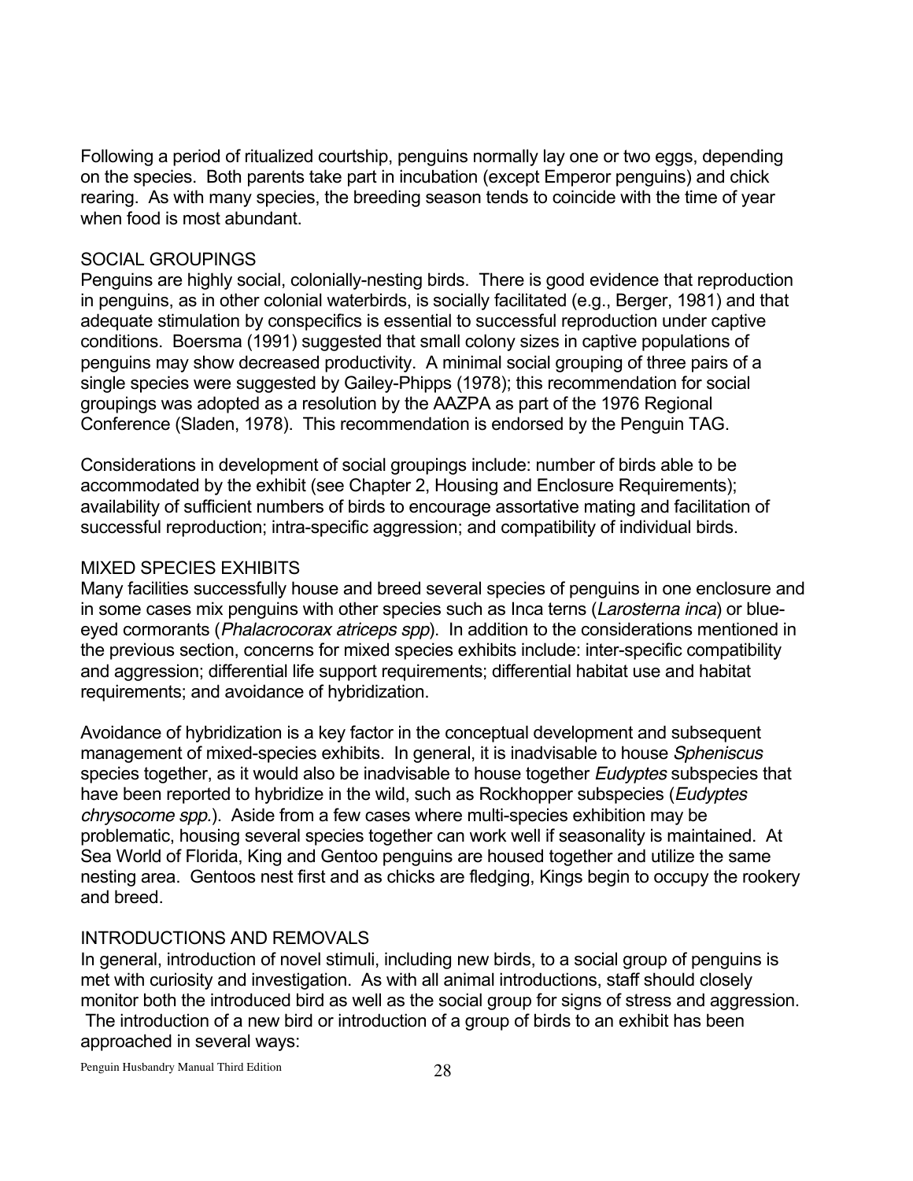Following a period of ritualized courtship, penguins normally lay one or two eggs, depending on the species. Both parents take part in incubation (except Emperor penguins) and chick rearing. As with many species, the breeding season tends to coincide with the time of year when food is most abundant.

## SOCIAL GROUPINGS

Penguins are highly social, colonially-nesting birds. There is good evidence that reproduction in penguins, as in other colonial waterbirds, is socially facilitated (e.g., Berger, 1981) and that adequate stimulation by conspecifics is essential to successful reproduction under captive conditions. Boersma (1991) suggested that small colony sizes in captive populations of penguins may show decreased productivity. A minimal social grouping of three pairs of a single species were suggested by Gailey-Phipps (1978); this recommendation for social groupings was adopted as a resolution by the AAZPA as part of the 1976 Regional Conference (Sladen, 1978). This recommendation is endorsed by the Penguin TAG.

Considerations in development of social groupings include: number of birds able to be accommodated by the exhibit (see Chapter 2, Housing and Enclosure Requirements); availability of sufficient numbers of birds to encourage assortative mating and facilitation of successful reproduction; intra-specific aggression; and compatibility of individual birds.

## MIXED SPECIES EXHIBITS

Many facilities successfully house and breed several species of penguins in one enclosure and in some cases mix penguins with other species such as Inca terns (*Larosterna inca*) or blue-eyed cormorants (*Phalacrocorax atriceps spp*). In addition to the considerations mentioned in the previous section, concerns for mixed species exhibits include: inter-specific compatibility and aggression; differential life support requirements; differential habitat use and habitat requirements; and avoidance of hybridization.

Avoidance of hybridization is a key factor in the conceptual development and subsequent management of mixed-species exhibits. In general, it is inadvisable to house *Spheniscus* species together, as it would also be inadvisable to house together *Eudyptes* subspecies that have been reported to hybridize in the wild, such as Rockhopper subspecies (*Eudyptes chrysocome spp.*). Aside from a few cases where multi-species exhibition may be problematic, housing several species together can work well if seasonality is maintained. At Sea World of Florida, King and Gentoo penguins are housed together and utilize the same nesting area. Gentoos nest first and as chicks are fledging, Kings begin to occupy the rookery and breed.

## INTRODUCTIONS AND REMOVALS

In general, introduction of novel stimuli, including new birds, to a social group of penguins is met with curiosity and investigation. As with all animal introductions, staff should closely monitor both the introduced bird as well as the social group for signs of stress and aggression. The introduction of a new bird or introduction of a group of birds to an exhibit has been approached in several ways: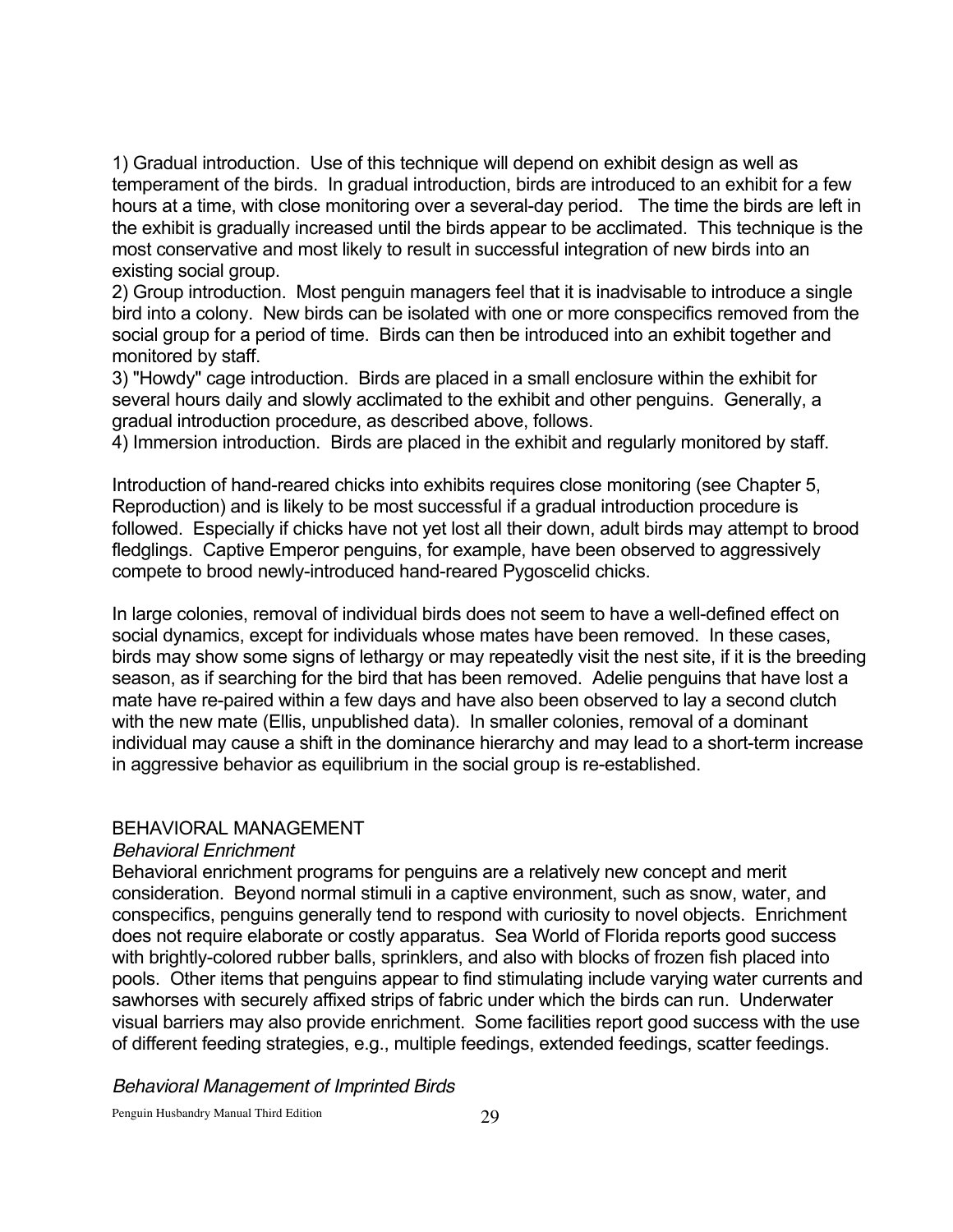1) Gradual introduction. Use of this technique will depend on exhibit design as well as temperament of the birds. In gradual introduction, birds are introduced to an exhibit for a few hours at a time, with close monitoring over a several-day period. The time the birds are left in the exhibit is gradually increased until the birds appear to be acclimated. This technique is the most conservative and most likely to result in successful integration of new birds into an existing social group.

2) Group introduction. Most penguin managers feel that it is inadvisable to introduce a single bird into a colony. New birds can be isolated with one or more conspecifics removed from the social group for a period of time. Birds can then be introduced into an exhibit together and monitored by staff.

3) "Howdy" cage introduction. Birds are placed in a small enclosure within the exhibit for several hours daily and slowly acclimated to the exhibit and other penguins. Generally, a gradual introduction procedure, as described above, follows.

4) Immersion introduction. Birds are placed in the exhibit and regularly monitored by staff.

Introduction of hand-reared chicks into exhibits requires close monitoring (see Chapter 5, Reproduction) and is likely to be most successful if a gradual introduction procedure is followed. Especially if chicks have not yet lost all their down, adult birds may attempt to brood fledglings. Captive Emperor penguins, for example, have been observed to aggressively compete to brood newly-introduced hand-reared Pygoscelid chicks.

In large colonies, removal of individual birds does not seem to have a well-defined effect on social dynamics, except for individuals whose mates have been removed. In these cases, birds may show some signs of lethargy or may repeatedly visit the nest site, if it is the breeding season, as if searching for the bird that has been removed. Adelie penguins that have lost a mate have re-paired within a few days and have also been observed to lay a second clutch with the new mate (Ellis, unpublished data). In smaller colonies, removal of a dominant individual may cause a shift in the dominance hierarchy and may lead to a short-term increase in aggressive behavior as equilibrium in the social group is re-established.

## BEHAVIORAL MANAGEMENT

### *Behavioral Enrichment*

Behavioral enrichment programs for penguins are a relatively new concept and merit consideration. Beyond normal stimuli in a captive environment, such as snow, water, and conspecifics, penguins generally tend to respond with curiosity to novel objects. Enrichment does not require elaborate or costly apparatus. Sea World of Florida reports good success with brightly-colored rubber balls, sprinklers, and also with blocks of frozen fish placed into pools. Other items that penguins appear to find stimulating include varying water currents and sawhorses with securely affixed strips of fabric under which the birds can run. Underwater visual barriers may also provide enrichment. Some facilities report good success with the use of different feeding strategies, e.g., multiple feedings, extended feedings, scatter feedings.

### *Behavioral Management of Imprinted Birds*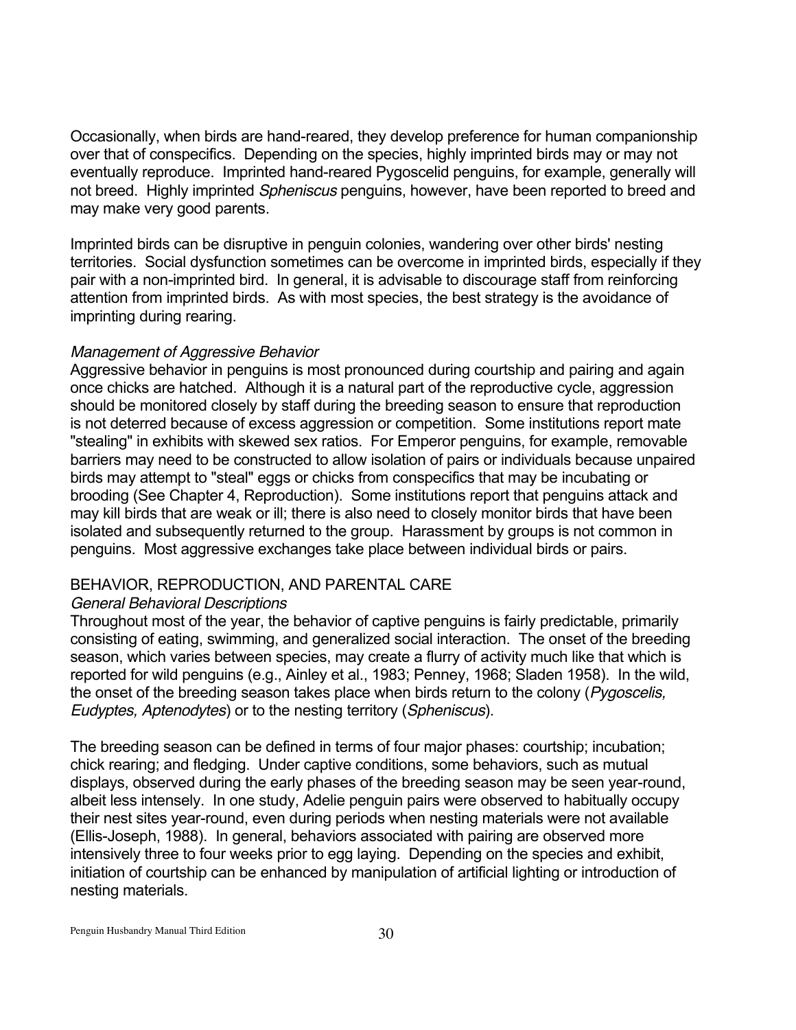Occasionally, when birds are hand-reared, they develop preference for human companionship over that of conspecifics. Depending on the species, highly imprinted birds may or may not eventually reproduce. Imprinted hand-reared Pygoscelid penguins, for example, generally will not breed. Highly imprinted *Spheniscus* penguins, however, have been reported to breed and may make very good parents.

Imprinted birds can be disruptive in penguin colonies, wandering over other birds' nesting territories. Social dysfunction sometimes can be overcome in imprinted birds, especially if they pair with a non-imprinted bird. In general, it is advisable to discourage staff from reinforcing attention from imprinted birds. As with most species, the best strategy is the avoidance of imprinting during rearing.

### *Management of Aggressive Behavior*

Aggressive behavior in penguins is most pronounced during courtship and pairing and again once chicks are hatched. Although it is a natural part of the reproductive cycle, aggression should be monitored closely by staff during the breeding season to ensure that reproduction is not deterred because of excess aggression or competition. Some institutions report mate "stealing" in exhibits with skewed sex ratios. For Emperor penguins, for example, removable barriers may need to be constructed to allow isolation of pairs or individuals because unpaired birds may attempt to "steal" eggs or chicks from conspecifics that may be incubating or brooding (See Chapter 4, Reproduction). Some institutions report that penguins attack and may kill birds that are weak or ill; there is also need to closely monitor birds that have been isolated and subsequently returned to the group. Harassment by groups is not common in penguins. Most aggressive exchanges take place between individual birds or pairs.

## BEHAVIOR, REPRODUCTION, AND PARENTAL CARE

### *General Behavioral Descriptions*

Throughout most of the year, the behavior of captive penguins is fairly predictable, primarily consisting of eating, swimming, and generalized social interaction. The onset of the breeding season, which varies between species, may create a flurry of activity much like that which is reported for wild penguins (e.g., Ainley et al., 1983; Penney, 1968; Sladen 1958). In the wild, the onset of the breeding season takes place when birds return to the colony (*Pygoscelis, Eudyptes, Aptenodytes*) or to the nesting territory (*Spheniscus*).

The breeding season can be defined in terms of four major phases: courtship; incubation; chick rearing; and fledging. Under captive conditions, some behaviors, such as mutual displays, observed during the early phases of the breeding season may be seen year-round, albeit less intensely. In one study, Adelie penguin pairs were observed to habitually occupy their nest sites year-round, even during periods when nesting materials were not available (Ellis-Joseph, 1988). In general, behaviors associated with pairing are observed more intensively three to four weeks prior to egg laying. Depending on the species and exhibit, initiation of courtship can be enhanced by manipulation of artificial lighting or introduction of nesting materials.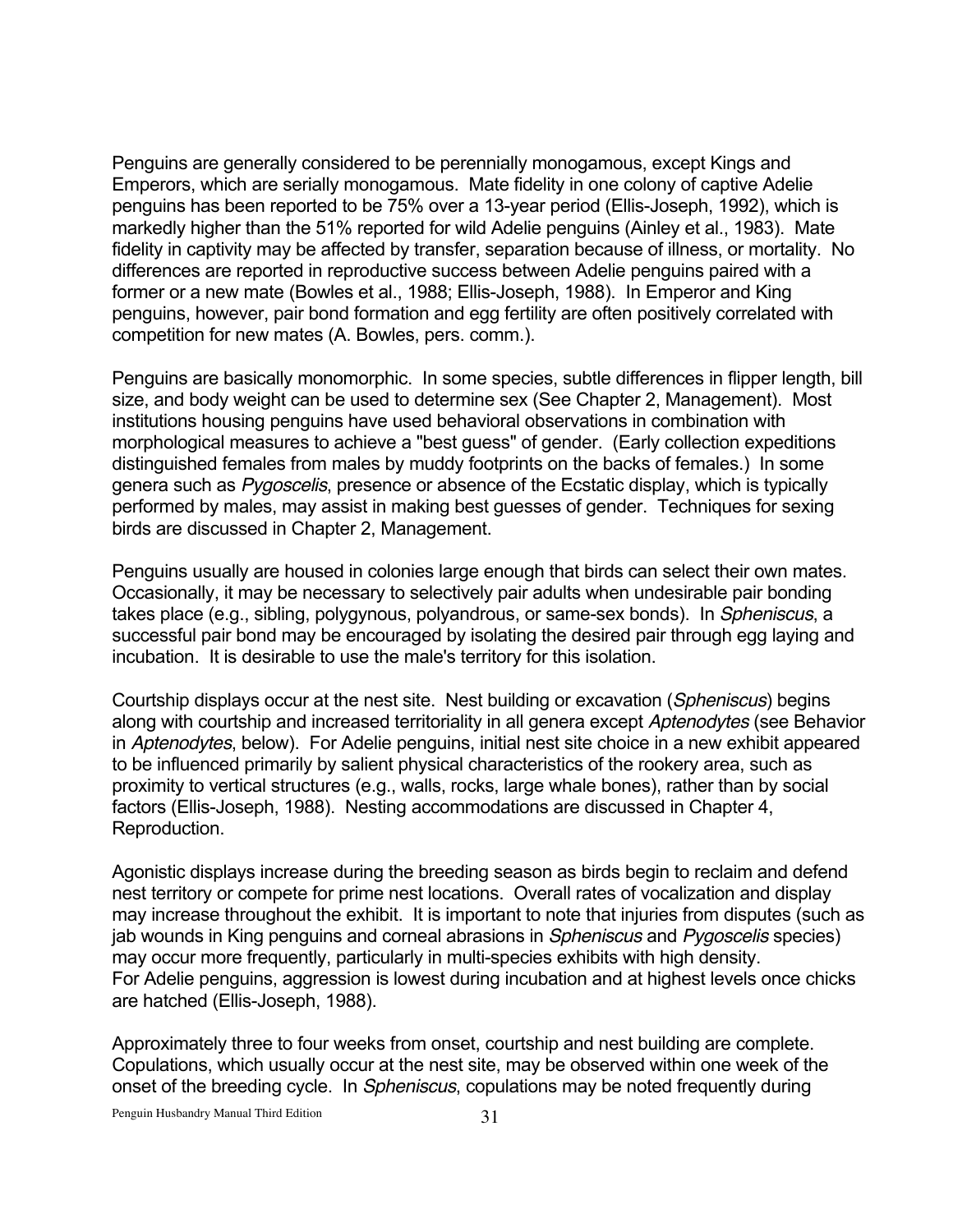Penguins are generally considered to be perennially monogamous, except Kings and Emperors, which are serially monogamous. Mate fidelity in one colony of captive Adelie penguins has been reported to be 75% over a 13-year period (Ellis-Joseph, 1992), which is markedly higher than the 51% reported for wild Adelie penguins (Ainley et al., 1983). Mate fidelity in captivity may be affected by transfer, separation because of illness, or mortality. No differences are reported in reproductive success between Adelie penguins paired with a former or a new mate (Bowles et al., 1988; Ellis-Joseph, 1988). In Emperor and King penguins, however, pair bond formation and egg fertility are often positively correlated with competition for new mates (A. Bowles, pers. comm.).

Penguins are basically monomorphic. In some species, subtle differences in flipper length, bill size, and body weight can be used to determine sex (See Chapter 2, Management). Most institutions housing penguins have used behavioral observations in combination with morphological measures to achieve a "best guess" of gender. (Early collection expeditions distinguished females from males by muddy footprints on the backs of females.) In some genera such as *Pygoscelis*, presence or absence of the Ecstatic display, which is typically performed by males, may assist in making best guesses of gender. Techniques for sexing birds are discussed in Chapter 2, Management.

Penguins usually are housed in colonies large enough that birds can select their own mates. Occasionally, it may be necessary to selectively pair adults when undesirable pair bonding takes place (e.g., sibling, polygynous, polyandrous, or same-sex bonds). In *Spheniscus*, a successful pair bond may be encouraged by isolating the desired pair through egg laying and incubation. It is desirable to use the male's territory for this isolation.

Courtship displays occur at the nest site. Nest building or excavation (*Spheniscus*) begins along with courtship and increased territoriality in all genera except *Aptenodytes* (see Behavior in *Aptenodytes*, below). For Adelie penguins, initial nest site choice in a new exhibit appeared to be influenced primarily by salient physical characteristics of the rookery area, such as proximity to vertical structures (e.g., walls, rocks, large whale bones), rather than by social factors (Ellis-Joseph, 1988). Nesting accommodations are discussed in Chapter 4, Reproduction.

Agonistic displays increase during the breeding season as birds begin to reclaim and defend nest territory or compete for prime nest locations. Overall rates of vocalization and display may increase throughout the exhibit. It is important to note that injuries from disputes (such as jab wounds in King penguins and corneal abrasions in *Spheniscus* and *Pygoscelis* species) may occur more frequently, particularly in multi-species exhibits with high density. For Adelie penguins, aggression is lowest during incubation and at highest levels once chicks are hatched (Ellis-Joseph, 1988).

Approximately three to four weeks from onset, courtship and nest building are complete. Copulations, which usually occur at the nest site, may be observed within one week of the onset of the breeding cycle. In *Spheniscus*, copulations may be noted frequently during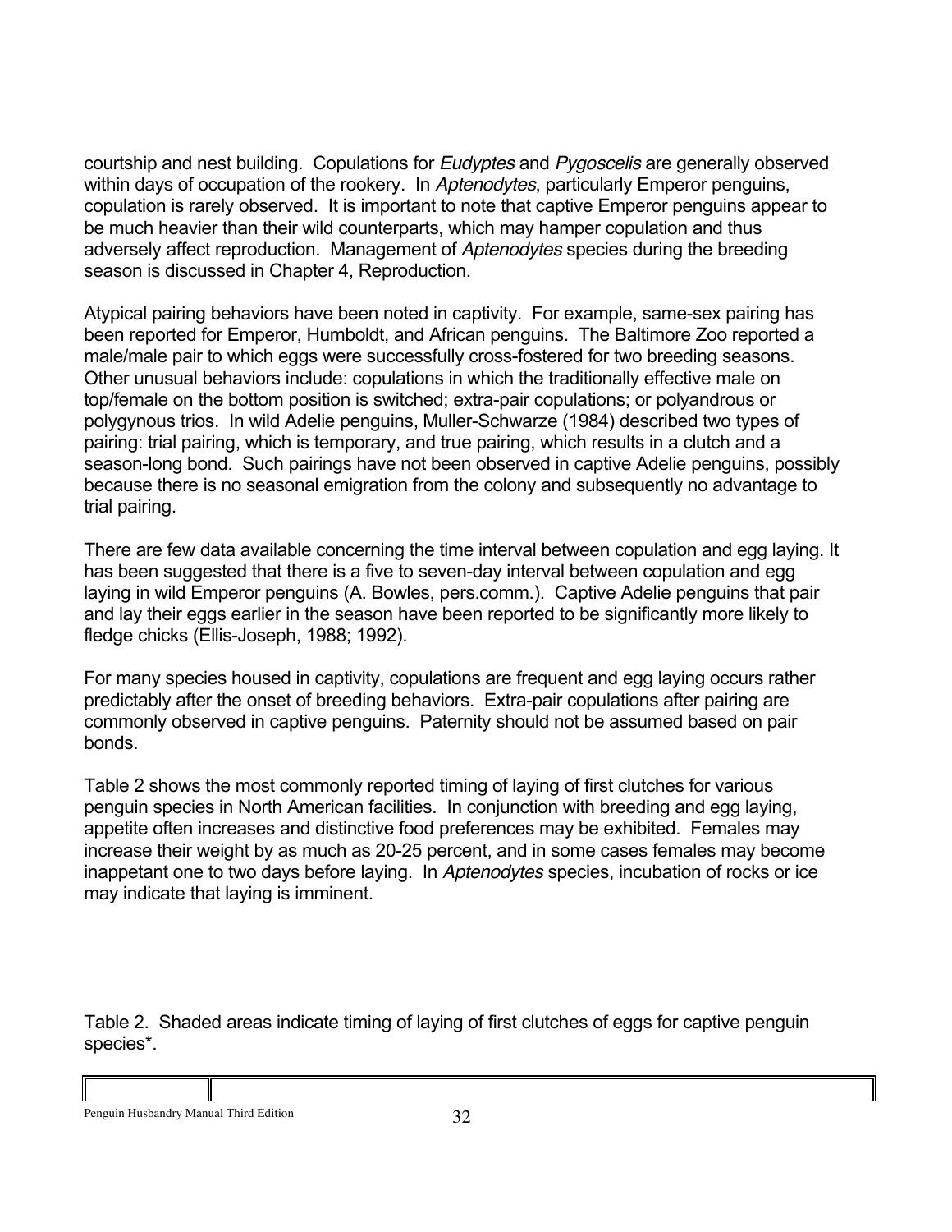courtship and nest building. Copulations for *Eudyptes* and *Pygoscelis* are generally observed within days of occupation of the rookery. In *Aptenodytes*, particularly Emperor penguins, copulation is rarely observed. It is important to note that captive Emperor penguins appear to be much heavier than their wild counterparts, which may hamper copulation and thus adversely affect reproduction. Management of *Aptenodytes* species during the breeding season is discussed in Chapter 4, Reproduction.

Atypical pairing behaviors have been noted in captivity. For example, same-sex pairing has been reported for Emperor, Humboldt, and African penguins. The Baltimore Zoo reported a male/male pair to which eggs were successfully cross-fostered for two breeding seasons. Other unusual behaviors include: copulations in which the traditionally effective male on top/female on the bottom position is switched; extra-pair copulations; or polyandrous or polygynous trios. In wild Adelie penguins, Muller-Schwarze (1984) described two types of pairing: trial pairing, which is temporary, and true pairing, which results in a clutch and a season-long bond. Such pairings have not been observed in captive Adelie penguins, possibly because there is no seasonal emigration from the colony and subsequently no advantage to trial pairing.

There are few data available concerning the time interval between copulation and egg laying. It has been suggested that there is a five to seven-day interval between copulation and egg laying in wild Emperor penguins (A. Bowles, pers.comm.). Captive Adelie penguins that pair and lay their eggs earlier in the season have been reported to be significantly more likely to fledge chicks (Ellis-Joseph, 1988; 1992).

For many species housed in captivity, copulations are frequent and egg laying occurs rather predictably after the onset of breeding behaviors. Extra-pair copulations after pairing are commonly observed in captive penguins. Paternity should not be assumed based on pair bonds.

Table 2 shows the most commonly reported timing of laying of first clutches for various penguin species in North American facilities. In conjunction with breeding and egg laying, appetite often increases and distinctive food preferences may be exhibited. Females may increase their weight by as much as 20-25 percent, and in some cases females may become inappetant one to two days before laying. In *Aptenodytes* species, incubation of rocks or ice may indicate that laying is imminent.

Table 2. Shaded areas indicate timing of laying of first clutches of eggs for captive penguin species*.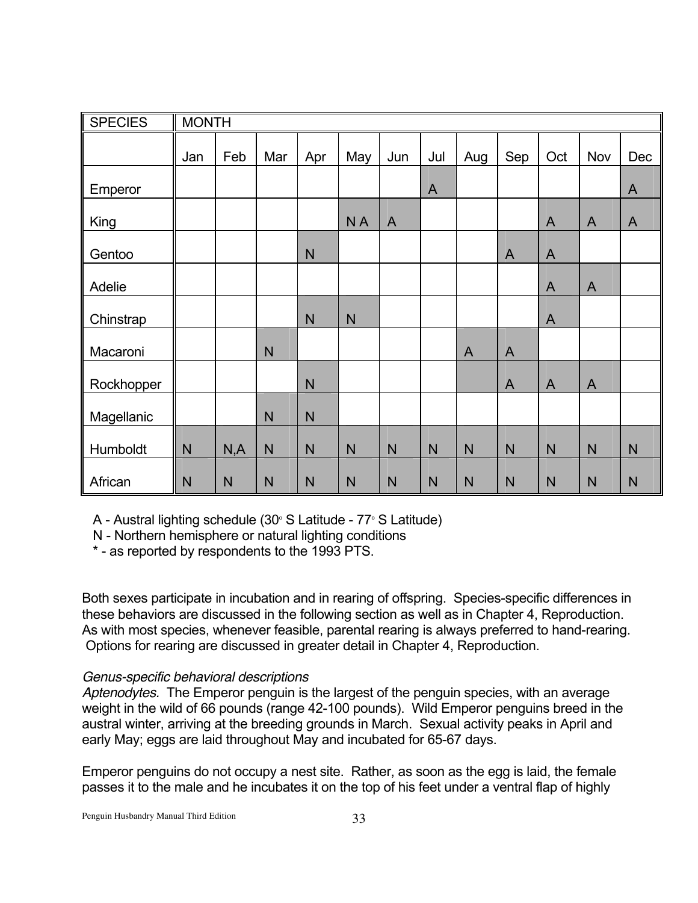| SPECIES | MONTH | | | | | | | | | | | |
|---|---|---|---|---|---|---|---|---|---|---|---|---|
| | Jan | Feb | Mar | Apr | May | Jun | Jul | Aug | Sep | Oct | Nov | Dec |
| Emperor | | | | | | | A | | | | | A |
| King | | | | | N A | A | | | | A | A | A |
| Gentoo | | | | N | | | | | A | A | | |
| Adelie | | | | | | | | | | A | A | |
| Chinstrap | | | | N | N | | | | | A | | |
| Macaroni | | | N | | | | | A | A | | | |
| Rockhopper | | | | N | | | | | A | A | A | |
| Magellanic | | | N | N | | | | | | | | |
| Humboldt | N | N,A | N | N | N | N | N | N | N | N | N | N |
| African | N | N | N | N | N | N | N | N | N | N | N | N |

A - Austral lighting schedule (30° S Latitude - 77° S Latitude)
N - Northern hemisphere or natural lighting conditions
* - as reported by respondents to the 1993 PTS.

Both sexes participate in incubation and in rearing of offspring. Species-specific differences in these behaviors are discussed in the following section as well as in Chapter 4, Reproduction. As with most species, whenever feasible, parental rearing is always preferred to hand-rearing. Options for rearing are discussed in greater detail in Chapter 4, Reproduction.

*Genus-specific behavioral descriptions*

*Aptenodytes.* The Emperor penguin is the largest of the penguin species, with an average weight in the wild of 66 pounds (range 42-100 pounds). Wild Emperor penguins breed in the austral winter, arriving at the breeding grounds in March. Sexual activity peaks in April and early May; eggs are laid throughout May and incubated for 65-67 days.

Emperor penguins do not occupy a nest site. Rather, as soon as the egg is laid, the female passes it to the male and he incubates it on the top of his feet under a ventral flap of highly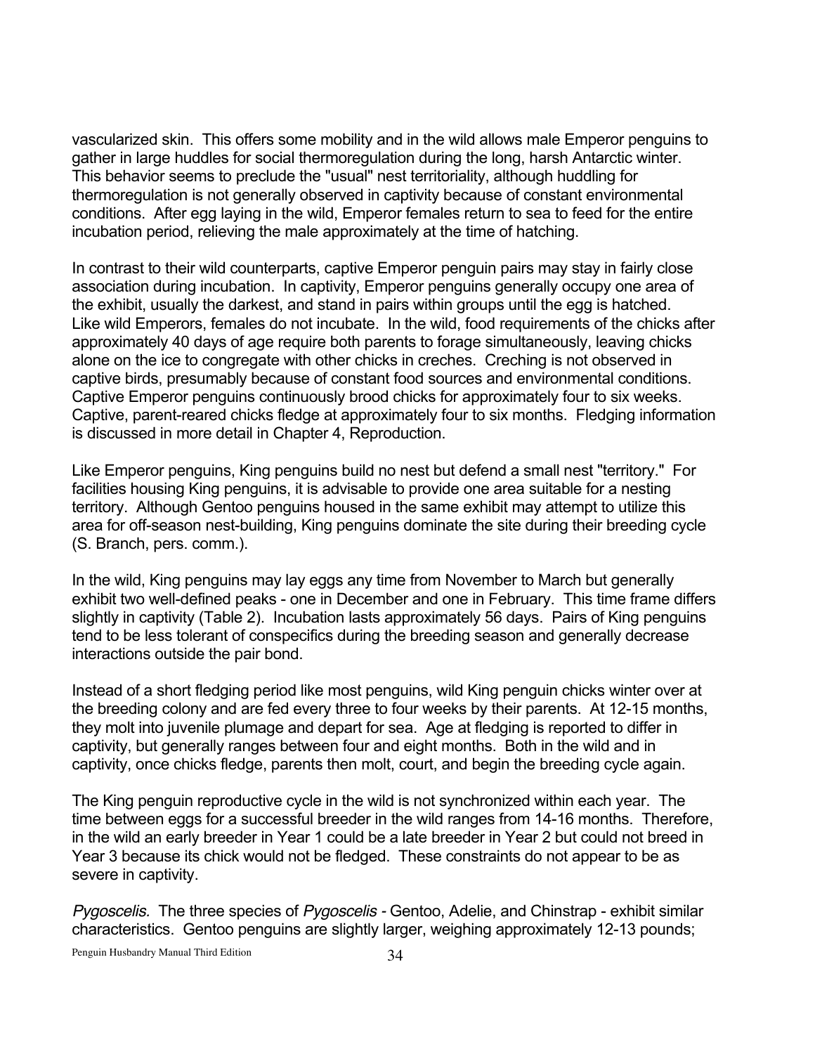vascularized skin. This offers some mobility and in the wild allows male Emperor penguins to gather in large huddles for social thermoregulation during the long, harsh Antarctic winter. This behavior seems to preclude the "usual" nest territoriality, although huddling for thermoregulation is not generally observed in captivity because of constant environmental conditions. After egg laying in the wild, Emperor females return to sea to feed for the entire incubation period, relieving the male approximately at the time of hatching.

In contrast to their wild counterparts, captive Emperor penguin pairs may stay in fairly close association during incubation. In captivity, Emperor penguins generally occupy one area of the exhibit, usually the darkest, and stand in pairs within groups until the egg is hatched. Like wild Emperors, females do not incubate. In the wild, food requirements of the chicks after approximately 40 days of age require both parents to forage simultaneously, leaving chicks alone on the ice to congregate with other chicks in creches. Creching is not observed in captive birds, presumably because of constant food sources and environmental conditions. Captive Emperor penguins continuously brood chicks for approximately four to six weeks. Captive, parent-reared chicks fledge at approximately four to six months. Fledging information is discussed in more detail in Chapter 4, Reproduction.

Like Emperor penguins, King penguins build no nest but defend a small nest "territory." For facilities housing King penguins, it is advisable to provide one area suitable for a nesting territory. Although Gentoo penguins housed in the same exhibit may attempt to utilize this area for off-season nest-building, King penguins dominate the site during their breeding cycle (S. Branch, pers. comm.).

In the wild, King penguins may lay eggs any time from November to March but generally exhibit two well-defined peaks - one in December and one in February. This time frame differs slightly in captivity (Table 2). Incubation lasts approximately 56 days. Pairs of King penguins tend to be less tolerant of conspecifics during the breeding season and generally decrease interactions outside the pair bond.

Instead of a short fledging period like most penguins, wild King penguin chicks winter over at the breeding colony and are fed every three to four weeks by their parents. At 12-15 months, they molt into juvenile plumage and depart for sea. Age at fledging is reported to differ in captivity, but generally ranges between four and eight months. Both in the wild and in captivity, once chicks fledge, parents then molt, court, and begin the breeding cycle again.

The King penguin reproductive cycle in the wild is not synchronized within each year. The time between eggs for a successful breeder in the wild ranges from 14-16 months. Therefore, in the wild an early breeder in Year 1 could be a late breeder in Year 2 but could not breed in Year 3 because its chick would not be fledged. These constraints do not appear to be as severe in captivity.

*Pygoscelis.* The three species of *Pygoscelis* - Gentoo, Adelie, and Chinstrap - exhibit similar characteristics. Gentoo penguins are slightly larger, weighing approximately 12-13 pounds;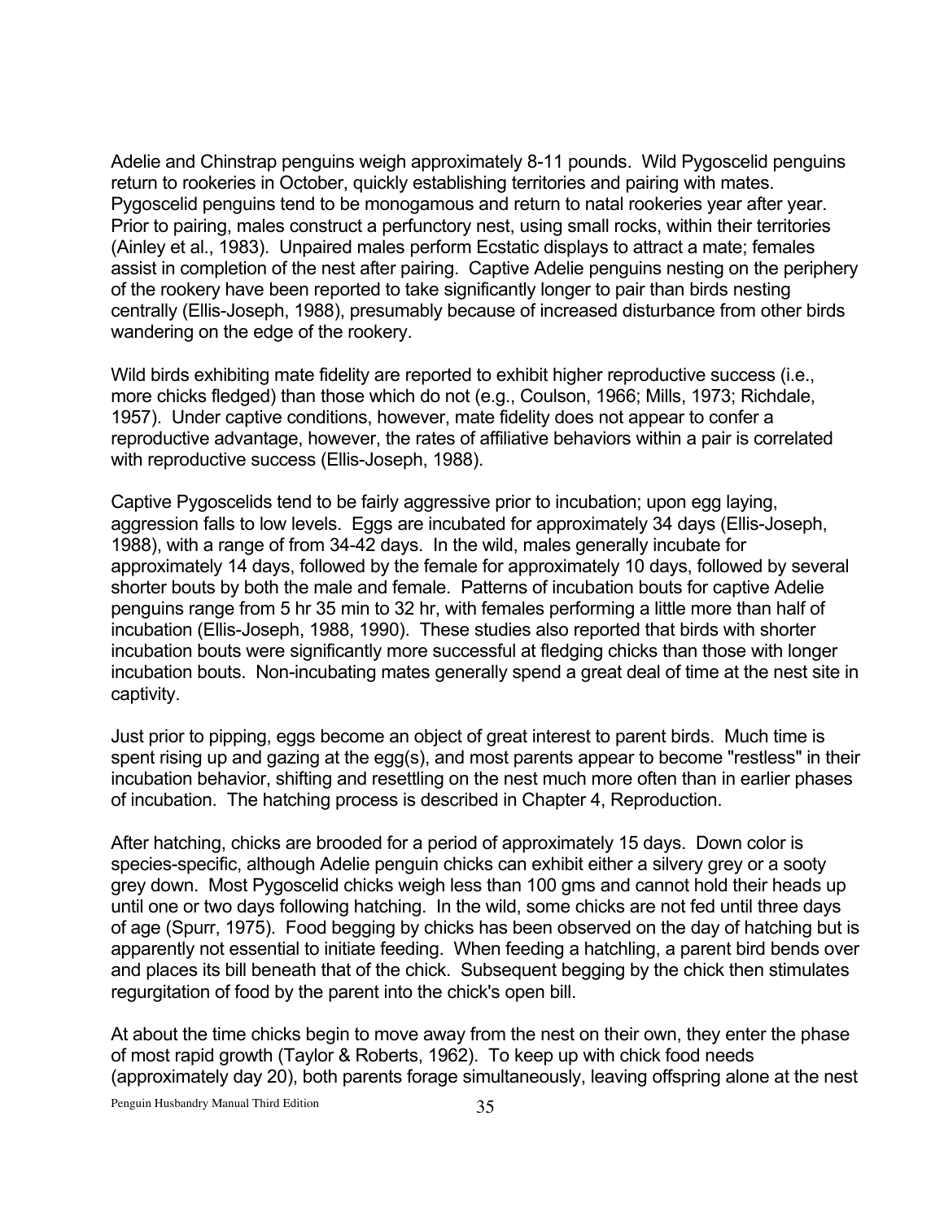Adelie and Chinstrap penguins weigh approximately 8-11 pounds. Wild Pygoscelid penguins return to rookeries in October, quickly establishing territories and pairing with mates. Pygoscelid penguins tend to be monogamous and return to natal rookeries year after year. Prior to pairing, males construct a perfunctory nest, using small rocks, within their territories (Ainley et al., 1983). Unpaired males perform Ecstatic displays to attract a mate; females assist in completion of the nest after pairing. Captive Adelie penguins nesting on the periphery of the rookery have been reported to take significantly longer to pair than birds nesting centrally (Ellis-Joseph, 1988), presumably because of increased disturbance from other birds wandering on the edge of the rookery.

Wild birds exhibiting mate fidelity are reported to exhibit higher reproductive success (i.e., more chicks fledged) than those which do not (e.g., Coulson, 1966; Mills, 1973; Richdale, 1957). Under captive conditions, however, mate fidelity does not appear to confer a reproductive advantage, however, the rates of affiliative behaviors within a pair is correlated with reproductive success (Ellis-Joseph, 1988).

Captive Pygoscelids tend to be fairly aggressive prior to incubation; upon egg laying, aggression falls to low levels. Eggs are incubated for approximately 34 days (Ellis-Joseph, 1988), with a range of from 34-42 days. In the wild, males generally incubate for approximately 14 days, followed by the female for approximately 10 days, followed by several shorter bouts by both the male and female. Patterns of incubation bouts for captive Adelie penguins range from 5 hr 35 min to 32 hr, with females performing a little more than half of incubation (Ellis-Joseph, 1988, 1990). These studies also reported that birds with shorter incubation bouts were significantly more successful at fledging chicks than those with longer incubation bouts. Non-incubating mates generally spend a great deal of time at the nest site in captivity.

Just prior to pipping, eggs become an object of great interest to parent birds. Much time is spent rising up and gazing at the egg(s), and most parents appear to become "restless" in their incubation behavior, shifting and resettling on the nest much more often than in earlier phases of incubation. The hatching process is described in Chapter 4, Reproduction.

After hatching, chicks are brooded for a period of approximately 15 days. Down color is species-specific, although Adelie penguin chicks can exhibit either a silvery grey or a sooty grey down. Most Pygoscelid chicks weigh less than 100 gms and cannot hold their heads up until one or two days following hatching. In the wild, some chicks are not fed until three days of age (Spurr, 1975). Food begging by chicks has been observed on the day of hatching but is apparently not essential to initiate feeding. When feeding a hatchling, a parent bird bends over and places its bill beneath that of the chick. Subsequent begging by the chick then stimulates regurgitation of food by the parent into the chick's open bill.

At about the time chicks begin to move away from the nest on their own, they enter the phase of most rapid growth (Taylor & Roberts, 1962). To keep up with chick food needs (approximately day 20), both parents forage simultaneously, leaving offspring alone at the nest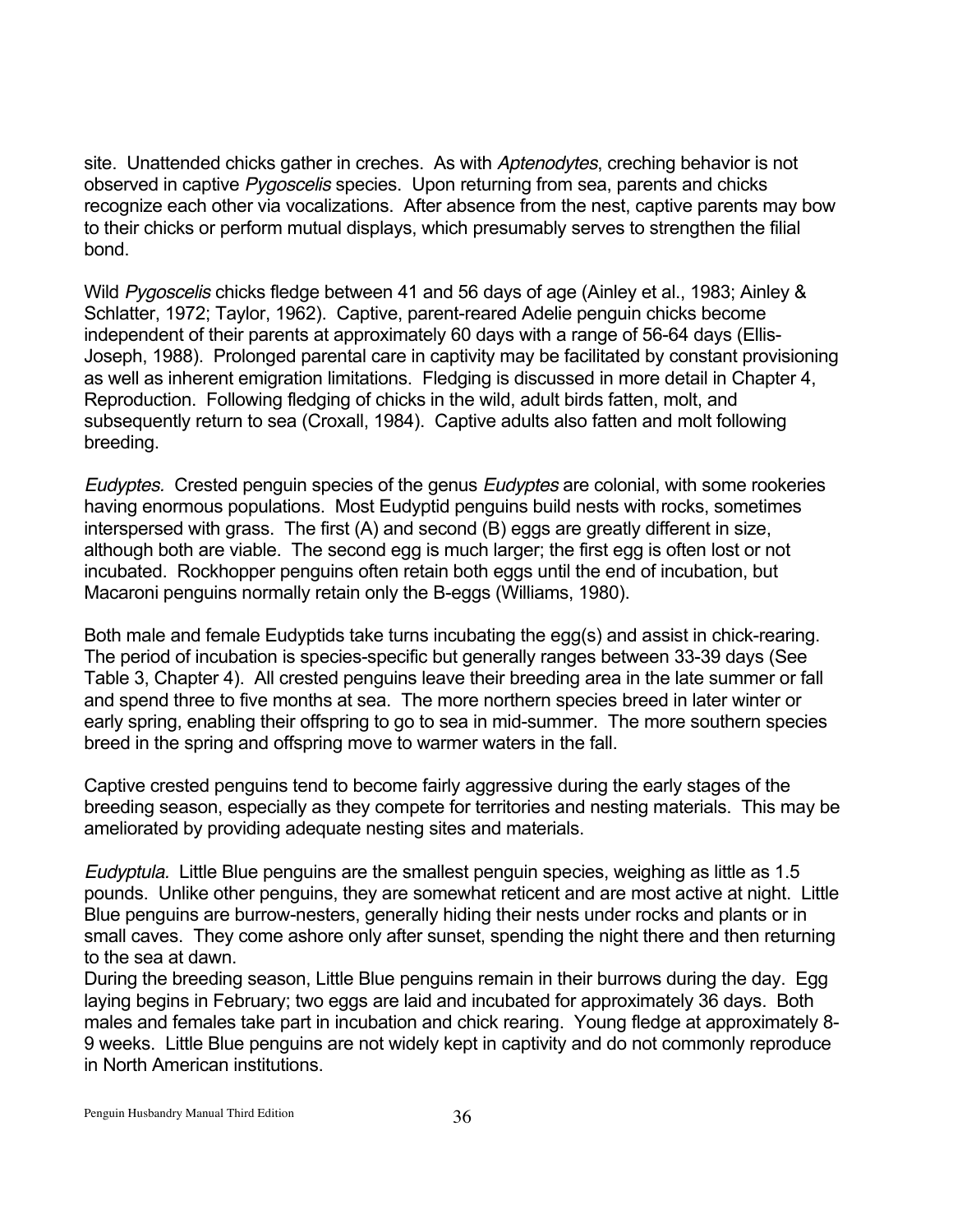site. Unattended chicks gather in creches. As with *Aptenodytes*, creching behavior is not observed in captive *Pygoscelis* species. Upon returning from sea, parents and chicks recognize each other via vocalizations. After absence from the nest, captive parents may bow to their chicks or perform mutual displays, which presumably serves to strengthen the filial bond.

Wild *Pygoscelis* chicks fledge between 41 and 56 days of age (Ainley et al., 1983; Ainley & Schlatter, 1972; Taylor, 1962). Captive, parent-reared Adelie penguin chicks become independent of their parents at approximately 60 days with a range of 56-64 days (Ellis-Joseph, 1988). Prolonged parental care in captivity may be facilitated by constant provisioning as well as inherent emigration limitations. Fledging is discussed in more detail in Chapter 4, Reproduction. Following fledging of chicks in the wild, adult birds fatten, molt, and subsequently return to sea (Croxall, 1984). Captive adults also fatten and molt following breeding.

*Eudyptes.* Crested penguin species of the genus *Eudyptes* are colonial, with some rookeries having enormous populations. Most Eudyptid penguins build nests with rocks, sometimes interspersed with grass. The first (A) and second (B) eggs are greatly different in size, although both are viable. The second egg is much larger; the first egg is often lost or not incubated. Rockhopper penguins often retain both eggs until the end of incubation, but Macaroni penguins normally retain only the B-eggs (Williams, 1980).

Both male and female Eudyptids take turns incubating the egg(s) and assist in chick-rearing. The period of incubation is species-specific but generally ranges between 33-39 days (See Table 3, Chapter 4). All crested penguins leave their breeding area in the late summer or fall and spend three to five months at sea. The more northern species breed in later winter or early spring, enabling their offspring to go to sea in mid-summer. The more southern species breed in the spring and offspring move to warmer waters in the fall.

Captive crested penguins tend to become fairly aggressive during the early stages of the breeding season, especially as they compete for territories and nesting materials. This may be ameliorated by providing adequate nesting sites and materials.

*Eudyptula*. Little Blue penguins are the smallest penguin species, weighing as little as 1.5 pounds. Unlike other penguins, they are somewhat reticent and are most active at night. Little Blue penguins are burrow-nesters, generally hiding their nests under rocks and plants or in small caves. They come ashore only after sunset, spending the night there and then returning to the sea at dawn.

During the breeding season, Little Blue penguins remain in their burrows during the day. Egg laying begins in February; two eggs are laid and incubated for approximately 36 days. Both males and females take part in incubation and chick rearing. Young fledge at approximately 8-9 weeks. Little Blue penguins are not widely kept in captivity and do not commonly reproduce in North American institutions.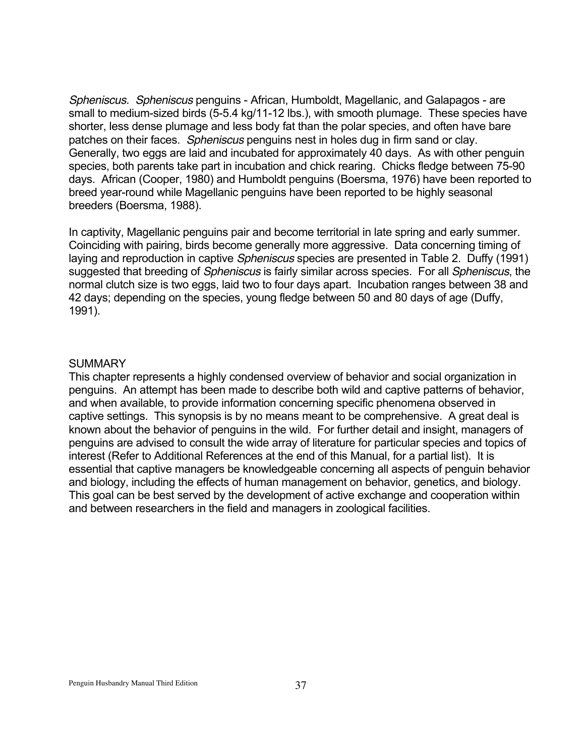*Spheniscus*. *Spheniscus* penguins - African, Humboldt, Magellanic, and Galapagos - are small to medium-sized birds (5-5.4 kg/11-12 lbs.), with smooth plumage. These species have shorter, less dense plumage and less body fat than the polar species, and often have bare patches on their faces. *Spheniscus* penguins nest in holes dug in firm sand or clay. Generally, two eggs are laid and incubated for approximately 40 days. As with other penguin species, both parents take part in incubation and chick rearing. Chicks fledge between 75-90 days. African (Cooper, 1980) and Humboldt penguins (Boersma, 1976) have been reported to breed year-round while Magellanic penguins have been reported to be highly seasonal breeders (Boersma, 1988).

In captivity, Magellanic penguins pair and become territorial in late spring and early summer. Coinciding with pairing, birds become generally more aggressive. Data concerning timing of laying and reproduction in captive *Spheniscus* species are presented in Table 2. Duffy (1991) suggested that breeding of *Spheniscus* is fairly similar across species. For all *Spheniscus*, the normal clutch size is two eggs, laid two to four days apart. Incubation ranges between 38 and 42 days; depending on the species, young fledge between 50 and 80 days of age (Duffy, 1991).

## SUMMARY

This chapter represents a highly condensed overview of behavior and social organization in penguins. An attempt has been made to describe both wild and captive patterns of behavior, and when available, to provide information concerning specific phenomena observed in captive settings. This synopsis is by no means meant to be comprehensive. A great deal is known about the behavior of penguins in the wild. For further detail and insight, managers of penguins are advised to consult the wide array of literature for particular species and topics of interest (Refer to Additional References at the end of this Manual, for a partial list). It is essential that captive managers be knowledgeable concerning all aspects of penguin behavior and biology, including the effects of human management on behavior, genetics, and biology. This goal can be best served by the development of active exchange and cooperation within and between researchers in the field and managers in zoological facilities.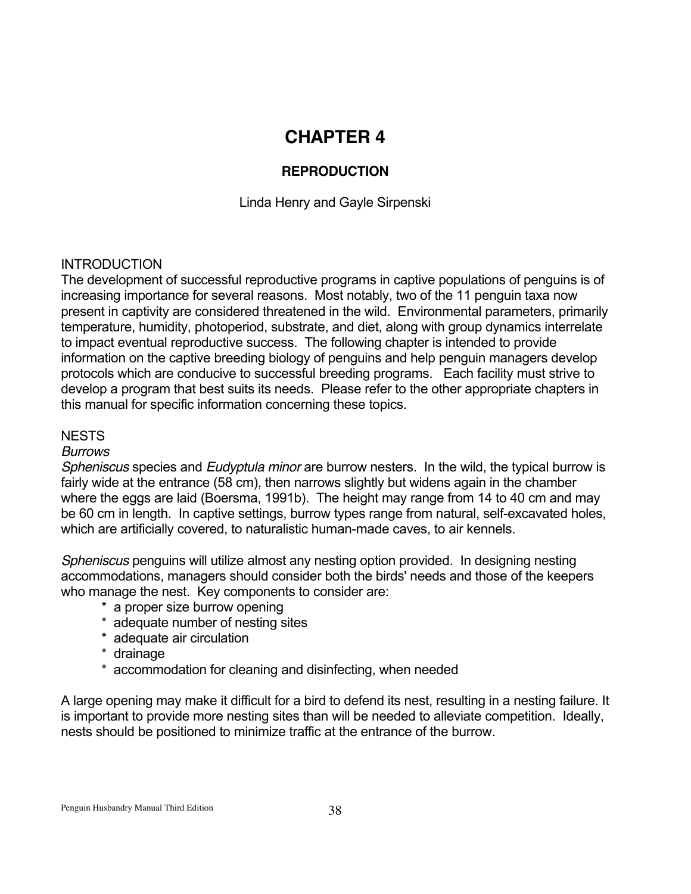# CHAPTER 4

## REPRODUCTION

Linda Henry and Gayle Sirpenski

### INTRODUCTION

The development of successful reproductive programs in captive populations of penguins is of increasing importance for several reasons. Most notably, two of the 11 penguin taxa now present in captivity are considered threatened in the wild. Environmental parameters, primarily temperature, humidity, photoperiod, substrate, and diet, along with group dynamics interrelate to impact eventual reproductive success. The following chapter is intended to provide information on the captive breeding biology of penguins and help penguin managers develop protocols which are conducive to successful breeding programs. Each facility must strive to develop a program that best suits its needs. Please refer to the other appropriate chapters in this manual for specific information concerning these topics.

### NESTS

*Burrows*

*Spheniscus* species and *Eudyptula minor* are burrow nesters. In the wild, the typical burrow is fairly wide at the entrance (58 cm), then narrows slightly but widens again in the chamber where the eggs are laid (Boersma, 1991b). The height may range from 14 to 40 cm and may be 60 cm in length. In captive settings, burrow types range from natural, self-excavated holes, which are artificially covered, to naturalistic human-made caves, to air kennels.

*Spheniscus* penguins will utilize almost any nesting option provided. In designing nesting accommodations, managers should consider both the birds' needs and those of the keepers who manage the nest. Key components to consider are:

- a proper size burrow opening
- adequate number of nesting sites
- adequate air circulation
- drainage
- accommodation for cleaning and disinfecting, when needed

A large opening may make it difficult for a bird to defend its nest, resulting in a nesting failure. It is important to provide more nesting sites than will be needed to alleviate competition. Ideally, nests should be positioned to minimize traffic at the entrance of the burrow.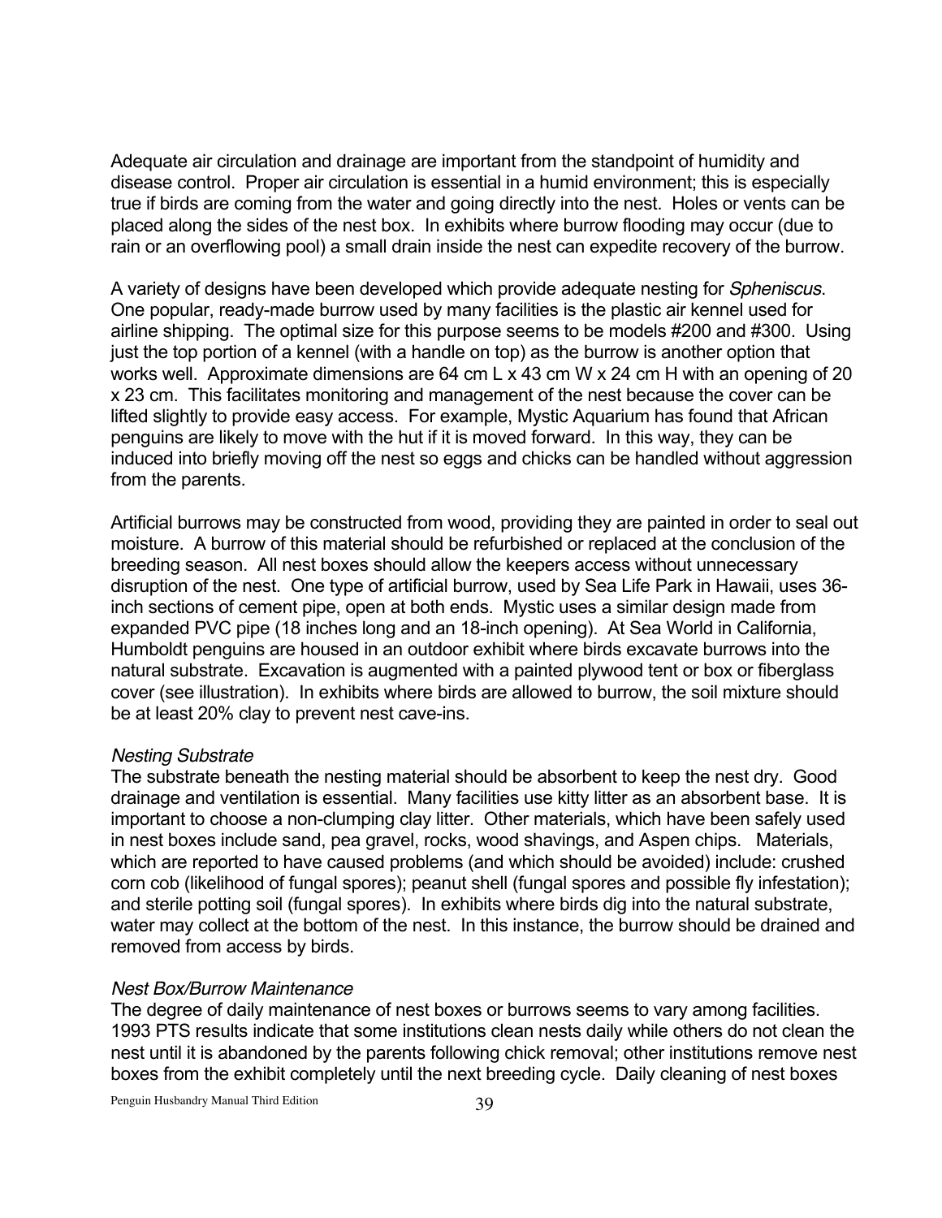Adequate air circulation and drainage are important from the standpoint of humidity and disease control. Proper air circulation is essential in a humid environment; this is especially true if birds are coming from the water and going directly into the nest. Holes or vents can be placed along the sides of the nest box. In exhibits where burrow flooding may occur (due to rain or an overflowing pool) a small drain inside the nest can expedite recovery of the burrow.

A variety of designs have been developed which provide adequate nesting for *Spheniscus*. One popular, ready-made burrow used by many facilities is the plastic air kennel used for airline shipping. The optimal size for this purpose seems to be models #200 and #300. Using just the top portion of a kennel (with a handle on top) as the burrow is another option that works well. Approximate dimensions are 64 cm L x 43 cm W x 24 cm H with an opening of 20 x 23 cm. This facilitates monitoring and management of the nest because the cover can be lifted slightly to provide easy access. For example, Mystic Aquarium has found that African penguins are likely to move with the hut if it is moved forward. In this way, they can be induced into briefly moving off the nest so eggs and chicks can be handled without aggression from the parents.

Artificial burrows may be constructed from wood, providing they are painted in order to seal out moisture. A burrow of this material should be refurbished or replaced at the conclusion of the breeding season. All nest boxes should allow the keepers access without unnecessary disruption of the nest. One type of artificial burrow, used by Sea Life Park in Hawaii, uses 36-inch sections of cement pipe, open at both ends. Mystic uses a similar design made from expanded PVC pipe (18 inches long and an 18-inch opening). At Sea World in California, Humboldt penguins are housed in an outdoor exhibit where birds excavate burrows into the natural substrate. Excavation is augmented with a painted plywood tent or box or fiberglass cover (see illustration). In exhibits where birds are allowed to burrow, the soil mixture should be at least 20% clay to prevent nest cave-ins.

*Nesting Substrate*

The substrate beneath the nesting material should be absorbent to keep the nest dry. Good drainage and ventilation is essential. Many facilities use kitty litter as an absorbent base. It is important to choose a non-clumping clay litter. Other materials, which have been safely used in nest boxes include sand, pea gravel, rocks, wood shavings, and Aspen chips. Materials, which are reported to have caused problems (and which should be avoided) include: crushed corn cob (likelihood of fungal spores); peanut shell (fungal spores and possible fly infestation); and sterile potting soil (fungal spores). In exhibits where birds dig into the natural substrate, water may collect at the bottom of the nest. In this instance, the burrow should be drained and removed from access by birds.

*Nest Box/Burrow Maintenance*

The degree of daily maintenance of nest boxes or burrows seems to vary among facilities. 1993 PTS results indicate that some institutions clean nests daily while others do not clean the nest until it is abandoned by the parents following chick removal; other institutions remove nest boxes from the exhibit completely until the next breeding cycle. Daily cleaning of nest boxes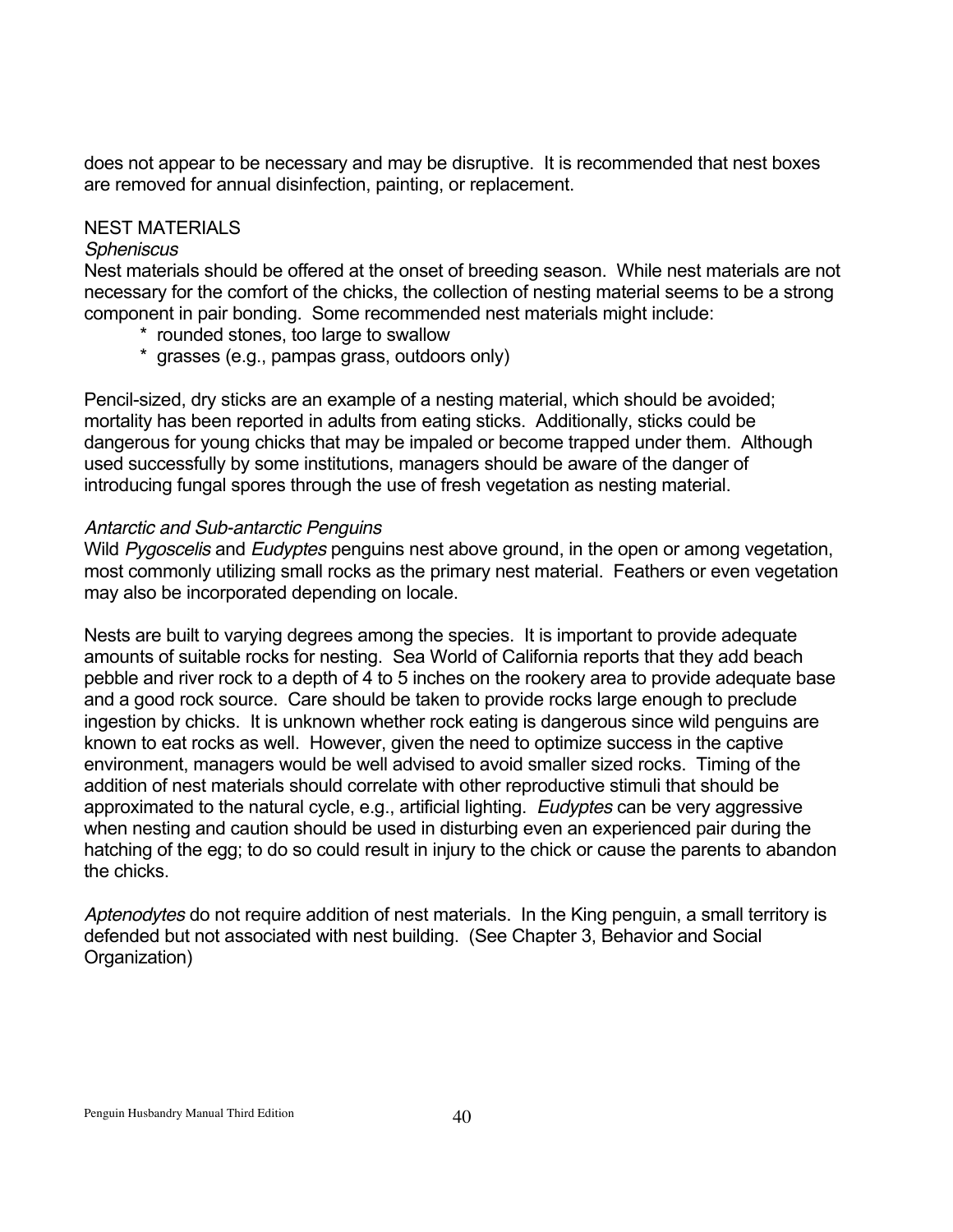does not appear to be necessary and may be disruptive. It is recommended that nest boxes are removed for annual disinfection, painting, or replacement.

## NEST MATERIALS

### *Spheniscus*

Nest materials should be offered at the onset of breeding season. While nest materials are not necessary for the comfort of the chicks, the collection of nesting material seems to be a strong component in pair bonding. Some recommended nest materials might include:

- * rounded stones, too large to swallow
- * grasses (e.g., pampas grass, outdoors only)

Pencil-sized, dry sticks are an example of a nesting material, which should be avoided; mortality has been reported in adults from eating sticks. Additionally, sticks could be dangerous for young chicks that may be impaled or become trapped under them. Although used successfully by some institutions, managers should be aware of the danger of introducing fungal spores through the use of fresh vegetation as nesting material.

### *Antarctic and Sub-antarctic Penguins*

Wild *Pygoscelis* and *Eudyptes* penguins nest above ground, in the open or among vegetation, most commonly utilizing small rocks as the primary nest material. Feathers or even vegetation may also be incorporated depending on locale.

Nests are built to varying degrees among the species. It is important to provide adequate amounts of suitable rocks for nesting. Sea World of California reports that they add beach pebble and river rock to a depth of 4 to 5 inches on the rookery area to provide adequate base and a good rock source. Care should be taken to provide rocks large enough to preclude ingestion by chicks. It is unknown whether rock eating is dangerous since wild penguins are known to eat rocks as well. However, given the need to optimize success in the captive environment, managers would be well advised to avoid smaller sized rocks. Timing of the addition of nest materials should correlate with other reproductive stimuli that should be approximated to the natural cycle, e.g., artificial lighting. *Eudyptes* can be very aggressive when nesting and caution should be used in disturbing even an experienced pair during the hatching of the egg; to do so could result in injury to the chick or cause the parents to abandon the chicks.

*Aptenodytes* do not require addition of nest materials. In the King penguin, a small territory is defended but not associated with nest building. (See Chapter 3, Behavior and Social Organization)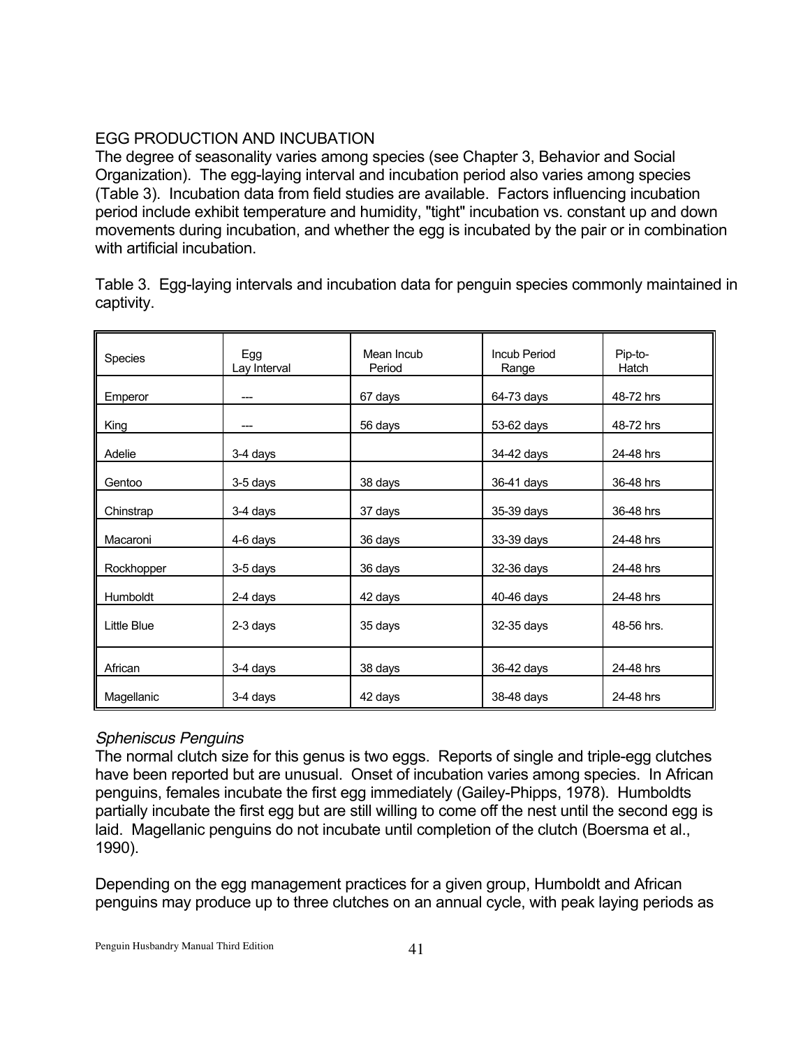## EGG PRODUCTION AND INCUBATION

The degree of seasonality varies among species (see Chapter 3, Behavior and Social Organization). The egg-laying interval and incubation period also varies among species (Table 3). Incubation data from field studies are available. Factors influencing incubation period include exhibit temperature and humidity, "tight" incubation vs. constant up and down movements during incubation, and whether the egg is incubated by the pair or in combination with artificial incubation.

Table 3. Egg-laying intervals and incubation data for penguin species commonly maintained in captivity.

| Species | Egg Lay Interval | Mean Incub Period | Incub Period Range | Pip-to-Hatch |
|---|---|---|---|---|
| Emperor | --- | 67 days | 64-73 days | 48-72 hrs |
| King | --- | 56 days | 53-62 days | 48-72 hrs |
| Adelie | 3-4 days | | 34-42 days | 24-48 hrs |
| Gentoo | 3-5 days | 38 days | 36-41 days | 36-48 hrs |
| Chinstrap | 3-4 days | 37 days | 35-39 days | 36-48 hrs |
| Macaroni | 4-6 days | 36 days | 33-39 days | 24-48 hrs |
| Rockhopper | 3-5 days | 36 days | 32-36 days | 24-48 hrs |
| Humboldt | 2-4 days | 42 days | 40-46 days | 24-48 hrs |
| Little Blue | 2-3 days | 35 days | 32-35 days | 48-56 hrs. |
| African | 3-4 days | 38 days | 36-42 days | 24-48 hrs |
| Magellanic | 3-4 days | 42 days | 38-48 days | 24-48 hrs |

### *Spheniscus Penguins*

The normal clutch size for this genus is two eggs. Reports of single and triple-egg clutches have been reported but are unusual. Onset of incubation varies among species. In African penguins, females incubate the first egg immediately (Gailey-Phipps, 1978). Humboldts partially incubate the first egg but are still willing to come off the nest until the second egg is laid. Magellanic penguins do not incubate until completion of the clutch (Boersma et al., 1990).

Depending on the egg management practices for a given group, Humboldt and African penguins may produce up to three clutches on an annual cycle, with peak laying periods as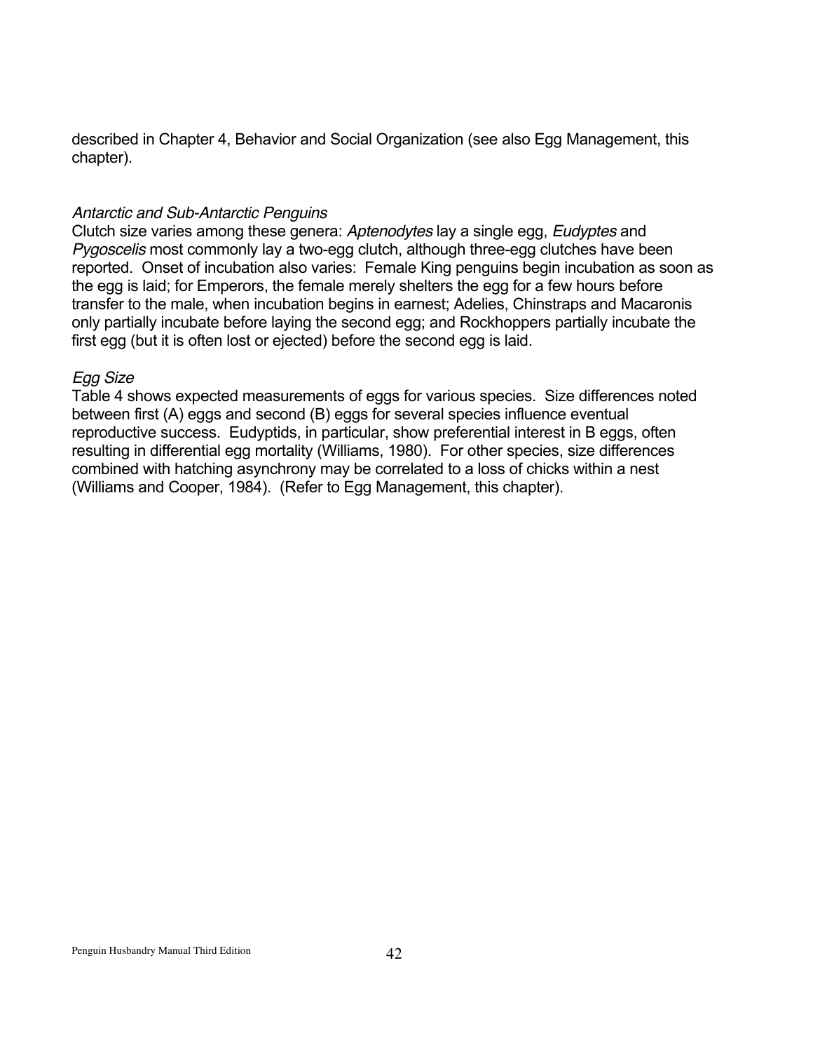described in Chapter 4, Behavior and Social Organization (see also Egg Management, this chapter).

### *Antarctic and Sub-Antarctic Penguins*

Clutch size varies among these genera: *Aptenodytes* lay a single egg, *Eudyptes* and *Pygoscelis* most commonly lay a two-egg clutch, although three-egg clutches have been reported. Onset of incubation also varies: Female King penguins begin incubation as soon as the egg is laid; for Emperors, the female merely shelters the egg for a few hours before transfer to the male, when incubation begins in earnest; Adelies, Chinstraps and Macaronis only partially incubate before laying the second egg; and Rockhoppers partially incubate the first egg (but it is often lost or ejected) before the second egg is laid.

### *Egg Size*

Table 4 shows expected measurements of eggs for various species. Size differences noted between first (A) eggs and second (B) eggs for several species influence eventual reproductive success. Eudyptids, in particular, show preferential interest in B eggs, often resulting in differential egg mortality (Williams, 1980). For other species, size differences combined with hatching asynchrony may be correlated to a loss of chicks within a nest (Williams and Cooper, 1984). (Refer to Egg Management, this chapter).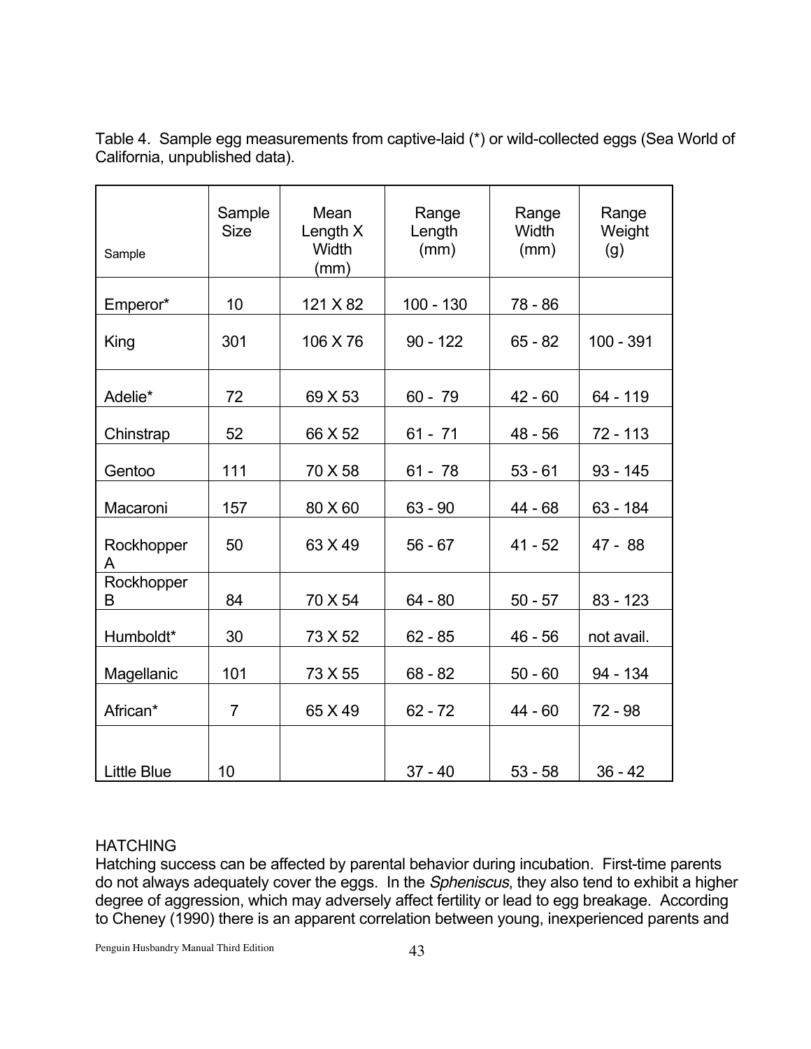Table 4. Sample egg measurements from captive-laid (*) or wild-collected eggs (Sea World of California, unpublished data).

| Sample | Sample Size | Mean Length X Width (mm) | Range Length (mm) | Range Width (mm) | Range Weight (g) |
|---|---|---|---|---|---|
| Emperor* | 10 | 121 X 82 | 100 - 130 | 78 - 86 | |
| King | 301 | 106 X 76 | 90 - 122 | 65 - 82 | 100 - 391 |
| Adelie* | 72 | 69 X 53 | 60 - 79 | 42 - 60 | 64 - 119 |
| Chinstrap | 52 | 66 X 52 | 61 - 71 | 48 - 56 | 72 - 113 |
| Gentoo | 111 | 70 X 58 | 61 - 78 | 53 - 61 | 93 - 145 |
| Macaroni | 157 | 80 X 60 | 63 - 90 | 44 - 68 | 63 - 184 |
| Rockhopper A | 50 | 63 X 49 | 56 - 67 | 41 - 52 | 47 - 88 |
| Rockhopper B | 84 | 70 X 54 | 64 - 80 | 50 - 57 | 83 - 123 |
| Humboldt* | 30 | 73 X 52 | 62 - 85 | 46 - 56 | not avail. |
| Magellanic | 101 | 73 X 55 | 68 - 82 | 50 - 60 | 94 - 134 |
| African* | 7 | 65 X 49 | 62 - 72 | 44 - 60 | 72 - 98 |
| Little Blue | 10 | | 37 - 40 | 53 - 58 | 36 - 42 |

## HATCHING

Hatching success can be affected by parental behavior during incubation. First-time parents do not always adequately cover the eggs. In the *Spheniscus*, they also tend to exhibit a higher degree of aggression, which may adversely affect fertility or lead to egg breakage. According to Cheney (1990) there is an apparent correlation between young, inexperienced parents and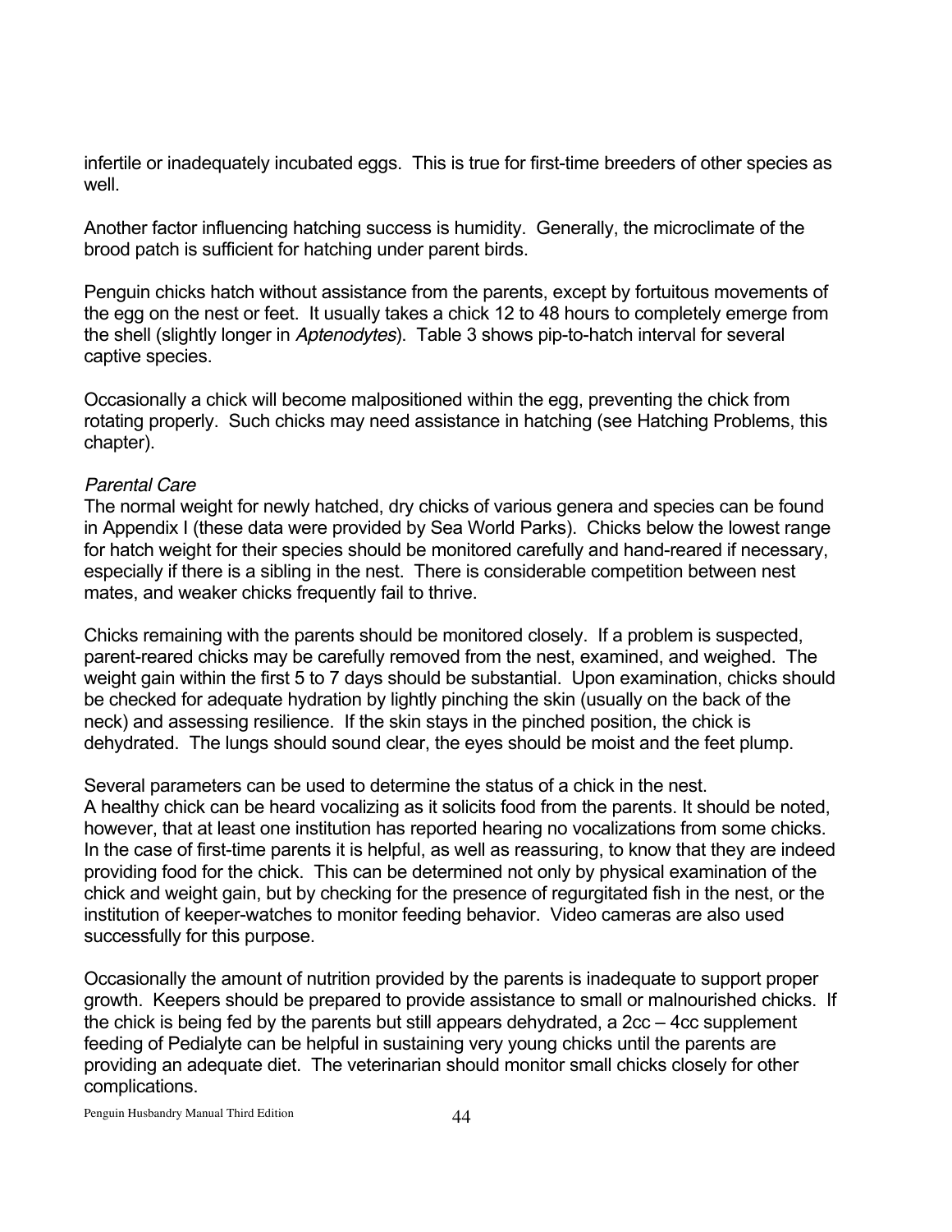infertile or inadequately incubated eggs. This is true for first-time breeders of other species as well.

Another factor influencing hatching success is humidity. Generally, the microclimate of the brood patch is sufficient for hatching under parent birds.

Penguin chicks hatch without assistance from the parents, except by fortuitous movements of the egg on the nest or feet. It usually takes a chick 12 to 48 hours to completely emerge from the shell (slightly longer in *Aptenodytes*). Table 3 shows pip-to-hatch interval for several captive species.

Occasionally a chick will become malpositioned within the egg, preventing the chick from rotating properly. Such chicks may need assistance in hatching (see Hatching Problems, this chapter).

*Parental Care*

The normal weight for newly hatched, dry chicks of various genera and species can be found in Appendix I (these data were provided by Sea World Parks). Chicks below the lowest range for hatch weight for their species should be monitored carefully and hand-reared if necessary, especially if there is a sibling in the nest. There is considerable competition between nest mates, and weaker chicks frequently fail to thrive.

Chicks remaining with the parents should be monitored closely. If a problem is suspected, parent-reared chicks may be carefully removed from the nest, examined, and weighed. The weight gain within the first 5 to 7 days should be substantial. Upon examination, chicks should be checked for adequate hydration by lightly pinching the skin (usually on the back of the neck) and assessing resilience. If the skin stays in the pinched position, the chick is dehydrated. The lungs should sound clear, the eyes should be moist and the feet plump.

Several parameters can be used to determine the status of a chick in the nest.
A healthy chick can be heard vocalizing as it solicits food from the parents. It should be noted, however, that at least one institution has reported hearing no vocalizations from some chicks. In the case of first-time parents it is helpful, as well as reassuring, to know that they are indeed providing food for the chick. This can be determined not only by physical examination of the chick and weight gain, but by checking for the presence of regurgitated fish in the nest, or the institution of keeper-watches to monitor feeding behavior. Video cameras are also used successfully for this purpose.

Occasionally the amount of nutrition provided by the parents is inadequate to support proper growth. Keepers should be prepared to provide assistance to small or malnourished chicks. If the chick is being fed by the parents but still appears dehydrated, a 2cc – 4cc supplement feeding of Pedialyte can be helpful in sustaining very young chicks until the parents are providing an adequate diet. The veterinarian should monitor small chicks closely for other complications.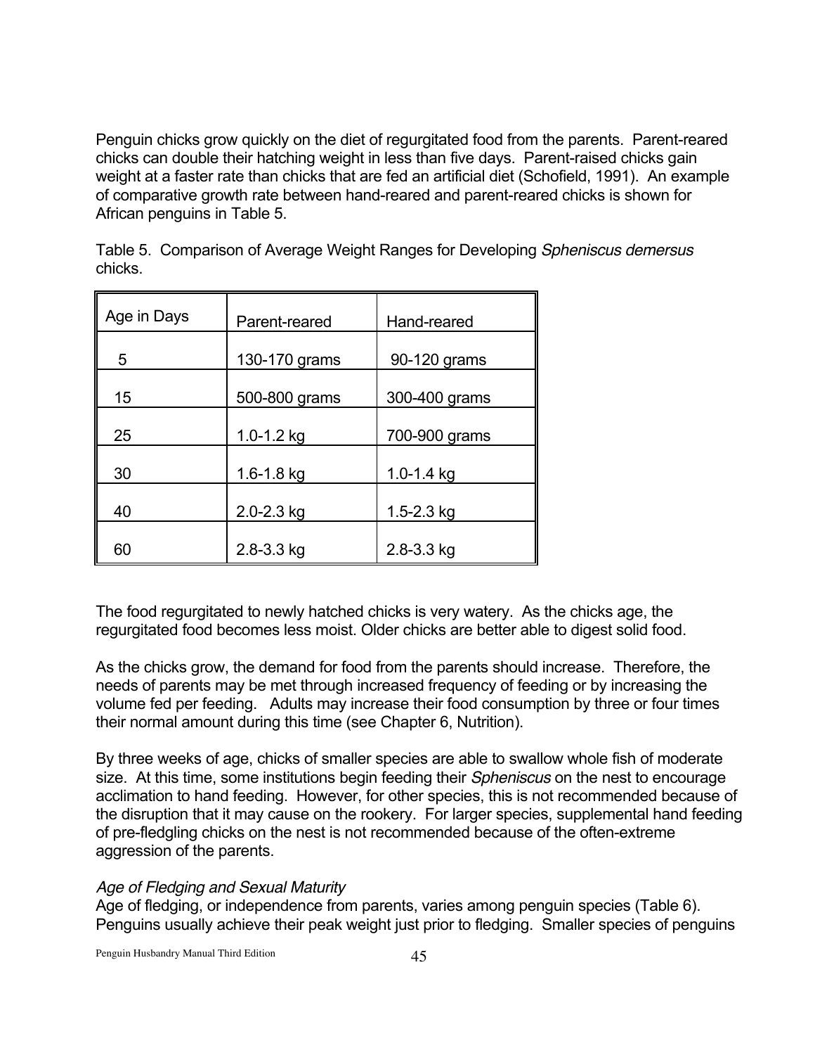Penguin chicks grow quickly on the diet of regurgitated food from the parents. Parent-reared chicks can double their hatching weight in less than five days. Parent-raised chicks gain weight at a faster rate than chicks that are fed an artificial diet (Schofield, 1991). An example of comparative growth rate between hand-reared and parent-reared chicks is shown for African penguins in Table 5.

Table 5. Comparison of Average Weight Ranges for Developing *Spheniscus demersus* chicks.

| Age in Days | Parent-reared | Hand-reared |
|---|---|---|
| 5 | 130-170 grams | 90-120 grams |
| 15 | 500-800 grams | 300-400 grams |
| 25 | 1.0-1.2 kg | 700-900 grams |
| 30 | 1.6-1.8 kg | 1.0-1.4 kg |
| 40 | 2.0-2.3 kg | 1.5-2.3 kg |
| 60 | 2.8-3.3 kg | 2.8-3.3 kg |

The food regurgitated to newly hatched chicks is very watery. As the chicks age, the regurgitated food becomes less moist. Older chicks are better able to digest solid food.

As the chicks grow, the demand for food from the parents should increase. Therefore, the needs of parents may be met through increased frequency of feeding or by increasing the volume fed per feeding. Adults may increase their food consumption by three or four times their normal amount during this time (see Chapter 6, Nutrition).

By three weeks of age, chicks of smaller species are able to swallow whole fish of moderate size. At this time, some institutions begin feeding their *Spheniscus* on the nest to encourage acclimation to hand feeding. However, for other species, this is not recommended because of the disruption that it may cause on the rookery. For larger species, supplemental hand feeding of pre-fledgling chicks on the nest is not recommended because of the often-extreme aggression of the parents.

*Age of Fledging and Sexual Maturity*

Age of fledging, or independence from parents, varies among penguin species (Table 6). Penguins usually achieve their peak weight just prior to fledging. Smaller species of penguins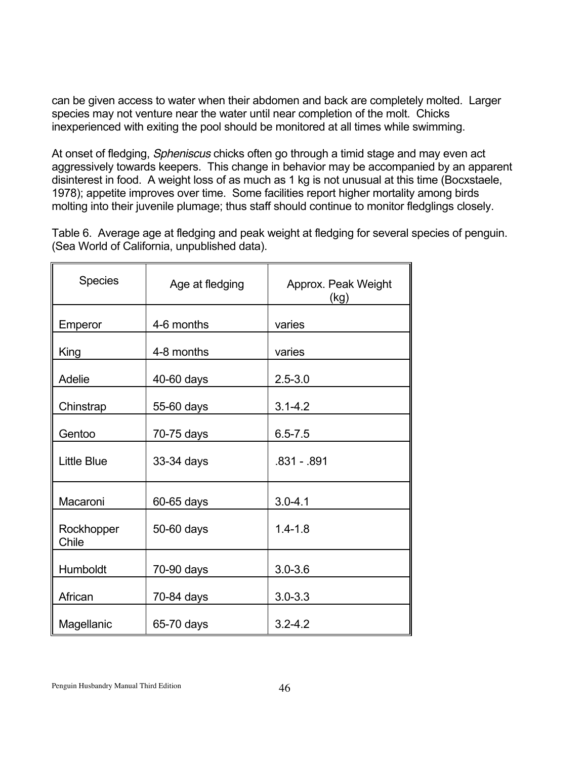can be given access to water when their abdomen and back are completely molted. Larger species may not venture near the water until near completion of the molt. Chicks inexperienced with exiting the pool should be monitored at all times while swimming.

At onset of fledging, *Spheniscus* chicks often go through a timid stage and may even act aggressively towards keepers. This change in behavior may be accompanied by an apparent disinterest in food. A weight loss of as much as 1 kg is not unusual at this time (Bocxstaele, 1978); appetite improves over time. Some facilities report higher mortality among birds molting into their juvenile plumage; thus staff should continue to monitor fledglings closely.

Table 6. Average age at fledging and peak weight at fledging for several species of penguin. (Sea World of California, unpublished data).

| Species | Age at fledging | Approx. Peak Weight (kg) |
|---|---|---|
| Emperor | 4-6 months | varies |
| King | 4-8 months | varies |
| Adelie | 40-60 days | 2.5-3.0 |
| Chinstrap | 55-60 days | 3.1-4.2 |
| Gentoo | 70-75 days | 6.5-7.5 |
| Little Blue | 33-34 days | .831 - .891 |
| Macaroni | 60-65 days | 3.0-4.1 |
| Rockhopper Chile | 50-60 days | 1.4-1.8 |
| Humboldt | 70-90 days | 3.0-3.6 |
| African | 70-84 days | 3.0-3.3 |
| Magellanic | 65-70 days | 3.2-4.2 |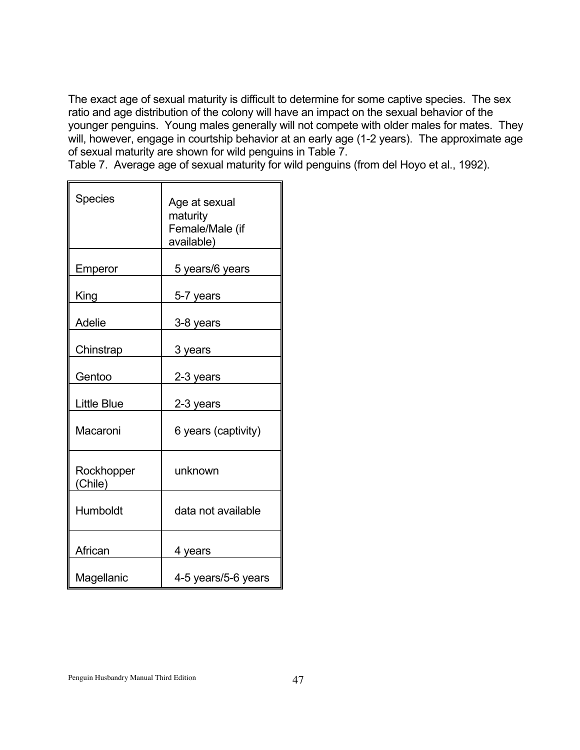The exact age of sexual maturity is difficult to determine for some captive species. The sex ratio and age distribution of the colony will have an impact on the sexual behavior of the younger penguins. Young males generally will not compete with older males for mates. They will, however, engage in courtship behavior at an early age (1-2 years). The approximate age of sexual maturity are shown for wild penguins in Table 7.

Table 7. Average age of sexual maturity for wild penguins (from del Hoyo et al., 1992).

| Species | Age at sexual maturity Female/Male (if available) |
|---|---|
| Emperor | 5 years/6 years |
| King | 5-7 years |
| Adelie | 3-8 years |
| Chinstrap | 3 years |
| Gentoo | 2-3 years |
| Little Blue | 2-3 years |
| Macaroni | 6 years (captivity) |
| Rockhopper (Chile) | unknown |
| Humboldt | data not available |
| African | 4 years |
| Magellanic | 4-5 years/5-6 years |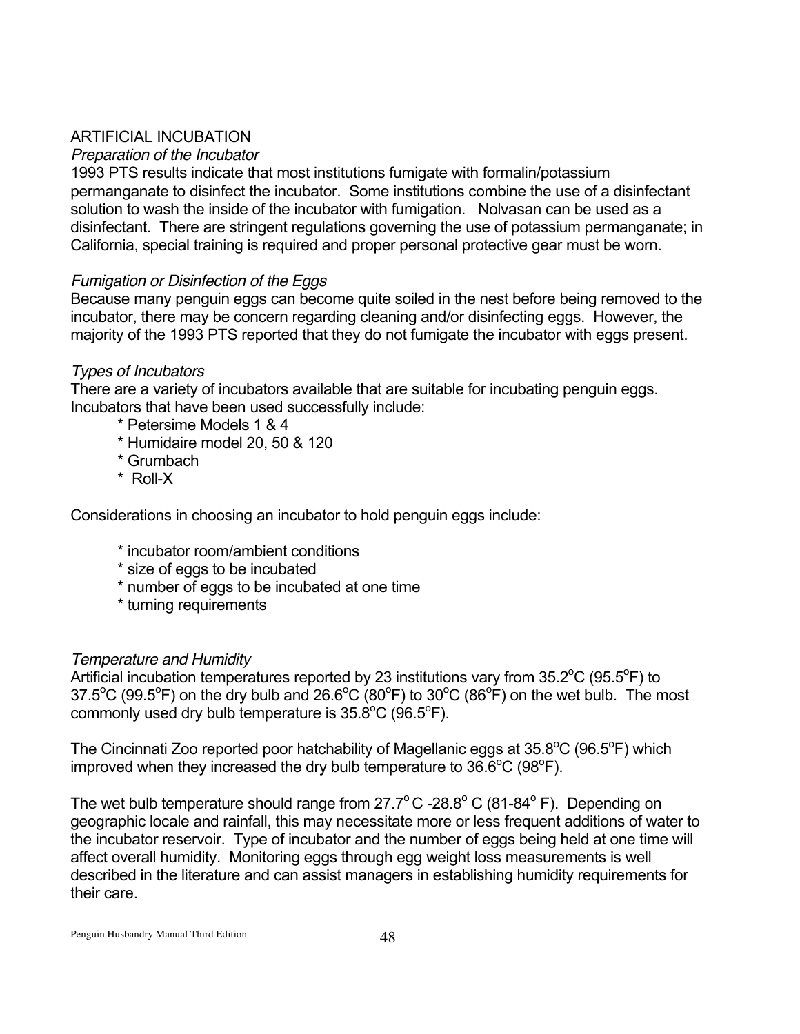## ARTIFICIAL INCUBATION

### *Preparation of the Incubator*

1993 PTS results indicate that most institutions fumigate with formalin/potassium permanganate to disinfect the incubator. Some institutions combine the use of a disinfectant solution to wash the inside of the incubator with fumigation. Nolvasan can be used as a disinfectant. There are stringent regulations governing the use of potassium permanganate; in California, special training is required and proper personal protective gear must be worn.

### *Fumigation or Disinfection of the Eggs*

Because many penguin eggs can become quite soiled in the nest before being removed to the incubator, there may be concern regarding cleaning and/or disinfecting eggs. However, the majority of the 1993 PTS reported that they do not fumigate the incubator with eggs present.

### *Types of Incubators*

There are a variety of incubators available that are suitable for incubating penguin eggs. Incubators that have been used successfully include:

- Petersime Models 1 & 4
- Humidaire model 20, 50 & 120
- Grumbach
- Roll-X

Considerations in choosing an incubator to hold penguin eggs include:

- incubator room/ambient conditions
- size of eggs to be incubated
- number of eggs to be incubated at one time
- turning requirements

### *Temperature and Humidity*

Artificial incubation temperatures reported by 23 institutions vary from 35.2°C (95.5°F) to 37.5°C (99.5°F) on the dry bulb and 26.6°C (80°F) to 30°C (86°F) on the wet bulb. The most commonly used dry bulb temperature is 35.8°C (96.5°F).

The Cincinnati Zoo reported poor hatchability of Magellanic eggs at 35.8°C (96.5°F) which improved when they increased the dry bulb temperature to 36.6°C (98°F).

The wet bulb temperature should range from 27.7° C -28.8° C (81-84° F). Depending on geographic locale and rainfall, this may necessitate more or less frequent additions of water to the incubator reservoir. Type of incubator and the number of eggs being held at one time will affect overall humidity. Monitoring eggs through egg weight loss measurements is well described in the literature and can assist managers in establishing humidity requirements for their care.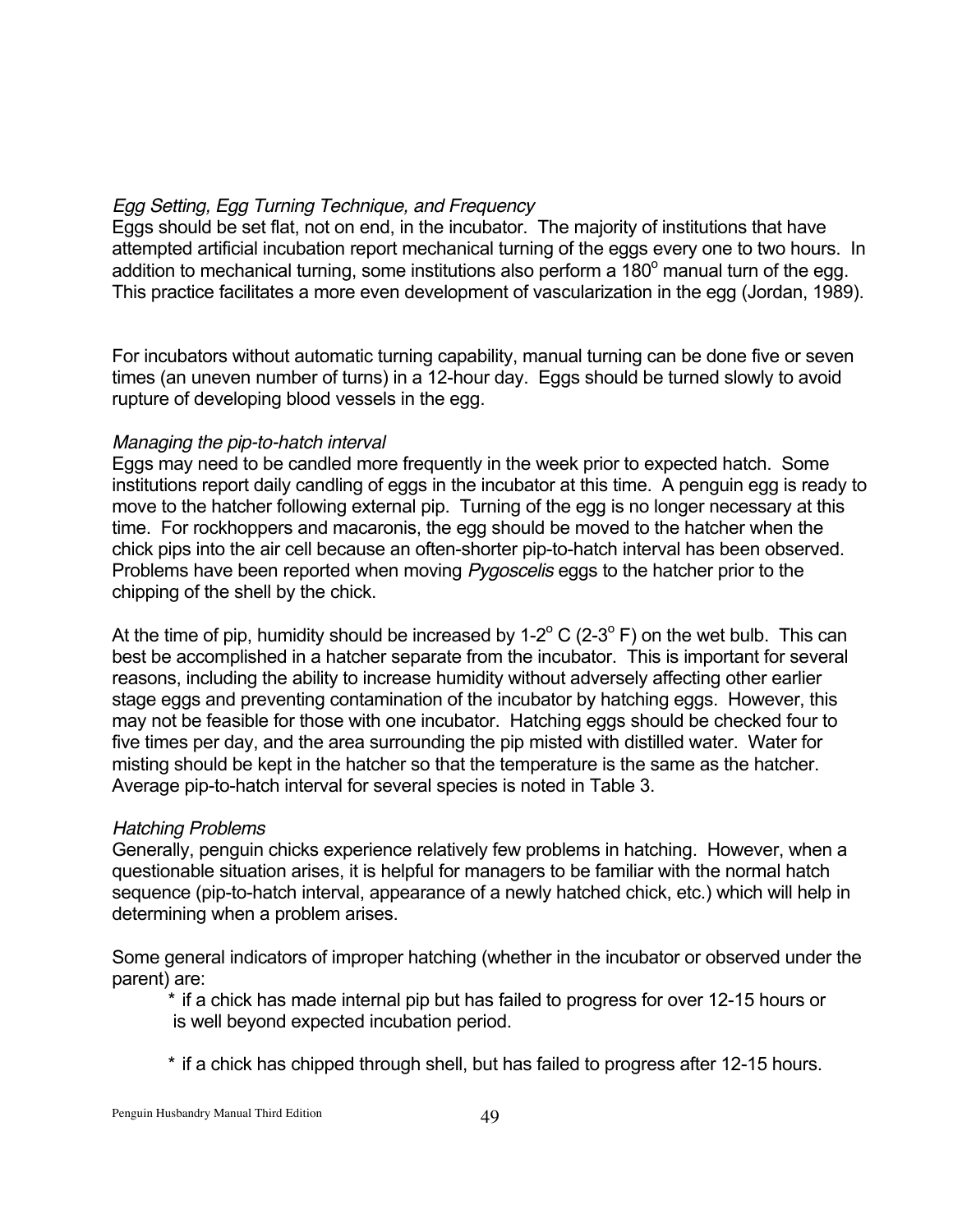*Egg Setting, Egg Turning Technique, and Frequency*
Eggs should be set flat, not on end, in the incubator. The majority of institutions that have attempted artificial incubation report mechanical turning of the eggs every one to two hours. In addition to mechanical turning, some institutions also perform a $180^{o}$ manual turn of the egg. This practice facilitates a more even development of vascularization in the egg (Jordan, 1989).

For incubators without automatic turning capability, manual turning can be done five or seven times (an uneven number of turns) in a 12-hour day. Eggs should be turned slowly to avoid rupture of developing blood vessels in the egg.

*Managing the pip-to-hatch interval*
Eggs may need to be candled more frequently in the week prior to expected hatch. Some institutions report daily candling of eggs in the incubator at this time. A penguin egg is ready to move to the hatcher following external pip. Turning of the egg is no longer necessary at this time. For rockhoppers and macaronis, the egg should be moved to the hatcher when the chick pips into the air cell because an often-shorter pip-to-hatch interval has been observed. Problems have been reported when moving *Pygoscelis* eggs to the hatcher prior to the chipping of the shell by the chick.

At the time of pip, humidity should be increased by 1-$2^{o}$ C (2-$3^{o}$ F) on the wet bulb. This can best be accomplished in a hatcher separate from the incubator. This is important for several reasons, including the ability to increase humidity without adversely affecting other earlier stage eggs and preventing contamination of the incubator by hatching eggs. However, this may not be feasible for those with one incubator. Hatching eggs should be checked four to five times per day, and the area surrounding the pip misted with distilled water. Water for misting should be kept in the hatcher so that the temperature is the same as the hatcher. Average pip-to-hatch interval for several species is noted in Table 3.

*Hatching Problems*
Generally, penguin chicks experience relatively few problems in hatching. However, when a questionable situation arises, it is helpful for managers to be familiar with the normal hatch sequence (pip-to-hatch interval, appearance of a newly hatched chick, etc.) which will help in determining when a problem arises.

Some general indicators of improper hatching (whether in the incubator or observed under the parent) are:

* if a chick has made internal pip but has failed to progress for over 12-15 hours or is well beyond expected incubation period.

* if a chick has chipped through shell, but has failed to progress after 12-15 hours.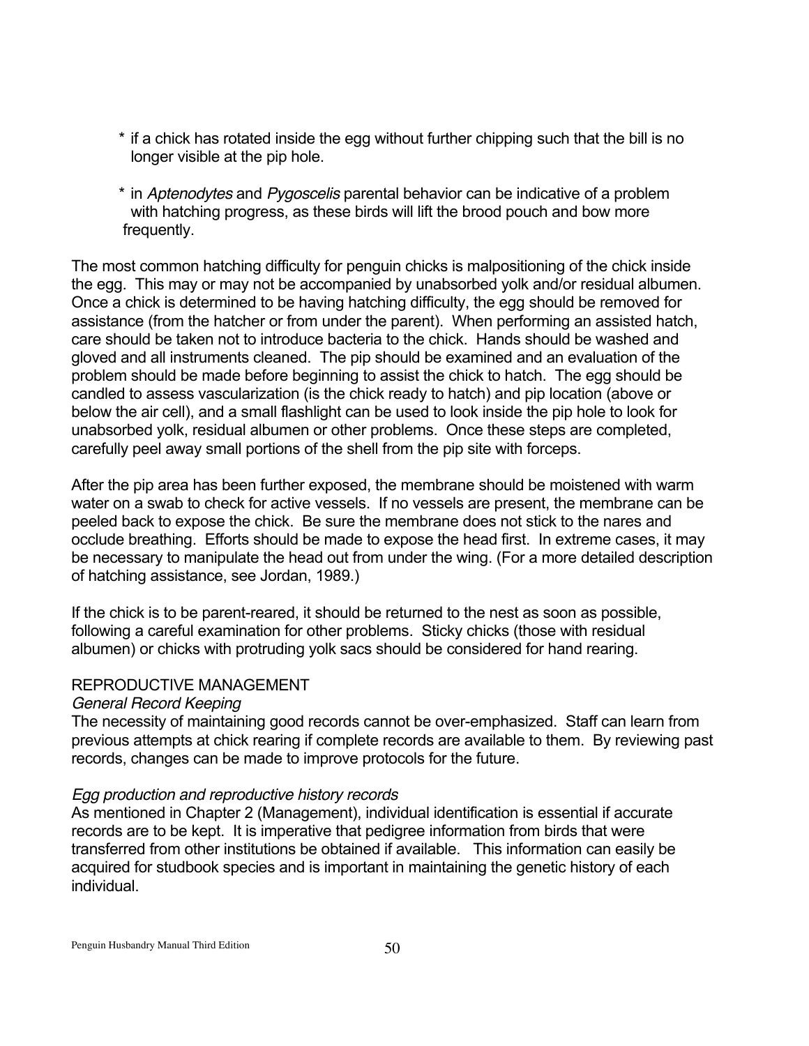* if a chick has rotated inside the egg without further chipping such that the bill is no longer visible at the pip hole.

* in *Aptenodytes* and *Pygoscelis* parental behavior can be indicative of a problem with hatching progress, as these birds will lift the brood pouch and bow more frequently.

The most common hatching difficulty for penguin chicks is malpositioning of the chick inside the egg. This may or may not be accompanied by unabsorbed yolk and/or residual albumen. Once a chick is determined to be having hatching difficulty, the egg should be removed for assistance (from the hatcher or from under the parent). When performing an assisted hatch, care should be taken not to introduce bacteria to the chick. Hands should be washed and gloved and all instruments cleaned. The pip should be examined and an evaluation of the problem should be made before beginning to assist the chick to hatch. The egg should be candled to assess vascularization (is the chick ready to hatch) and pip location (above or below the air cell), and a small flashlight can be used to look inside the pip hole to look for unabsorbed yolk, residual albumen or other problems. Once these steps are completed, carefully peel away small portions of the shell from the pip site with forceps.

After the pip area has been further exposed, the membrane should be moistened with warm water on a swab to check for active vessels. If no vessels are present, the membrane can be peeled back to expose the chick. Be sure the membrane does not stick to the nares and occlude breathing. Efforts should be made to expose the head first. In extreme cases, it may be necessary to manipulate the head out from under the wing. (For a more detailed description of hatching assistance, see Jordan, 1989.)

If the chick is to be parent-reared, it should be returned to the nest as soon as possible, following a careful examination for other problems. Sticky chicks (those with residual albumen) or chicks with protruding yolk sacs should be considered for hand rearing.

## REPRODUCTIVE MANAGEMENT

### *General Record Keeping*

The necessity of maintaining good records cannot be over-emphasized. Staff can learn from previous attempts at chick rearing if complete records are available to them. By reviewing past records, changes can be made to improve protocols for the future.

### *Egg production and reproductive history records*

As mentioned in Chapter 2 (Management), individual identification is essential if accurate records are to be kept. It is imperative that pedigree information from birds that were transferred from other institutions be obtained if available. This information can easily be acquired for studbook species and is important in maintaining the genetic history of each individual.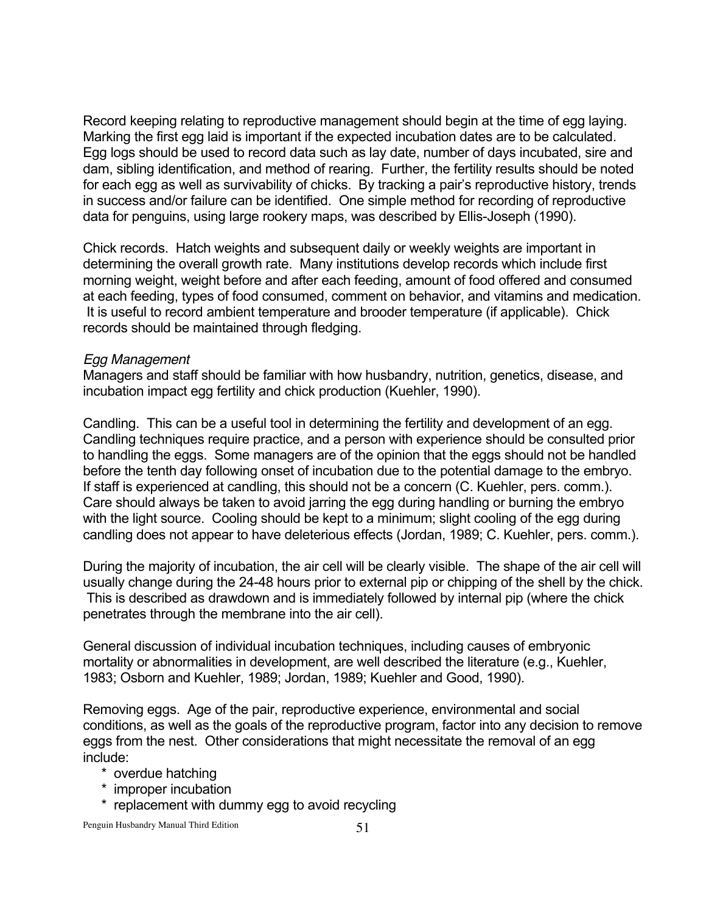Record keeping relating to reproductive management should begin at the time of egg laying. Marking the first egg laid is important if the expected incubation dates are to be calculated. Egg logs should be used to record data such as lay date, number of days incubated, sire and dam, sibling identification, and method of rearing. Further, the fertility results should be noted for each egg as well as survivability of chicks. By tracking a pair's reproductive history, trends in success and/or failure can be identified. One simple method for recording of reproductive data for penguins, using large rookery maps, was described by Ellis-Joseph (1990).

Chick records. Hatch weights and subsequent daily or weekly weights are important in determining the overall growth rate. Many institutions develop records which include first morning weight, weight before and after each feeding, amount of food offered and consumed at each feeding, types of food consumed, comment on behavior, and vitamins and medication. It is useful to record ambient temperature and brooder temperature (if applicable). Chick records should be maintained through fledging.

*Egg Management*

Managers and staff should be familiar with how husbandry, nutrition, genetics, disease, and incubation impact egg fertility and chick production (Kuehler, 1990).

Candling. This can be a useful tool in determining the fertility and development of an egg. Candling techniques require practice, and a person with experience should be consulted prior to handling the eggs. Some managers are of the opinion that the eggs should not be handled before the tenth day following onset of incubation due to the potential damage to the embryo. If staff is experienced at candling, this should not be a concern (C. Kuehler, pers. comm.). Care should always be taken to avoid jarring the egg during handling or burning the embryo with the light source. Cooling should be kept to a minimum; slight cooling of the egg during candling does not appear to have deleterious effects (Jordan, 1989; C. Kuehler, pers. comm.).

During the majority of incubation, the air cell will be clearly visible. The shape of the air cell will usually change during the 24-48 hours prior to external pip or chipping of the shell by the chick. This is described as drawdown and is immediately followed by internal pip (where the chick penetrates through the membrane into the air cell).

General discussion of individual incubation techniques, including causes of embryonic mortality or abnormalities in development, are well described the literature (e.g., Kuehler, 1983; Osborn and Kuehler, 1989; Jordan, 1989; Kuehler and Good, 1990).

Removing eggs. Age of the pair, reproductive experience, environmental and social conditions, as well as the goals of the reproductive program, factor into any decision to remove eggs from the nest. Other considerations that might necessitate the removal of an egg include:

* overdue hatching
* improper incubation
* replacement with dummy egg to avoid recycling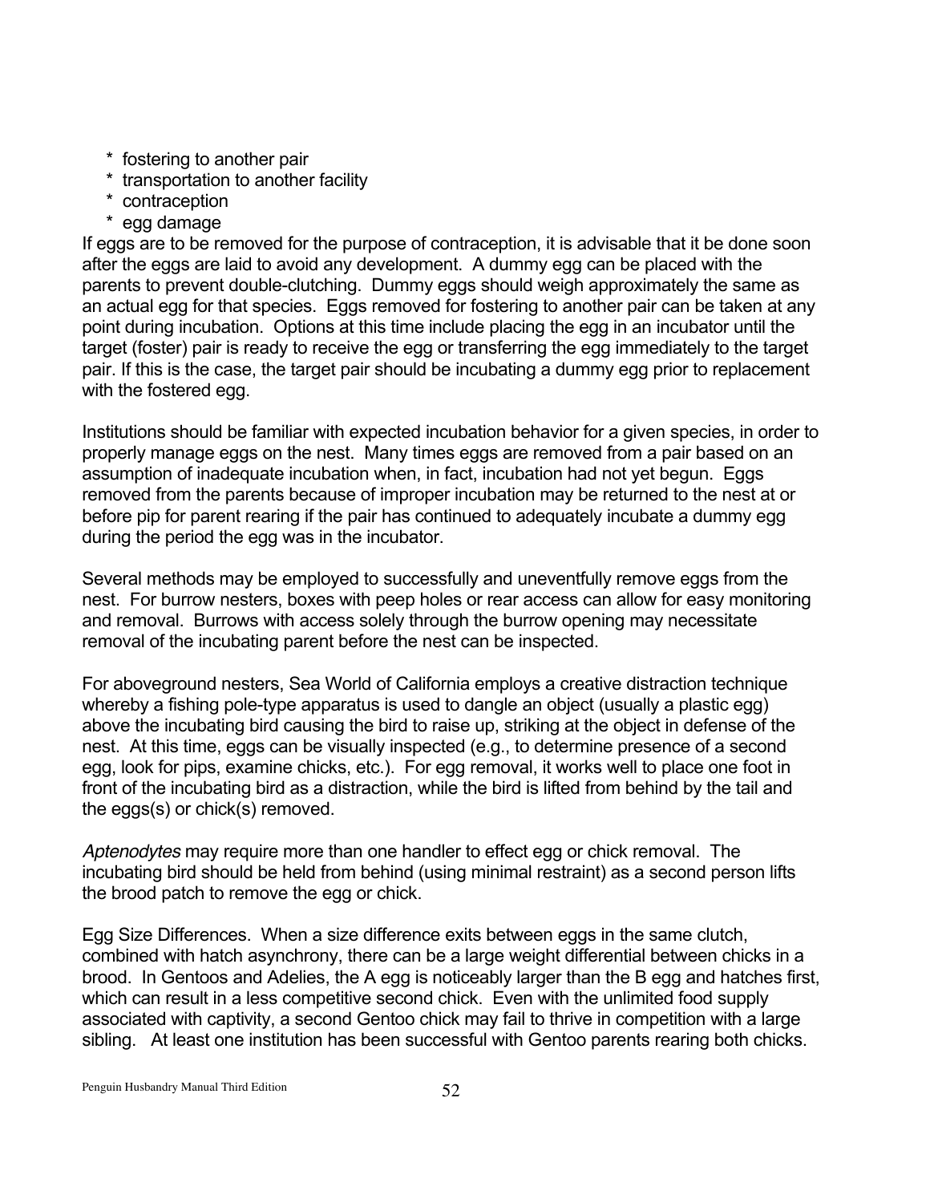* fostering to another pair
* transportation to another facility
* contraception
* egg damage

If eggs are to be removed for the purpose of contraception, it is advisable that it be done soon after the eggs are laid to avoid any development. A dummy egg can be placed with the parents to prevent double-clutching. Dummy eggs should weigh approximately the same as an actual egg for that species. Eggs removed for fostering to another pair can be taken at any point during incubation. Options at this time include placing the egg in an incubator until the target (foster) pair is ready to receive the egg or transferring the egg immediately to the target pair. If this is the case, the target pair should be incubating a dummy egg prior to replacement with the fostered egg.

Institutions should be familiar with expected incubation behavior for a given species, in order to properly manage eggs on the nest. Many times eggs are removed from a pair based on an assumption of inadequate incubation when, in fact, incubation had not yet begun. Eggs removed from the parents because of improper incubation may be returned to the nest at or before pip for parent rearing if the pair has continued to adequately incubate a dummy egg during the period the egg was in the incubator.

Several methods may be employed to successfully and uneventfully remove eggs from the nest. For burrow nesters, boxes with peep holes or rear access can allow for easy monitoring and removal. Burrows with access solely through the burrow opening may necessitate removal of the incubating parent before the nest can be inspected.

For aboveground nesters, Sea World of California employs a creative distraction technique whereby a fishing pole-type apparatus is used to dangle an object (usually a plastic egg) above the incubating bird causing the bird to raise up, striking at the object in defense of the nest. At this time, eggs can be visually inspected (e.g., to determine presence of a second egg, look for pips, examine chicks, etc.). For egg removal, it works well to place one foot in front of the incubating bird as a distraction, while the bird is lifted from behind by the tail and the eggs(s) or chick(s) removed.

*Aptenodytes* may require more than one handler to effect egg or chick removal. The incubating bird should be held from behind (using minimal restraint) as a second person lifts the brood patch to remove the egg or chick.

Egg Size Differences. When a size difference exits between eggs in the same clutch, combined with hatch asynchrony, there can be a large weight differential between chicks in a brood. In Gentoos and Adelies, the A egg is noticeably larger than the B egg and hatches first, which can result in a less competitive second chick. Even with the unlimited food supply associated with captivity, a second Gentoo chick may fail to thrive in competition with a large sibling. At least one institution has been successful with Gentoo parents rearing both chicks.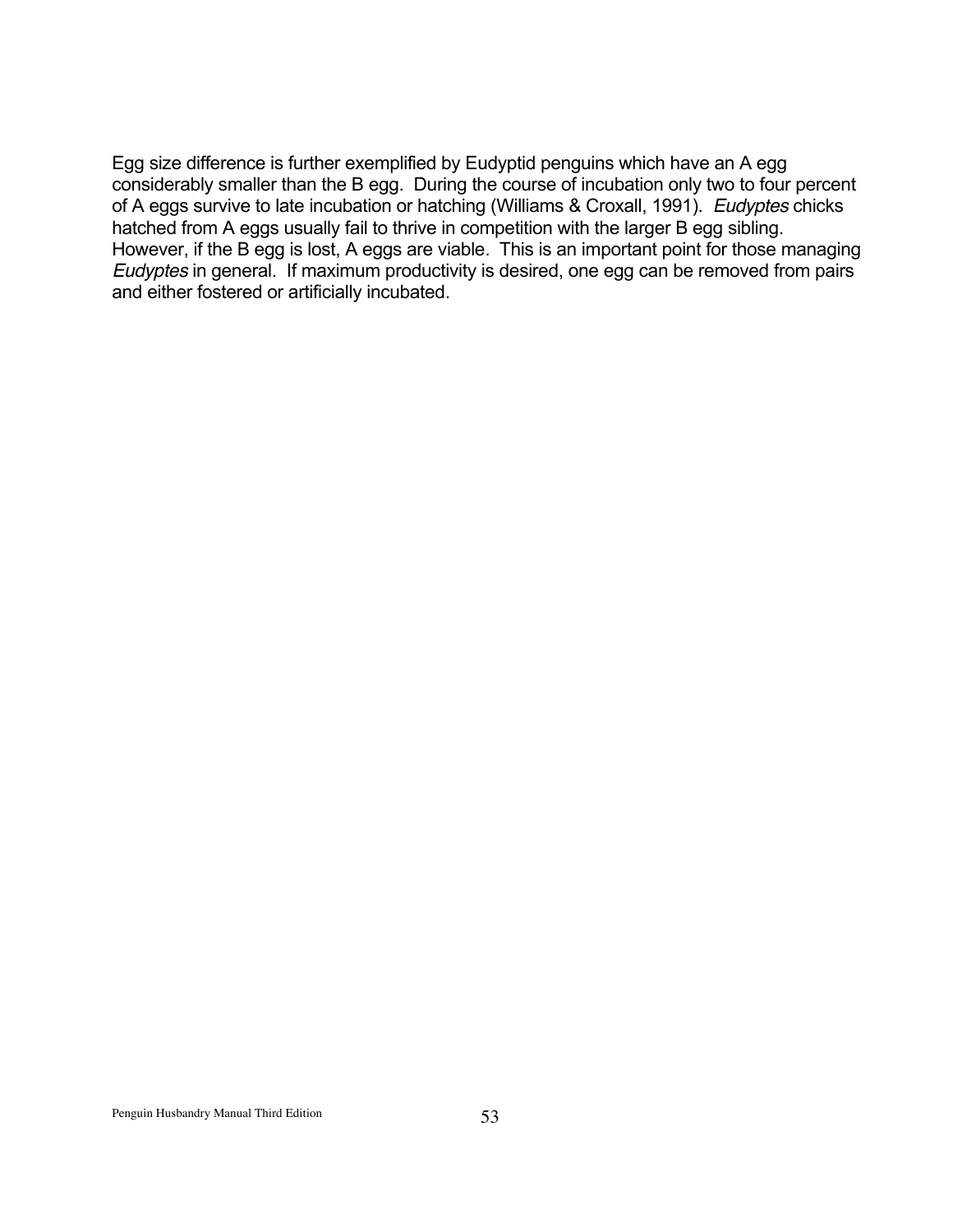Egg size difference is further exemplified by Eudyptid penguins which have an A egg considerably smaller than the B egg. During the course of incubation only two to four percent of A eggs survive to late incubation or hatching (Williams & Croxall, 1991). *Eudyptes* chicks hatched from A eggs usually fail to thrive in competition with the larger B egg sibling. However, if the B egg is lost, A eggs are viable. This is an important point for those managing *Eudyptes* in general. If maximum productivity is desired, one egg can be removed from pairs and either fostered or artificially incubated.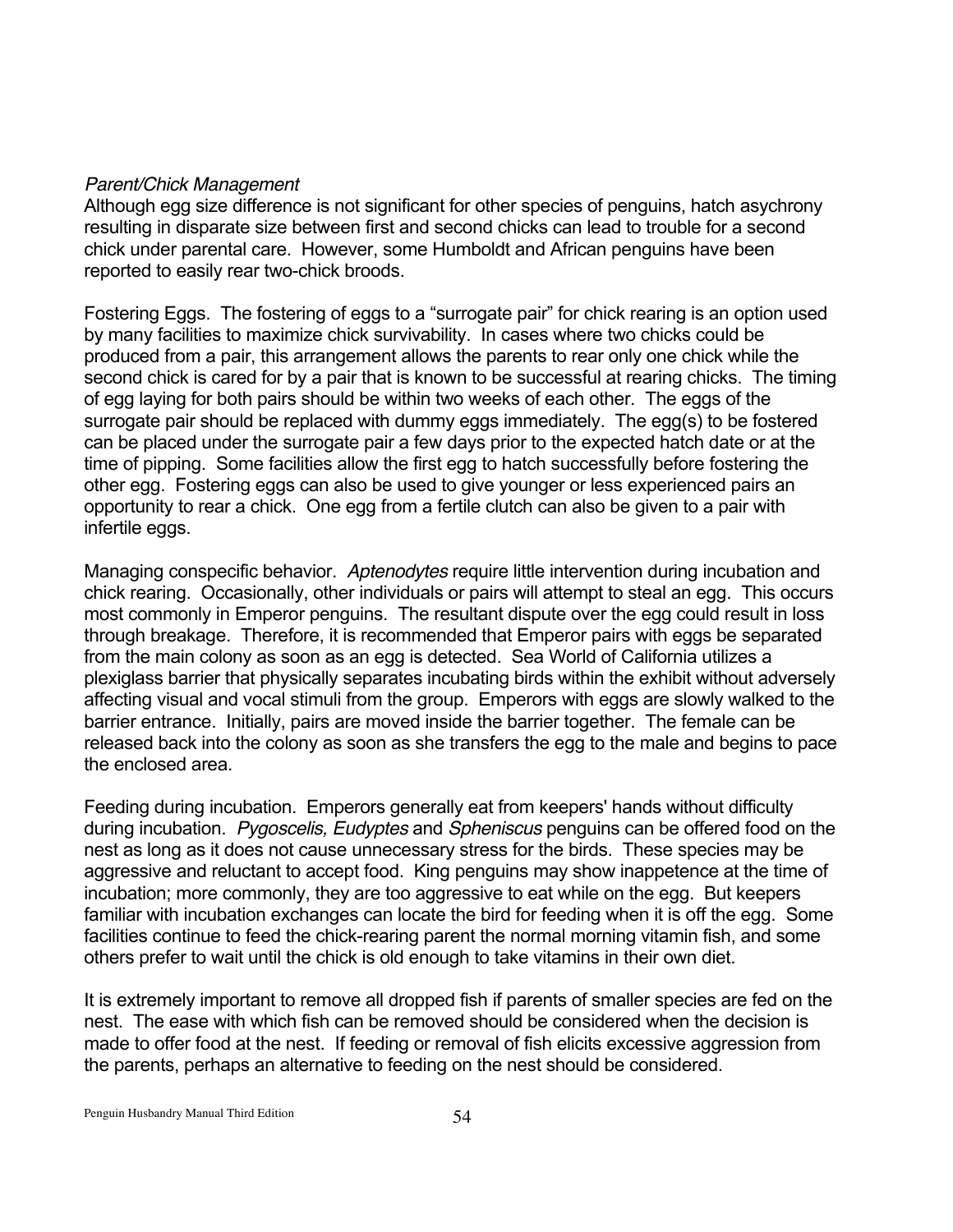*Parent/Chick Management*

Although egg size difference is not significant for other species of penguins, hatch asychrony resulting in disparate size between first and second chicks can lead to trouble for a second chick under parental care. However, some Humboldt and African penguins have been reported to easily rear two-chick broods.

Fostering Eggs. The fostering of eggs to a "surrogate pair" for chick rearing is an option used by many facilities to maximize chick survivability. In cases where two chicks could be produced from a pair, this arrangement allows the parents to rear only one chick while the second chick is cared for by a pair that is known to be successful at rearing chicks. The timing of egg laying for both pairs should be within two weeks of each other. The eggs of the surrogate pair should be replaced with dummy eggs immediately. The egg(s) to be fostered can be placed under the surrogate pair a few days prior to the expected hatch date or at the time of pipping. Some facilities allow the first egg to hatch successfully before fostering the other egg. Fostering eggs can also be used to give younger or less experienced pairs an opportunity to rear a chick. One egg from a fertile clutch can also be given to a pair with infertile eggs.

Managing conspecific behavior. *Aptenodytes* require little intervention during incubation and chick rearing. Occasionally, other individuals or pairs will attempt to steal an egg. This occurs most commonly in Emperor penguins. The resultant dispute over the egg could result in loss through breakage. Therefore, it is recommended that Emperor pairs with eggs be separated from the main colony as soon as an egg is detected. Sea World of California utilizes a plexiglass barrier that physically separates incubating birds within the exhibit without adversely affecting visual and vocal stimuli from the group. Emperors with eggs are slowly walked to the barrier entrance. Initially, pairs are moved inside the barrier together. The female can be released back into the colony as soon as she transfers the egg to the male and begins to pace the enclosed area.

Feeding during incubation. Emperors generally eat from keepers' hands without difficulty during incubation. *Pygoscelis, Eudyptes* and *Spheniscus* penguins can be offered food on the nest as long as it does not cause unnecessary stress for the birds. These species may be aggressive and reluctant to accept food. King penguins may show inappetence at the time of incubation; more commonly, they are too aggressive to eat while on the egg. But keepers familiar with incubation exchanges can locate the bird for feeding when it is off the egg. Some facilities continue to feed the chick-rearing parent the normal morning vitamin fish, and some others prefer to wait until the chick is old enough to take vitamins in their own diet.

It is extremely important to remove all dropped fish if parents of smaller species are fed on the nest. The ease with which fish can be removed should be considered when the decision is made to offer food at the nest. If feeding or removal of fish elicits excessive aggression from the parents, perhaps an alternative to feeding on the nest should be considered.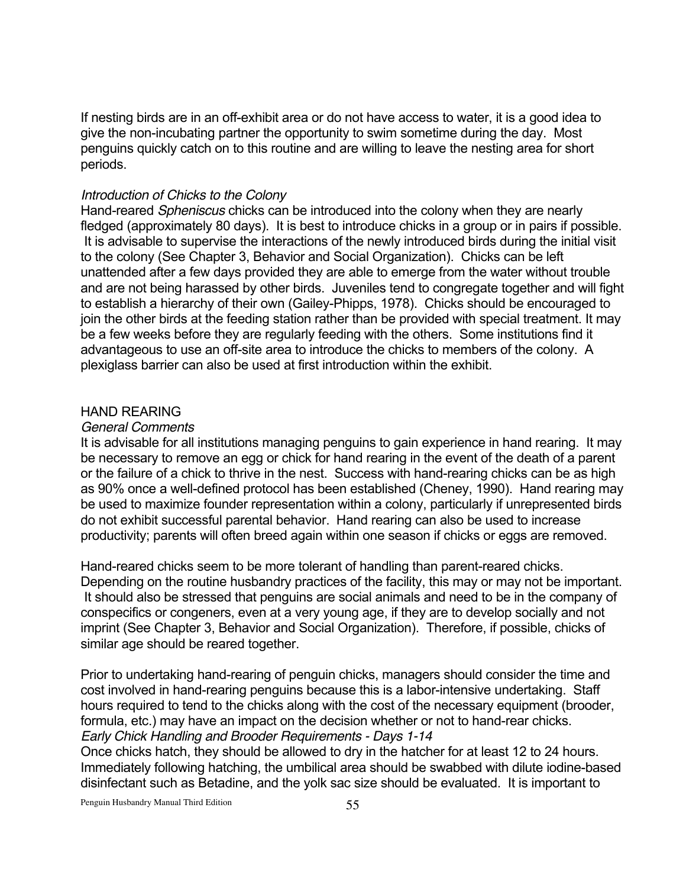If nesting birds are in an off-exhibit area or do not have access to water, it is a good idea to give the non-incubating partner the opportunity to swim sometime during the day. Most penguins quickly catch on to this routine and are willing to leave the nesting area for short periods.

*Introduction of Chicks to the Colony*

Hand-reared *Spheniscus* chicks can be introduced into the colony when they are nearly fledged (approximately 80 days). It is best to introduce chicks in a group or in pairs if possible. It is advisable to supervise the interactions of the newly introduced birds during the initial visit to the colony (See Chapter 3, Behavior and Social Organization). Chicks can be left unattended after a few days provided they are able to emerge from the water without trouble and are not being harassed by other birds. Juveniles tend to congregate together and will fight to establish a hierarchy of their own (Gailey-Phipps, 1978). Chicks should be encouraged to join the other birds at the feeding station rather than be provided with special treatment. It may be a few weeks before they are regularly feeding with the others. Some institutions find it advantageous to use an off-site area to introduce the chicks to members of the colony. A plexiglass barrier can also be used at first introduction within the exhibit.

## HAND REARING

*General Comments*

It is advisable for all institutions managing penguins to gain experience in hand rearing. It may be necessary to remove an egg or chick for hand rearing in the event of the death of a parent or the failure of a chick to thrive in the nest. Success with hand-rearing chicks can be as high as 90% once a well-defined protocol has been established (Cheney, 1990). Hand rearing may be used to maximize founder representation within a colony, particularly if unrepresented birds do not exhibit successful parental behavior. Hand rearing can also be used to increase productivity; parents will often breed again within one season if chicks or eggs are removed.

Hand-reared chicks seem to be more tolerant of handling than parent-reared chicks. Depending on the routine husbandry practices of the facility, this may or may not be important. It should also be stressed that penguins are social animals and need to be in the company of conspecifics or congeners, even at a very young age, if they are to develop socially and not imprint (See Chapter 3, Behavior and Social Organization). Therefore, if possible, chicks of similar age should be reared together.

Prior to undertaking hand-rearing of penguin chicks, managers should consider the time and cost involved in hand-rearing penguins because this is a labor-intensive undertaking. Staff hours required to tend to the chicks along with the cost of the necessary equipment (brooder, formula, etc.) may have an impact on the decision whether or not to hand-rear chicks.

*Early Chick Handling and Brooder Requirements - Days 1-14*

Once chicks hatch, they should be allowed to dry in the hatcher for at least 12 to 24 hours. Immediately following hatching, the umbilical area should be swabbed with dilute iodine-based disinfectant such as Betadine, and the yolk sac size should be evaluated. It is important to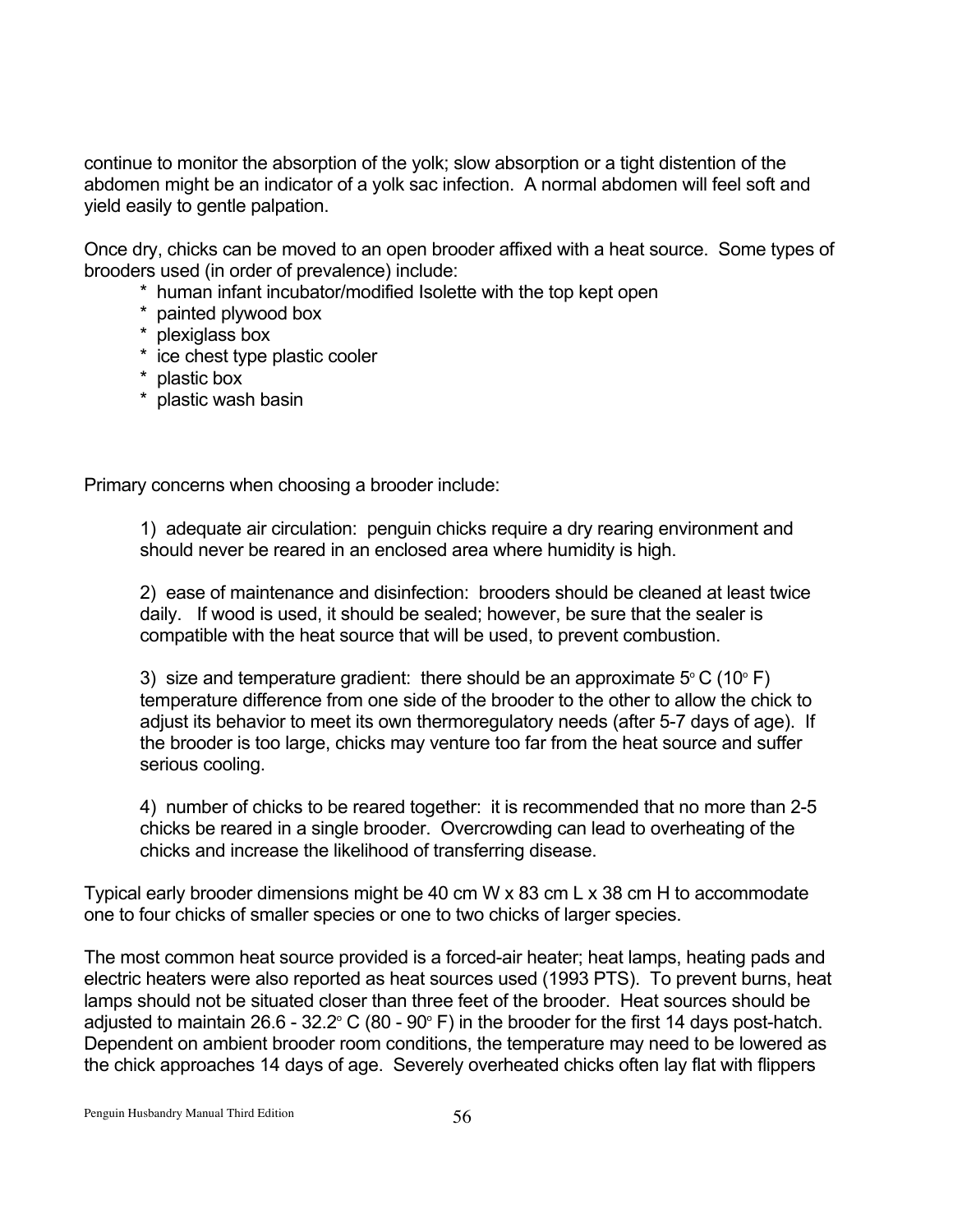continue to monitor the absorption of the yolk; slow absorption or a tight distention of the abdomen might be an indicator of a yolk sac infection. A normal abdomen will feel soft and yield easily to gentle palpation.

Once dry, chicks can be moved to an open brooder affixed with a heat source. Some types of brooders used (in order of prevalence) include:

* human infant incubator/modified Isolette with the top kept open
* painted plywood box
* plexiglass box
* ice chest type plastic cooler
* plastic box
* plastic wash basin

Primary concerns when choosing a brooder include:

1) adequate air circulation: penguin chicks require a dry rearing environment and should never be reared in an enclosed area where humidity is high.

2) ease of maintenance and disinfection: brooders should be cleaned at least twice daily. If wood is used, it should be sealed; however, be sure that the sealer is compatible with the heat source that will be used, to prevent combustion.

3) size and temperature gradient: there should be an approximate 5° C (10° F) temperature difference from one side of the brooder to the other to allow the chick to adjust its behavior to meet its own thermoregulatory needs (after 5-7 days of age). If the brooder is too large, chicks may venture too far from the heat source and suffer serious cooling.

4) number of chicks to be reared together: it is recommended that no more than 2-5 chicks be reared in a single brooder. Overcrowding can lead to overheating of the chicks and increase the likelihood of transferring disease.

Typical early brooder dimensions might be 40 cm W x 83 cm L x 38 cm H to accommodate one to four chicks of smaller species or one to two chicks of larger species.

The most common heat source provided is a forced-air heater; heat lamps, heating pads and electric heaters were also reported as heat sources used (1993 PTS). To prevent burns, heat lamps should not be situated closer than three feet of the brooder. Heat sources should be adjusted to maintain 26.6 - 32.2° C (80 - 90° F) in the brooder for the first 14 days post-hatch. Dependent on ambient brooder room conditions, the temperature may need to be lowered as the chick approaches 14 days of age. Severely overheated chicks often lay flat with flippers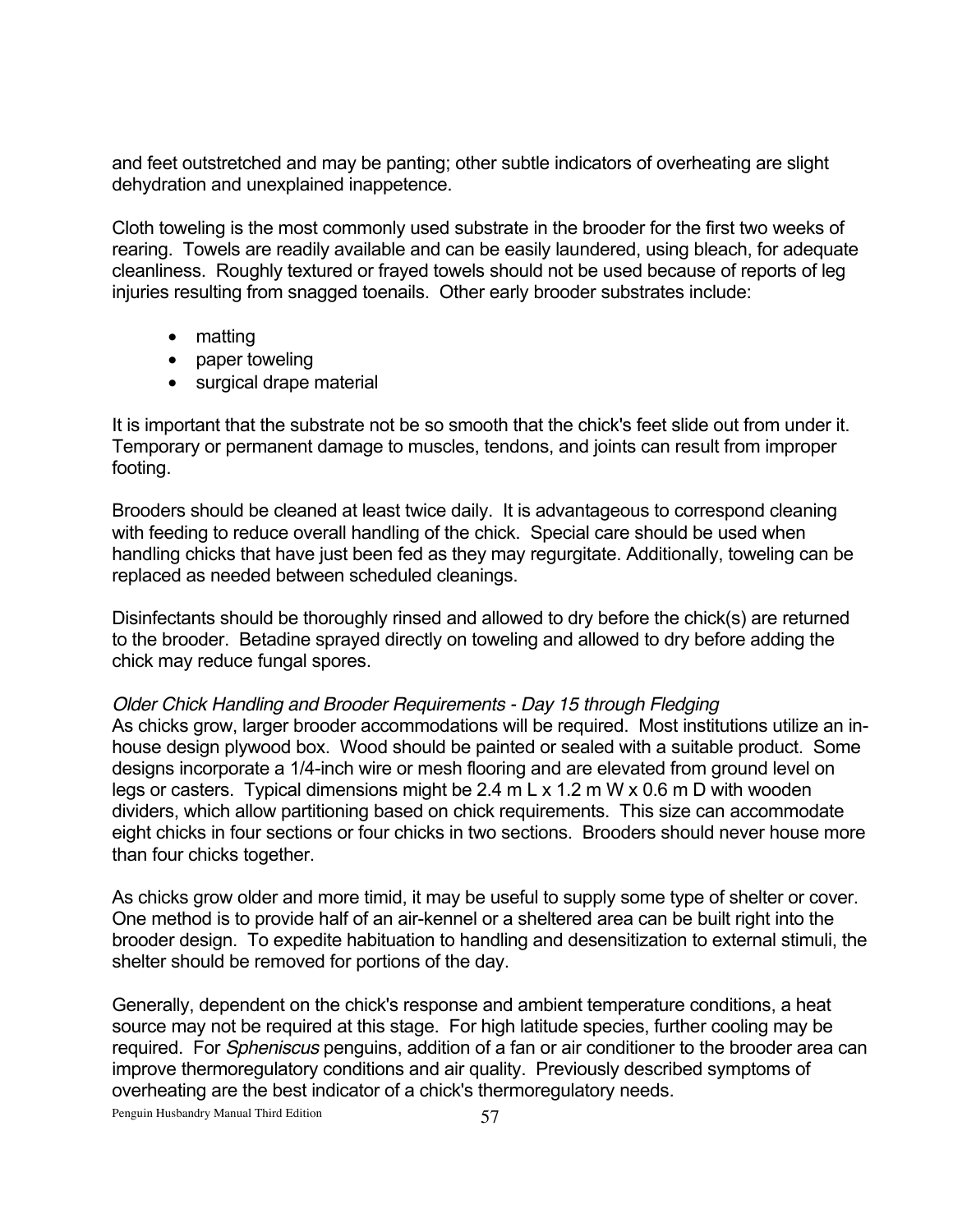and feet outstretched and may be panting; other subtle indicators of overheating are slight dehydration and unexplained inappetence.

Cloth toweling is the most commonly used substrate in the brooder for the first two weeks of rearing. Towels are readily available and can be easily laundered, using bleach, for adequate cleanliness. Roughly textured or frayed towels should not be used because of reports of leg injuries resulting from snagged toenails. Other early brooder substrates include:

- matting
- paper toweling
- surgical drape material

It is important that the substrate not be so smooth that the chick's feet slide out from under it. Temporary or permanent damage to muscles, tendons, and joints can result from improper footing.

Brooders should be cleaned at least twice daily. It is advantageous to correspond cleaning with feeding to reduce overall handling of the chick. Special care should be used when handling chicks that have just been fed as they may regurgitate. Additionally, toweling can be replaced as needed between scheduled cleanings.

Disinfectants should be thoroughly rinsed and allowed to dry before the chick(s) are returned to the brooder. Betadine sprayed directly on toweling and allowed to dry before adding the chick may reduce fungal spores.

*Older Chick Handling and Brooder Requirements - Day 15 through Fledging*
As chicks grow, larger brooder accommodations will be required. Most institutions utilize an in-house design plywood box. Wood should be painted or sealed with a suitable product. Some designs incorporate a 1/4-inch wire or mesh flooring and are elevated from ground level on legs or casters. Typical dimensions might be 2.4 m L x 1.2 m W x 0.6 m D with wooden dividers, which allow partitioning based on chick requirements. This size can accommodate eight chicks in four sections or four chicks in two sections. Brooders should never house more than four chicks together.

As chicks grow older and more timid, it may be useful to supply some type of shelter or cover. One method is to provide half of an air-kennel or a sheltered area can be built right into the brooder design. To expedite habituation to handling and desensitization to external stimuli, the shelter should be removed for portions of the day.

Generally, dependent on the chick's response and ambient temperature conditions, a heat source may not be required at this stage. For high latitude species, further cooling may be required. For *Spheniscus* penguins, addition of a fan or air conditioner to the brooder area can improve thermoregulatory conditions and air quality. Previously described symptoms of overheating are the best indicator of a chick's thermoregulatory needs.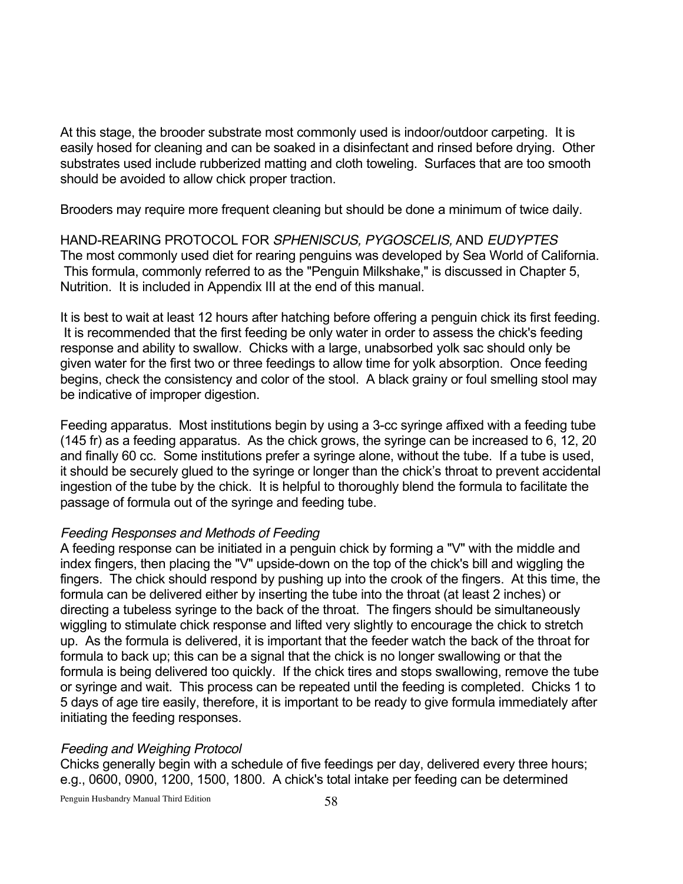At this stage, the brooder substrate most commonly used is indoor/outdoor carpeting. It is easily hosed for cleaning and can be soaked in a disinfectant and rinsed before drying. Other substrates used include rubberized matting and cloth toweling. Surfaces that are too smooth should be avoided to allow chick proper traction.

Brooders may require more frequent cleaning but should be done a minimum of twice daily.

## HAND-REARING PROTOCOL FOR *SPHENISCUS, PYGOSCELIS,* AND *EUDYPTES*

The most commonly used diet for rearing penguins was developed by Sea World of California. This formula, commonly referred to as the "Penguin Milkshake," is discussed in Chapter 5, Nutrition. It is included in Appendix III at the end of this manual.

It is best to wait at least 12 hours after hatching before offering a penguin chick its first feeding. It is recommended that the first feeding be only water in order to assess the chick's feeding response and ability to swallow. Chicks with a large, unabsorbed yolk sac should only be given water for the first two or three feedings to allow time for yolk absorption. Once feeding begins, check the consistency and color of the stool. A black grainy or foul smelling stool may be indicative of improper digestion.

Feeding apparatus. Most institutions begin by using a 3-cc syringe affixed with a feeding tube (145 fr) as a feeding apparatus. As the chick grows, the syringe can be increased to 6, 12, 20 and finally 60 cc. Some institutions prefer a syringe alone, without the tube. If a tube is used, it should be securely glued to the syringe or longer than the chick's throat to prevent accidental ingestion of the tube by the chick. It is helpful to thoroughly blend the formula to facilitate the passage of formula out of the syringe and feeding tube.

### *Feeding Responses and Methods of Feeding*

A feeding response can be initiated in a penguin chick by forming a "V" with the middle and index fingers, then placing the "V" upside-down on the top of the chick's bill and wiggling the fingers. The chick should respond by pushing up into the crook of the fingers. At this time, the formula can be delivered either by inserting the tube into the throat (at least 2 inches) or directing a tubeless syringe to the back of the throat. The fingers should be simultaneously wiggling to stimulate chick response and lifted very slightly to encourage the chick to stretch up. As the formula is delivered, it is important that the feeder watch the back of the throat for formula to back up; this can be a signal that the chick is no longer swallowing or that the formula is being delivered too quickly. If the chick tires and stops swallowing, remove the tube or syringe and wait. This process can be repeated until the feeding is completed. Chicks 1 to 5 days of age tire easily, therefore, it is important to be ready to give formula immediately after initiating the feeding responses.

### *Feeding and Weighing Protocol*

Chicks generally begin with a schedule of five feedings per day, delivered every three hours; e.g., 0600, 0900, 1200, 1500, 1800. A chick's total intake per feeding can be determined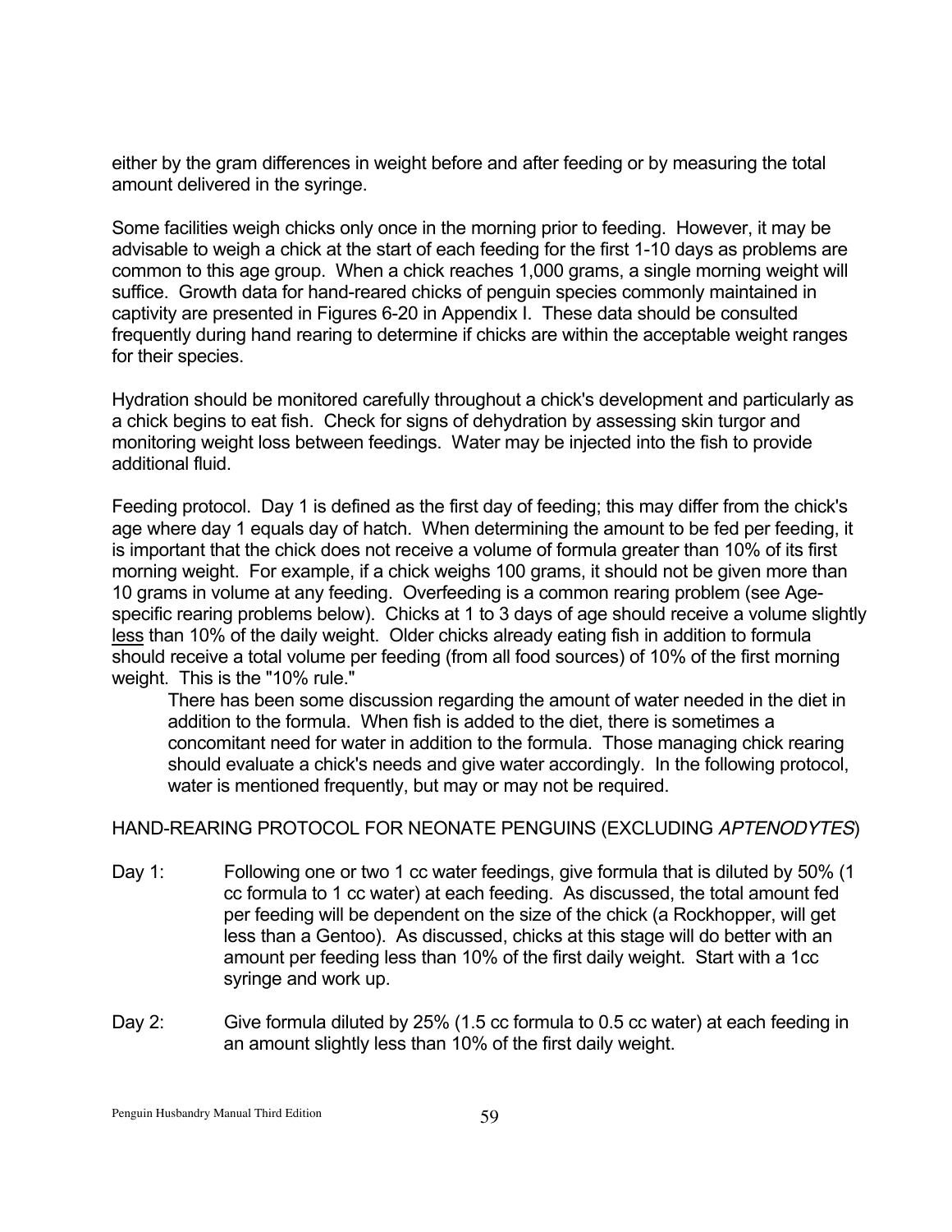either by the gram differences in weight before and after feeding or by measuring the total amount delivered in the syringe.

Some facilities weigh chicks only once in the morning prior to feeding. However, it may be advisable to weigh a chick at the start of each feeding for the first 1-10 days as problems are common to this age group. When a chick reaches 1,000 grams, a single morning weight will suffice. Growth data for hand-reared chicks of penguin species commonly maintained in captivity are presented in Figures 6-20 in Appendix I. These data should be consulted frequently during hand rearing to determine if chicks are within the acceptable weight ranges for their species.

Hydration should be monitored carefully throughout a chick's development and particularly as a chick begins to eat fish. Check for signs of dehydration by assessing skin turgor and monitoring weight loss between feedings. Water may be injected into the fish to provide additional fluid.

Feeding protocol. Day 1 is defined as the first day of feeding; this may differ from the chick's age where day 1 equals day of hatch. When determining the amount to be fed per feeding, it is important that the chick does not receive a volume of formula greater than 10% of its first morning weight. For example, if a chick weighs 100 grams, it should not be given more than 10 grams in volume at any feeding. Overfeeding is a common rearing problem (see Age-specific rearing problems below). Chicks at 1 to 3 days of age should receive a volume slightly <u>less</u> than 10% of the daily weight. Older chicks already eating fish in addition to formula should receive a total volume per feeding (from all food sources) of 10% of the first morning weight. This is the "10% rule."

> There has been some discussion regarding the amount of water needed in the diet in addition to the formula. When fish is added to the diet, there is sometimes a concomitant need for water in addition to the formula. Those managing chick rearing should evaluate a chick's needs and give water accordingly. In the following protocol, water is mentioned frequently, but may or may not be required.

HAND-REARING PROTOCOL FOR NEONATE PENGUINS (EXCLUDING *APTENODYTES*)

Day 1: Following one or two 1 cc water feedings, give formula that is diluted by 50% (1 cc formula to 1 cc water) at each feeding. As discussed, the total amount fed per feeding will be dependent on the size of the chick (a Rockhopper, will get less than a Gentoo). As discussed, chicks at this stage will do better with an amount per feeding less than 10% of the first daily weight. Start with a 1cc syringe and work up.

Day 2: Give formula diluted by 25% (1.5 cc formula to 0.5 cc water) at each feeding in an amount slightly less than 10% of the first daily weight.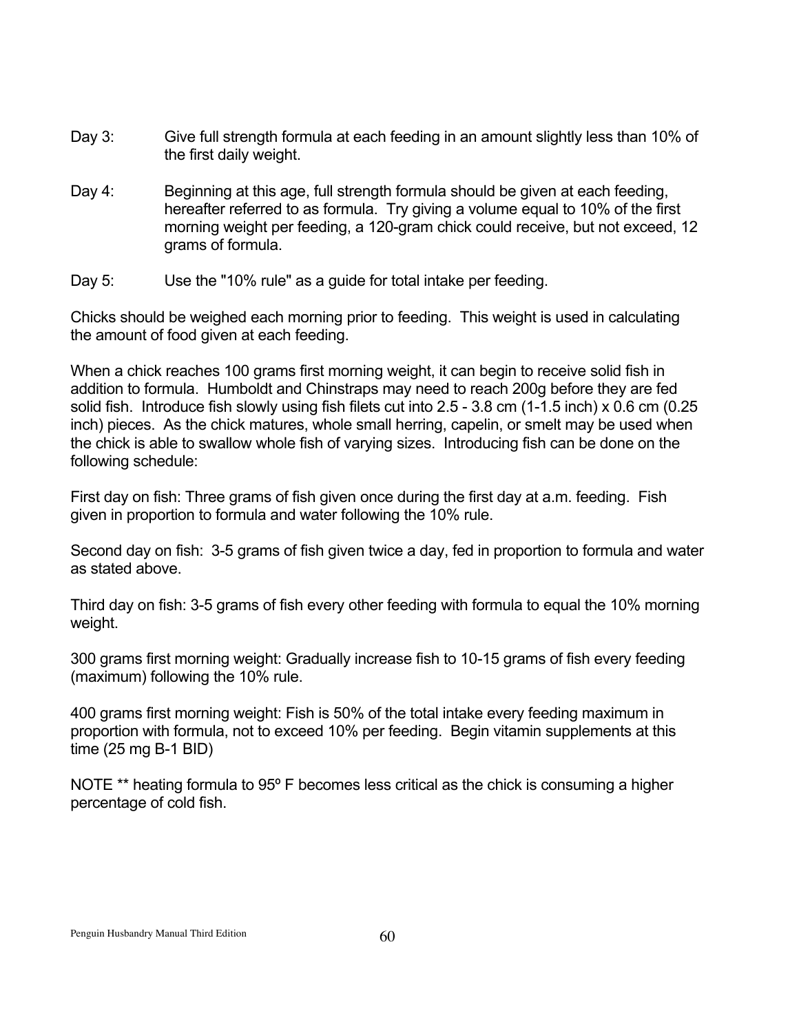Day 3: Give full strength formula at each feeding in an amount slightly less than 10% of the first daily weight.

Day 4: Beginning at this age, full strength formula should be given at each feeding, hereafter referred to as formula. Try giving a volume equal to 10% of the first morning weight per feeding, a 120-gram chick could receive, but not exceed, 12 grams of formula.

Day 5: Use the "10% rule" as a guide for total intake per feeding.

Chicks should be weighed each morning prior to feeding. This weight is used in calculating the amount of food given at each feeding.

When a chick reaches 100 grams first morning weight, it can begin to receive solid fish in addition to formula. Humboldt and Chinstraps may need to reach 200g before they are fed solid fish. Introduce fish slowly using fish filets cut into 2.5 - 3.8 cm (1-1.5 inch) x 0.6 cm (0.25 inch) pieces. As the chick matures, whole small herring, capelin, or smelt may be used when the chick is able to swallow whole fish of varying sizes. Introducing fish can be done on the following schedule:

First day on fish: Three grams of fish given once during the first day at a.m. feeding. Fish given in proportion to formula and water following the 10% rule.

Second day on fish: 3-5 grams of fish given twice a day, fed in proportion to formula and water as stated above.

Third day on fish: 3-5 grams of fish every other feeding with formula to equal the 10% morning weight.

300 grams first morning weight: Gradually increase fish to 10-15 grams of fish every feeding (maximum) following the 10% rule.

400 grams first morning weight: Fish is 50% of the total intake every feeding maximum in proportion with formula, not to exceed 10% per feeding. Begin vitamin supplements at this time (25 mg B-1 BID)

NOTE ** heating formula to 95º F becomes less critical as the chick is consuming a higher percentage of cold fish.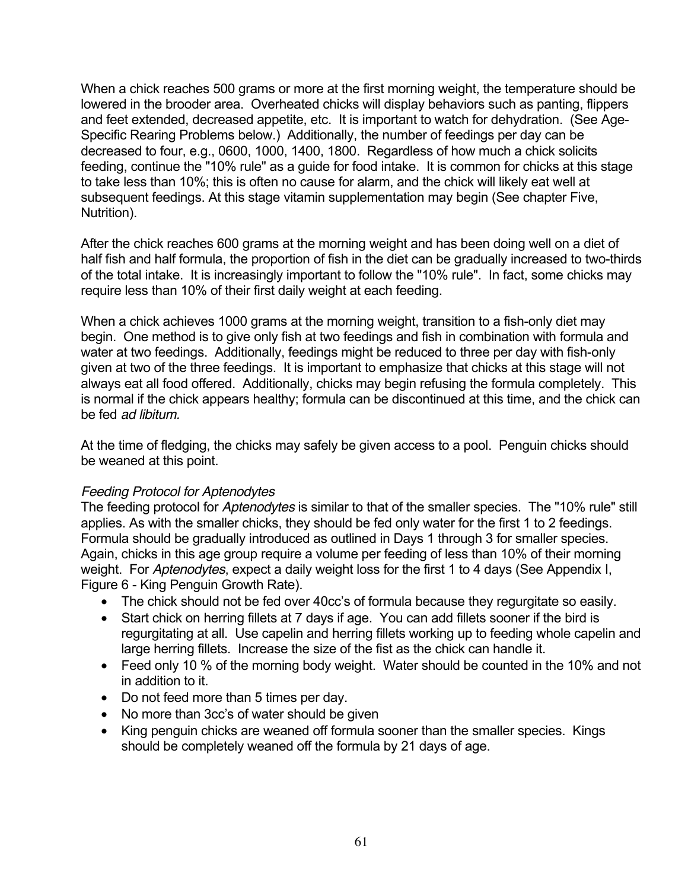When a chick reaches 500 grams or more at the first morning weight, the temperature should be lowered in the brooder area. Overheated chicks will display behaviors such as panting, flippers and feet extended, decreased appetite, etc. It is important to watch for dehydration. (See Age-Specific Rearing Problems below.) Additionally, the number of feedings per day can be decreased to four, e.g., 0600, 1000, 1400, 1800. Regardless of how much a chick solicits feeding, continue the "10% rule" as a guide for food intake. It is common for chicks at this stage to take less than 10%; this is often no cause for alarm, and the chick will likely eat well at subsequent feedings. At this stage vitamin supplementation may begin (See chapter Five, Nutrition).

After the chick reaches 600 grams at the morning weight and has been doing well on a diet of half fish and half formula, the proportion of fish in the diet can be gradually increased to two-thirds of the total intake. It is increasingly important to follow the "10% rule". In fact, some chicks may require less than 10% of their first daily weight at each feeding.

When a chick achieves 1000 grams at the morning weight, transition to a fish-only diet may begin. One method is to give only fish at two feedings and fish in combination with formula and water at two feedings. Additionally, feedings might be reduced to three per day with fish-only given at two of the three feedings. It is important to emphasize that chicks at this stage will not always eat all food offered. Additionally, chicks may begin refusing the formula completely. This is normal if the chick appears healthy; formula can be discontinued at this time, and the chick can be fed *ad libitum.*

At the time of fledging, the chicks may safely be given access to a pool. Penguin chicks should be weaned at this point.

*Feeding Protocol for Aptenodytes*

The feeding protocol for *Aptenodytes* is similar to that of the smaller species. The "10% rule" still applies. As with the smaller chicks, they should be fed only water for the first 1 to 2 feedings. Formula should be gradually introduced as outlined in Days 1 through 3 for smaller species. Again, chicks in this age group require a volume per feeding of less than 10% of their morning weight. For *Aptenodytes*, expect a daily weight loss for the first 1 to 4 days (See Appendix I, Figure 6 - King Penguin Growth Rate).

- The chick should not be fed over 40cc's of formula because they regurgitate so easily.
- Start chick on herring fillets at 7 days if age. You can add fillets sooner if the bird is regurgitating at all. Use capelin and herring fillets working up to feeding whole capelin and large herring fillets. Increase the size of the fist as the chick can handle it.
- Feed only 10 % of the morning body weight. Water should be counted in the 10% and not in addition to it.
- Do not feed more than 5 times per day.
- No more than 3cc's of water should be given
- King penguin chicks are weaned off formula sooner than the smaller species. Kings should be completely weaned off the formula by 21 days of age.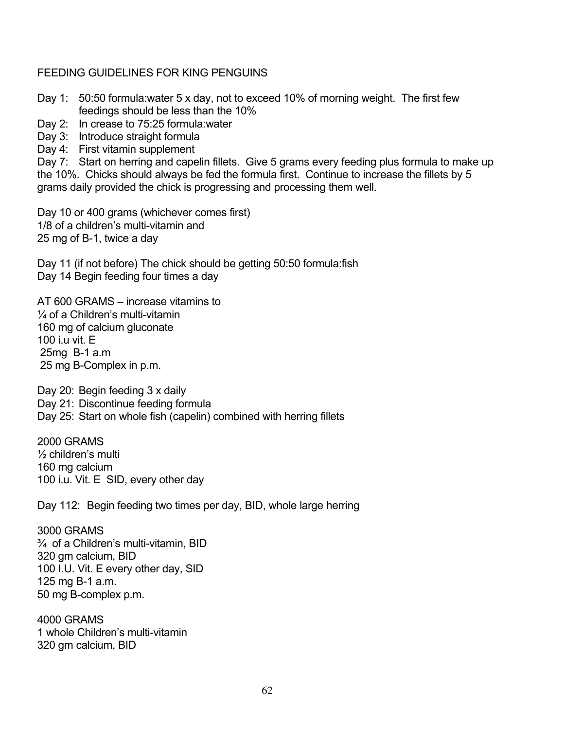FEEDING GUIDELINES FOR KING PENGUINS

Day 1: 50:50 formula:water 5 x day, not to exceed 10% of morning weight. The first few feedings should be less than the 10%

Day 2: In crease to 75:25 formula:water

Day 3: Introduce straight formula

Day 4: First vitamin supplement

Day 7: Start on herring and capelin fillets. Give 5 grams every feeding plus formula to make up the 10%. Chicks should always be fed the formula first. Continue to increase the fillets by 5 grams daily provided the chick is progressing and processing them well.

Day 10 or 400 grams (whichever comes first)
1/8 of a children's multi-vitamin and
25 mg of B-1, twice a day

Day 11 (if not before) The chick should be getting 50:50 formula:fish
Day 14 Begin feeding four times a day

AT 600 GRAMS – increase vitamins to
¼ of a Children's multi-vitamin
160 mg of calcium gluconate
100 i.u vit. E
25mg B-1 a.m
25 mg B-Complex in p.m.

Day 20: Begin feeding 3 x daily
Day 21: Discontinue feeding formula
Day 25: Start on whole fish (capelin) combined with herring fillets

2000 GRAMS
½ children's multi
160 mg calcium
100 i.u. Vit. E SID, every other day

Day 112: Begin feeding two times per day, BID, whole large herring

3000 GRAMS
¾ of a Children's multi-vitamin, BID
320 gm calcium, BID
100 I.U. Vit. E every other day, SID
125 mg B-1 a.m.
50 mg B-complex p.m.

4000 GRAMS
1 whole Children's multi-vitamin
320 gm calcium, BID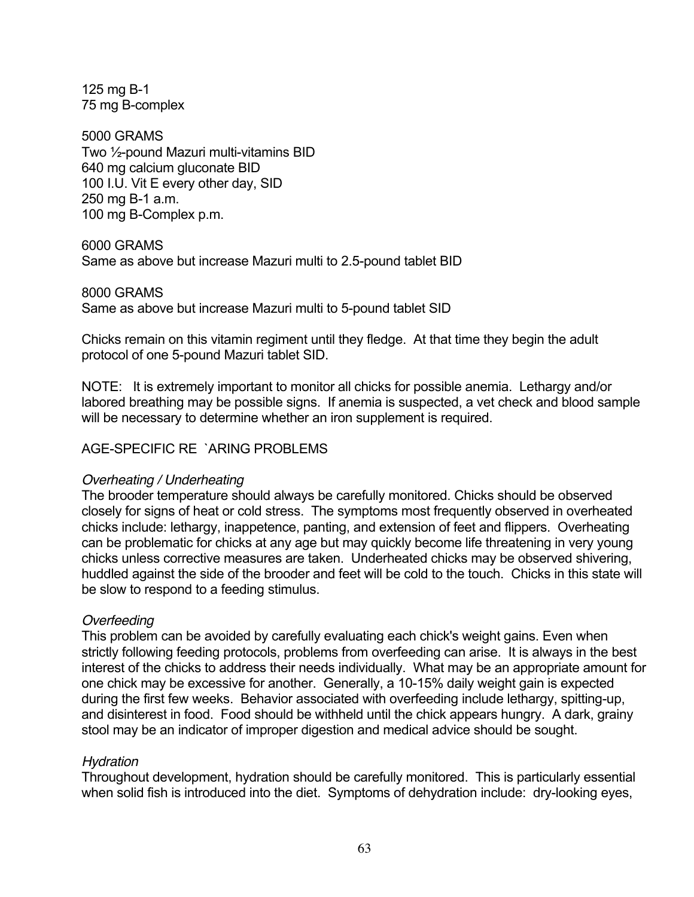125 mg B-1
75 mg B-complex

5000 GRAMS
Two ½-pound Mazuri multi-vitamins BID
640 mg calcium gluconate BID
100 I.U. Vit E every other day, SID
250 mg B-1 a.m.
100 mg B-Complex p.m.

6000 GRAMS
Same as above but increase Mazuri multi to 2.5-pound tablet BID

8000 GRAMS
Same as above but increase Mazuri multi to 5-pound tablet SID

Chicks remain on this vitamin regiment until they fledge. At that time they begin the adult protocol of one 5-pound Mazuri tablet SID.

NOTE: It is extremely important to monitor all chicks for possible anemia. Lethargy and/or labored breathing may be possible signs. If anemia is suspected, a vet check and blood sample will be necessary to determine whether an iron supplement is required.

## AGE-SPECIFIC RE `ARING PROBLEMS

*Overheating / Underheating*
The brooder temperature should always be carefully monitored. Chicks should be observed closely for signs of heat or cold stress. The symptoms most frequently observed in overheated chicks include: lethargy, inappetence, panting, and extension of feet and flippers. Overheating can be problematic for chicks at any age but may quickly become life threatening in very young chicks unless corrective measures are taken. Underheated chicks may be observed shivering, huddled against the side of the brooder and feet will be cold to the touch. Chicks in this state will be slow to respond to a feeding stimulus.

*Overfeeding*
This problem can be avoided by carefully evaluating each chick's weight gains. Even when strictly following feeding protocols, problems from overfeeding can arise. It is always in the best interest of the chicks to address their needs individually. What may be an appropriate amount for one chick may be excessive for another. Generally, a 10-15% daily weight gain is expected during the first few weeks. Behavior associated with overfeeding include lethargy, spitting-up, and disinterest in food. Food should be withheld until the chick appears hungry. A dark, grainy stool may be an indicator of improper digestion and medical advice should be sought.

*Hydration*
Throughout development, hydration should be carefully monitored. This is particularly essential when solid fish is introduced into the diet. Symptoms of dehydration include: dry-looking eyes,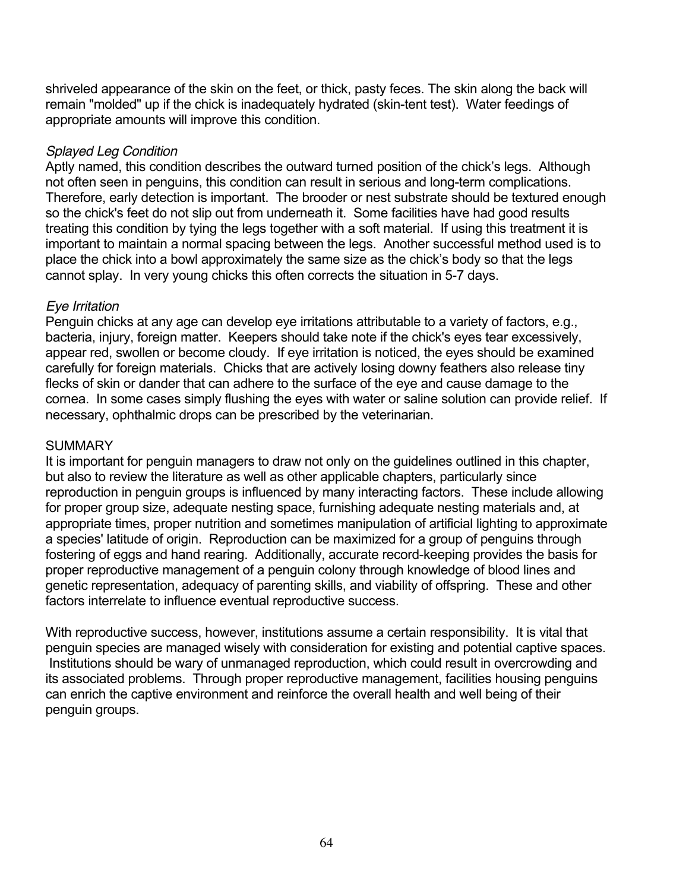shriveled appearance of the skin on the feet, or thick, pasty feces. The skin along the back will remain "molded" up if the chick is inadequately hydrated (skin-tent test). Water feedings of appropriate amounts will improve this condition.

### *Splayed Leg Condition*

Aptly named, this condition describes the outward turned position of the chick's legs. Although not often seen in penguins, this condition can result in serious and long-term complications. Therefore, early detection is important. The brooder or nest substrate should be textured enough so the chick's feet do not slip out from underneath it. Some facilities have had good results treating this condition by tying the legs together with a soft material. If using this treatment it is important to maintain a normal spacing between the legs. Another successful method used is to place the chick into a bowl approximately the same size as the chick's body so that the legs cannot splay. In very young chicks this often corrects the situation in 5-7 days.

### *Eye Irritation*

Penguin chicks at any age can develop eye irritations attributable to a variety of factors, e.g., bacteria, injury, foreign matter. Keepers should take note if the chick's eyes tear excessively, appear red, swollen or become cloudy. If eye irritation is noticed, the eyes should be examined carefully for foreign materials. Chicks that are actively losing downy feathers also release tiny flecks of skin or dander that can adhere to the surface of the eye and cause damage to the cornea. In some cases simply flushing the eyes with water or saline solution can provide relief. If necessary, ophthalmic drops can be prescribed by the veterinarian.

## SUMMARY

It is important for penguin managers to draw not only on the guidelines outlined in this chapter, but also to review the literature as well as other applicable chapters, particularly since reproduction in penguin groups is influenced by many interacting factors. These include allowing for proper group size, adequate nesting space, furnishing adequate nesting materials and, at appropriate times, proper nutrition and sometimes manipulation of artificial lighting to approximate a species' latitude of origin. Reproduction can be maximized for a group of penguins through fostering of eggs and hand rearing. Additionally, accurate record-keeping provides the basis for proper reproductive management of a penguin colony through knowledge of blood lines and genetic representation, adequacy of parenting skills, and viability of offspring. These and other factors interrelate to influence eventual reproductive success.

With reproductive success, however, institutions assume a certain responsibility. It is vital that penguin species are managed wisely with consideration for existing and potential captive spaces. Institutions should be wary of unmanaged reproduction, which could result in overcrowding and its associated problems. Through proper reproductive management, facilities housing penguins can enrich the captive environment and reinforce the overall health and well being of their penguin groups.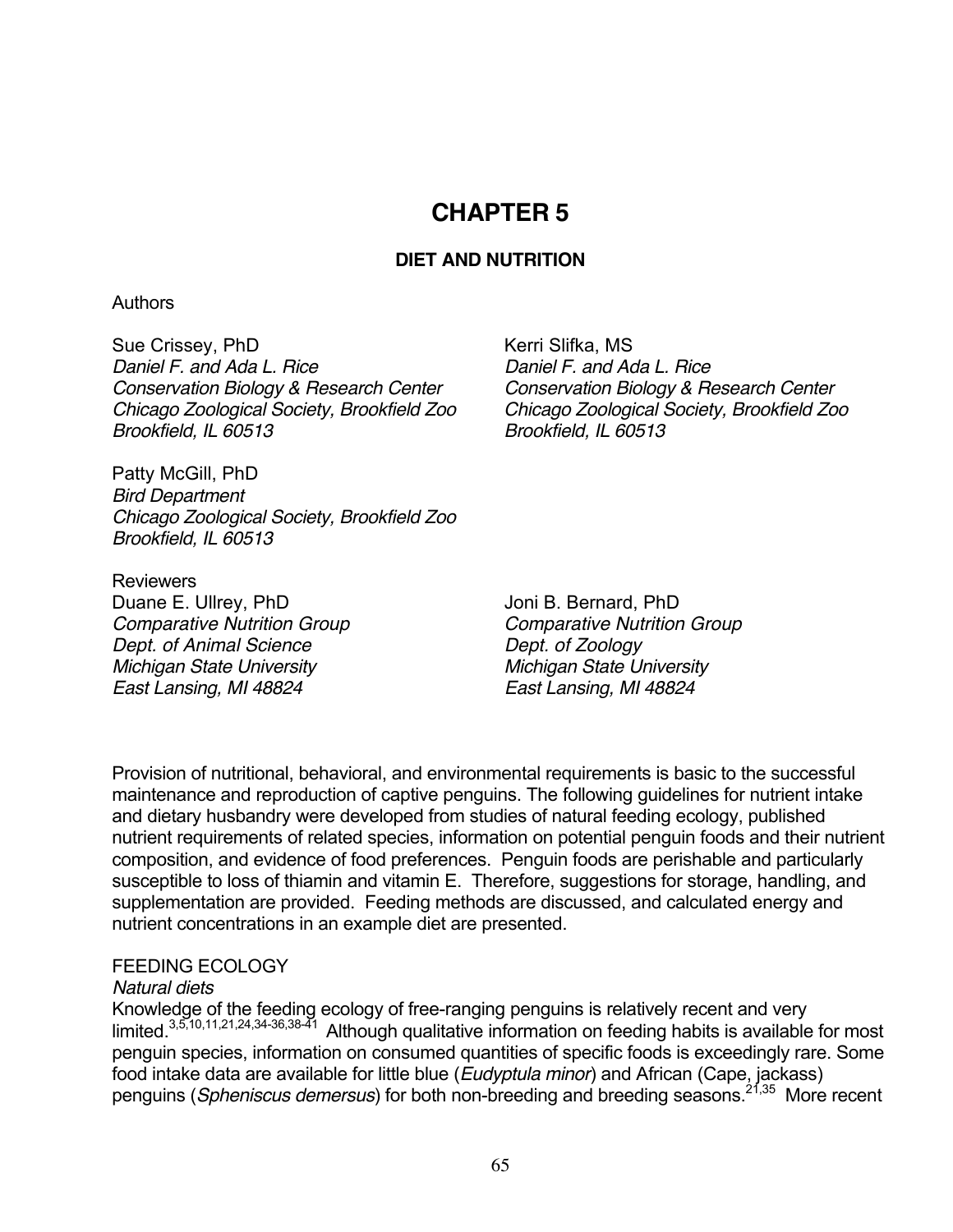# CHAPTER 5

## DIET AND NUTRITION

Authors

Sue Crissey, PhD
*Daniel F. and Ada L. Rice*
*Conservation Biology & Research Center*
*Chicago Zoological Society, Brookfield Zoo*
*Brookfield, IL 60513*

Kerri Slifka, MS
*Daniel F. and Ada L. Rice*
*Conservation Biology & Research Center*
*Chicago Zoological Society, Brookfield Zoo*
*Brookfield, IL 60513*

Patty McGill, PhD
*Bird Department*
*Chicago Zoological Society, Brookfield Zoo*
*Brookfield, IL 60513*

Reviewers

Duane E. Ullrey, PhD
*Comparative Nutrition Group*
*Dept. of Animal Science*
*Michigan State University*
*East Lansing, MI 48824*

Joni B. Bernard, PhD
*Comparative Nutrition Group*
*Dept. of Zoology*
*Michigan State University*
*East Lansing, MI 48824*

Provision of nutritional, behavioral, and environmental requirements is basic to the successful maintenance and reproduction of captive penguins. The following guidelines for nutrient intake and dietary husbandry were developed from studies of natural feeding ecology, published nutrient requirements of related species, information on potential penguin foods and their nutrient composition, and evidence of food preferences. Penguin foods are perishable and particularly susceptible to loss of thiamin and vitamin E. Therefore, suggestions for storage, handling, and supplementation are provided. Feeding methods are discussed, and calculated energy and nutrient concentrations in an example diet are presented.

FEEDING ECOLOGY

*Natural diets*

Knowledge of the feeding ecology of free-ranging penguins is relatively recent and very limited.[3,5,10,11,21,24,34-36,38-41] Although qualitative information on feeding habits is available for most penguin species, information on consumed quantities of specific foods is exceedingly rare. Some food intake data are available for little blue (*Eudyptula minor*) and African (Cape, jackass) penguins (*Spheniscus demersus*) for both non-breeding and breeding seasons.[21,35] More recent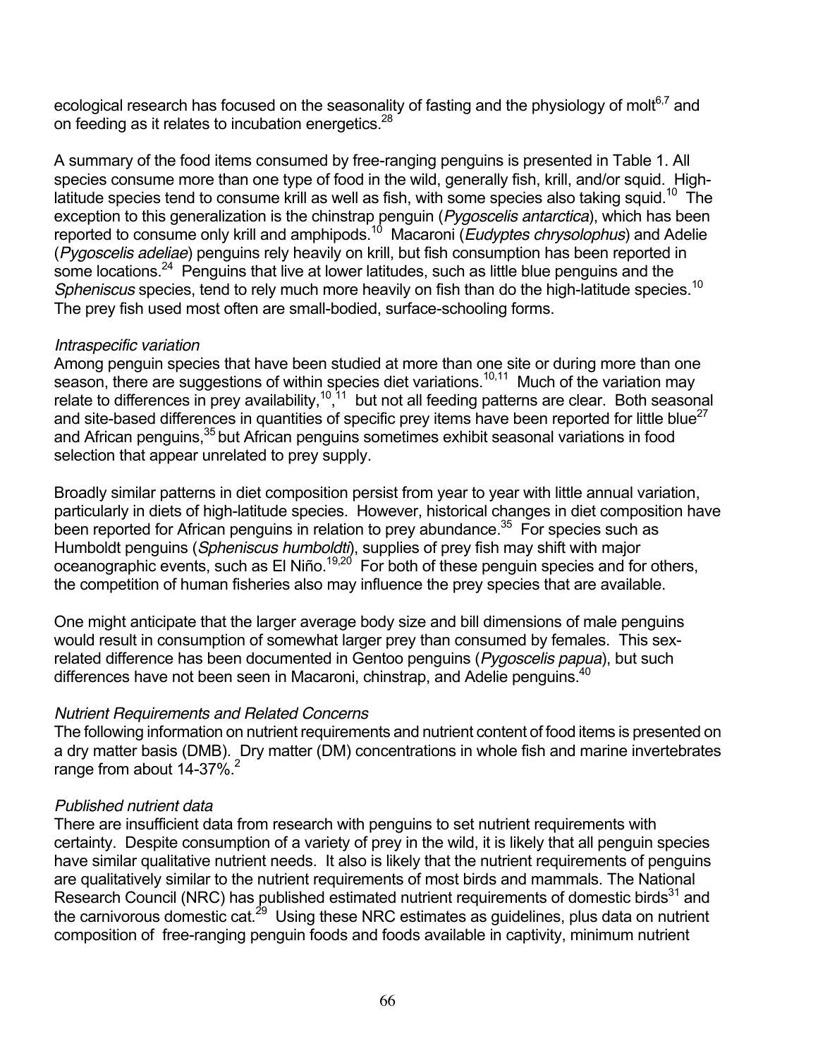ecological research has focused on the seasonality of fasting and the physiology of molt[6,7] and on feeding as it relates to incubation energetics.[28]

A summary of the food items consumed by free-ranging penguins is presented in Table 1. All species consume more than one type of food in the wild, generally fish, krill, and/or squid. High-latitude species tend to consume krill as well as fish, with some species also taking squid.[10] The exception to this generalization is the chinstrap penguin (*Pygoscelis antarctica*), which has been reported to consume only krill and amphipods.[10] Macaroni (*Eudyptes chrysolophus*) and Adelie (*Pygoscelis adeliae*) penguins rely heavily on krill, but fish consumption has been reported in some locations.[24] Penguins that live at lower latitudes, such as little blue penguins and the *Spheniscus* species, tend to rely much more heavily on fish than do the high-latitude species.[10] The prey fish used most often are small-bodied, surface-schooling forms.

*Intraspecific variation*

Among penguin species that have been studied at more than one site or during more than one season, there are suggestions of within species diet variations.[10,11] Much of the variation may relate to differences in prey availability,[10,11] but not all feeding patterns are clear. Both seasonal and site-based differences in quantities of specific prey items have been reported for little blue[27] and African penguins,[35] but African penguins sometimes exhibit seasonal variations in food selection that appear unrelated to prey supply.

Broadly similar patterns in diet composition persist from year to year with little annual variation, particularly in diets of high-latitude species. However, historical changes in diet composition have been reported for African penguins in relation to prey abundance.[35] For species such as Humboldt penguins (*Spheniscus humboldti*), supplies of prey fish may shift with major oceanographic events, such as El Niño.[19,20] For both of these penguin species and for others, the competition of human fisheries also may influence the prey species that are available.

One might anticipate that the larger average body size and bill dimensions of male penguins would result in consumption of somewhat larger prey than consumed by females. This sex-related difference has been documented in Gentoo penguins (*Pygoscelis papua*), but such differences have not been seen in Macaroni, chinstrap, and Adelie penguins.[40]

*Nutrient Requirements and Related Concerns*

The following information on nutrient requirements and nutrient content of food items is presented on a dry matter basis (DMB). Dry matter (DM) concentrations in whole fish and marine invertebrates range from about 14-37%.[2]

*Published nutrient data*

There are insufficient data from research with penguins to set nutrient requirements with certainty. Despite consumption of a variety of prey in the wild, it is likely that all penguin species have similar qualitative nutrient needs. It also is likely that the nutrient requirements of penguins are qualitatively similar to the nutrient requirements of most birds and mammals. The National Research Council (NRC) has published estimated nutrient requirements of domestic birds[31] and the carnivorous domestic cat.[29] Using these NRC estimates as guidelines, plus data on nutrient composition of free-ranging penguin foods and foods available in captivity, minimum nutrient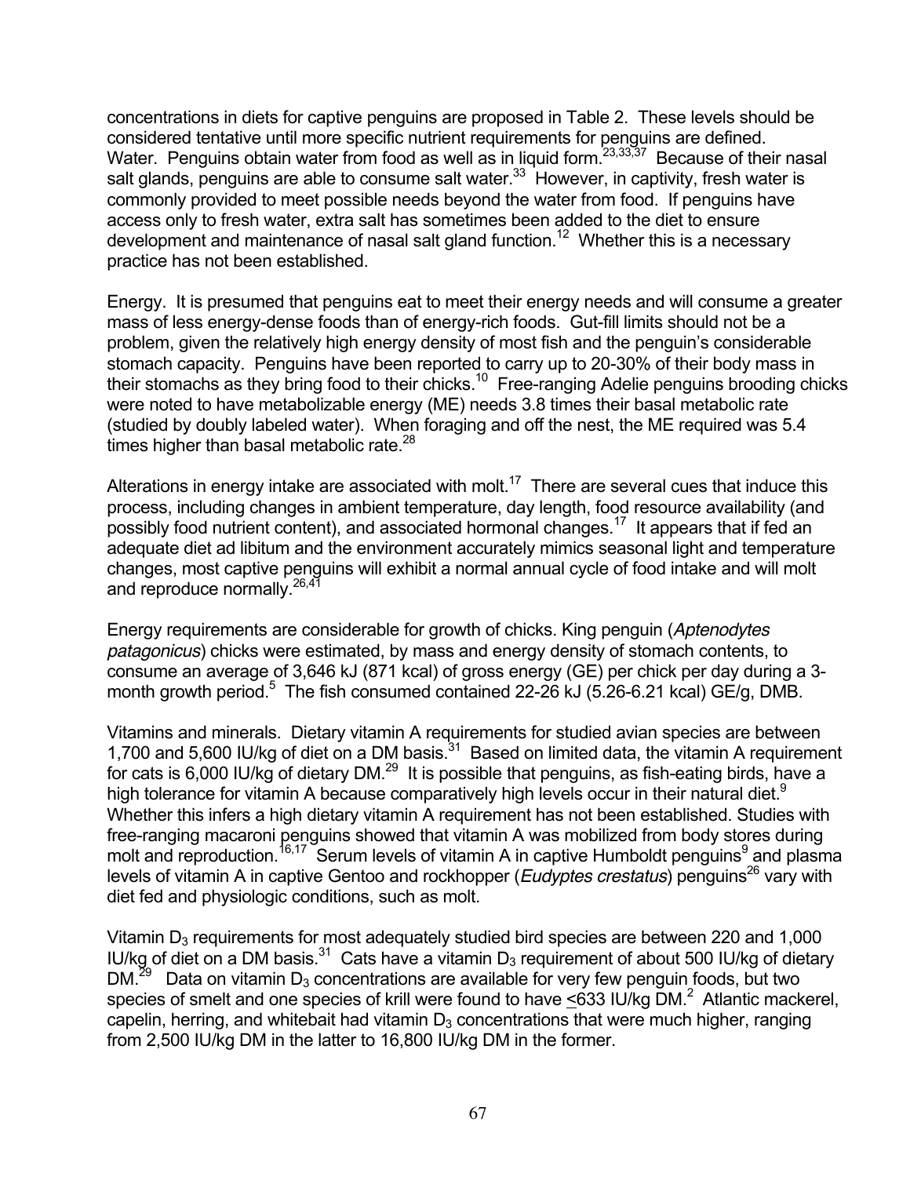concentrations in diets for captive penguins are proposed in Table 2. These levels should be considered tentative until more specific nutrient requirements for penguins are defined.

Water. Penguins obtain water from food as well as in liquid form.[23,33,37] Because of their nasal salt glands, penguins are able to consume salt water.[33] However, in captivity, fresh water is commonly provided to meet possible needs beyond the water from food. If penguins have access only to fresh water, extra salt has sometimes been added to the diet to ensure development and maintenance of nasal salt gland function.[12] Whether this is a necessary practice has not been established.

Energy. It is presumed that penguins eat to meet their energy needs and will consume a greater mass of less energy-dense foods than of energy-rich foods. Gut-fill limits should not be a problem, given the relatively high energy density of most fish and the penguin's considerable stomach capacity. Penguins have been reported to carry up to 20-30% of their body mass in their stomachs as they bring food to their chicks.[10] Free-ranging Adelie penguins brooding chicks were noted to have metabolizable energy (ME) needs 3.8 times their basal metabolic rate (studied by doubly labeled water). When foraging and off the nest, the ME required was 5.4 times higher than basal metabolic rate.[28]

Alterations in energy intake are associated with molt.[17] There are several cues that induce this process, including changes in ambient temperature, day length, food resource availability (and possibly food nutrient content), and associated hormonal changes.[17] It appears that if fed an adequate diet ad libitum and the environment accurately mimics seasonal light and temperature changes, most captive penguins will exhibit a normal annual cycle of food intake and will molt and reproduce normally.[26,41]

Energy requirements are considerable for growth of chicks. King penguin (*Aptenodytes patagonicus*) chicks were estimated, by mass and energy density of stomach contents, to consume an average of 3,646 kJ (871 kcal) of gross energy (GE) per chick per day during a 3-month growth period.[5] The fish consumed contained 22-26 kJ (5.26-6.21 kcal) GE/g, DMB.

Vitamins and minerals. Dietary vitamin A requirements for studied avian species are between 1,700 and 5,600 IU/kg of diet on a DM basis.[31] Based on limited data, the vitamin A requirement for cats is 6,000 IU/kg of dietary DM.[29] It is possible that penguins, as fish-eating birds, have a high tolerance for vitamin A because comparatively high levels occur in their natural diet.[9] Whether this infers a high dietary vitamin A requirement has not been established. Studies with free-ranging macaroni penguins showed that vitamin A was mobilized from body stores during molt and reproduction.[16,17] Serum levels of vitamin A in captive Humboldt penguins[9] and plasma levels of vitamin A in captive Gentoo and rockhopper (*Eudyptes crestatus*) penguins[26] vary with diet fed and physiologic conditions, such as molt.

Vitamin $D_3$ requirements for most adequately studied bird species are between 220 and 1,000 IU/kg of diet on a DM basis.[31] Cats have a vitamin $D_3$ requirement of about 500 IU/kg of dietary DM.[29] Data on vitamin $D_3$ concentrations are available for very few penguin foods, but two species of smelt and one species of krill were found to have $\leq$633 IU/kg DM.[2] Atlantic mackerel, capelin, herring, and whitebait had vitamin $D_3$ concentrations that were much higher, ranging from 2,500 IU/kg DM in the latter to 16,800 IU/kg DM in the former.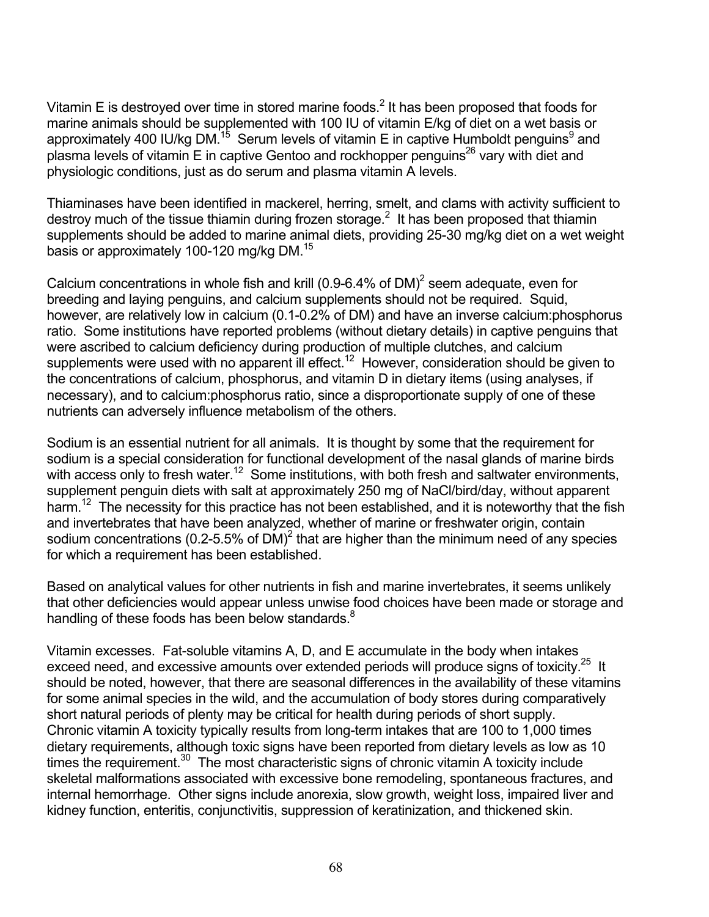Vitamin E is destroyed over time in stored marine foods.[2] It has been proposed that foods for marine animals should be supplemented with 100 IU of vitamin E/kg of diet on a wet basis or approximately 400 IU/kg DM.[15] Serum levels of vitamin E in captive Humboldt penguins[9] and plasma levels of vitamin E in captive Gentoo and rockhopper penguins[26] vary with diet and physiologic conditions, just as do serum and plasma vitamin A levels.

Thiaminases have been identified in mackerel, herring, smelt, and clams with activity sufficient to destroy much of the tissue thiamin during frozen storage.[2] It has been proposed that thiamin supplements should be added to marine animal diets, providing 25-30 mg/kg diet on a wet weight basis or approximately 100-120 mg/kg DM.[15]

Calcium concentrations in whole fish and krill (0.9-6.4% of DM)[2] seem adequate, even for breeding and laying penguins, and calcium supplements should not be required. Squid, however, are relatively low in calcium (0.1-0.2% of DM) and have an inverse calcium:phosphorus ratio. Some institutions have reported problems (without dietary details) in captive penguins that were ascribed to calcium deficiency during production of multiple clutches, and calcium supplements were used with no apparent ill effect.[12] However, consideration should be given to the concentrations of calcium, phosphorus, and vitamin D in dietary items (using analyses, if necessary), and to calcium:phosphorus ratio, since a disproportionate supply of one of these nutrients can adversely influence metabolism of the others.

Sodium is an essential nutrient for all animals. It is thought by some that the requirement for sodium is a special consideration for functional development of the nasal glands of marine birds with access only to fresh water.[12] Some institutions, with both fresh and saltwater environments, supplement penguin diets with salt at approximately 250 mg of NaCl/bird/day, without apparent harm.[12] The necessity for this practice has not been established, and it is noteworthy that the fish and invertebrates that have been analyzed, whether of marine or freshwater origin, contain sodium concentrations (0.2-5.5% of DM)[2] that are higher than the minimum need of any species for which a requirement has been established.

Based on analytical values for other nutrients in fish and marine invertebrates, it seems unlikely that other deficiencies would appear unless unwise food choices have been made or storage and handling of these foods has been below standards.[8]

Vitamin excesses. Fat-soluble vitamins A, D, and E accumulate in the body when intakes exceed need, and excessive amounts over extended periods will produce signs of toxicity.[25] It should be noted, however, that there are seasonal differences in the availability of these vitamins for some animal species in the wild, and the accumulation of body stores during comparatively short natural periods of plenty may be critical for health during periods of short supply. Chronic vitamin A toxicity typically results from long-term intakes that are 100 to 1,000 times dietary requirements, although toxic signs have been reported from dietary levels as low as 10 times the requirement.[30] The most characteristic signs of chronic vitamin A toxicity include skeletal malformations associated with excessive bone remodeling, spontaneous fractures, and internal hemorrhage. Other signs include anorexia, slow growth, weight loss, impaired liver and kidney function, enteritis, conjunctivitis, suppression of keratinization, and thickened skin.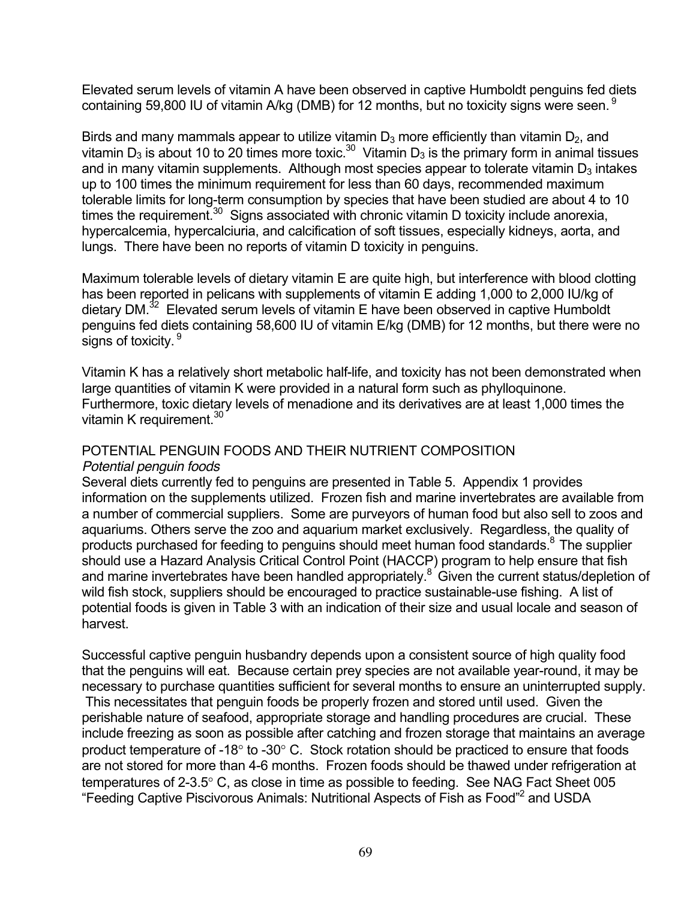Elevated serum levels of vitamin A have been observed in captive Humboldt penguins fed diets containing 59,800 IU of vitamin A/kg (DMB) for 12 months, but no toxicity signs were seen.[9]

Birds and many mammals appear to utilize vitamin $D_3$ more efficiently than vitamin $D_2$, and vitamin $D_3$ is about 10 to 20 times more toxic.[30] Vitamin $D_3$ is the primary form in animal tissues and in many vitamin supplements. Although most species appear to tolerate vitamin $D_3$ intakes up to 100 times the minimum requirement for less than 60 days, recommended maximum tolerable limits for long-term consumption by species that have been studied are about 4 to 10 times the requirement.[30] Signs associated with chronic vitamin D toxicity include anorexia, hypercalcemia, hypercalciuria, and calcification of soft tissues, especially kidneys, aorta, and lungs. There have been no reports of vitamin D toxicity in penguins.

Maximum tolerable levels of dietary vitamin E are quite high, but interference with blood clotting has been reported in pelicans with supplements of vitamin E adding 1,000 to 2,000 IU/kg of dietary DM.[32] Elevated serum levels of vitamin E have been observed in captive Humboldt penguins fed diets containing 58,600 IU of vitamin E/kg (DMB) for 12 months, but there were no signs of toxicity.[9]

Vitamin K has a relatively short metabolic half-life, and toxicity has not been demonstrated when large quantities of vitamin K were provided in a natural form such as phylloquinone. Furthermore, toxic dietary levels of menadione and its derivatives are at least 1,000 times the vitamin K requirement.[30]

## POTENTIAL PENGUIN FOODS AND THEIR NUTRIENT COMPOSITION

### *Potential penguin foods*

Several diets currently fed to penguins are presented in Table 5. Appendix 1 provides information on the supplements utilized. Frozen fish and marine invertebrates are available from a number of commercial suppliers. Some are purveyors of human food but also sell to zoos and aquariums. Others serve the zoo and aquarium market exclusively. Regardless, the quality of products purchased for feeding to penguins should meet human food standards.[8] The supplier should use a Hazard Analysis Critical Control Point (HACCP) program to help ensure that fish and marine invertebrates have been handled appropriately.[8] Given the current status/depletion of wild fish stock, suppliers should be encouraged to practice sustainable-use fishing. A list of potential foods is given in Table 3 with an indication of their size and usual locale and season of harvest.

Successful captive penguin husbandry depends upon a consistent source of high quality food that the penguins will eat. Because certain prey species are not available year-round, it may be necessary to purchase quantities sufficient for several months to ensure an uninterrupted supply. This necessitates that penguin foods be properly frozen and stored until used. Given the perishable nature of seafood, appropriate storage and handling procedures are crucial. These include freezing as soon as possible after catching and frozen storage that maintains an average product temperature of -18° to -30° C. Stock rotation should be practiced to ensure that foods are not stored for more than 4-6 months. Frozen foods should be thawed under refrigeration at temperatures of 2-3.5° C, as close in time as possible to feeding. See NAG Fact Sheet 005 "Feeding Captive Piscivorous Animals: Nutritional Aspects of Fish as Food"[2] and USDA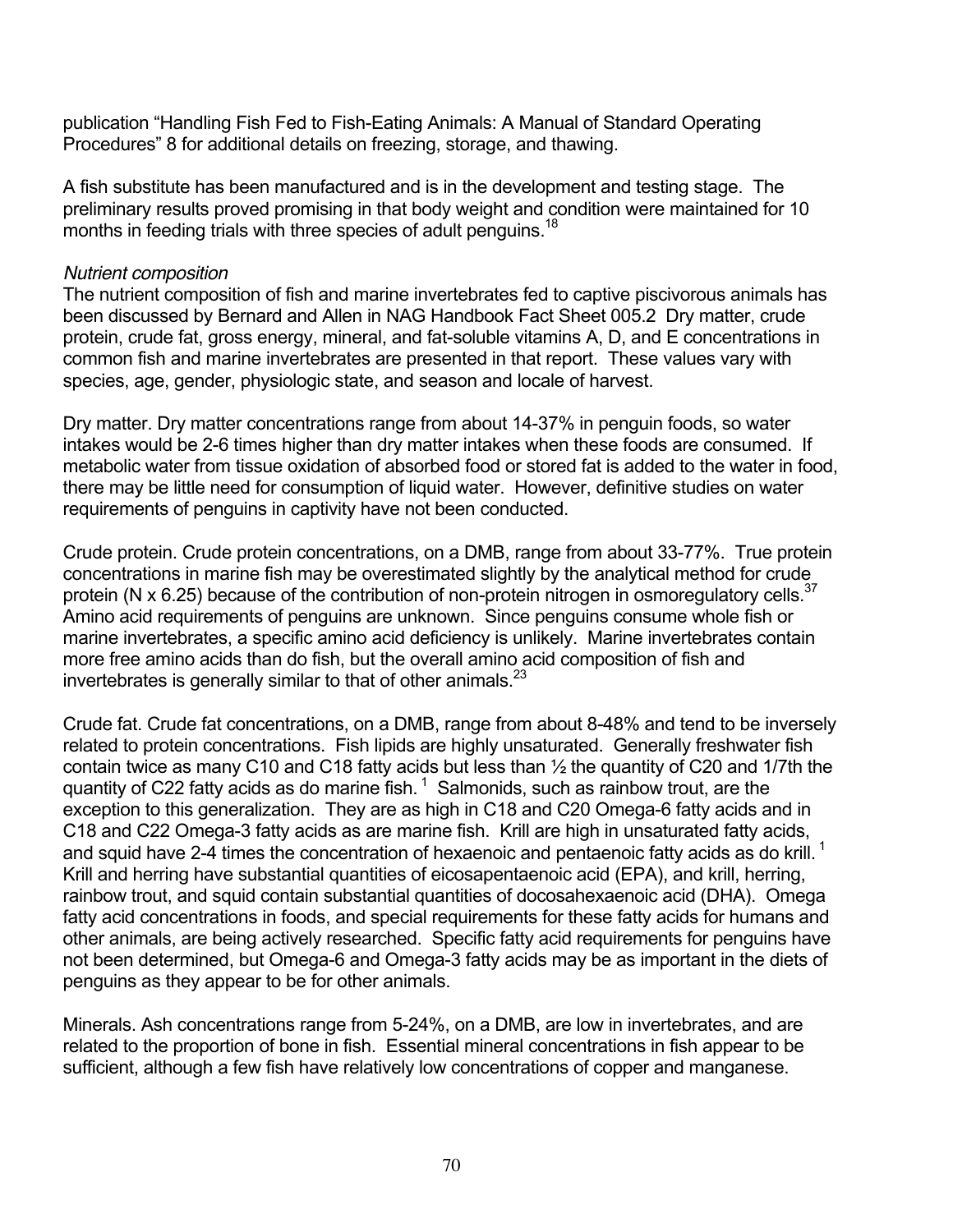publication "Handling Fish Fed to Fish-Eating Animals: A Manual of Standard Operating Procedures" 8 for additional details on freezing, storage, and thawing.

A fish substitute has been manufactured and is in the development and testing stage. The preliminary results proved promising in that body weight and condition were maintained for 10 months in feeding trials with three species of adult penguins.[18]

*Nutrient composition*

The nutrient composition of fish and marine invertebrates fed to captive piscivorous animals has been discussed by Bernard and Allen in NAG Handbook Fact Sheet 005.2 Dry matter, crude protein, crude fat, gross energy, mineral, and fat-soluble vitamins A, D, and E concentrations in common fish and marine invertebrates are presented in that report. These values vary with species, age, gender, physiologic state, and season and locale of harvest.

Dry matter. Dry matter concentrations range from about 14-37% in penguin foods, so water intakes would be 2-6 times higher than dry matter intakes when these foods are consumed. If metabolic water from tissue oxidation of absorbed food or stored fat is added to the water in food, there may be little need for consumption of liquid water. However, definitive studies on water requirements of penguins in captivity have not been conducted.

Crude protein. Crude protein concentrations, on a DMB, range from about 33-77%. True protein concentrations in marine fish may be overestimated slightly by the analytical method for crude protein (N x 6.25) because of the contribution of non-protein nitrogen in osmoregulatory cells.[37] Amino acid requirements of penguins are unknown. Since penguins consume whole fish or marine invertebrates, a specific amino acid deficiency is unlikely. Marine invertebrates contain more free amino acids than do fish, but the overall amino acid composition of fish and invertebrates is generally similar to that of other animals.[23]

Crude fat. Crude fat concentrations, on a DMB, range from about 8-48% and tend to be inversely related to protein concentrations. Fish lipids are highly unsaturated. Generally freshwater fish contain twice as many C10 and C18 fatty acids but less than ½ the quantity of C20 and 1/7th the quantity of C22 fatty acids as do marine fish.[1] Salmonids, such as rainbow trout, are the exception to this generalization. They are as high in C18 and C20 Omega-6 fatty acids and in C18 and C22 Omega-3 fatty acids as are marine fish. Krill are high in unsaturated fatty acids, and squid have 2-4 times the concentration of hexaenoic and pentaenoic fatty acids as do krill.[1] Krill and herring have substantial quantities of eicosapentaenoic acid (EPA), and krill, herring, rainbow trout, and squid contain substantial quantities of docosahexaenoic acid (DHA). Omega fatty acid concentrations in foods, and special requirements for these fatty acids for humans and other animals, are being actively researched. Specific fatty acid requirements for penguins have not been determined, but Omega-6 and Omega-3 fatty acids may be as important in the diets of penguins as they appear to be for other animals.

Minerals. Ash concentrations range from 5-24%, on a DMB, are low in invertebrates, and are related to the proportion of bone in fish. Essential mineral concentrations in fish appear to be sufficient, although a few fish have relatively low concentrations of copper and manganese.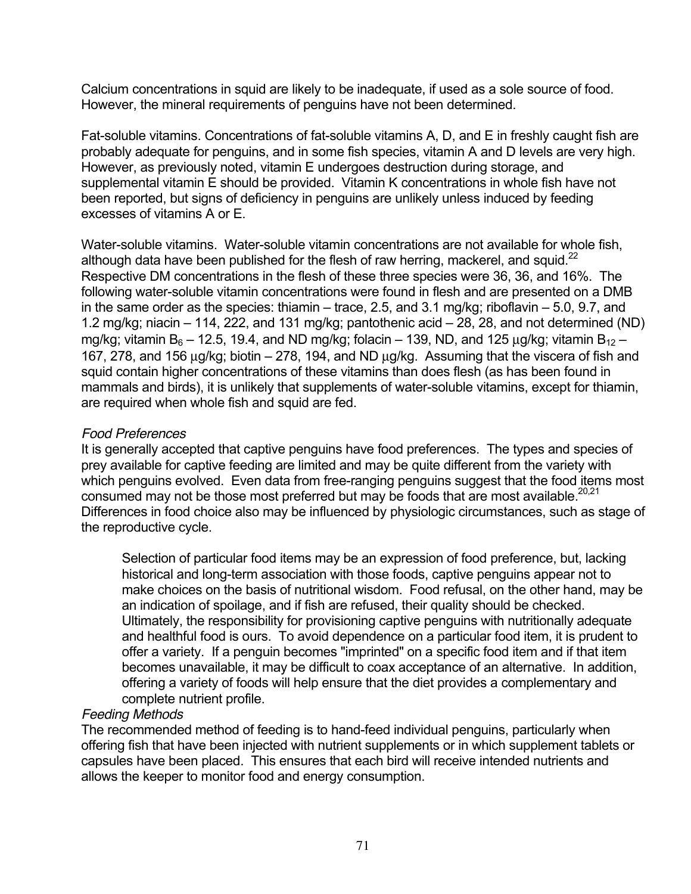Calcium concentrations in squid are likely to be inadequate, if used as a sole source of food. However, the mineral requirements of penguins have not been determined.

Fat-soluble vitamins. Concentrations of fat-soluble vitamins A, D, and E in freshly caught fish are probably adequate for penguins, and in some fish species, vitamin A and D levels are very high. However, as previously noted, vitamin E undergoes destruction during storage, and supplemental vitamin E should be provided. Vitamin K concentrations in whole fish have not been reported, but signs of deficiency in penguins are unlikely unless induced by feeding excesses of vitamins A or E.

Water-soluble vitamins. Water-soluble vitamin concentrations are not available for whole fish, although data have been published for the flesh of raw herring, mackerel, and squid.[22] Respective DM concentrations in the flesh of these three species were 36, 36, and 16%. The following water-soluble vitamin concentrations were found in flesh and are presented on a DMB in the same order as the species: thiamin – trace, 2.5, and 3.1 mg/kg; riboflavin – 5.0, 9.7, and 1.2 mg/kg; niacin – 114, 222, and 131 mg/kg; pantothenic acid – 28, 28, and not determined (ND) mg/kg; vitamin $B_6$ – 12.5, 19.4, and ND mg/kg; folacin – 139, ND, and 125 μg/kg; vitamin $B_{12}$ – 167, 278, and 156 μg/kg; biotin – 278, 194, and ND μg/kg. Assuming that the viscera of fish and squid contain higher concentrations of these vitamins than does flesh (as has been found in mammals and birds), it is unlikely that supplements of water-soluble vitamins, except for thiamin, are required when whole fish and squid are fed.

*Food Preferences*

It is generally accepted that captive penguins have food preferences. The types and species of prey available for captive feeding are limited and may be quite different from the variety with which penguins evolved. Even data from free-ranging penguins suggest that the food items most consumed may not be those most preferred but may be foods that are most available.[20,21] Differences in food choice also may be influenced by physiologic circumstances, such as stage of the reproductive cycle.

> Selection of particular food items may be an expression of food preference, but, lacking historical and long-term association with those foods, captive penguins appear not to make choices on the basis of nutritional wisdom. Food refusal, on the other hand, may be an indication of spoilage, and if fish are refused, their quality should be checked. Ultimately, the responsibility for provisioning captive penguins with nutritionally adequate and healthful food is ours. To avoid dependence on a particular food item, it is prudent to offer a variety. If a penguin becomes "imprinted" on a specific food item and if that item becomes unavailable, it may be difficult to coax acceptance of an alternative. In addition, offering a variety of foods will help ensure that the diet provides a complementary and complete nutrient profile.

*Feeding Methods*

The recommended method of feeding is to hand-feed individual penguins, particularly when offering fish that have been injected with nutrient supplements or in which supplement tablets or capsules have been placed. This ensures that each bird will receive intended nutrients and allows the keeper to monitor food and energy consumption.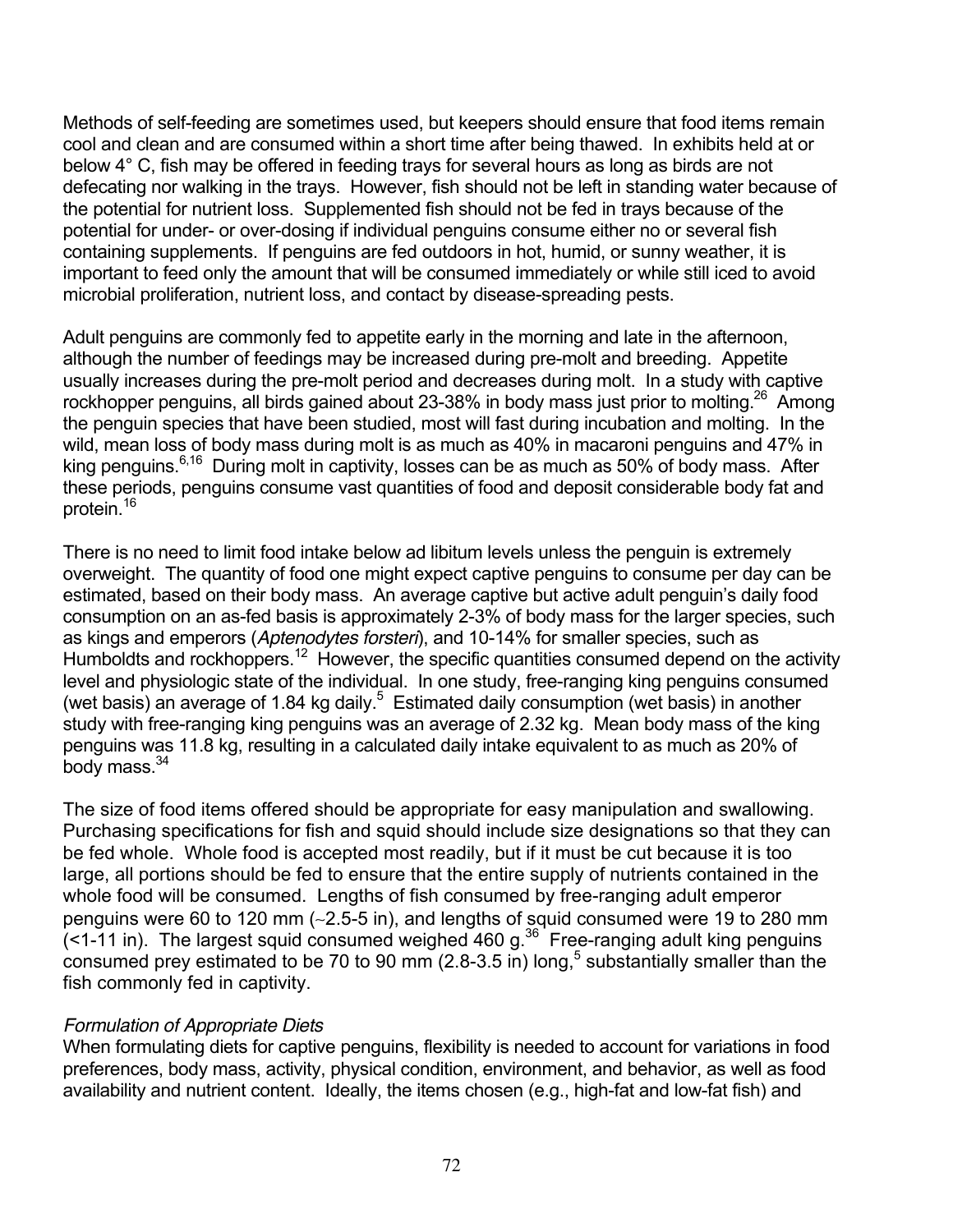Methods of self-feeding are sometimes used, but keepers should ensure that food items remain cool and clean and are consumed within a short time after being thawed. In exhibits held at or below 4° C, fish may be offered in feeding trays for several hours as long as birds are not defecating nor walking in the trays. However, fish should not be left in standing water because of the potential for nutrient loss. Supplemented fish should not be fed in trays because of the potential for under- or over-dosing if individual penguins consume either no or several fish containing supplements. If penguins are fed outdoors in hot, humid, or sunny weather, it is important to feed only the amount that will be consumed immediately or while still iced to avoid microbial proliferation, nutrient loss, and contact by disease-spreading pests.

Adult penguins are commonly fed to appetite early in the morning and late in the afternoon, although the number of feedings may be increased during pre-molt and breeding. Appetite usually increases during the pre-molt period and decreases during molt. In a study with captive rockhopper penguins, all birds gained about 23-38% in body mass just prior to molting.[26] Among the penguin species that have been studied, most will fast during incubation and molting. In the wild, mean loss of body mass during molt is as much as 40% in macaroni penguins and 47% in king penguins.[6,16] During molt in captivity, losses can be as much as 50% of body mass. After these periods, penguins consume vast quantities of food and deposit considerable body fat and protein.[16]

There is no need to limit food intake below ad libitum levels unless the penguin is extremely overweight. The quantity of food one might expect captive penguins to consume per day can be estimated, based on their body mass. An average captive but active adult penguin's daily food consumption on an as-fed basis is approximately 2-3% of body mass for the larger species, such as kings and emperors (*Aptenodytes forsteri*), and 10-14% for smaller species, such as Humboldts and rockhoppers.[12] However, the specific quantities consumed depend on the activity level and physiologic state of the individual. In one study, free-ranging king penguins consumed (wet basis) an average of 1.84 kg daily.[5] Estimated daily consumption (wet basis) in another study with free-ranging king penguins was an average of 2.32 kg. Mean body mass of the king penguins was 11.8 kg, resulting in a calculated daily intake equivalent to as much as 20% of body mass.[34]

The size of food items offered should be appropriate for easy manipulation and swallowing. Purchasing specifications for fish and squid should include size designations so that they can be fed whole. Whole food is accepted most readily, but if it must be cut because it is too large, all portions should be fed to ensure that the entire supply of nutrients contained in the whole food will be consumed. Lengths of fish consumed by free-ranging adult emperor penguins were 60 to 120 mm (~2.5-5 in), and lengths of squid consumed were 19 to 280 mm (<1-11 in). The largest squid consumed weighed 460 g.[36] Free-ranging adult king penguins consumed prey estimated to be 70 to 90 mm (2.8-3.5 in) long,[5] substantially smaller than the fish commonly fed in captivity.

### *Formulation of Appropriate Diets*

When formulating diets for captive penguins, flexibility is needed to account for variations in food preferences, body mass, activity, physical condition, environment, and behavior, as well as food availability and nutrient content. Ideally, the items chosen (e.g., high-fat and low-fat fish) and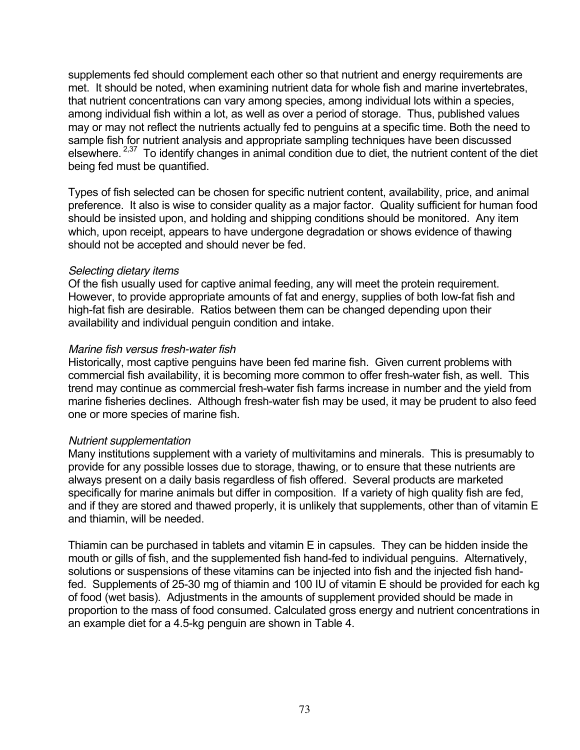supplements fed should complement each other so that nutrient and energy requirements are met. It should be noted, when examining nutrient data for whole fish and marine invertebrates, that nutrient concentrations can vary among species, among individual lots within a species, among individual fish within a lot, as well as over a period of storage. Thus, published values may or may not reflect the nutrients actually fed to penguins at a specific time. Both the need to sample fish for nutrient analysis and appropriate sampling techniques have been discussed elsewhere.[2,37] To identify changes in animal condition due to diet, the nutrient content of the diet being fed must be quantified.

Types of fish selected can be chosen for specific nutrient content, availability, price, and animal preference. It also is wise to consider quality as a major factor. Quality sufficient for human food should be insisted upon, and holding and shipping conditions should be monitored. Any item which, upon receipt, appears to have undergone degradation or shows evidence of thawing should not be accepted and should never be fed.

*Selecting dietary items*

Of the fish usually used for captive animal feeding, any will meet the protein requirement. However, to provide appropriate amounts of fat and energy, supplies of both low-fat fish and high-fat fish are desirable. Ratios between them can be changed depending upon their availability and individual penguin condition and intake.

*Marine fish versus fresh-water fish*

Historically, most captive penguins have been fed marine fish. Given current problems with commercial fish availability, it is becoming more common to offer fresh-water fish, as well. This trend may continue as commercial fresh-water fish farms increase in number and the yield from marine fisheries declines. Although fresh-water fish may be used, it may be prudent to also feed one or more species of marine fish.

*Nutrient supplementation*

Many institutions supplement with a variety of multivitamins and minerals. This is presumably to provide for any possible losses due to storage, thawing, or to ensure that these nutrients are always present on a daily basis regardless of fish offered. Several products are marketed specifically for marine animals but differ in composition. If a variety of high quality fish are fed, and if they are stored and thawed properly, it is unlikely that supplements, other than of vitamin E and thiamin, will be needed.

Thiamin can be purchased in tablets and vitamin E in capsules. They can be hidden inside the mouth or gills of fish, and the supplemented fish hand-fed to individual penguins. Alternatively, solutions or suspensions of these vitamins can be injected into fish and the injected fish hand-fed. Supplements of 25-30 mg of thiamin and 100 IU of vitamin E should be provided for each kg of food (wet basis). Adjustments in the amounts of supplement provided should be made in proportion to the mass of food consumed. Calculated gross energy and nutrient concentrations in an example diet for a 4.5-kg penguin are shown in Table 4.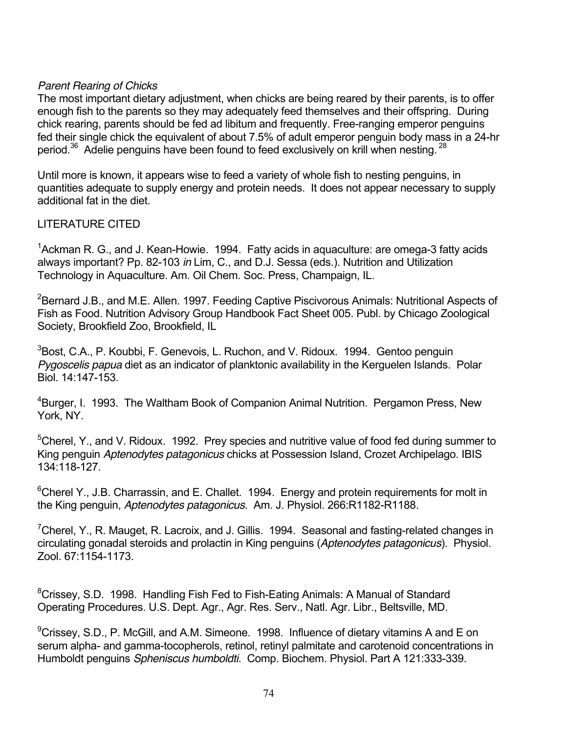*Parent Rearing of Chicks*
The most important dietary adjustment, when chicks are being reared by their parents, is to offer enough fish to the parents so they may adequately feed themselves and their offspring. During chick rearing, parents should be fed ad libitum and frequently. Free-ranging emperor penguins fed their single chick the equivalent of about 7.5% of adult emperor penguin body mass in a 24-hr period.[36] Adelie penguins have been found to feed exclusively on krill when nesting.[28]

Until more is known, it appears wise to feed a variety of whole fish to nesting penguins, in quantities adequate to supply energy and protein needs. It does not appear necessary to supply additional fat in the diet.

LITERATURE CITED

[1]Ackman R. G., and J. Kean-Howie. 1994. Fatty acids in aquaculture: are omega-3 fatty acids always important? Pp. 82-103 *in* Lim, C., and D.J. Sessa (eds.). Nutrition and Utilization Technology in Aquaculture. Am. Oil Chem. Soc. Press, Champaign, IL.

[2]Bernard J.B., and M.E. Allen. 1997. Feeding Captive Piscivorous Animals: Nutritional Aspects of Fish as Food. Nutrition Advisory Group Handbook Fact Sheet 005. Publ. by Chicago Zoological Society, Brookfield Zoo, Brookfield, IL

[3]Bost, C.A., P. Koubbi, F. Genevois, L. Ruchon, and V. Ridoux. 1994. Gentoo penguin *Pygoscelis papua* diet as an indicator of planktonic availability in the Kerguelen Islands. Polar Biol. 14:147-153.

[4]Burger, I. 1993. The Waltham Book of Companion Animal Nutrition. Pergamon Press, New York, NY.

[5]Cherel, Y., and V. Ridoux. 1992. Prey species and nutritive value of food fed during summer to King penguin *Aptenodytes patagonicus* chicks at Possession Island, Crozet Archipelago. IBIS 134:118-127.

[6]Cherel Y., J.B. Charrassin, and E. Challet. 1994. Energy and protein requirements for molt in the King penguin, *Aptenodytes patagonicus*. Am. J. Physiol. 266:R1182-R1188.

[7]Cherel, Y., R. Mauget, R. Lacroix, and J. Gillis. 1994. Seasonal and fasting-related changes in circulating gonadal steroids and prolactin in King penguins (*Aptenodytes patagonicus*). Physiol. Zool. 67:1154-1173.

[8]Crissey, S.D. 1998. Handling Fish Fed to Fish-Eating Animals: A Manual of Standard Operating Procedures. U.S. Dept. Agr., Agr. Res. Serv., Natl. Agr. Libr., Beltsville, MD.

[9]Crissey, S.D., P. McGill, and A.M. Simeone. 1998. Influence of dietary vitamins A and E on serum alpha- and gamma-tocopherols, retinol, retinyl palmitate and carotenoid concentrations in Humboldt penguins *Spheniscus humboldti*. Comp. Biochem. Physiol. Part A 121:333-339.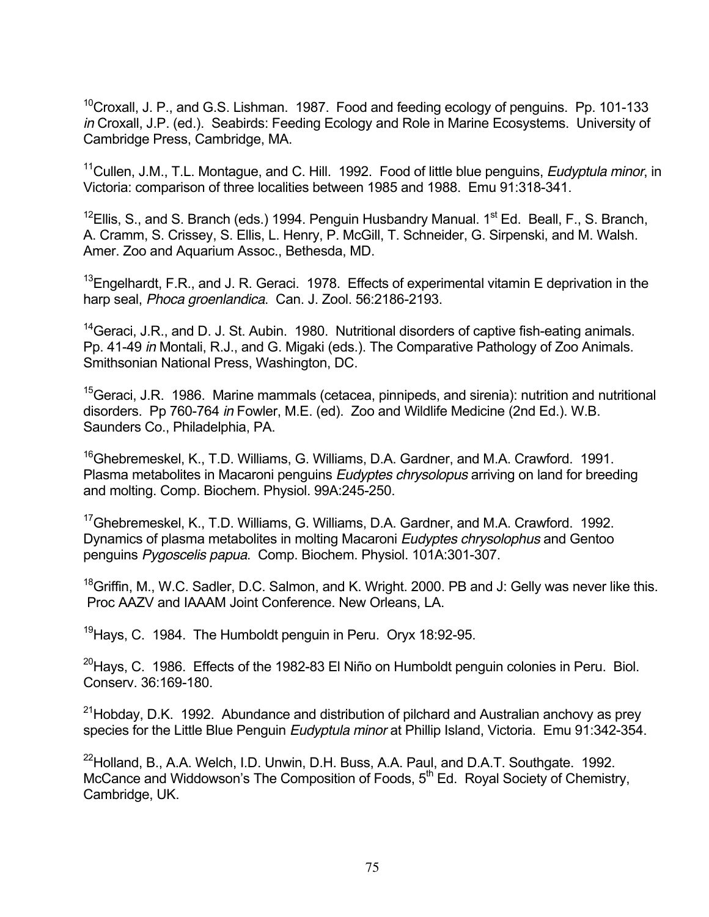[10]Croxall, J. P., and G.S. Lishman. 1987. Food and feeding ecology of penguins. Pp. 101-133 *in* Croxall, J.P. (ed.). Seabirds: Feeding Ecology and Role in Marine Ecosystems. University of Cambridge Press, Cambridge, MA.

[11]Cullen, J.M., T.L. Montague, and C. Hill. 1992. Food of little blue penguins, *Eudyptula minor*, in Victoria: comparison of three localities between 1985 and 1988. Emu 91:318-341.

[12]Ellis, S., and S. Branch (eds.) 1994. Penguin Husbandry Manual. 1st Ed. Beall, F., S. Branch, A. Cramm, S. Crissey, S. Ellis, L. Henry, P. McGill, T. Schneider, G. Sirpenski, and M. Walsh. Amer. Zoo and Aquarium Assoc., Bethesda, MD.

[13]Engelhardt, F.R., and J. R. Geraci. 1978. Effects of experimental vitamin E deprivation in the harp seal, *Phoca groenlandica*. Can. J. Zool. 56:2186-2193.

[14]Geraci, J.R., and D. J. St. Aubin. 1980. Nutritional disorders of captive fish-eating animals. Pp. 41-49 *in* Montali, R.J., and G. Migaki (eds.). The Comparative Pathology of Zoo Animals. Smithsonian National Press, Washington, DC.

[15]Geraci, J.R. 1986. Marine mammals (cetacea, pinnipeds, and sirenia): nutrition and nutritional disorders. Pp 760-764 *in* Fowler, M.E. (ed). Zoo and Wildlife Medicine (2nd Ed.). W.B. Saunders Co., Philadelphia, PA.

[16]Ghebremeskel, K., T.D. Williams, G. Williams, D.A. Gardner, and M.A. Crawford. 1991. Plasma metabolites in Macaroni penguins *Eudyptes chrysolopus* arriving on land for breeding and molting. Comp. Biochem. Physiol. 99A:245-250.

[17]Ghebremeskel, K., T.D. Williams, G. Williams, D.A. Gardner, and M.A. Crawford. 1992. Dynamics of plasma metabolites in molting Macaroni *Eudyptes chrysolophus* and Gentoo penguins *Pygoscelis papua*. Comp. Biochem. Physiol. 101A:301-307.

[18]Griffin, M., W.C. Sadler, D.C. Salmon, and K. Wright. 2000. PB and J: Gelly was never like this. Proc AAZV and IAAAM Joint Conference. New Orleans, LA.

[19]Hays, C. 1984. The Humboldt penguin in Peru. Oryx 18:92-95.

[20]Hays, C. 1986. Effects of the 1982-83 El Niño on Humboldt penguin colonies in Peru. Biol. Conserv. 36:169-180.

[21]Hobday, D.K. 1992. Abundance and distribution of pilchard and Australian anchovy as prey species for the Little Blue Penguin *Eudyptula minor* at Phillip Island, Victoria. Emu 91:342-354.

[22]Holland, B., A.A. Welch, I.D. Unwin, D.H. Buss, A.A. Paul, and D.A.T. Southgate. 1992. McCance and Widdowson's The Composition of Foods, 5th Ed. Royal Society of Chemistry, Cambridge, UK.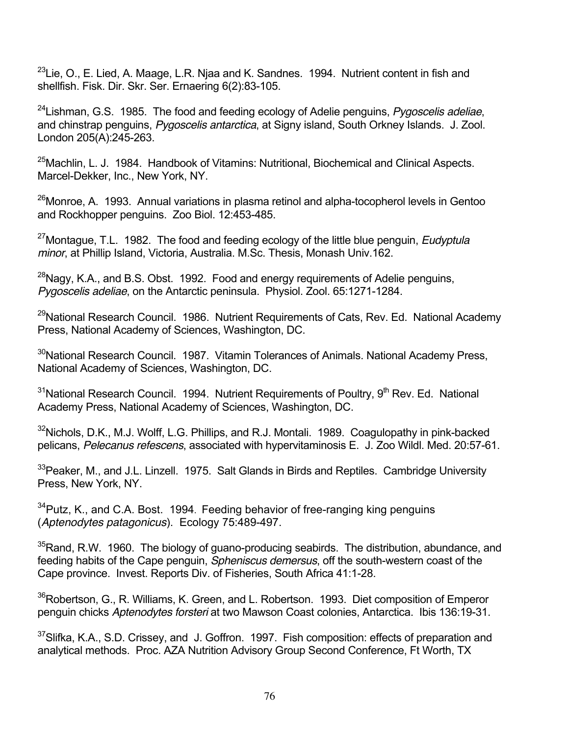[23]Lie, O., E. Lied, A. Maage, L.R. Njaa and K. Sandnes. 1994. Nutrient content in fish and shellfish. Fisk. Dir. Skr. Ser. Ernaering 6(2):83-105.

[24]Lishman, G.S. 1985. The food and feeding ecology of Adelie penguins, *Pygoscelis adeliae*, and chinstrap penguins, *Pygoscelis antarctica*, at Signy island, South Orkney Islands. J. Zool. London 205(A):245-263.

[25]Machlin, L. J. 1984. Handbook of Vitamins: Nutritional, Biochemical and Clinical Aspects. Marcel-Dekker, Inc., New York, NY.

[26]Monroe, A. 1993. Annual variations in plasma retinol and alpha-tocopherol levels in Gentoo and Rockhopper penguins. Zoo Biol. 12:453-485.

[27]Montague, T.L. 1982. The food and feeding ecology of the little blue penguin, *Eudyptula minor*, at Phillip Island, Victoria, Australia. M.Sc. Thesis, Monash Univ.162.

[28]Nagy, K.A., and B.S. Obst. 1992. Food and energy requirements of Adelie penguins, *Pygoscelis adeliae*, on the Antarctic peninsula. Physiol. Zool. 65:1271-1284.

[29]National Research Council. 1986. Nutrient Requirements of Cats, Rev. Ed. National Academy Press, National Academy of Sciences, Washington, DC.

[30]National Research Council. 1987. Vitamin Tolerances of Animals. National Academy Press, National Academy of Sciences, Washington, DC.

[31]National Research Council. 1994. Nutrient Requirements of Poultry, 9th Rev. Ed. National Academy Press, National Academy of Sciences, Washington, DC.

[32]Nichols, D.K., M.J. Wolff, L.G. Phillips, and R.J. Montali. 1989. Coagulopathy in pink-backed pelicans, *Pelecanus refescens*, associated with hypervitaminosis E. J. Zoo Wildl. Med. 20:57-61.

[33]Peaker, M., and J.L. Linzell. 1975. Salt Glands in Birds and Reptiles. Cambridge University Press, New York, NY.

[34]Putz, K., and C.A. Bost. 1994. Feeding behavior of free-ranging king penguins (*Aptenodytes patagonicus*). Ecology 75:489-497.

[35]Rand, R.W. 1960. The biology of guano-producing seabirds. The distribution, abundance, and feeding habits of the Cape penguin, *Spheniscus demersus*, off the south-western coast of the Cape province. Invest. Reports Div. of Fisheries, South Africa 41:1-28.

[36]Robertson, G., R. Williams, K. Green, and L. Robertson. 1993. Diet composition of Emperor penguin chicks *Aptenodytes forsteri* at two Mawson Coast colonies, Antarctica. Ibis 136:19-31.

[37]Slifka, K.A., S.D. Crissey, and J. Goffron. 1997. Fish composition: effects of preparation and analytical methods. Proc. AZA Nutrition Advisory Group Second Conference, Ft Worth, TX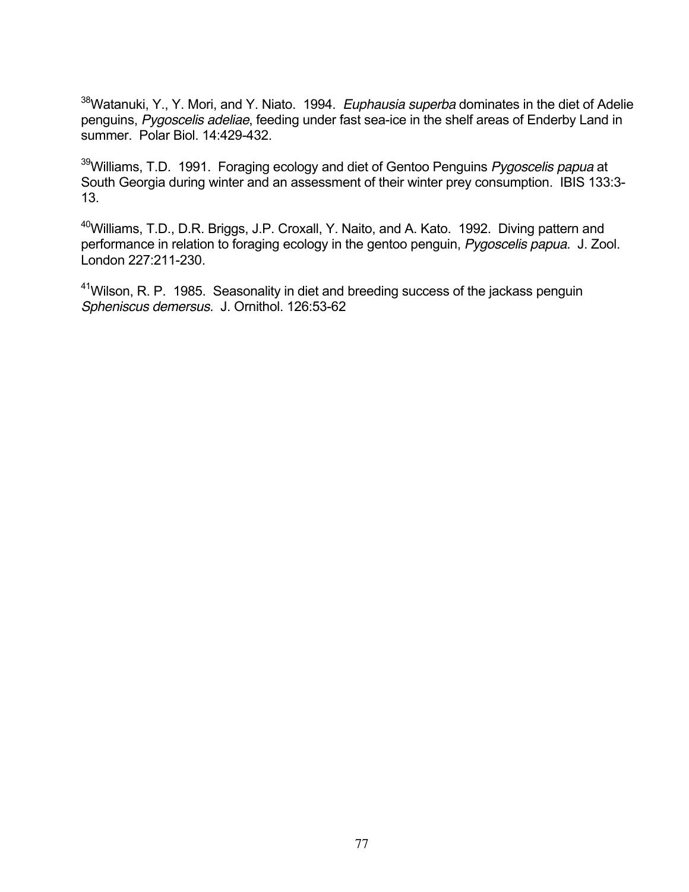[38]Watanuki, Y., Y. Mori, and Y. Niato. 1994. *Euphausia superba* dominates in the diet of Adelie penguins, *Pygoscelis adeliae*, feeding under fast sea-ice in the shelf areas of Enderby Land in summer. Polar Biol. 14:429-432.

[39]Williams, T.D. 1991. Foraging ecology and diet of Gentoo Penguins *Pygoscelis papua* at South Georgia during winter and an assessment of their winter prey consumption. IBIS 133:3-13.

[40]Williams, T.D., D.R. Briggs, J.P. Croxall, Y. Naito, and A. Kato. 1992. Diving pattern and performance in relation to foraging ecology in the gentoo penguin, *Pygoscelis papua.* J. Zool. London 227:211-230.

[41]Wilson, R. P. 1985. Seasonality in diet and breeding success of the jackass penguin *Spheniscus demersus.* J. Ornithol. 126:53-62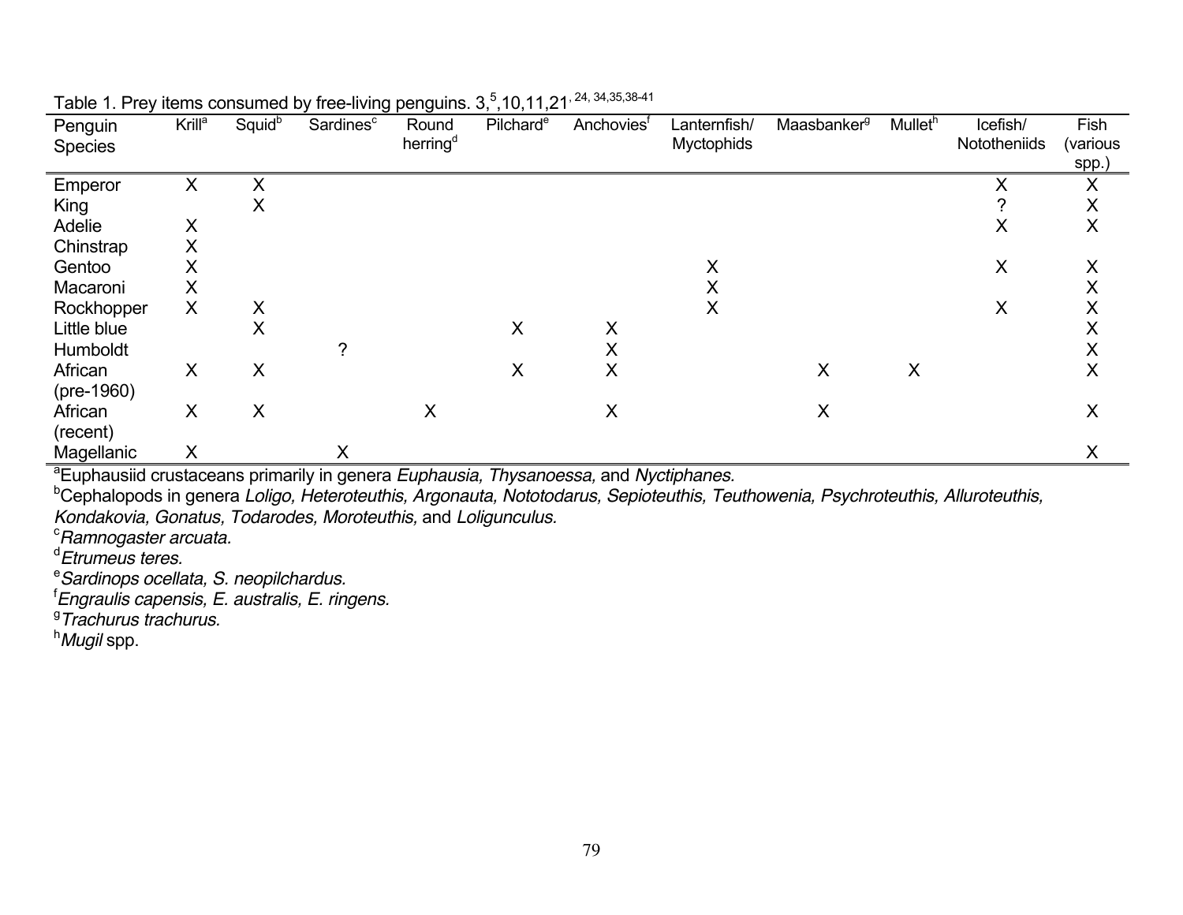Table 1. Prey items consumed by free-living penguins. 3,[5],10,11,21,[24, 34,35,38-41]

| Penguin Species | Krill[a] | Squid[b] | Sardines[c] | Round herring[d] | Pilchard[e] | Anchovies[f] | Lanternfish/ Myctophids | Maasbanker[g] | Mullet[h] | Icefish/ Nototheniids | Fish (various spp.) |
|---|---|---|---|---|---|---|---|---|---|---|---|
| Emperor | X | X | | | | | | | | X | X |
| King | | X | | | | | | | | ? | X |
| Adelie | X | | | | | | | | | X | X |
| Chinstrap | X | | | | | | | | | | |
| Gentoo | X | | | | | | X | | | X | X |
| Macaroni | X | | | | | | X | | | | X |
| Rockhopper | X | X | | | | | X | | | X | X |
| Little blue | | X | | | X | X | | | | | X |
| Humboldt | | | ? | | | X | | | | | X |
| African (pre-1960) | X | X | | | X | X | | X | X | | X |
| African (recent) | X | X | | X | | X | | X | | | X |
| Magellanic | X | | X | | | | | | | | X |

[a]Euphausiid crustaceans primarily in genera *Euphausia, Thysanoessa,* and *Nyctiphanes.*
[b]Cephalopods in genera *Loligo, Heteroteuthis, Argonauta, Nototodarus, Sepioteuthis, Teuthowenia, Psychroteuthis, Alluroteuthis, Kondakovia, Gonatus, Todarodes, Moroteuthis,* and *Loligunculus.*
[c]*Ramnogaster arcuata.*
[d]*Etrumeus teres.*
[e]*Sardinops ocellata, S. neopilchardus.*
[f]*Engraulis capensis, E. australis, E. ringens.*
[g]*Trachurus trachurus.*
[h]*Mugil* spp.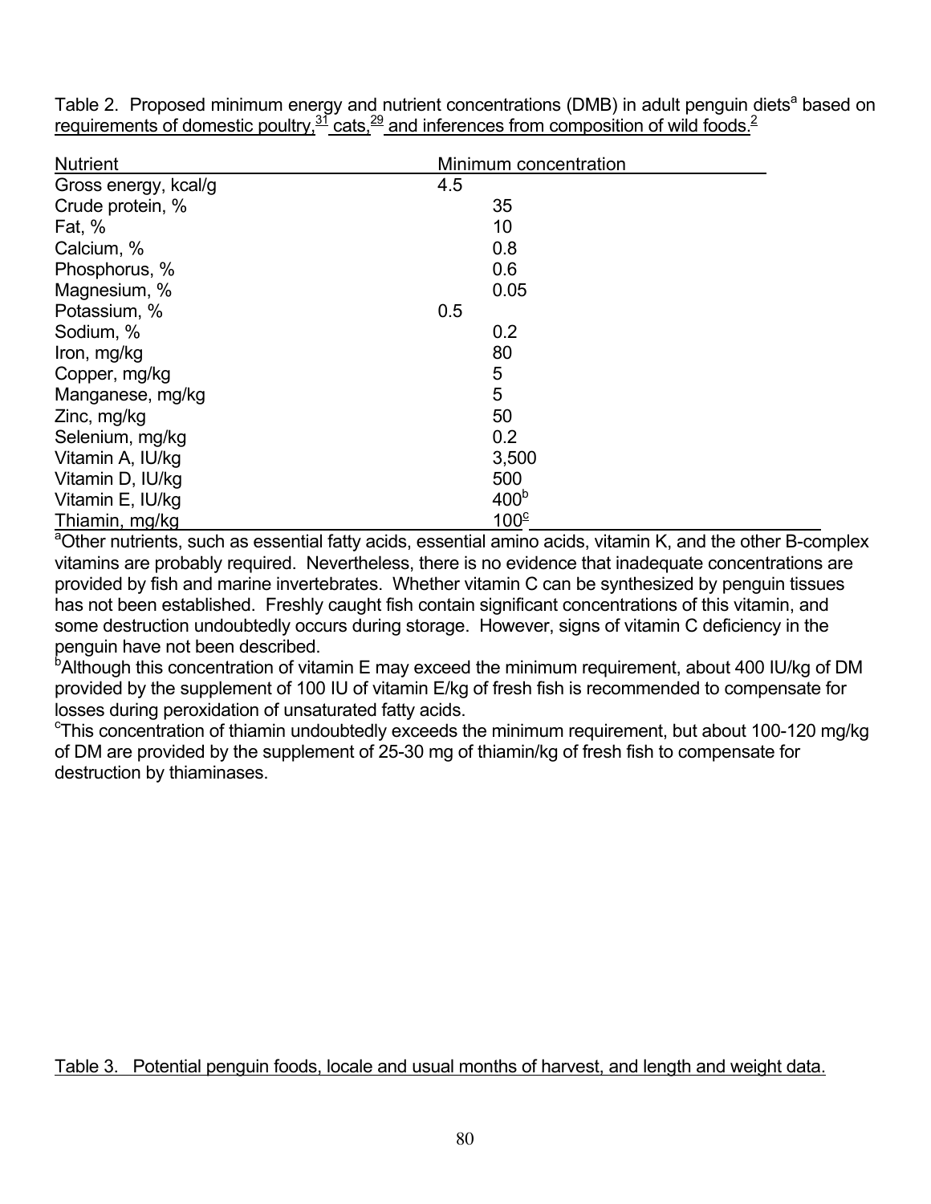Table 2. Proposed minimum energy and nutrient concentrations (DMB) in adult penguin diets[a] based on requirements of domestic poultry,[31] cats,[29] and inferences from composition of wild foods.[2]

| Nutrient | Minimum concentration |
|---|---|
| Gross energy, kcal/g | 4.5 |
| Crude protein, % | 35 |
| Fat, % | 10 |
| Calcium, % | 0.8 |
| Phosphorus, % | 0.6 |
| Magnesium, % | 0.05 |
| Potassium, % | 0.5 |
| Sodium, % | 0.2 |
| Iron, mg/kg | 80 |
| Copper, mg/kg | 5 |
| Manganese, mg/kg | 5 |
| Zinc, mg/kg | 50 |
| Selenium, mg/kg | 0.2 |
| Vitamin A, IU/kg | 3,500 |
| Vitamin D, IU/kg | 500 |
| Vitamin E, IU/kg | 400[b] |
| Thiamin, mg/kg | 100[c] |

[a]Other nutrients, such as essential fatty acids, essential amino acids, vitamin K, and the other B-complex vitamins are probably required. Nevertheless, there is no evidence that inadequate concentrations are provided by fish and marine invertebrates. Whether vitamin C can be synthesized by penguin tissues has not been established. Freshly caught fish contain significant concentrations of this vitamin, and some destruction undoubtedly occurs during storage. However, signs of vitamin C deficiency in the penguin have not been described.

[b]Although this concentration of vitamin E may exceed the minimum requirement, about 400 IU/kg of DM provided by the supplement of 100 IU of vitamin E/kg of fresh fish is recommended to compensate for losses during peroxidation of unsaturated fatty acids.

[c]This concentration of thiamin undoubtedly exceeds the minimum requirement, but about 100-120 mg/kg of DM are provided by the supplement of 25-30 mg of thiamin/kg of fresh fish to compensate for destruction by thiaminases.

Table 3. Potential penguin foods, locale and usual months of harvest, and length and weight data.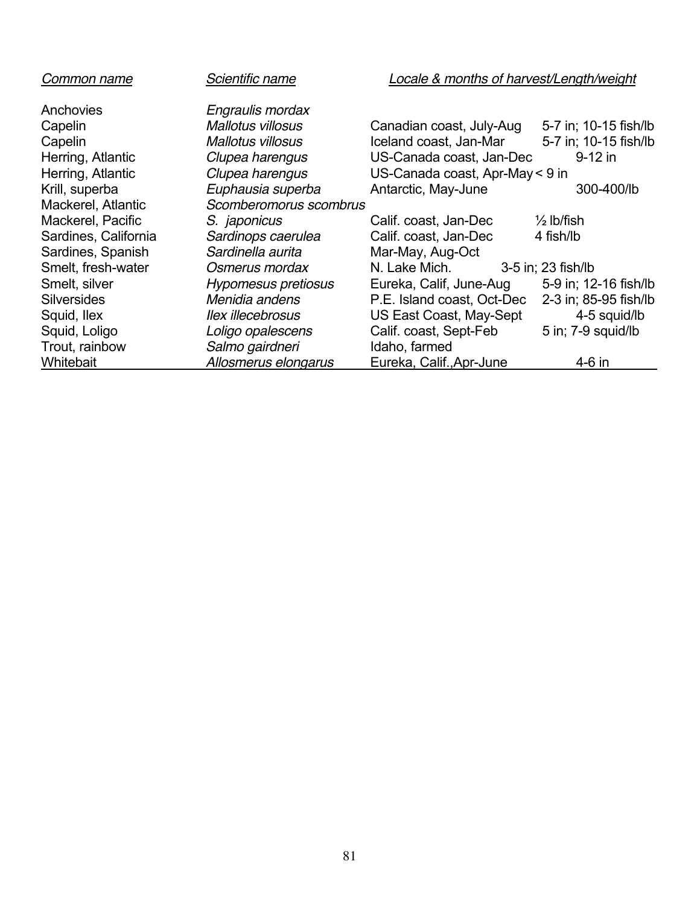| *Common name* | *Scientific name* | *Locale & months of harvest/Length/weight* | |
|---|---|---|---|
| Anchovies | *Engraulis mordax* | | |
| Capelin | *Mallotus villosus* | Canadian coast, July-Aug | 5-7 in; 10-15 fish/lb |
| Capelin | *Mallotus villosus* | Iceland coast, Jan-Mar | 5-7 in; 10-15 fish/lb |
| Herring, Atlantic | *Clupea harengus* | US-Canada coast, Jan-Dec | 9-12 in |
| Herring, Atlantic | *Clupea harengus* | US-Canada coast, Apr-May | < 9 in |
| Krill, superba | *Euphausia superba* | Antarctic, May-June | 300-400/lb |
| Mackerel, Atlantic | *Scomberomorus scombrus* | | |
| Mackerel, Pacific | *S. japonicus* | Calif. coast, Jan-Dec | ½ lb/fish |
| Sardines, California | *Sardinops caerulea* | Calif. coast, Jan-Dec | 4 fish/lb |
| Sardines, Spanish | *Sardinella aurita* | Mar-May, Aug-Oct | |
| Smelt, fresh-water | *Osmerus mordax* | N. Lake Mich. | 3-5 in; 23 fish/lb |
| Smelt, silver | *Hypomesus pretiosus* | Eureka, Calif, June-Aug | 5-9 in; 12-16 fish/lb |
| Silversides | *Menidia andens* | P.E. Island coast, Oct-Dec | 2-3 in; 85-95 fish/lb |
| Squid, Ilex | *Ilex illecebrosus* | US East Coast, May-Sept | 4-5 squid/lb |
| Squid, Loligo | *Loligo opalescens* | Calif. coast, Sept-Feb | 5 in; 7-9 squid/lb |
| Trout, rainbow | *Salmo gairdneri* | Idaho, farmed | |
| Whitebait | *Allosmerus elongarus* | Eureka, Calif., Apr-June | 4-6 in |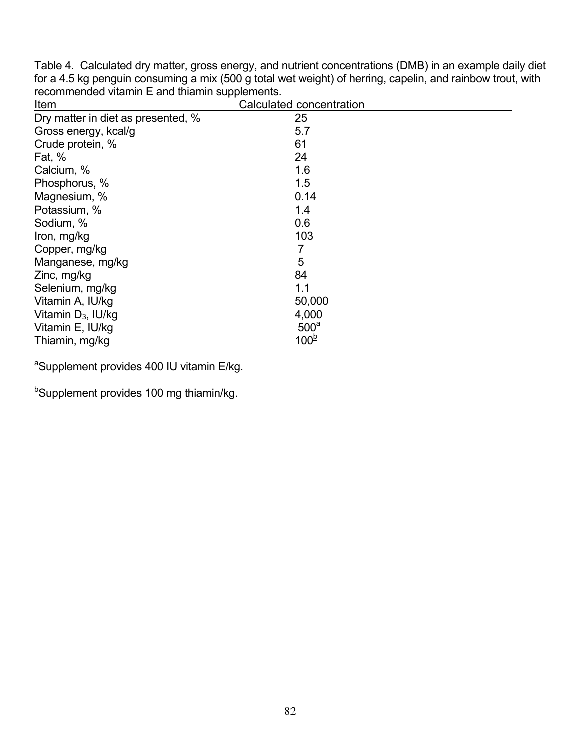Table 4. Calculated dry matter, gross energy, and nutrient concentrations (DMB) in an example daily diet for a 4.5 kg penguin consuming a mix (500 g total wet weight) of herring, capelin, and rainbow trout, with recommended vitamin E and thiamin supplements.

| Item | Calculated concentration |
|---|---|
| Dry matter in diet as presented, % | 25 |
| Gross energy, kcal/g | 5.7 |
| Crude protein, % | 61 |
| Fat, % | 24 |
| Calcium, % | 1.6 |
| Phosphorus, % | 1.5 |
| Magnesium, % | 0.14 |
| Potassium, % | 1.4 |
| Sodium, % | 0.6 |
| Iron, mg/kg | 103 |
| Copper, mg/kg | 7 |
| Manganese, mg/kg | 5 |
| Zinc, mg/kg | 84 |
| Selenium, mg/kg | 1.1 |
| Vitamin A, IU/kg | 50,000 |
| Vitamin $D_3$, IU/kg | 4,000 |
| Vitamin E, IU/kg | 500[a] |
| Thiamin, mg/kg | 100[b] |

[a]Supplement provides 400 IU vitamin E/kg.

[b]Supplement provides 100 mg thiamin/kg.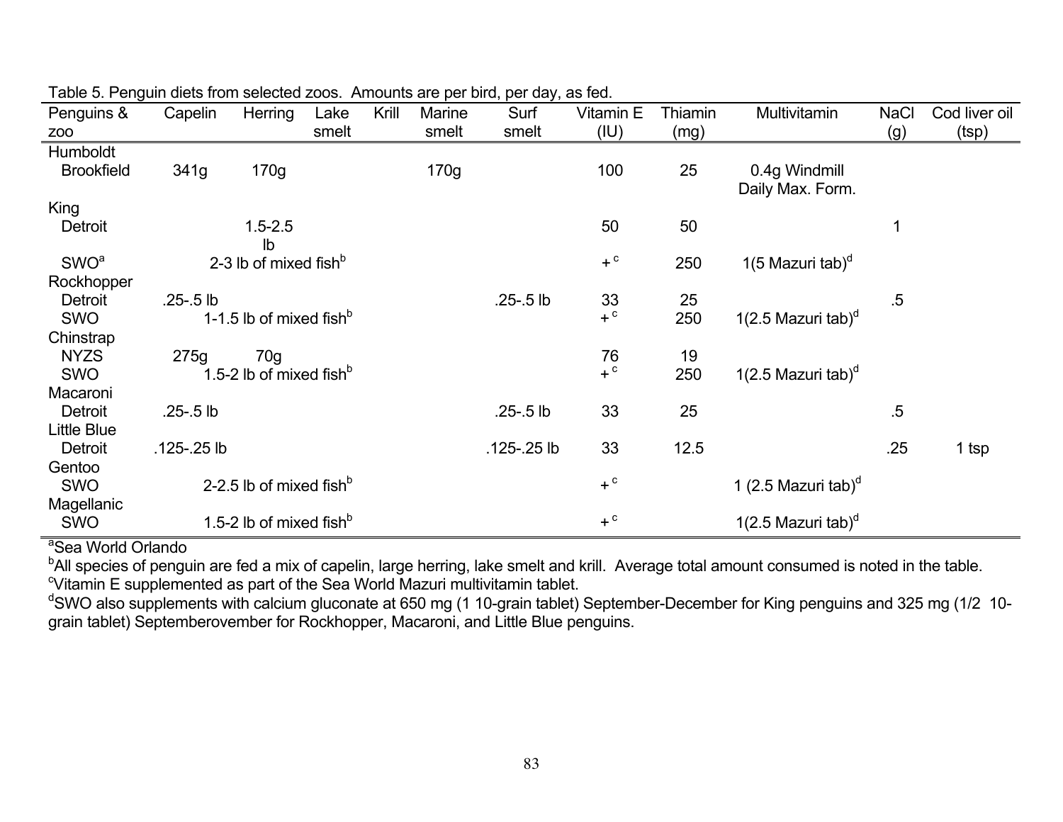Table 5. Penguin diets from selected zoos. Amounts are per bird, per day, as fed.

| Penguins & zoo | Capelin | Herring | Lake smelt | Krill | Marine smelt | Surf smelt | Vitamin E (IU) | Thiamin (mg) | Multivitamin | NaCl (g) | Cod liver oil (tsp) |
|---|---|---|---|---|---|---|---|---|---|---|---|
| Humboldt | | | | | | | | | | | |
| Brookfield | 341g | 170g | | | 170g | | 100 | 25 | 0.4g Windmill Daily Max. Form. | | |
| King | | | | | | | | | | | |
| Detroit | | 1.5-2.5 lb | | | | | 50 | 50 | | 1 | |
| SWO[a] | 2-3 lb of mixed fish[b] | | | | | | + [c] | 250 | 1(5 Mazuri tab)[d] | | |
| Rockhopper | | | | | | | | | | | |
| Detroit | .25-.5 lb | | | | | .25-.5 lb | 33 | 25 | | .5 | |
| SWO | 1-1.5 lb of mixed fish[b] | | | | | | + [c] | 250 | 1(2.5 Mazuri tab)[d] | | |
| Chinstrap | | | | | | | | | | | |
| NYZS | 275g | 70g | | | | | 76 | 19 | | | |
| SWO | 1.5-2 lb of mixed fish[b] | | | | | | + [c] | 250 | 1(2.5 Mazuri tab)[d] | | |
| Macaroni | | | | | | | | | | | |
| Detroit | .25-.5 lb | | | | | .25-.5 lb | 33 | 25 | | .5 | |
| Little Blue | | | | | | | | | | | |
| Detroit | .125-.25 lb | | | | | .125-.25 lb | 33 | 12.5 | | .25 | 1 tsp |
| Gentoo | | | | | | | | | | | |
| SWO | 2-2.5 lb of mixed fish[b] | | | | | | + [c] | | 1 (2.5 Mazuri tab)[d] | | |
| Magellanic | | | | | | | | | | | |
| SWO | 1.5-2 lb of mixed fish[b] | | | | | | + [c] | | 1(2.5 Mazuri tab)[d] | | |

[a]Sea World Orlando

[b]All species of penguin are fed a mix of capelin, large herring, lake smelt and krill. Average total amount consumed is noted in the table.

[c]Vitamin E supplemented as part of the Sea World Mazuri multivitamin tablet.

[d]SWO also supplements with calcium gluconate at 650 mg (1 10-grain tablet) September-December for King penguins and 325 mg (1/2 10-grain tablet) Septemberovember for Rockhopper, Macaroni, and Little Blue penguins.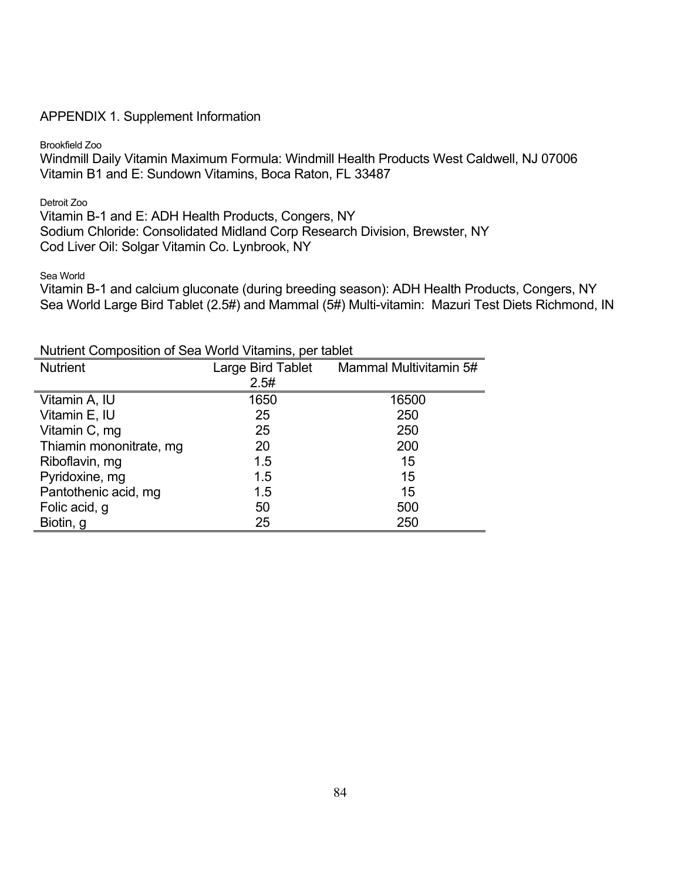APPENDIX 1. Supplement Information

Brookfield Zoo

Windmill Daily Vitamin Maximum Formula: Windmill Health Products West Caldwell, NJ 07006
Vitamin B1 and E: Sundown Vitamins, Boca Raton, FL 33487

Detroit Zoo

Vitamin B-1 and E: ADH Health Products, Congers, NY
Sodium Chloride: Consolidated Midland Corp Research Division, Brewster, NY
Cod Liver Oil: Solgar Vitamin Co. Lynbrook, NY

Sea World

Vitamin B-1 and calcium gluconate (during breeding season): ADH Health Products, Congers, NY
Sea World Large Bird Tablet (2.5#) and Mammal (5#) Multi-vitamin: Mazuri Test Diets Richmond, IN

Nutrient Composition of Sea World Vitamins, per tablet

| Nutrient | Large Bird Tablet 2.5# | Mammal Multivitamin 5# |
|---|---|---|
| Vitamin A, IU | 1650 | 16500 |
| Vitamin E, IU | 25 | 250 |
| Vitamin C, mg | 25 | 250 |
| Thiamin mononitrate, mg | 20 | 200 |
| Riboflavin, mg | 1.5 | 15 |
| Pyridoxine, mg | 1.5 | 15 |
| Pantothenic acid, mg | 1.5 | 15 |
| Folic acid, g | 50 | 500 |
| Biotin, g | 25 | 250 |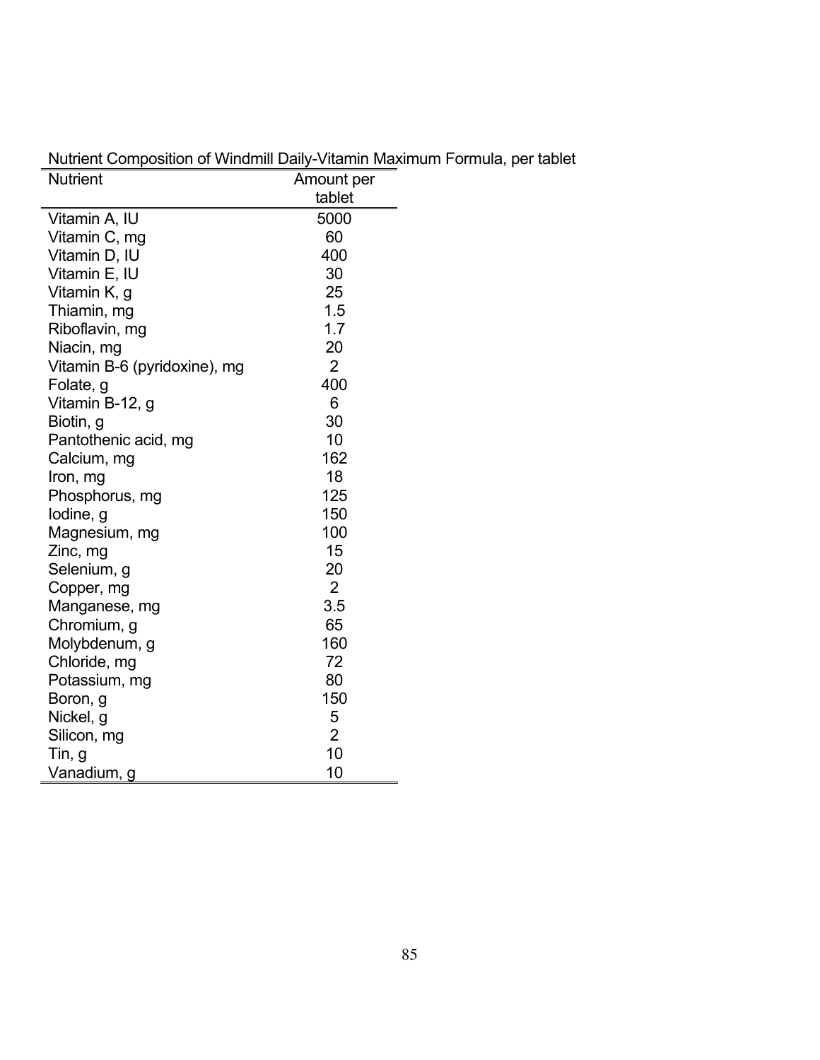Nutrient Composition of Windmill Daily-Vitamin Maximum Formula, per tablet

| Nutrient | Amount per tablet |
|---|---|
| Vitamin A, IU | 5000 |
| Vitamin C, mg | 60 |
| Vitamin D, IU | 400 |
| Vitamin E, IU | 30 |
| Vitamin K, g | 25 |
| Thiamin, mg | 1.5 |
| Riboflavin, mg | 1.7 |
| Niacin, mg | 20 |
| Vitamin B-6 (pyridoxine), mg | 2 |
| Folate, g | 400 |
| Vitamin B-12, g | 6 |
| Biotin, g | 30 |
| Pantothenic acid, mg | 10 |
| Calcium, mg | 162 |
| Iron, mg | 18 |
| Phosphorus, mg | 125 |
| Iodine, g | 150 |
| Magnesium, mg | 100 |
| Zinc, mg | 15 |
| Selenium, g | 20 |
| Copper, mg | 2 |
| Manganese, mg | 3.5 |
| Chromium, g | 65 |
| Molybdenum, g | 160 |
| Chloride, mg | 72 |
| Potassium, mg | 80 |
| Boron, g | 150 |
| Nickel, g | 5 |
| Silicon, mg | 2 |
| Tin, g | 10 |
| Vanadium, g | 10 |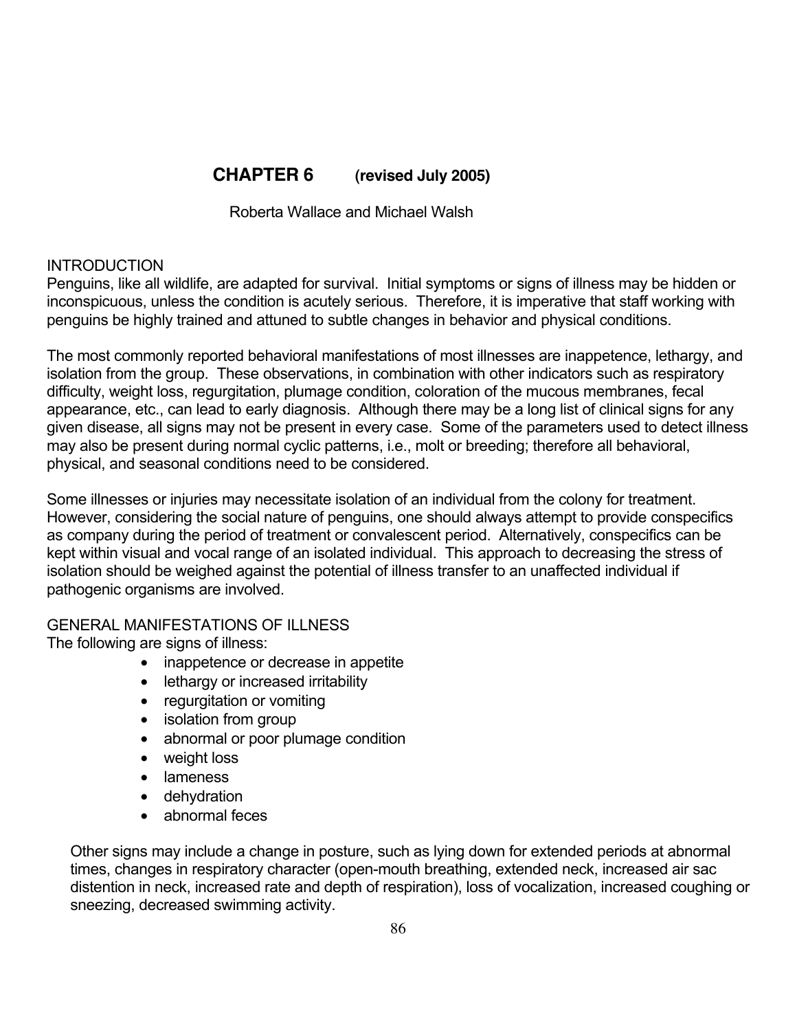# CHAPTER 6 (revised July 2005)

Roberta Wallace and Michael Walsh

## INTRODUCTION

Penguins, like all wildlife, are adapted for survival. Initial symptoms or signs of illness may be hidden or inconspicuous, unless the condition is acutely serious. Therefore, it is imperative that staff working with penguins be highly trained and attuned to subtle changes in behavior and physical conditions.

The most commonly reported behavioral manifestations of most illnesses are inappetence, lethargy, and isolation from the group. These observations, in combination with other indicators such as respiratory difficulty, weight loss, regurgitation, plumage condition, coloration of the mucous membranes, fecal appearance, etc., can lead to early diagnosis. Although there may be a long list of clinical signs for any given disease, all signs may not be present in every case. Some of the parameters used to detect illness may also be present during normal cyclic patterns, i.e., molt or breeding; therefore all behavioral, physical, and seasonal conditions need to be considered.

Some illnesses or injuries may necessitate isolation of an individual from the colony for treatment. However, considering the social nature of penguins, one should always attempt to provide conspecifics as company during the period of treatment or convalescent period. Alternatively, conspecifics can be kept within visual and vocal range of an isolated individual. This approach to decreasing the stress of isolation should be weighed against the potential of illness transfer to an unaffected individual if pathogenic organisms are involved.

## GENERAL MANIFESTATIONS OF ILLNESS

The following are signs of illness:

- inappetence or decrease in appetite
- lethargy or increased irritability
- regurgitation or vomiting
- isolation from group
- abnormal or poor plumage condition
- weight loss
- lameness
- dehydration
- abnormal feces

Other signs may include a change in posture, such as lying down for extended periods at abnormal times, changes in respiratory character (open-mouth breathing, extended neck, increased air sac distention in neck, increased rate and depth of respiration), loss of vocalization, increased coughing or sneezing, decreased swimming activity.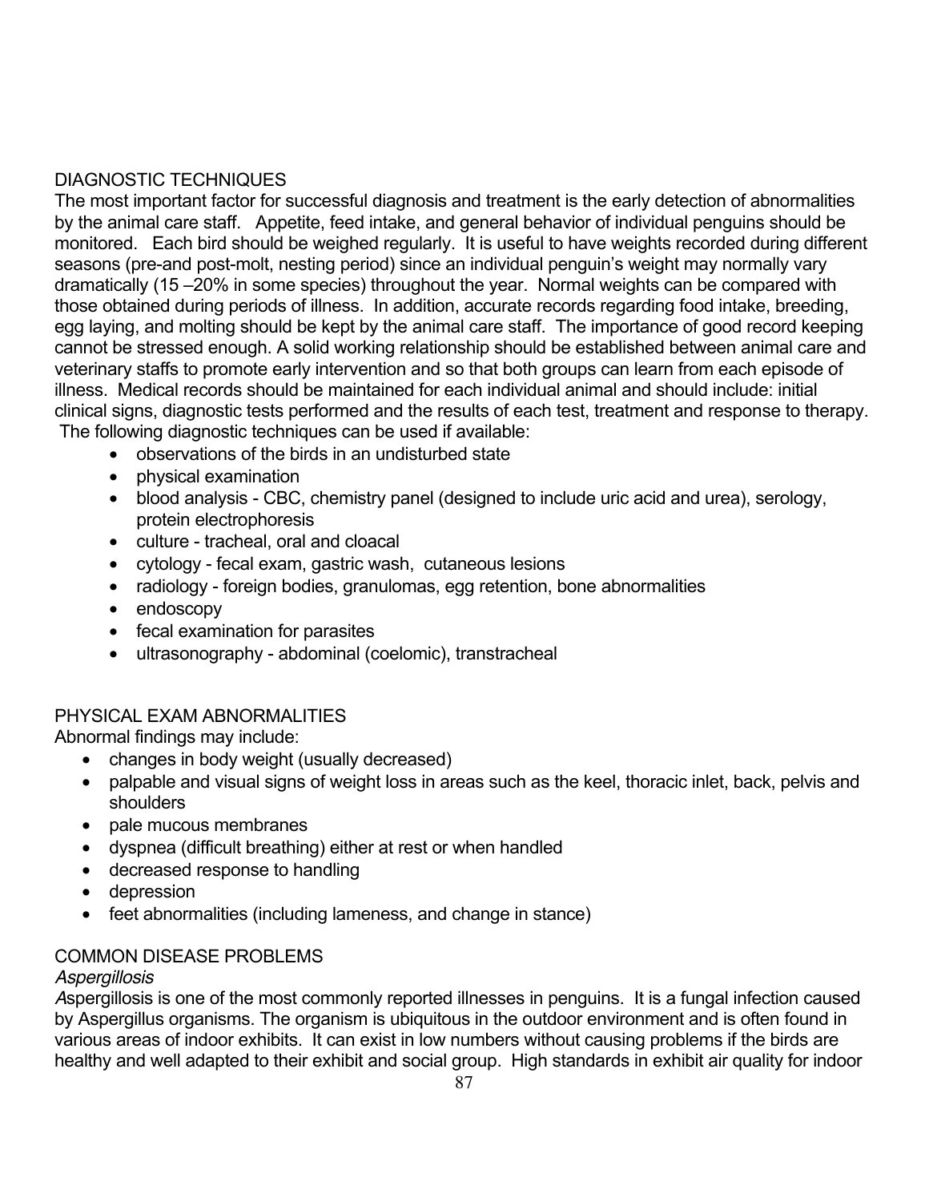## DIAGNOSTIC TECHNIQUES

The most important factor for successful diagnosis and treatment is the early detection of abnormalities by the animal care staff. Appetite, feed intake, and general behavior of individual penguins should be monitored. Each bird should be weighed regularly. It is useful to have weights recorded during different seasons (pre-and post-molt, nesting period) since an individual penguin's weight may normally vary dramatically (15 –20% in some species) throughout the year. Normal weights can be compared with those obtained during periods of illness. In addition, accurate records regarding food intake, breeding, egg laying, and molting should be kept by the animal care staff. The importance of good record keeping cannot be stressed enough. A solid working relationship should be established between animal care and veterinary staffs to promote early intervention and so that both groups can learn from each episode of illness. Medical records should be maintained for each individual animal and should include: initial clinical signs, diagnostic tests performed and the results of each test, treatment and response to therapy. The following diagnostic techniques can be used if available:

- observations of the birds in an undisturbed state
- physical examination
- blood analysis - CBC, chemistry panel (designed to include uric acid and urea), serology, protein electrophoresis
- culture - tracheal, oral and cloacal
- cytology - fecal exam, gastric wash, cutaneous lesions
- radiology - foreign bodies, granulomas, egg retention, bone abnormalities
- endoscopy
- fecal examination for parasites
- ultrasonography - abdominal (coelomic), transtracheal

## PHYSICAL EXAM ABNORMALITIES

Abnormal findings may include:

- changes in body weight (usually decreased)
- palpable and visual signs of weight loss in areas such as the keel, thoracic inlet, back, pelvis and shoulders
- pale mucous membranes
- dyspnea (difficult breathing) either at rest or when handled
- decreased response to handling
- depression
- feet abnormalities (including lameness, and change in stance)

## COMMON DISEASE PROBLEMS

### *Aspergillosis*

*A*spergillosis is one of the most commonly reported illnesses in penguins. It is a fungal infection caused by Aspergillus organisms. The organism is ubiquitous in the outdoor environment and is often found in various areas of indoor exhibits. It can exist in low numbers without causing problems if the birds are healthy and well adapted to their exhibit and social group. High standards in exhibit air quality for indoor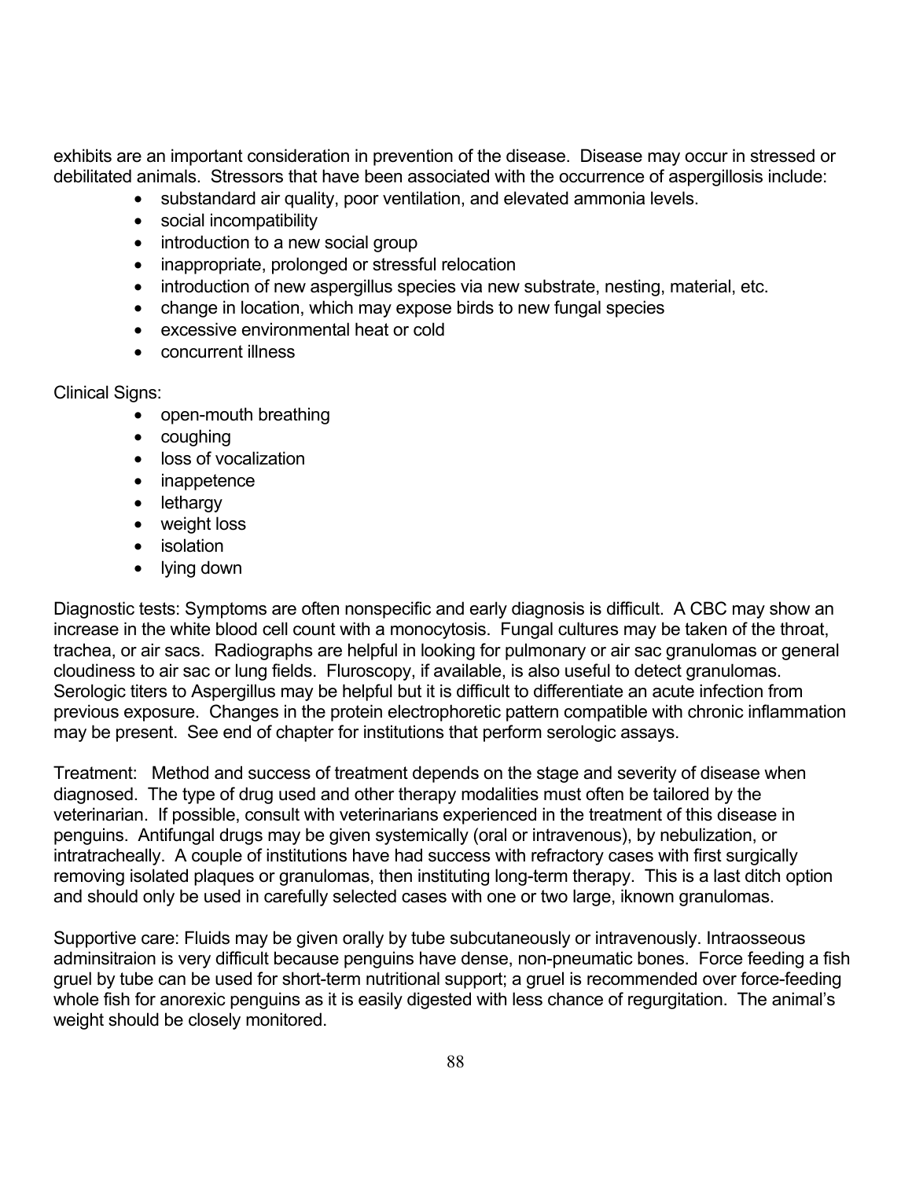exhibits are an important consideration in prevention of the disease. Disease may occur in stressed or debilitated animals. Stressors that have been associated with the occurrence of aspergillosis include:

- substandard air quality, poor ventilation, and elevated ammonia levels.
- social incompatibility
- introduction to a new social group
- inappropriate, prolonged or stressful relocation
- introduction of new aspergillus species via new substrate, nesting, material, etc.
- change in location, which may expose birds to new fungal species
- excessive environmental heat or cold
- concurrent illness

Clinical Signs:

- open-mouth breathing
- coughing
- loss of vocalization
- inappetence
- lethargy
- weight loss
- isolation
- lying down

Diagnostic tests: Symptoms are often nonspecific and early diagnosis is difficult. A CBC may show an increase in the white blood cell count with a monocytosis. Fungal cultures may be taken of the throat, trachea, or air sacs. Radiographs are helpful in looking for pulmonary or air sac granulomas or general cloudiness to air sac or lung fields. Fluroscopy, if available, is also useful to detect granulomas. Serologic titers to Aspergillus may be helpful but it is difficult to differentiate an acute infection from previous exposure. Changes in the protein electrophoretic pattern compatible with chronic inflammation may be present. See end of chapter for institutions that perform serologic assays.

Treatment: Method and success of treatment depends on the stage and severity of disease when diagnosed. The type of drug used and other therapy modalities must often be tailored by the veterinarian. If possible, consult with veterinarians experienced in the treatment of this disease in penguins. Antifungal drugs may be given systemically (oral or intravenous), by nebulization, or intratracheally. A couple of institutions have had success with refractory cases with first surgically removing isolated plaques or granulomas, then instituting long-term therapy. This is a last ditch option and should only be used in carefully selected cases with one or two large, iknown granulomas.

Supportive care: Fluids may be given orally by tube subcutaneously or intravenously. Intraosseous adminsitraion is very difficult because penguins have dense, non-pneumatic bones. Force feeding a fish gruel by tube can be used for short-term nutritional support; a gruel is recommended over force-feeding whole fish for anorexic penguins as it is easily digested with less chance of regurgitation. The animal's weight should be closely monitored.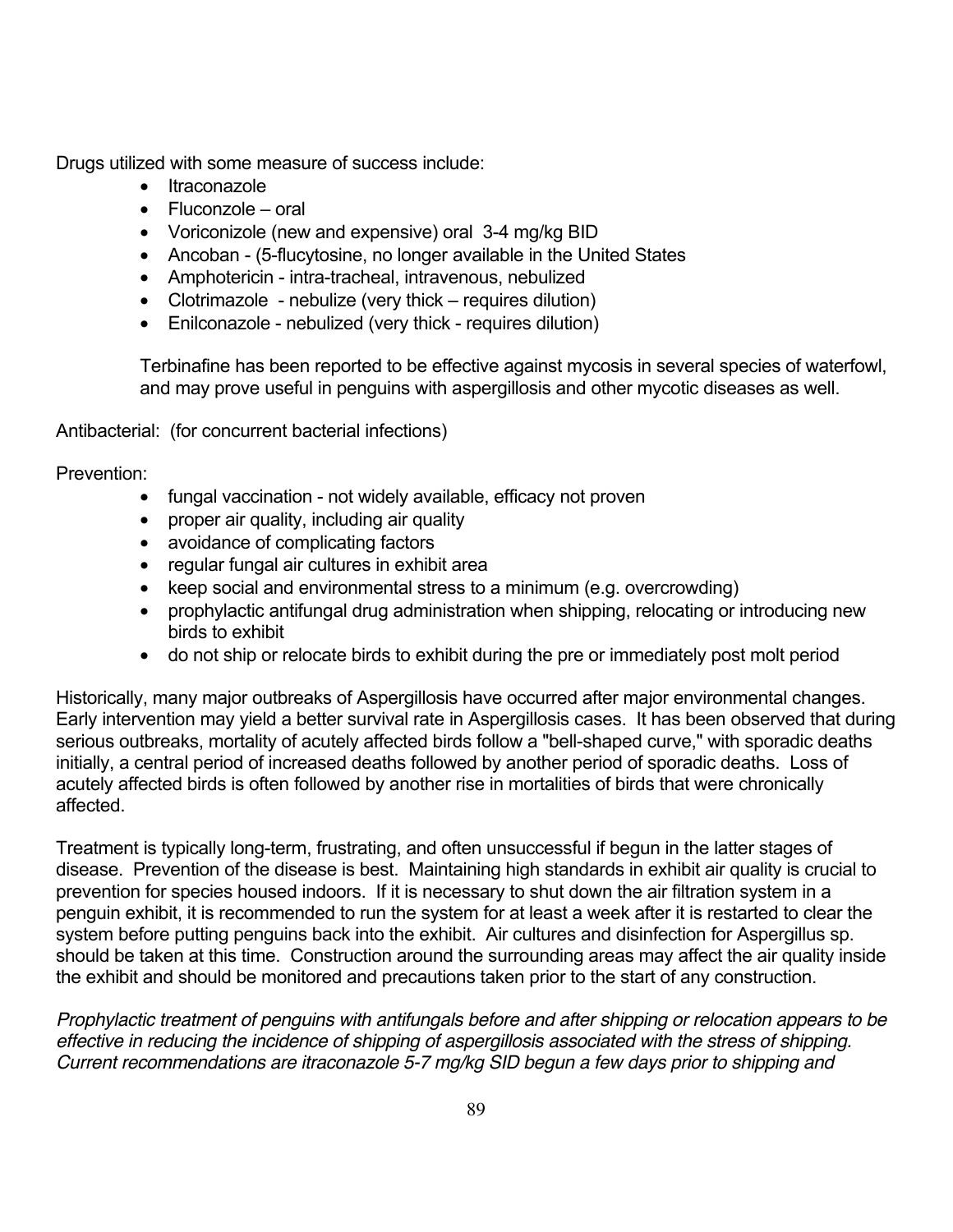Drugs utilized with some measure of success include:

- Itraconazole
- Fluconzole – oral
- Voriconizole (new and expensive) oral 3-4 mg/kg BID
- Ancoban - (5-flucytosine, no longer available in the United States
- Amphotericin - intra-tracheal, intravenous, nebulized
- Clotrimazole - nebulize (very thick – requires dilution)
- Enilconazole - nebulized (very thick - requires dilution)

  Terbinafine has been reported to be effective against mycosis in several species of waterfowl, and may prove useful in penguins with aspergillosis and other mycotic diseases as well.

Antibacterial: (for concurrent bacterial infections)

Prevention:

- fungal vaccination - not widely available, efficacy not proven
- proper air quality, including air quality
- avoidance of complicating factors
- regular fungal air cultures in exhibit area
- keep social and environmental stress to a minimum (e.g. overcrowding)
- prophylactic antifungal drug administration when shipping, relocating or introducing new birds to exhibit
- do not ship or relocate birds to exhibit during the pre or immediately post molt period

Historically, many major outbreaks of Aspergillosis have occurred after major environmental changes. Early intervention may yield a better survival rate in Aspergillosis cases. It has been observed that during serious outbreaks, mortality of acutely affected birds follow a "bell-shaped curve," with sporadic deaths initially, a central period of increased deaths followed by another period of sporadic deaths. Loss of acutely affected birds is often followed by another rise in mortalities of birds that were chronically affected.

Treatment is typically long-term, frustrating, and often unsuccessful if begun in the latter stages of disease. Prevention of the disease is best. Maintaining high standards in exhibit air quality is crucial to prevention for species housed indoors. If it is necessary to shut down the air filtration system in a penguin exhibit, it is recommended to run the system for at least a week after it is restarted to clear the system before putting penguins back into the exhibit. Air cultures and disinfection for Aspergillus sp. should be taken at this time. Construction around the surrounding areas may affect the air quality inside the exhibit and should be monitored and precautions taken prior to the start of any construction.

*Prophylactic treatment of penguins with antifungals before and after shipping or relocation appears to be effective in reducing the incidence of shipping of aspergillosis associated with the stress of shipping. Current recommendations are itraconazole 5-7 mg/kg SID begun a few days prior to shipping and*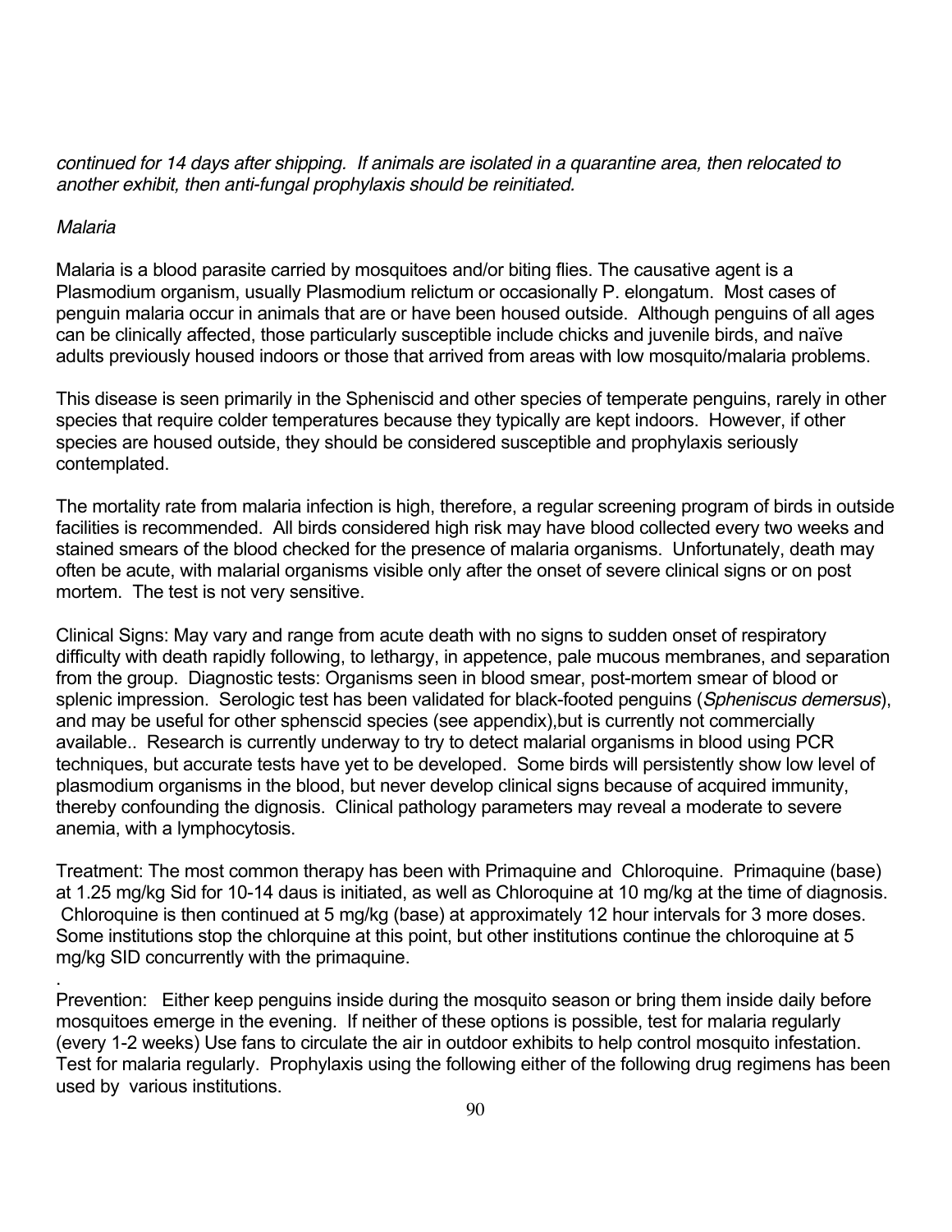*continued for 14 days after shipping. If animals are isolated in a quarantine area, then relocated to another exhibit, then anti-fungal prophylaxis should be reinitiated.*

*Malaria*

Malaria is a blood parasite carried by mosquitoes and/or biting flies. The causative agent is a Plasmodium organism, usually Plasmodium relictum or occasionally P. elongatum. Most cases of penguin malaria occur in animals that are or have been housed outside. Although penguins of all ages can be clinically affected, those particularly susceptible include chicks and juvenile birds, and naïve adults previously housed indoors or those that arrived from areas with low mosquito/malaria problems.

This disease is seen primarily in the Spheniscid and other species of temperate penguins, rarely in other species that require colder temperatures because they typically are kept indoors. However, if other species are housed outside, they should be considered susceptible and prophylaxis seriously contemplated.

The mortality rate from malaria infection is high, therefore, a regular screening program of birds in outside facilities is recommended. All birds considered high risk may have blood collected every two weeks and stained smears of the blood checked for the presence of malaria organisms. Unfortunately, death may often be acute, with malarial organisms visible only after the onset of severe clinical signs or on post mortem. The test is not very sensitive.

Clinical Signs: May vary and range from acute death with no signs to sudden onset of respiratory difficulty with death rapidly following, to lethargy, in appetence, pale mucous membranes, and separation from the group. Diagnostic tests: Organisms seen in blood smear, post-mortem smear of blood or splenic impression. Serologic test has been validated for black-footed penguins (*Spheniscus demersus*), and may be useful for other sphenscid species (see appendix),but is currently not commercially available.. Research is currently underway to try to detect malarial organisms in blood using PCR techniques, but accurate tests have yet to be developed. Some birds will persistently show low level of plasmodium organisms in the blood, but never develop clinical signs because of acquired immunity, thereby confounding the dignosis. Clinical pathology parameters may reveal a moderate to severe anemia, with a lymphocytosis.

Treatment: The most common therapy has been with Primaquine and Chloroquine. Primaquine (base) at 1.25 mg/kg Sid for 10-14 daus is initiated, as well as Chloroquine at 10 mg/kg at the time of diagnosis. Chloroquine is then continued at 5 mg/kg (base) at approximately 12 hour intervals for 3 more doses. Some institutions stop the chlorquine at this point, but other institutions continue the chloroquine at 5 mg/kg SID concurrently with the primaquine.

.

Prevention: Either keep penguins inside during the mosquito season or bring them inside daily before mosquitoes emerge in the evening. If neither of these options is possible, test for malaria regularly (every 1-2 weeks) Use fans to circulate the air in outdoor exhibits to help control mosquito infestation. Test for malaria regularly. Prophylaxis using the following either of the following drug regimens has been used by various institutions.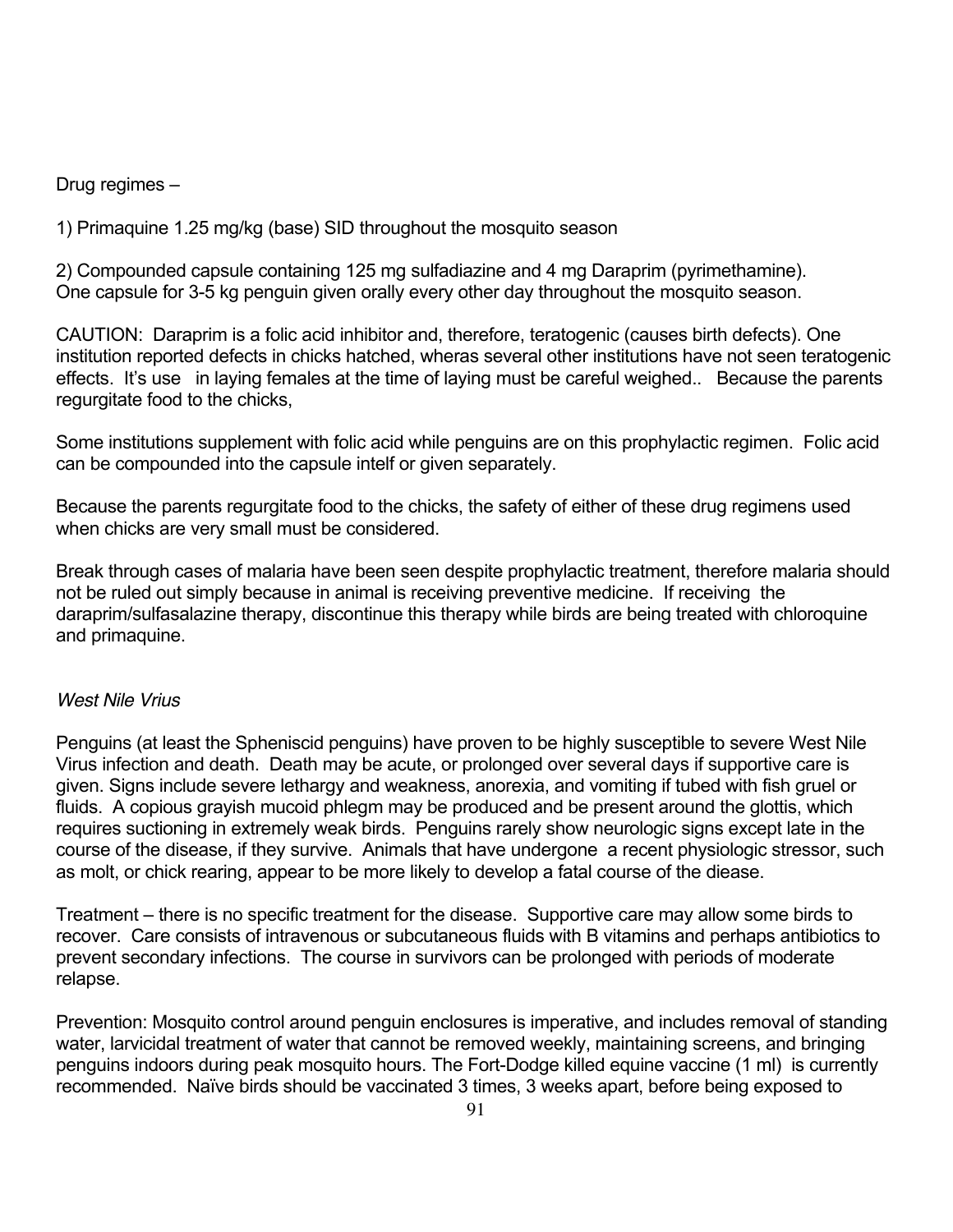Drug regimes –

1) Primaquine 1.25 mg/kg (base) SID throughout the mosquito season

2) Compounded capsule containing 125 mg sulfadiazine and 4 mg Daraprim (pyrimethamine). One capsule for 3-5 kg penguin given orally every other day throughout the mosquito season.

CAUTION: Daraprim is a folic acid inhibitor and, therefore, teratogenic (causes birth defects). One institution reported defects in chicks hatched, wheras several other institutions have not seen teratogenic effects. It's use in laying females at the time of laying must be careful weighed.. Because the parents regurgitate food to the chicks,

Some institutions supplement with folic acid while penguins are on this prophylactic regimen. Folic acid can be compounded into the capsule intelf or given separately.

Because the parents regurgitate food to the chicks, the safety of either of these drug regimens used when chicks are very small must be considered.

Break through cases of malaria have been seen despite prophylactic treatment, therefore malaria should not be ruled out simply because in animal is receiving preventive medicine. If receiving the daraprim/sulfasalazine therapy, discontinue this therapy while birds are being treated with chloroquine and primaquine.

*West Nile Vrius*

Penguins (at least the Sphenisicd penguins) have proven to be highly susceptible to severe West Nile Virus infection and death. Death may be acute, or prolonged over several days if supportive care is given. Signs include severe lethargy and weakness, anorexia, and vomiting if tubed with fish gruel or fluids. A copious grayish mucoid phlegm may be produced and be present around the glottis, which requires suctioning in extremely weak birds. Penguins rarely show neurologic signs except late in the course of the disease, if they survive. Animals that have undergone a recent physiologic stressor, such as molt, or chick rearing, appear to be more likely to develop a fatal course of the diease.

Treatment – there is no specific treatment for the disease. Supportive care may allow some birds to recover. Care consists of intravenous or subcutaneous fluids with B vitamins and perhaps antibiotics to prevent secondary infections. The course in survivors can be prolonged with periods of moderate relapse.

Prevention: Mosquito control around penguin enclosures is imperative, and includes removal of standing water, larvicidal treatment of water that cannot be removed weekly, maintaining screens, and bringing penguins indoors during peak mosquito hours. The Fort-Dodge killed equine vaccine (1 ml) is currently recommended. Naïve birds should be vaccinated 3 times, 3 weeks apart, before being exposed to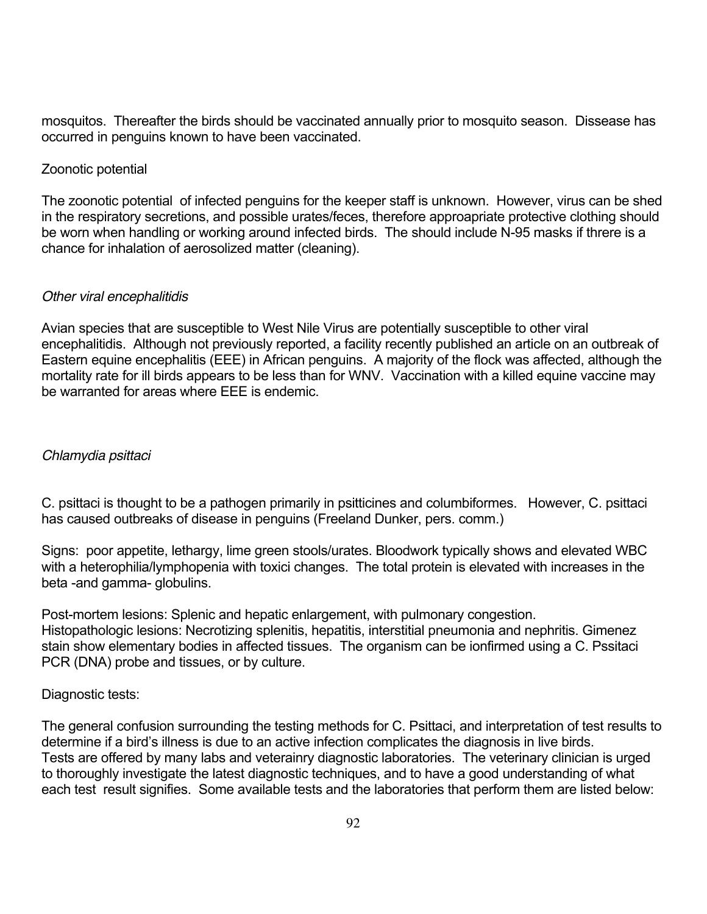mosquitos. Thereafter the birds should be vaccinated annually prior to mosquito season. Dissease has occurred in penguins known to have been vaccinated.

Zoonotic potential

The zoonotic potential of infected penguins for the keeper staff is unknown. However, virus can be shed in the respiratory secretions, and possible urates/feces, therefore approapriate protective clothing should be worn when handling or working around infected birds. The should include N-95 masks if threre is a chance for inhalation of aerosolized matter (cleaning).

*Other viral encephalitidis*

Avian species that are susceptible to West Nile Virus are potentially susceptible to other viral encephalitidis. Although not previously reported, a facility recently published an article on an outbreak of Eastern equine encephalitis (EEE) in African penguins. A majority of the flock was affected, although the mortality rate for ill birds appears to be less than for WNV. Vaccination with a killed equine vaccine may be warranted for areas where EEE is endemic.

*Chlamydia psittaci*

C. psittaci is thought to be a pathogen primarily in psitticines and columbiformes. However, C. psittaci has caused outbreaks of disease in penguins (Freeland Dunker, pers. comm.)

Signs: poor appetite, lethargy, lime green stools/urates. Bloodwork typically shows and elevated WBC with a heterophilia/lymphopenia with toxici changes. The total protein is elevated with increases in the beta -and gamma- globulins.

Post-mortem lesions: Splenic and hepatic enlargement, with pulmonary congestion.
Histopathologic lesions: Necrotizing splenitis, hepatitis, interstitial pneumonia and nephritis. Gimenez stain show elementary bodies in affected tissues. The organism can be ionfirmed using a C. Pssitaci PCR (DNA) probe and tissues, or by culture.

Diagnostic tests:

The general confusion surrounding the testing methods for C. Psittaci, and interpretation of test results to determine if a bird's illness is due to an active infection complicates the diagnosis in live birds.
Tests are offered by many labs and veterainry diagnostic laboratories. The veterinary clinician is urged to thoroughly investigate the latest diagnostic techniques, and to have a good understanding of what each test result signifies. Some available tests and the laboratories that perform them are listed below: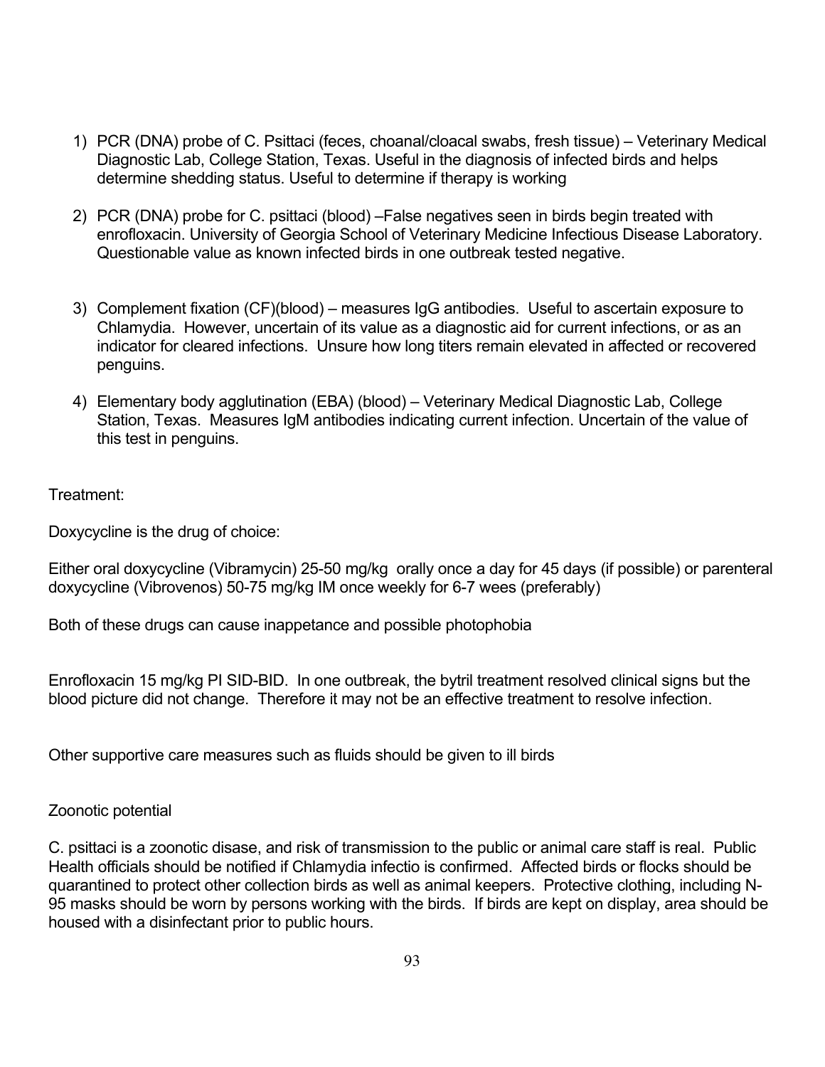1) PCR (DNA) probe of C. Psittaci (feces, choanal/cloacal swabs, fresh tissue) – Veterinary Medical Diagnostic Lab, College Station, Texas. Useful in the diagnosis of infected birds and helps determine shedding status. Useful to determine if therapy is working

2) PCR (DNA) probe for C. psittaci (blood) –False negatives seen in birds begin treated with enrofloxacin. University of Georgia School of Veterinary Medicine Infectious Disease Laboratory. Questionable value as known infected birds in one outbreak tested negative.

3) Complement fixation (CF)(blood) – measures IgG antibodies. Useful to ascertain exposure to Chlamydia. However, uncertain of its value as a diagnostic aid for current infections, or as an indicator for cleared infections. Unsure how long titers remain elevated in affected or recovered penguins.

4) Elementary body agglutination (EBA) (blood) – Veterinary Medical Diagnostic Lab, College Station, Texas. Measures IgM antibodies indicating current infection. Uncertain of the value of this test in penguins.

Treatment:

Doxycycline is the drug of choice:

Either oral doxycycline (Vibramycin) 25-50 mg/kg orally once a day for 45 days (if possible) or parenteral doxycycline (Vibrovenos) 50-75 mg/kg IM once weekly for 6-7 wees (preferably)

Both of these drugs can cause inappetance and possible photophobia

Enrofloxacin 15 mg/kg PI SID-BID. In one outbreak, the bytril treatment resolved clinical signs but the blood picture did not change. Therefore it may not be an effective treatment to resolve infection.

Other supportive care measures such as fluids should be given to ill birds

Zoonotic potential

C. psittaci is a zoonotic disase, and risk of transmission to the public or animal care staff is real. Public Health officials should be notified if Chlamydia infectio is confirmed. Affected birds or flocks should be quarantined to protect other collection birds as well as animal keepers. Protective clothing, including N-95 masks should be worn by persons working with the birds. If birds are kept on display, area should be housed with a disinfectant prior to public hours.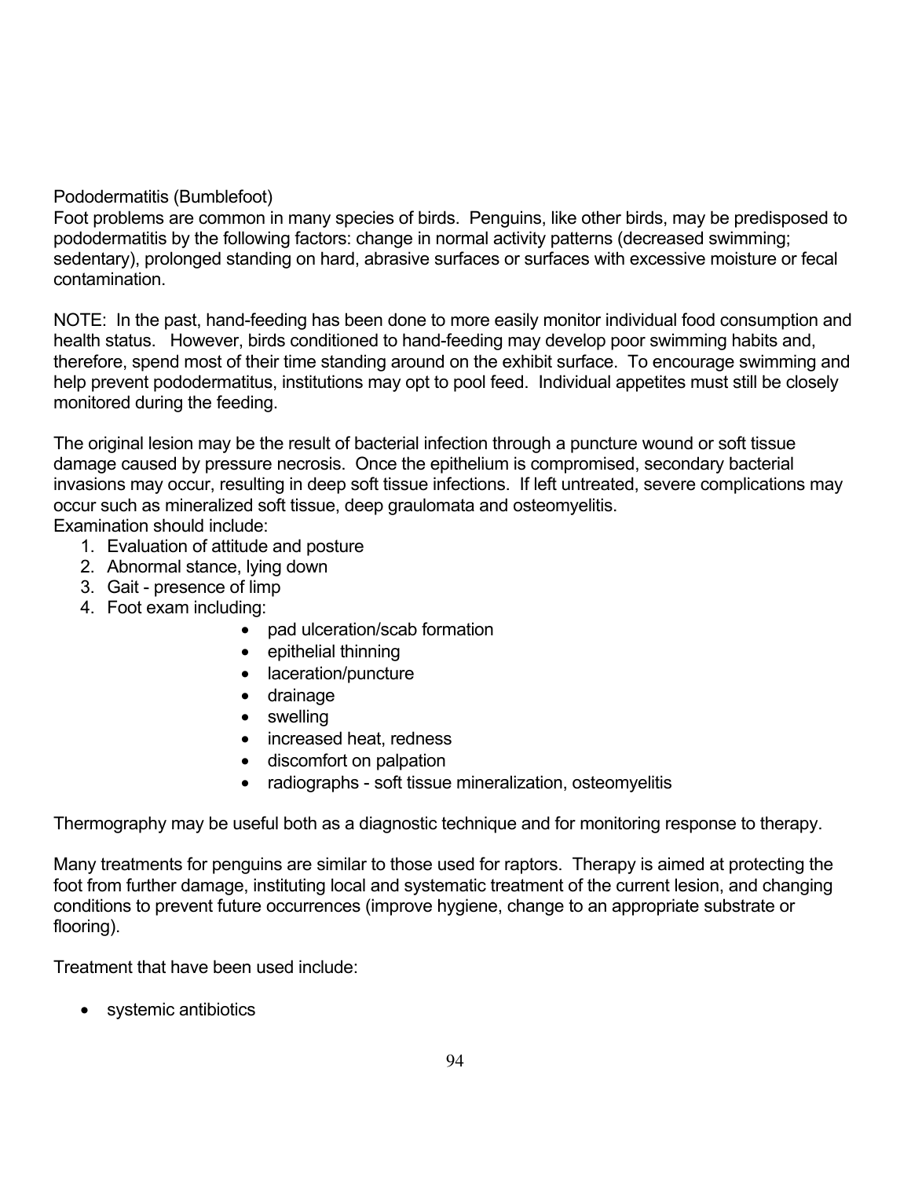## Pododermatitis (Bumblefoot)

Foot problems are common in many species of birds. Penguins, like other birds, may be predisposed to pododermatitis by the following factors: change in normal activity patterns (decreased swimming; sedentary), prolonged standing on hard, abrasive surfaces or surfaces with excessive moisture or fecal contamination.

NOTE: In the past, hand-feeding has been done to more easily monitor individual food consumption and health status. However, birds conditioned to hand-feeding may develop poor swimming habits and, therefore, spend most of their time standing around on the exhibit surface. To encourage swimming and help prevent pododermatitus, institutions may opt to pool feed. Individual appetites must still be closely monitored during the feeding.

The original lesion may be the result of bacterial infection through a puncture wound or soft tissue damage caused by pressure necrosis. Once the epithelium is compromised, secondary bacterial invasions may occur, resulting in deep soft tissue infections. If left untreated, severe complications may occur such as mineralized soft tissue, deep graulomata and osteomyelitis.

Examination should include:

1. Evaluation of attitude and posture
2. Abnormal stance, lying down
3. Gait - presence of limp
4. Foot exam including:
    - pad ulceration/scab formation
    - epithelial thinning
    - laceration/puncture
    - drainage
    - swelling
    - increased heat, redness
    - discomfort on palpation
    - radiographs - soft tissue mineralization, osteomyelitis

Thermography may be useful both as a diagnostic technique and for monitoring response to therapy.

Many treatments for penguins are similar to those used for raptors. Therapy is aimed at protecting the foot from further damage, instituting local and systematic treatment of the current lesion, and changing conditions to prevent future occurrences (improve hygiene, change to an appropriate substrate or flooring).

Treatment that have been used include:

- systemic antibiotics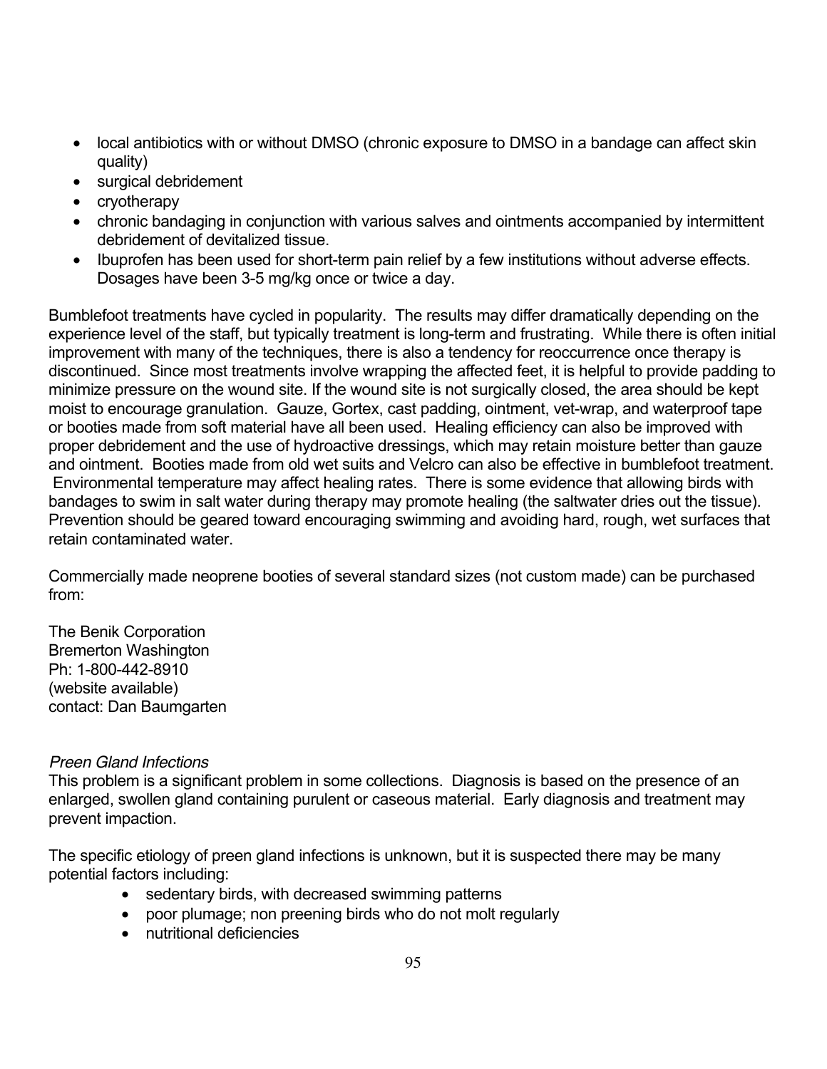- local antibiotics with or without DMSO (chronic exposure to DMSO in a bandage can affect skin quality)
- surgical debridement
- cryotherapy
- chronic bandaging in conjunction with various salves and ointments accompanied by intermittent debridement of devitalized tissue.
- Ibuprofen has been used for short-term pain relief by a few institutions without adverse effects. Dosages have been 3-5 mg/kg once or twice a day.

Bumblefoot treatments have cycled in popularity. The results may differ dramatically depending on the experience level of the staff, but typically treatment is long-term and frustrating. While there is often initial improvement with many of the techniques, there is also a tendency for reoccurrence once therapy is discontinued. Since most treatments involve wrapping the affected feet, it is helpful to provide padding to minimize pressure on the wound site. If the wound site is not surgically closed, the area should be kept moist to encourage granulation. Gauze, Gortex, cast padding, ointment, vet-wrap, and waterproof tape or booties made from soft material have all been used. Healing efficiency can also be improved with proper debridement and the use of hydroactive dressings, which may retain moisture better than gauze and ointment. Booties made from old wet suits and Velcro can also be effective in bumblefoot treatment. Environmental temperature may affect healing rates. There is some evidence that allowing birds with bandages to swim in salt water during therapy may promote healing (the saltwater dries out the tissue). Prevention should be geared toward encouraging swimming and avoiding hard, rough, wet surfaces that retain contaminated water.

Commercially made neoprene booties of several standard sizes (not custom made) can be purchased from:

The Benik Corporation  
Bremerton Washington  
Ph: 1-800-442-8910  
(website available)  
contact: Dan Baumgarten

*Preen Gland Infections*

This problem is a significant problem in some collections. Diagnosis is based on the presence of an enlarged, swollen gland containing purulent or caseous material. Early diagnosis and treatment may prevent impaction.

The specific etiology of preen gland infections is unknown, but it is suspected there may be many potential factors including:

- sedentary birds, with decreased swimming patterns
- poor plumage; non preening birds who do not molt regularly
- nutritional deficiencies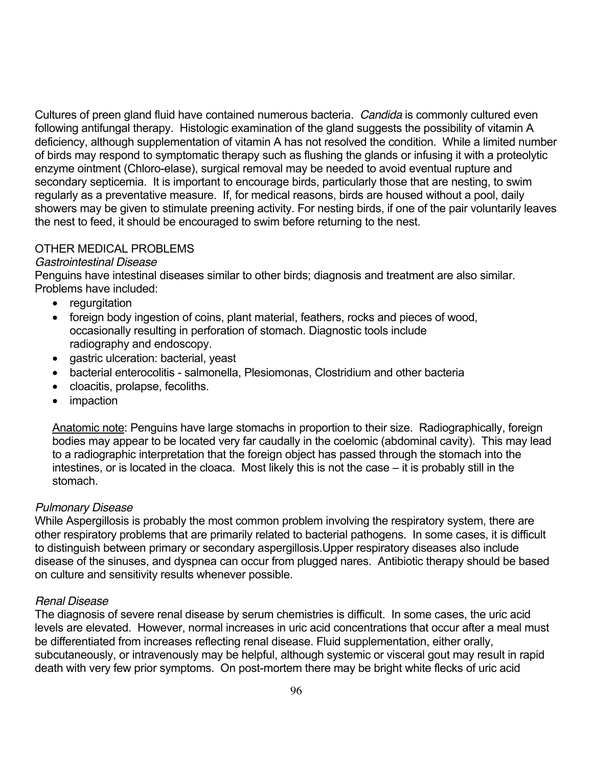Cultures of preen gland fluid have contained numerous bacteria. *Candida* is commonly cultured even following antifungal therapy. Histologic examination of the gland suggests the possibility of vitamin A deficiency, although supplementation of vitamin A has not resolved the condition. While a limited number of birds may respond to symptomatic therapy such as flushing the glands or infusing it with a proteolytic enzyme ointment (Chloro-elase), surgical removal may be needed to avoid eventual rupture and secondary septicemia. It is important to encourage birds, particularly those that are nesting, to swim regularly as a preventative measure. If, for medical reasons, birds are housed without a pool, daily showers may be given to stimulate preening activity. For nesting birds, if one of the pair voluntarily leaves the nest to feed, it should be encouraged to swim before returning to the nest.

## OTHER MEDICAL PROBLEMS

### *Gastrointestinal Disease*

Penguins have intestinal diseases similar to other birds; diagnosis and treatment are also similar. Problems have included:

- regurgitation
- foreign body ingestion of coins, plant material, feathers, rocks and pieces of wood, occasionally resulting in perforation of stomach. Diagnostic tools include radiography and endoscopy.
- gastric ulceration: bacterial, yeast
- bacterial enterocolitis - salmonella, Plesiomonas, Clostridium and other bacteria
- cloacitis, prolapse, fecoliths.
- impaction

<u>Anatomic note</u>: Penguins have large stomachs in proportion to their size. Radiographically, foreign bodies may appear to be located very far caudally in the coelomic (abdominal cavity). This may lead to a radiographic interpretation that the foreign object has passed through the stomach into the intestines, or is located in the cloaca. Most likely this is not the case – it is probably still in the stomach.

### *Pulmonary Disease*

While Aspergillosis is probably the most common problem involving the respiratory system, there are other respiratory problems that are primarily related to bacterial pathogens. In some cases, it is difficult to distinguish between primary or secondary aspergillosis.Upper respiratory diseases also include disease of the sinuses, and dyspnea can occur from plugged nares. Antibiotic therapy should be based on culture and sensitivity results whenever possible.

### *Renal Disease*

The diagnosis of severe renal disease by serum chemistries is difficult. In some cases, the uric acid levels are elevated. However, normal increases in uric acid concentrations that occur after a meal must be differentiated from increases reflecting renal disease. Fluid supplementation, either orally, subcutaneously, or intravenously may be helpful, although systemic or visceral gout may result in rapid death with very few prior symptoms. On post-mortem there may be bright white flecks of uric acid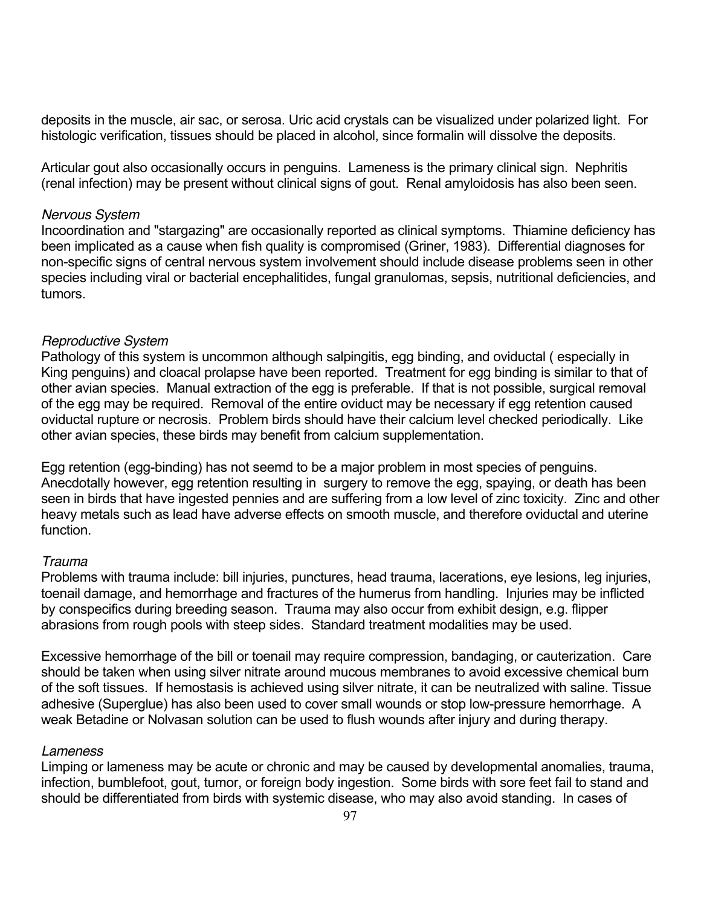deposits in the muscle, air sac, or serosa. Uric acid crystals can be visualized under polarized light. For histologic verification, tissues should be placed in alcohol, since formalin will dissolve the deposits.

Articular gout also occasionally occurs in penguins. Lameness is the primary clinical sign. Nephritis (renal infection) may be present without clinical signs of gout. Renal amyloidosis has also been seen.

*Nervous System*

Incoordination and "stargazing" are occasionally reported as clinical symptoms. Thiamine deficiency has been implicated as a cause when fish quality is compromised (Griner, 1983). Differential diagnoses for non-specific signs of central nervous system involvement should include disease problems seen in other species including viral or bacterial encephalitides, fungal granulomas, sepsis, nutritional deficiencies, and tumors.

*Reproductive System*

Pathology of this system is uncommon although salpingitis, egg binding, and oviductal ( especially in King penguins) and cloacal prolapse have been reported. Treatment for egg binding is similar to that of other avian species. Manual extraction of the egg is preferable. If that is not possible, surgical removal of the egg may be required. Removal of the entire oviduct may be necessary if egg retention caused oviductal rupture or necrosis. Problem birds should have their calcium level checked periodically. Like other avian species, these birds may benefit from calcium supplementation.

Egg retention (egg-binding) has not seemd to be a major problem in most species of penguins. Anecdotally however, egg retention resulting in surgery to remove the egg, spaying, or death has been seen in birds that have ingested pennies and are suffering from a low level of zinc toxicity. Zinc and other heavy metals such as lead have adverse effects on smooth muscle, and therefore oviductal and uterine function.

*Trauma*

Problems with trauma include: bill injuries, punctures, head trauma, lacerations, eye lesions, leg injuries, toenail damage, and hemorrhage and fractures of the humerus from handling. Injuries may be inflicted by conspecifics during breeding season. Trauma may also occur from exhibit design, e.g. flipper abrasions from rough pools with steep sides. Standard treatment modalities may be used.

Excessive hemorrhage of the bill or toenail may require compression, bandaging, or cauterization. Care should be taken when using silver nitrate around mucous membranes to avoid excessive chemical burn of the soft tissues. If hemostasis is achieved using silver nitrate, it can be neutralized with saline. Tissue adhesive (Superglue) has also been used to cover small wounds or stop low-pressure hemorrhage. A weak Betadine or Nolvasan solution can be used to flush wounds after injury and during therapy.

*Lameness*

Limping or lameness may be acute or chronic and may be caused by developmental anomalies, trauma, infection, bumblefoot, gout, tumor, or foreign body ingestion. Some birds with sore feet fail to stand and should be differentiated from birds with systemic disease, who may also avoid standing. In cases of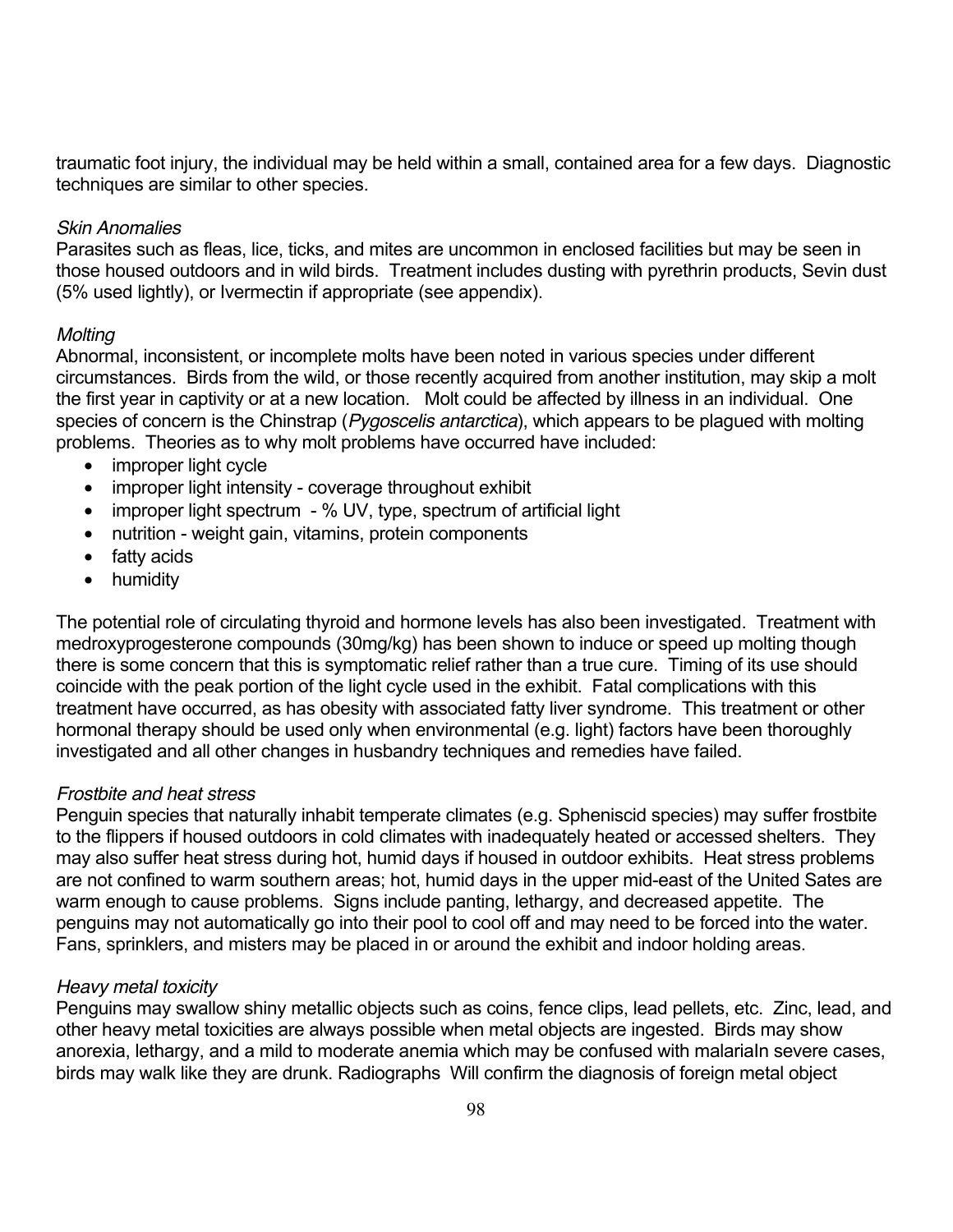traumatic foot injury, the individual may be held within a small, contained area for a few days. Diagnostic techniques are similar to other species.

*Skin Anomalies*

Parasites such as fleas, lice, ticks, and mites are uncommon in enclosed facilities but may be seen in those housed outdoors and in wild birds. Treatment includes dusting with pyrethrin products, Sevin dust (5% used lightly), or Ivermectin if appropriate (see appendix).

*Molting*

Abnormal, inconsistent, or incomplete molts have been noted in various species under different circumstances. Birds from the wild, or those recently acquired from another institution, may skip a molt the first year in captivity or at a new location. Molt could be affected by illness in an individual. One species of concern is the Chinstrap (*Pygoscelis antarctica*), which appears to be plagued with molting problems. Theories as to why molt problems have occurred have included:

- improper light cycle
- improper light intensity - coverage throughout exhibit
- improper light spectrum - % UV, type, spectrum of artificial light
- nutrition - weight gain, vitamins, protein components
- fatty acids
- humidity

The potential role of circulating thyroid and hormone levels has also been investigated. Treatment with medroxyprogesterone compounds (30mg/kg) has been shown to induce or speed up molting though there is some concern that this is symptomatic relief rather than a true cure. Timing of its use should coincide with the peak portion of the light cycle used in the exhibit. Fatal complications with this treatment have occurred, as has obesity with associated fatty liver syndrome. This treatment or other hormonal therapy should be used only when environmental (e.g. light) factors have been thoroughly investigated and all other changes in husbandry techniques and remedies have failed.

*Frostbite and heat stress*

Penguin species that naturally inhabit temperate climates (e.g. Spheniscid species) may suffer frostbite to the flippers if housed outdoors in cold climates with inadequately heated or accessed shelters. They may also suffer heat stress during hot, humid days if housed in outdoor exhibits. Heat stress problems are not confined to warm southern areas; hot, humid days in the upper mid-east of the United Sates are warm enough to cause problems. Signs include panting, lethargy, and decreased appetite. The penguins may not automatically go into their pool to cool off and may need to be forced into the water. Fans, sprinklers, and misters may be placed in or around the exhibit and indoor holding areas.

*Heavy metal toxicity*

Penguins may swallow shiny metallic objects such as coins, fence clips, lead pellets, etc. Zinc, lead, and other heavy metal toxicities are always possible when metal objects are ingested. Birds may show anorexia, lethargy, and a mild to moderate anemia which may be confused with malariaIn severe cases, birds may walk like they are drunk. Radiographs Will confirm the diagnosis of foreign metal object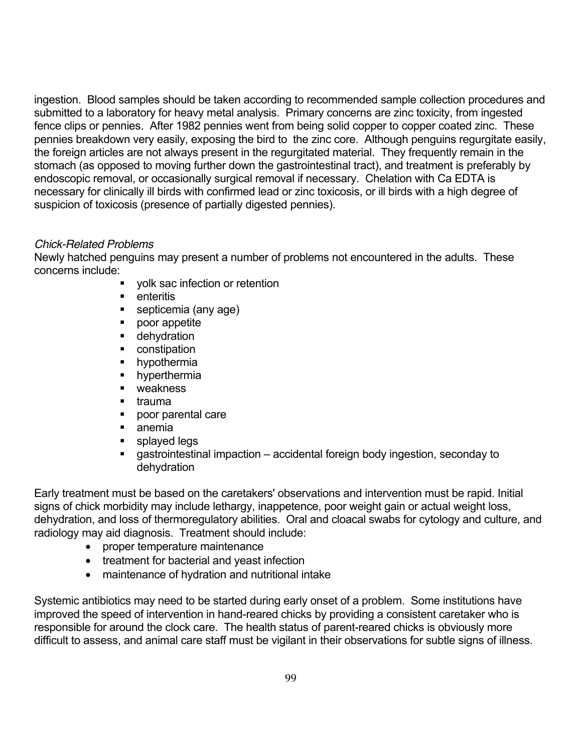ingestion. Blood samples should be taken according to recommended sample collection procedures and submitted to a laboratory for heavy metal analysis. Primary concerns are zinc toxicity, from ingested fence clips or pennies. After 1982 pennies went from being solid copper to copper coated zinc. These pennies breakdown very easily, exposing the bird to the zinc core. Although penguins regurgitate easily, the foreign articles are not always present in the regurgitated material. They frequently remain in the stomach (as opposed to moving further down the gastrointestinal tract), and treatment is preferably by endoscopic removal, or occasionally surgical removal if necessary. Chelation with Ca EDTA is necessary for clinically ill birds with confirmed lead or zinc toxicosis, or ill birds with a high degree of suspicion of toxicosis (presence of partially digested pennies).

*Chick-Related Problems*

Newly hatched penguins may present a number of problems not encountered in the adults. These concerns include:

- yolk sac infection or retention
- enteritis
- septicemia (any age)
- poor appetite
- dehydration
- constipation
- hypothermia
- hyperthermia
- weakness
- trauma
- poor parental care
- anemia
- splayed legs
- gastrointestinal impaction – accidental foreign body ingestion, seconday to dehydration

Early treatment must be based on the caretakers' observations and intervention must be rapid. Initial signs of chick morbidity may include lethargy, inappetence, poor weight gain or actual weight loss, dehydration, and loss of thermoregulatory abilities. Oral and cloacal swabs for cytology and culture, and radiology may aid diagnosis. Treatment should include:

- proper temperature maintenance
- treatment for bacterial and yeast infection
- maintenance of hydration and nutritional intake

Systemic antibiotics may need to be started during early onset of a problem. Some institutions have improved the speed of intervention in hand-reared chicks by providing a consistent caretaker who is responsible for around the clock care. The health status of parent-reared chicks is obviously more difficult to assess, and animal care staff must be vigilant in their observations for subtle signs of illness.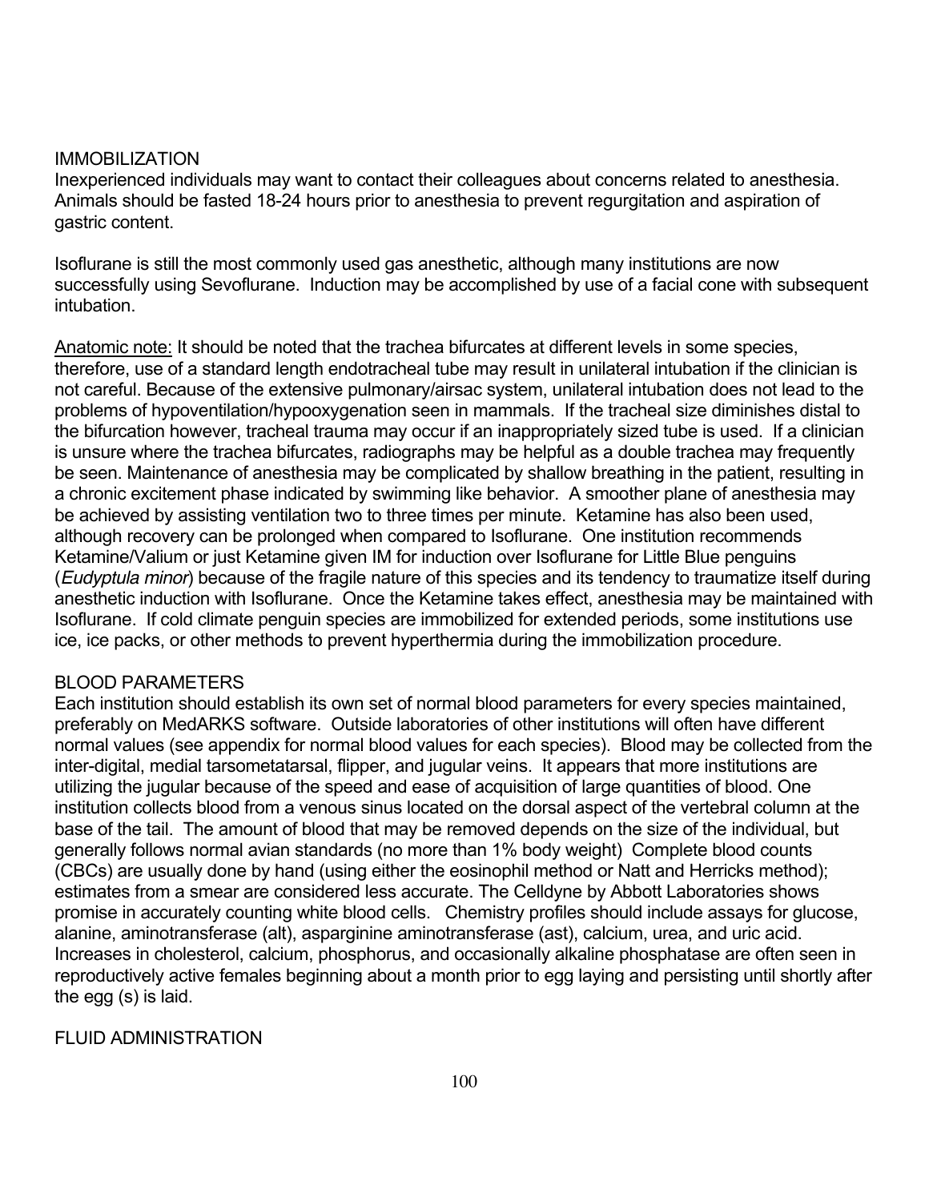## IMMOBILIZATION

Inexperienced individuals may want to contact their colleagues about concerns related to anesthesia. Animals should be fasted 18-24 hours prior to anesthesia to prevent regurgitation and aspiration of gastric content.

Isoflurane is still the most commonly used gas anesthetic, although many institutions are now successfully using Sevoflurane. Induction may be accomplished by use of a facial cone with subsequent intubation.

<u>Anatomic note:</u> It should be noted that the trachea bifurcates at different levels in some species, therefore, use of a standard length endotracheal tube may result in unilateral intubation if the clinician is not careful. Because of the extensive pulmonary/airsac system, unilateral intubation does not lead to the problems of hypoventilation/hypooxygenation seen in mammals. If the tracheal size diminishes distal to the bifurcation however, tracheal trauma may occur if an inappropriately sized tube is used. If a clinician is unsure where the trachea bifurcates, radiographs may be helpful as a double trachea may frequently be seen. Maintenance of anesthesia may be complicated by shallow breathing in the patient, resulting in a chronic excitement phase indicated by swimming like behavior. A smoother plane of anesthesia may be achieved by assisting ventilation two to three times per minute. Ketamine has also been used, although recovery can be prolonged when compared to Isoflurane. One institution recommends Ketamine/Valium or just Ketamine given IM for induction over Isoflurane for Little Blue penguins (*Eudyptula minor*) because of the fragile nature of this species and its tendency to traumatize itself during anesthetic induction with Isoflurane. Once the Ketamine takes effect, anesthesia may be maintained with Isoflurane. If cold climate penguin species are immobilized for extended periods, some institutions use ice, ice packs, or other methods to prevent hyperthermia during the immobilization procedure.

## BLOOD PARAMETERS

Each institution should establish its own set of normal blood parameters for every species maintained, preferably on MedARKS software. Outside laboratories of other institutions will often have different normal values (see appendix for normal blood values for each species). Blood may be collected from the inter-digital, medial tarsometatarsal, flipper, and jugular veins. It appears that more institutions are utilizing the jugular because of the speed and ease of acquisition of large quantities of blood. One institution collects blood from a venous sinus located on the dorsal aspect of the vertebral column at the base of the tail. The amount of blood that may be removed depends on the size of the individual, but generally follows normal avian standards (no more than 1% body weight) Complete blood counts (CBCs) are usually done by hand (using either the eosinophil method or Natt and Herricks method); estimates from a smear are considered less accurate. The Celldyne by Abbott Laboratories shows promise in accurately counting white blood cells. Chemistry profiles should include assays for glucose, alanine, aminotransferase (alt), asparginine aminotransferase (ast), calcium, urea, and uric acid. Increases in cholesterol, calcium, phosphorus, and occasionally alkaline phosphatase are often seen in reproductively active females beginning about a month prior to egg laying and persisting until shortly after the egg (s) is laid.

## FLUID ADMINISTRATION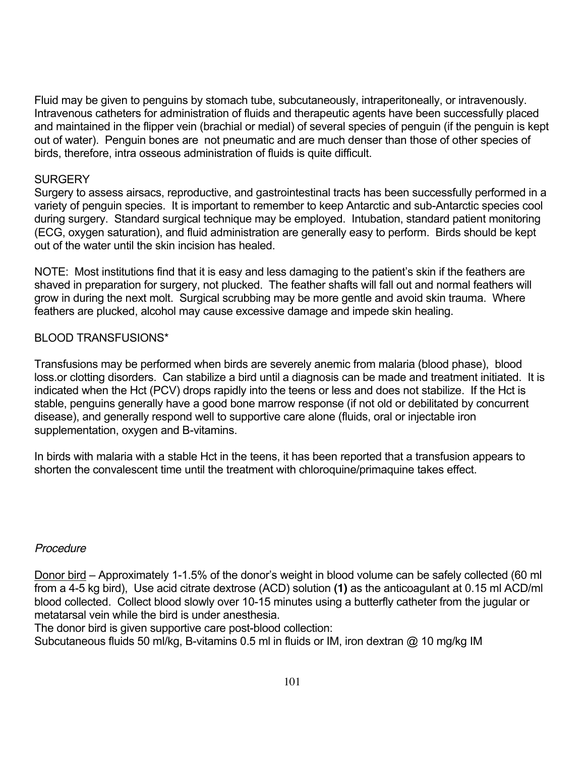Fluid may be given to penguins by stomach tube, subcutaneously, intraperitoneally, or intravenously. Intravenous catheters for administration of fluids and therapeutic agents have been successfully placed and maintained in the flipper vein (brachial or medial) of several species of penguin (if the penguin is kept out of water). Penguin bones are not pneumatic and are much denser than those of other species of birds, therefore, intra osseous administration of fluids is quite difficult.

## SURGERY

Surgery to assess airsacs, reproductive, and gastrointestinal tracts has been successfully performed in a variety of penguin species. It is important to remember to keep Antarctic and sub-Antarctic species cool during surgery. Standard surgical technique may be employed. Intubation, standard patient monitoring (ECG, oxygen saturation), and fluid administration are generally easy to perform. Birds should be kept out of the water until the skin incision has healed.

NOTE: Most institutions find that it is easy and less damaging to the patient's skin if the feathers are shaved in preparation for surgery, not plucked. The feather shafts will fall out and normal feathers will grow in during the next molt. Surgical scrubbing may be more gentle and avoid skin trauma. Where feathers are plucked, alcohol may cause excessive damage and impede skin healing.

## BLOOD TRANSFUSIONS*

Transfusions may be performed when birds are severely anemic from malaria (blood phase), blood loss.or clotting disorders. Can stabilize a bird until a diagnosis can be made and treatment initiated. It is indicated when the Hct (PCV) drops rapidly into the teens or less and does not stabilize. If the Hct is stable, penguins generally have a good bone marrow response (if not old or debilitated by concurrent disease), and generally respond well to supportive care alone (fluids, oral or injectable iron supplementation, oxygen and B-vitamins.

In birds with malaria with a stable Hct in the teens, it has been reported that a transfusion appears to shorten the convalescent time until the treatment with chloroquine/primaquine takes effect.

### *Procedure*

Donor bird – Approximately 1-1.5% of the donor's weight in blood volume can be safely collected (60 ml from a 4-5 kg bird), Use acid citrate dextrose (ACD) solution **(1)** as the anticoagulant at 0.15 ml ACD/ml blood collected. Collect blood slowly over 10-15 minutes using a butterfly catheter from the jugular or metatarsal vein while the bird is under anesthesia.

The donor bird is given supportive care post-blood collection:

Subcutaneous fluids 50 ml/kg, B-vitamins 0.5 ml in fluids or IM, iron dextran @ 10 mg/kg IM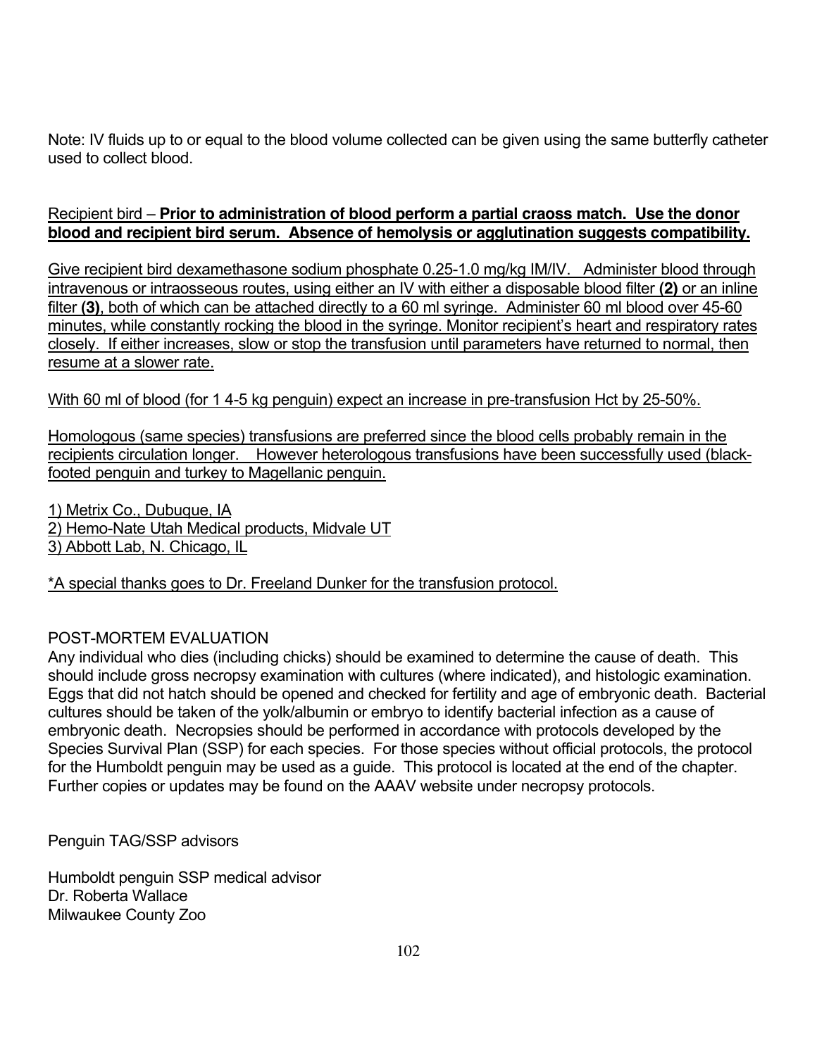Note: IV fluids up to or equal to the blood volume collected can be given using the same butterfly catheter used to collect blood.

Recipient bird – **Prior to administration of blood perform a partial craoss match. Use the donor blood and recipient bird serum. Absence of hemolysis or agglutination suggests compatibility.**

Give recipient bird dexamethasone sodium phosphate 0.25-1.0 mg/kg IM/IV. Administer blood through intravenous or intraosseous routes, using either an IV with either a disposable blood filter **(2)** or an inline filter **(3)**, both of which can be attached directly to a 60 ml syringe. Administer 60 ml blood over 45-60 minutes, while constantly rocking the blood in the syringe. Monitor recipient's heart and respiratory rates closely. If either increases, slow or stop the transfusion until parameters have returned to normal, then resume at a slower rate.

With 60 ml of blood (for 1 4-5 kg penguin) expect an increase in pre-transfusion Hct by 25-50%.

Homologous (same species) transfusions are preferred since the blood cells probably remain in the recipients circulation longer. However heterologous transfusions have been successfully used (black-footed penguin and turkey to Magellanic penguin.

1) Metrix Co., Dubuque, IA
2) Hemo-Nate Utah Medical products, Midvale UT
3) Abbott Lab, N. Chicago, IL

*A special thanks goes to Dr. Freeland Dunker for the transfusion protocol.

POST-MORTEM EVALUATION

Any individual who dies (including chicks) should be examined to determine the cause of death. This should include gross necropsy examination with cultures (where indicated), and histologic examination. Eggs that did not hatch should be opened and checked for fertility and age of embryonic death. Bacterial cultures should be taken of the yolk/albumin or embryo to identify bacterial infection as a cause of embryonic death. Necropsies should be performed in accordance with protocols developed by the Species Survival Plan (SSP) for each species. For those species without official protocols, the protocol for the Humboldt penguin may be used as a guide. This protocol is located at the end of the chapter. Further copies or updates may be found on the AAAV website under necropsy protocols.

Penguin TAG/SSP advisors

Humboldt penguin SSP medical advisor
Dr. Roberta Wallace
Milwaukee County Zoo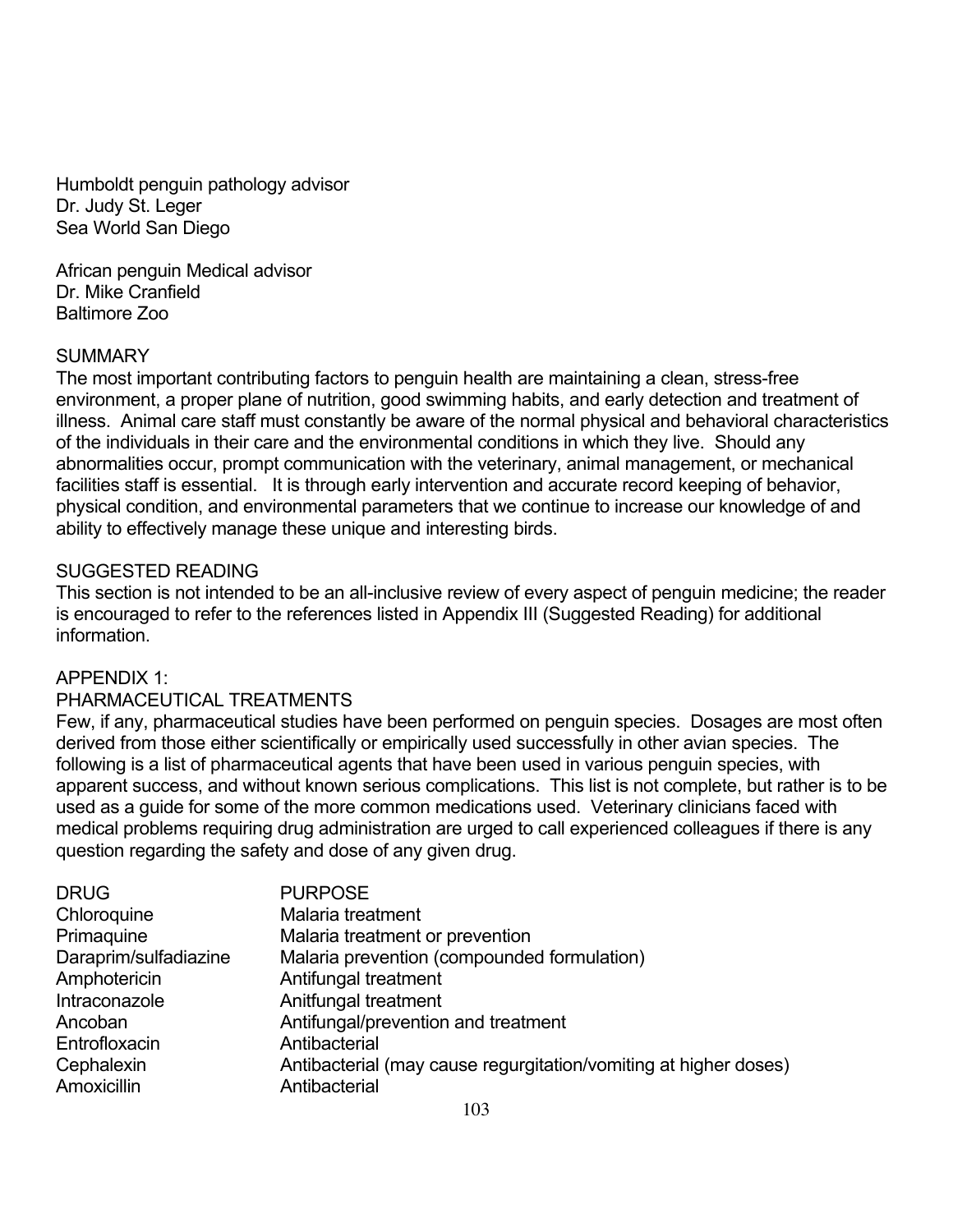Humboldt penguin pathology advisor
Dr. Judy St. Leger
Sea World San Diego

African penguin Medical advisor
Dr. Mike Cranfield
Baltimore Zoo

## SUMMARY

The most important contributing factors to penguin health are maintaining a clean, stress-free environment, a proper plane of nutrition, good swimming habits, and early detection and treatment of illness. Animal care staff must constantly be aware of the normal physical and behavioral characteristics of the individuals in their care and the environmental conditions in which they live. Should any abnormalities occur, prompt communication with the veterinary, animal management, or mechanical facilities staff is essential. It is through early intervention and accurate record keeping of behavior, physical condition, and environmental parameters that we continue to increase our knowledge of and ability to effectively manage these unique and interesting birds.

## SUGGESTED READING

This section is not intended to be an all-inclusive review of every aspect of penguin medicine; the reader is encouraged to refer to the references listed in Appendix III (Suggested Reading) for additional information.

## APPENDIX 1:
## PHARMACEUTICAL TREATMENTS

Few, if any, pharmaceutical studies have been performed on penguin species. Dosages are most often derived from those either scientifically or empirically used successfully in other avian species. The following is a list of pharmaceutical agents that have been used in various penguin species, with apparent success, and without known serious complications. This list is not complete, but rather is to be used as a guide for some of the more common medications used. Veterinary clinicians faced with medical problems requiring drug administration are urged to call experienced colleagues if there is any question regarding the safety and dose of any given drug.

| DRUG | PURPOSE |
|---|---|
| Chloroquine | Malaria treatment |
| Primaquine | Malaria treatment or prevention |
| Daraprim/sulfadiazine | Malaria prevention (compounded formulation) |
| Amphotericin | Antifungal treatment |
| Intraconazole | Anitfungal treatment |
| Ancoban | Antifungal/prevention and treatment |
| Entrofloxacin | Antibacterial |
| Cephalexin | Antibacterial (may cause regurgitation/vomiting at higher doses) |
| Amoxicillin | Antibacterial |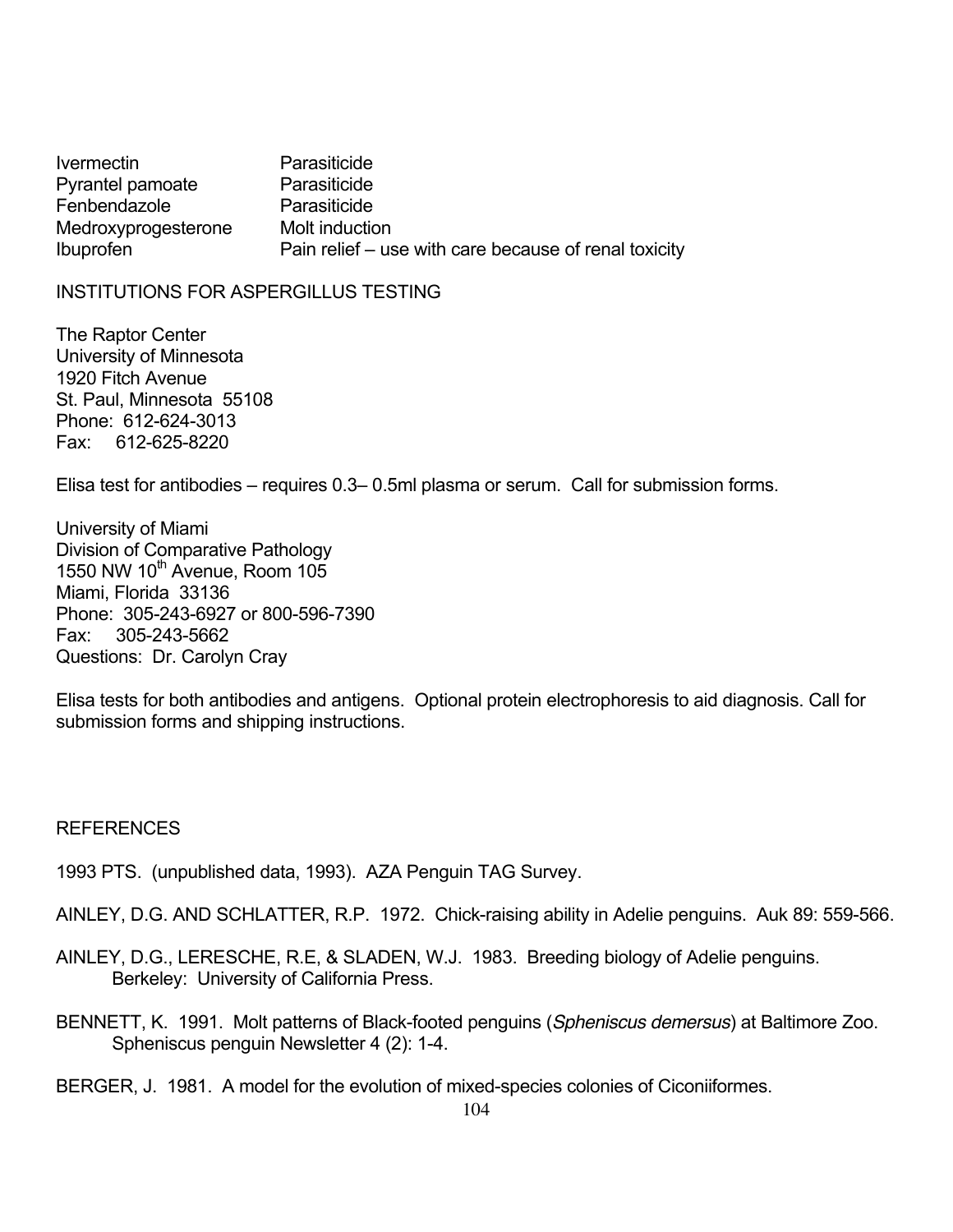| | |
|---|---|
| Ivermectin | Parasiticide |
| Pyrantel pamoate | Parasiticide |
| Fenbendazole | Parasiticide |
| Medroxyprogesterone | Molt induction |
| Ibuprofen | Pain relief – use with care because of renal toxicity |

## INSTITUTIONS FOR ASPERGILLUS TESTING

The Raptor Center
University of Minnesota
1920 Fitch Avenue
St. Paul, Minnesota 55108
Phone: 612-624-3013
Fax: 612-625-8220

Elisa test for antibodies – requires 0.3– 0.5ml plasma or serum. Call for submission forms.

University of Miami
Division of Comparative Pathology
1550 NW 10th Avenue, Room 105
Miami, Florida 33136
Phone: 305-243-6927 or 800-596-7390
Fax: 305-243-5662
Questions: Dr. Carolyn Cray

Elisa tests for both antibodies and antigens. Optional protein electrophoresis to aid diagnosis. Call for submission forms and shipping instructions.

## REFERENCES

1993 PTS. (unpublished data, 1993). AZA Penguin TAG Survey.

AINLEY, D.G. AND SCHLATTER, R.P. 1972. Chick-raising ability in Adelie penguins. Auk 89: 559-566.

AINLEY, D.G., LERESCHE, R.E, & SLADEN, W.J. 1983. Breeding biology of Adelie penguins. Berkeley: University of California Press.

BENNETT, K. 1991. Molt patterns of Black-footed penguins (*Spheniscus demersus*) at Baltimore Zoo. Spheniscus penguin Newsletter 4 (2): 1-4.

BERGER, J. 1981. A model for the evolution of mixed-species colonies of Ciconiiformes.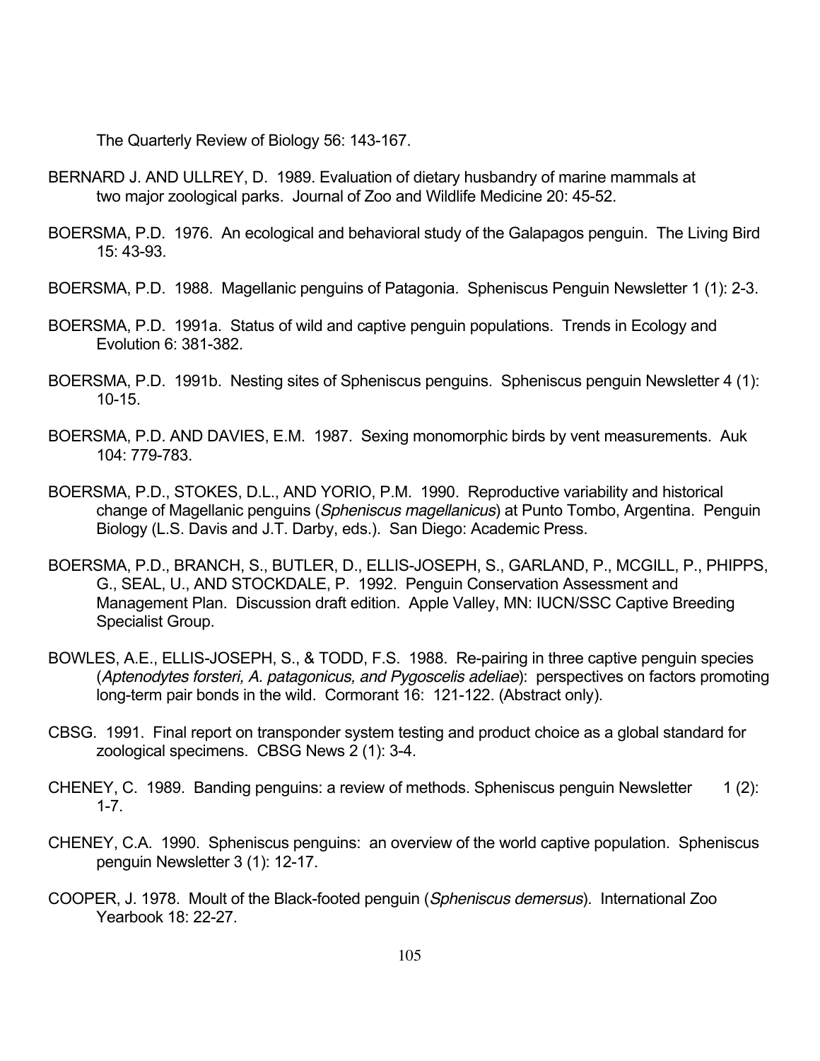The Quarterly Review of Biology 56: 143-167.

BERNARD J. AND ULLREY, D. 1989. Evaluation of dietary husbandry of marine mammals at two major zoological parks. Journal of Zoo and Wildlife Medicine 20: 45-52.

BOERSMA, P.D. 1976. An ecological and behavioral study of the Galapagos penguin. The Living Bird 15: 43-93.

BOERSMA, P.D. 1988. Magellanic penguins of Patagonia. Spheniscus Penguin Newsletter 1 (1): 2-3.

BOERSMA, P.D. 1991a. Status of wild and captive penguin populations. Trends in Ecology and Evolution 6: 381-382.

BOERSMA, P.D. 1991b. Nesting sites of Spheniscus penguins. Spheniscus penguin Newsletter 4 (1): 10-15.

BOERSMA, P.D. AND DAVIES, E.M. 1987. Sexing monomorphic birds by vent measurements. Auk 104: 779-783.

BOERSMA, P.D., STOKES, D.L., AND YORIO, P.M. 1990. Reproductive variability and historical change of Magellanic penguins (*Spheniscus magellanicus*) at Punto Tombo, Argentina. Penguin Biology (L.S. Davis and J.T. Darby, eds.). San Diego: Academic Press.

BOERSMA, P.D., BRANCH, S., BUTLER, D., ELLIS-JOSEPH, S., GARLAND, P., MCGILL, P., PHIPPS, G., SEAL, U., AND STOCKDALE, P. 1992. Penguin Conservation Assessment and Management Plan. Discussion draft edition. Apple Valley, MN: IUCN/SSC Captive Breeding Specialist Group.

BOWLES, A.E., ELLIS-JOSEPH, S., & TODD, F.S. 1988. Re-pairing in three captive penguin species (*Aptenodytes forsteri, A. patagonicus, and Pygoscelis adeliae*): perspectives on factors promoting long-term pair bonds in the wild. Cormorant 16: 121-122. (Abstract only).

CBSG. 1991. Final report on transponder system testing and product choice as a global standard for zoological specimens. CBSG News 2 (1): 3-4.

CHENEY, C. 1989. Banding penguins: a review of methods. Spheniscus penguin Newsletter 1 (2): 1-7.

CHENEY, C.A. 1990. Spheniscus penguins: an overview of the world captive population. Spheniscus penguin Newsletter 3 (1): 12-17.

COOPER, J. 1978. Moult of the Black-footed penguin (*Spheniscus demersus*). International Zoo Yearbook 18: 22-27.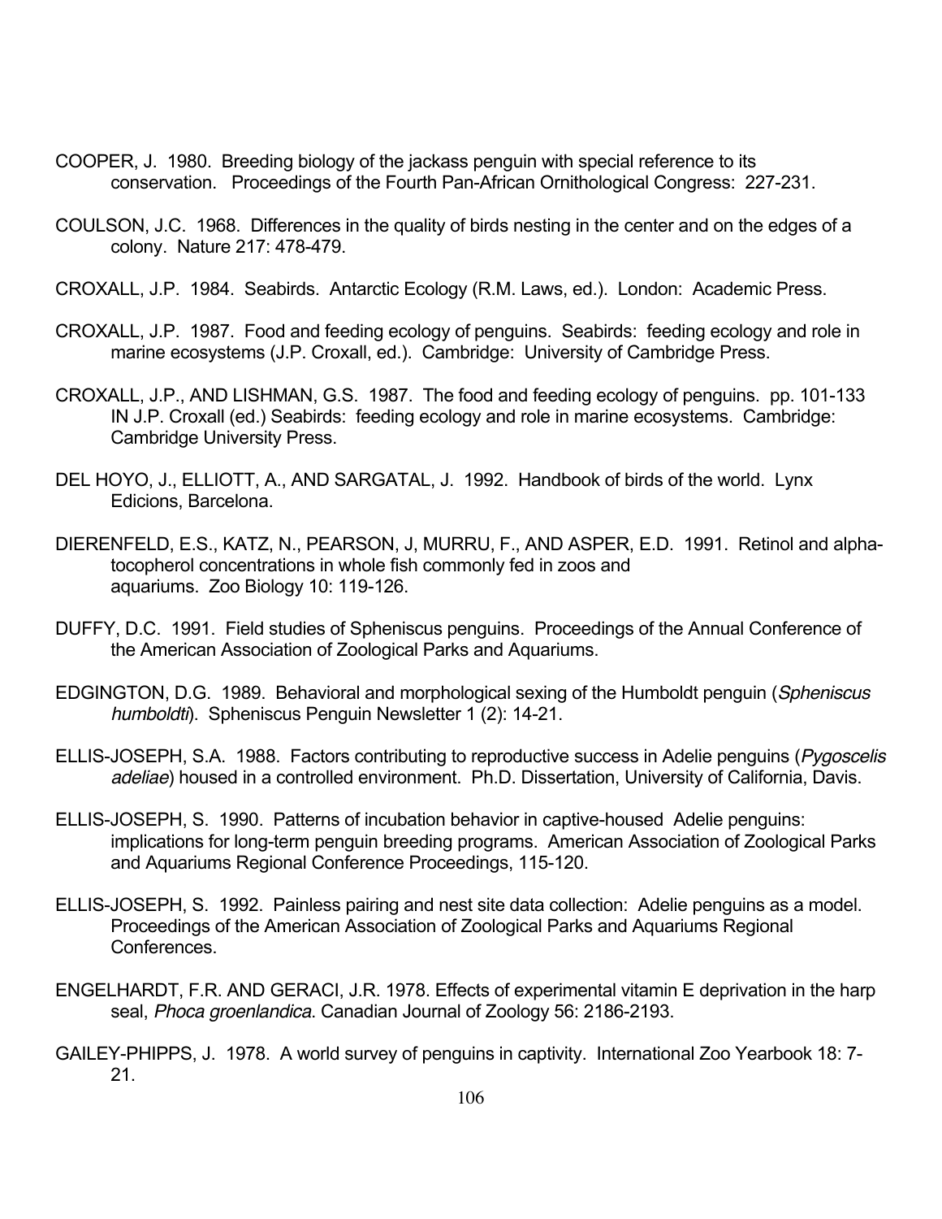COOPER, J. 1980. Breeding biology of the jackass penguin with special reference to its conservation. Proceedings of the Fourth Pan-African Ornithological Congress: 227-231.

COULSON, J.C. 1968. Differences in the quality of birds nesting in the center and on the edges of a colony. Nature 217: 478-479.

CROXALL, J.P. 1984. Seabirds. Antarctic Ecology (R.M. Laws, ed.). London: Academic Press.

CROXALL, J.P. 1987. Food and feeding ecology of penguins. Seabirds: feeding ecology and role in marine ecosystems (J.P. Croxall, ed.). Cambridge: University of Cambridge Press.

CROXALL, J.P., AND LISHMAN, G.S. 1987. The food and feeding ecology of penguins. pp. 101-133 IN J.P. Croxall (ed.) Seabirds: feeding ecology and role in marine ecosystems. Cambridge: Cambridge University Press.

DEL HOYO, J., ELLIOTT, A., AND SARGATAL, J. 1992. Handbook of birds of the world. Lynx Edicions, Barcelona.

DIERENFELD, E.S., KATZ, N., PEARSON, J, MURRU, F., AND ASPER, E.D. 1991. Retinol and alpha-tocopherol concentrations in whole fish commonly fed in zoos and aquariums. Zoo Biology 10: 119-126.

DUFFY, D.C. 1991. Field studies of Spheniscus penguins. Proceedings of the Annual Conference of the American Association of Zoological Parks and Aquariums.

EDGINGTON, D.G. 1989. Behavioral and morphological sexing of the Humboldt penguin (*Spheniscus humboldti*). Spheniscus Penguin Newsletter 1 (2): 14-21.

ELLIS-JOSEPH, S.A. 1988. Factors contributing to reproductive success in Adelie penguins (*Pygoscelis adeliae*) housed in a controlled environment. Ph.D. Dissertation, University of California, Davis.

ELLIS-JOSEPH, S. 1990. Patterns of incubation behavior in captive-housed Adelie penguins: implications for long-term penguin breeding programs. American Association of Zoological Parks and Aquariums Regional Conference Proceedings, 115-120.

ELLIS-JOSEPH, S. 1992. Painless pairing and nest site data collection: Adelie penguins as a model. Proceedings of the American Association of Zoological Parks and Aquariums Regional Conferences.

ENGELHARDT, F.R. AND GERACI, J.R. 1978. Effects of experimental vitamin E deprivation in the harp seal, *Phoca groenlandica*. Canadian Journal of Zoology 56: 2186-2193.

GAILEY-PHIPPS, J. 1978. A world survey of penguins in captivity. International Zoo Yearbook 18: 7-21.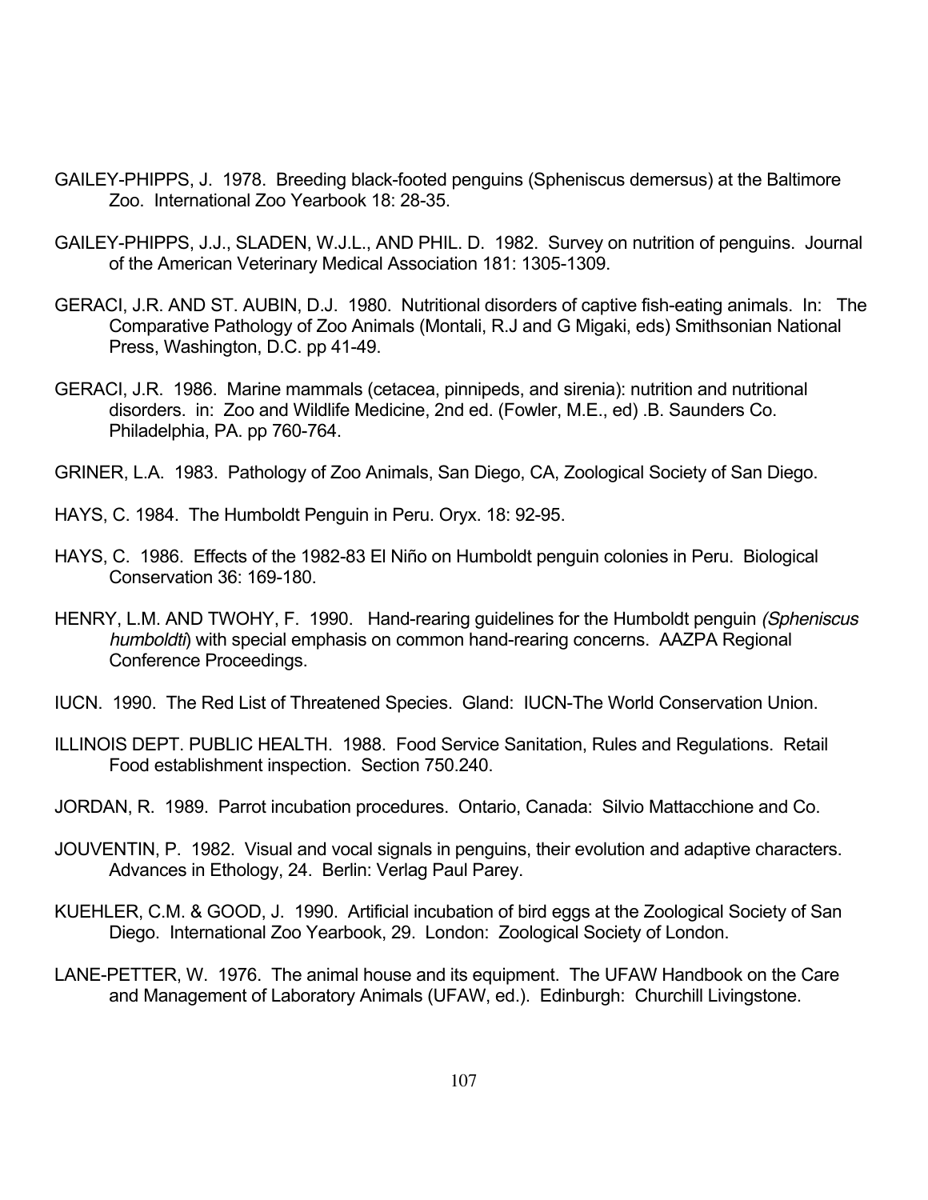GAILEY-PHIPPS, J. 1978. Breeding black-footed penguins (Spheniscus demersus) at the Baltimore Zoo. International Zoo Yearbook 18: 28-35.

GAILEY-PHIPPS, J.J., SLADEN, W.J.L., AND PHIL. D. 1982. Survey on nutrition of penguins. Journal of the American Veterinary Medical Association 181: 1305-1309.

GERACI, J.R. AND ST. AUBIN, D.J. 1980. Nutritional disorders of captive fish-eating animals. In: The Comparative Pathology of Zoo Animals (Montali, R.J and G Migaki, eds) Smithsonian National Press, Washington, D.C. pp 41-49.

GERACI, J.R. 1986. Marine mammals (cetacea, pinnipeds, and sirenia): nutrition and nutritional disorders. in: Zoo and Wildlife Medicine, 2nd ed. (Fowler, M.E., ed) .B. Saunders Co. Philadelphia, PA. pp 760-764.

GRINER, L.A. 1983. Pathology of Zoo Animals, San Diego, CA, Zoological Society of San Diego.

HAYS, C. 1984. The Humboldt Penguin in Peru. Oryx. 18: 92-95.

HAYS, C. 1986. Effects of the 1982-83 El Niño on Humboldt penguin colonies in Peru. Biological Conservation 36: 169-180.

HENRY, L.M. AND TWOHY, F. 1990. Hand-rearing guidelines for the Humboldt penguin *(Spheniscus humboldti)* with special emphasis on common hand-rearing concerns. AAZPA Regional Conference Proceedings.

IUCN. 1990. The Red List of Threatened Species. Gland: IUCN-The World Conservation Union.

ILLINOIS DEPT. PUBLIC HEALTH. 1988. Food Service Sanitation, Rules and Regulations. Retail Food establishment inspection. Section 750.240.

JORDAN, R. 1989. Parrot incubation procedures. Ontario, Canada: Silvio Mattacchione and Co.

JOUVENTIN, P. 1982. Visual and vocal signals in penguins, their evolution and adaptive characters. Advances in Ethology, 24. Berlin: Verlag Paul Parey.

KUEHLER, C.M. & GOOD, J. 1990. Artificial incubation of bird eggs at the Zoological Society of San Diego. International Zoo Yearbook, 29. London: Zoological Society of London.

LANE-PETTER, W. 1976. The animal house and its equipment. The UFAW Handbook on the Care and Management of Laboratory Animals (UFAW, ed.). Edinburgh: Churchill Livingstone.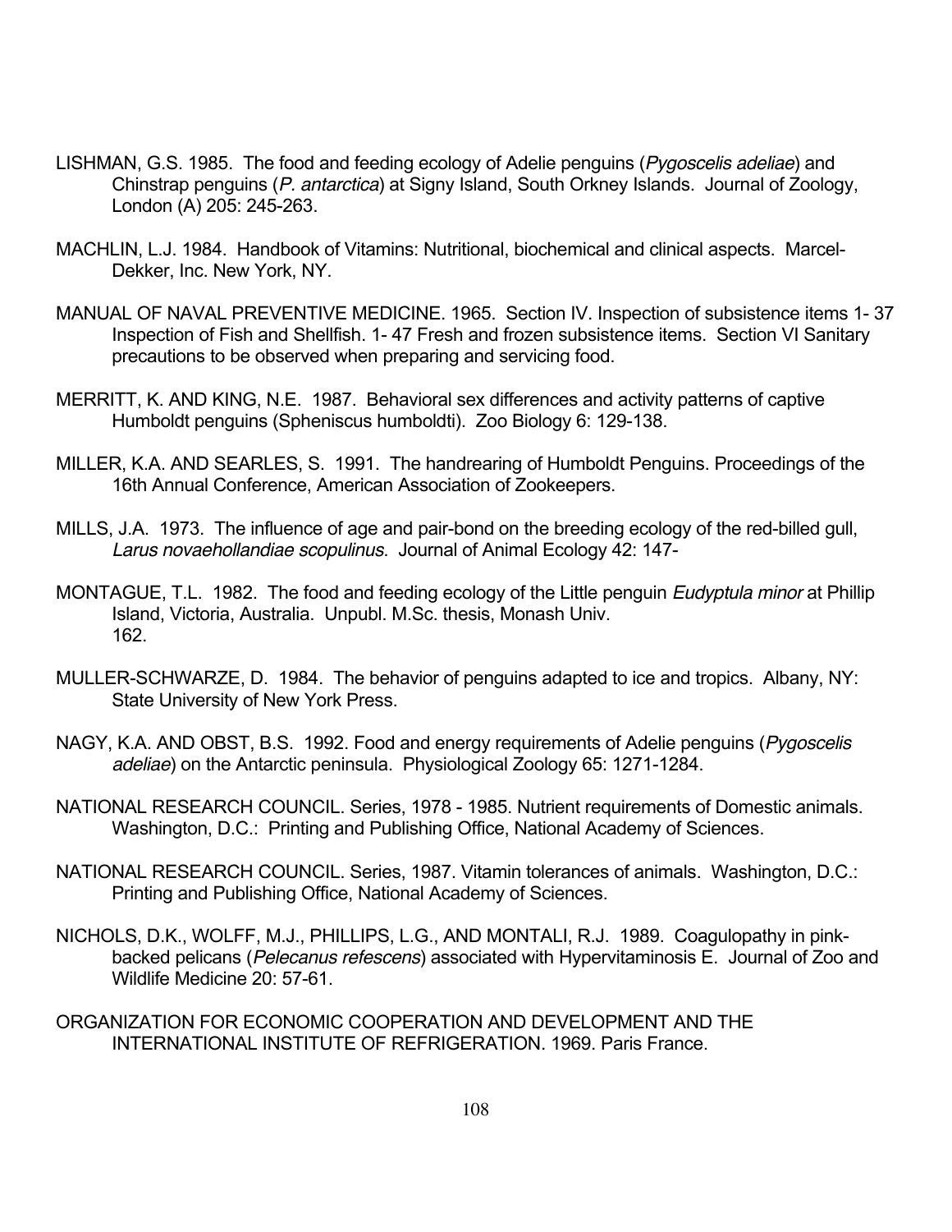LISHMAN, G.S. 1985. The food and feeding ecology of Adelie penguins (*Pygoscelis adeliae*) and Chinstrap penguins (*P. antarctica*) at Signy Island, South Orkney Islands. Journal of Zoology, London (A) 205: 245-263.

MACHLIN, L.J. 1984. Handbook of Vitamins: Nutritional, biochemical and clinical aspects. Marcel-Dekker, Inc. New York, NY.

MANUAL OF NAVAL PREVENTIVE MEDICINE. 1965. Section IV. Inspection of subsistence items 1- 37 Inspection of Fish and Shellfish. 1- 47 Fresh and frozen subsistence items. Section VI Sanitary precautions to be observed when preparing and servicing food.

MERRITT, K. AND KING, N.E. 1987. Behavioral sex differences and activity patterns of captive Humboldt penguins (Spheniscus humboldti). Zoo Biology 6: 129-138.

MILLER, K.A. AND SEARLES, S. 1991. The handrearing of Humboldt Penguins. Proceedings of the 16th Annual Conference, American Association of Zookeepers.

MILLS, J.A. 1973. The influence of age and pair-bond on the breeding ecology of the red-billed gull, *Larus novaehollandiae scopulinus*. Journal of Animal Ecology 42: 147-

MONTAGUE, T.L. 1982. The food and feeding ecology of the Little penguin *Eudyptula minor* at Phillip Island, Victoria, Australia. Unpubl. M.Sc. thesis, Monash Univ. 162.

MULLER-SCHWARZE, D. 1984. The behavior of penguins adapted to ice and tropics. Albany, NY: State University of New York Press.

NAGY, K.A. AND OBST, B.S. 1992. Food and energy requirements of Adelie penguins (*Pygoscelis adeliae*) on the Antarctic peninsula. Physiological Zoology 65: 1271-1284.

NATIONAL RESEARCH COUNCIL. Series, 1978 - 1985. Nutrient requirements of Domestic animals. Washington, D.C.: Printing and Publishing Office, National Academy of Sciences.

NATIONAL RESEARCH COUNCIL. Series, 1987. Vitamin tolerances of animals. Washington, D.C.: Printing and Publishing Office, National Academy of Sciences.

NICHOLS, D.K., WOLFF, M.J., PHILLIPS, L.G., AND MONTALI, R.J. 1989. Coagulopathy in pink-backed pelicans (*Pelecanus refescens*) associated with Hypervitaminosis E. Journal of Zoo and Wildlife Medicine 20: 57-61.

ORGANIZATION FOR ECONOMIC COOPERATION AND DEVELOPMENT AND THE INTERNATIONAL INSTITUTE OF REFRIGERATION. 1969. Paris France.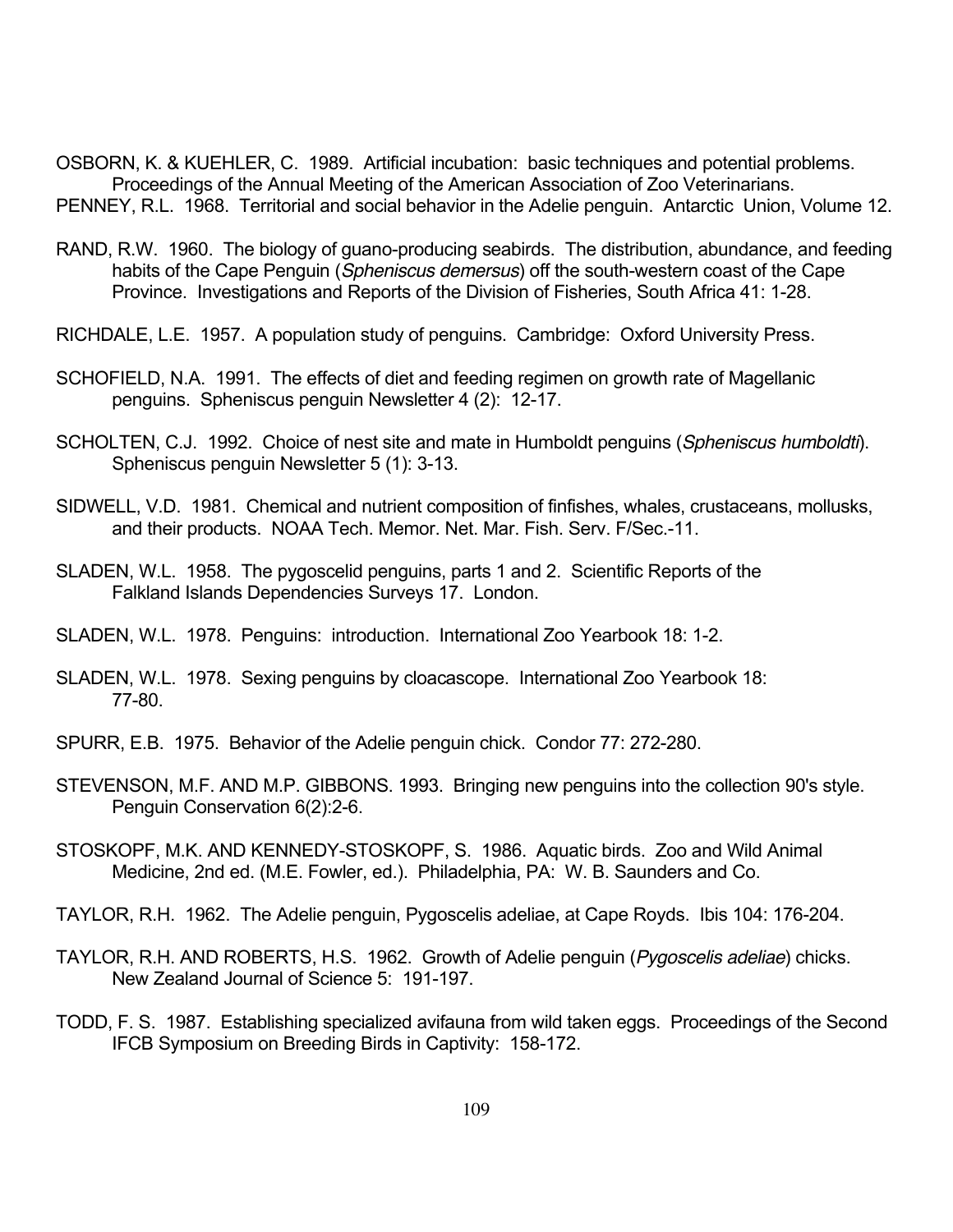OSBORN, K. & KUEHLER, C. 1989. Artificial incubation: basic techniques and potential problems. Proceedings of the Annual Meeting of the American Association of Zoo Veterinarians.

PENNEY, R.L. 1968. Territorial and social behavior in the Adelie penguin. Antarctic Union, Volume 12.

RAND, R.W. 1960. The biology of guano-producing seabirds. The distribution, abundance, and feeding habits of the Cape Penguin (*Spheniscus demersus*) off the south-western coast of the Cape Province. Investigations and Reports of the Division of Fisheries, South Africa 41: 1-28.

RICHDALE, L.E. 1957. A population study of penguins. Cambridge: Oxford University Press.

SCHOFIELD, N.A. 1991. The effects of diet and feeding regimen on growth rate of Magellanic penguins. Spheniscus penguin Newsletter 4 (2): 12-17.

SCHOLTEN, C.J. 1992. Choice of nest site and mate in Humboldt penguins (*Spheniscus humboldti*). Spheniscus penguin Newsletter 5 (1): 3-13.

SIDWELL, V.D. 1981. Chemical and nutrient composition of finfishes, whales, crustaceans, mollusks, and their products. NOAA Tech. Memor. Net. Mar. Fish. Serv. F/Sec.-11.

SLADEN, W.L. 1958. The pygoscelid penguins, parts 1 and 2. Scientific Reports of the Falkland Islands Dependencies Surveys 17. London.

SLADEN, W.L. 1978. Penguins: introduction. International Zoo Yearbook 18: 1-2.

SLADEN, W.L. 1978. Sexing penguins by cloacascope. International Zoo Yearbook 18: 77-80.

SPURR, E.B. 1975. Behavior of the Adelie penguin chick. Condor 77: 272-280.

STEVENSON, M.F. AND M.P. GIBBONS. 1993. Bringing new penguins into the collection 90's style. Penguin Conservation 6(2):2-6.

STOSKOPF, M.K. AND KENNEDY-STOSKOPF, S. 1986. Aquatic birds. Zoo and Wild Animal Medicine, 2nd ed. (M.E. Fowler, ed.). Philadelphia, PA: W. B. Saunders and Co.

TAYLOR, R.H. 1962. The Adelie penguin, Pygoscelis adeliae, at Cape Royds. Ibis 104: 176-204.

TAYLOR, R.H. AND ROBERTS, H.S. 1962. Growth of Adelie penguin (*Pygoscelis adeliae*) chicks. New Zealand Journal of Science 5: 191-197.

TODD, F. S. 1987. Establishing specialized avifauna from wild taken eggs. Proceedings of the Second IFCB Symposium on Breeding Birds in Captivity: 158-172.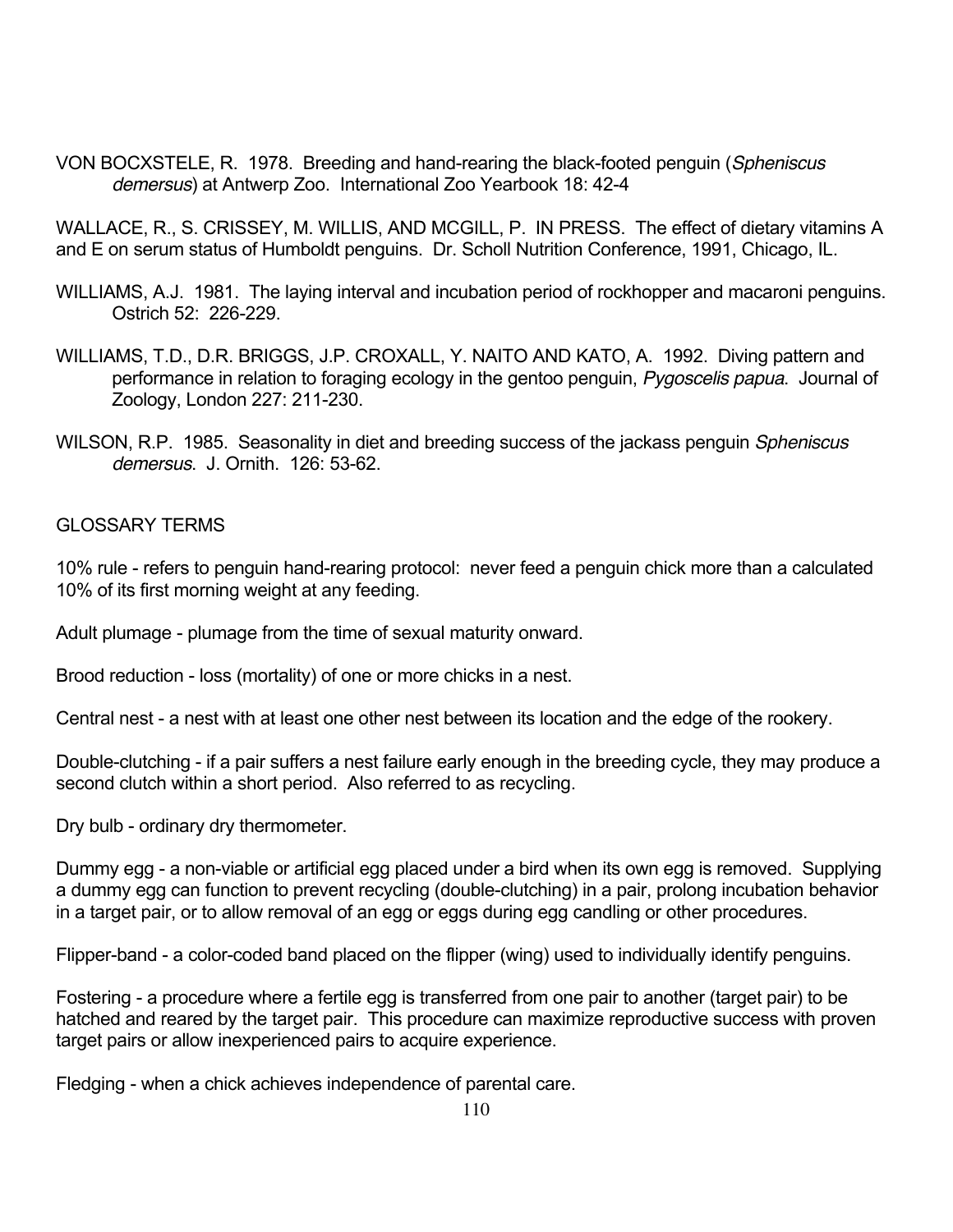VON BOCXSTELE, R. 1978. Breeding and hand-rearing the black-footed penguin (*Spheniscus demersus*) at Antwerp Zoo. International Zoo Yearbook 18: 42-4

WALLACE, R., S. CRISSEY, M. WILLIS, AND MCGILL, P. IN PRESS. The effect of dietary vitamins A and E on serum status of Humboldt penguins. Dr. Scholl Nutrition Conference, 1991, Chicago, IL.

WILLIAMS, A.J. 1981. The laying interval and incubation period of rockhopper and macaroni penguins. Ostrich 52: 226-229.

WILLIAMS, T.D., D.R. BRIGGS, J.P. CROXALL, Y. NAITO AND KATO, A. 1992. Diving pattern and performance in relation to foraging ecology in the gentoo penguin, *Pygoscelis papua*. Journal of Zoology, London 227: 211-230.

WILSON, R.P. 1985. Seasonality in diet and breeding success of the jackass penguin *Spheniscus demersus*. J. Ornith. 126: 53-62.

GLOSSARY TERMS

10% rule - refers to penguin hand-rearing protocol: never feed a penguin chick more than a calculated 10% of its first morning weight at any feeding.

Adult plumage - plumage from the time of sexual maturity onward.

Brood reduction - loss (mortality) of one or more chicks in a nest.

Central nest - a nest with at least one other nest between its location and the edge of the rookery.

Double-clutching - if a pair suffers a nest failure early enough in the breeding cycle, they may produce a second clutch within a short period. Also referred to as recycling.

Dry bulb - ordinary dry thermometer.

Dummy egg - a non-viable or artificial egg placed under a bird when its own egg is removed. Supplying a dummy egg can function to prevent recycling (double-clutching) in a pair, prolong incubation behavior in a target pair, or to allow removal of an egg or eggs during egg candling or other procedures.

Flipper-band - a color-coded band placed on the flipper (wing) used to individually identify penguins.

Fostering - a procedure where a fertile egg is transferred from one pair to another (target pair) to be hatched and reared by the target pair. This procedure can maximize reproductive success with proven target pairs or allow inexperienced pairs to acquire experience.

Fledging - when a chick achieves independence of parental care.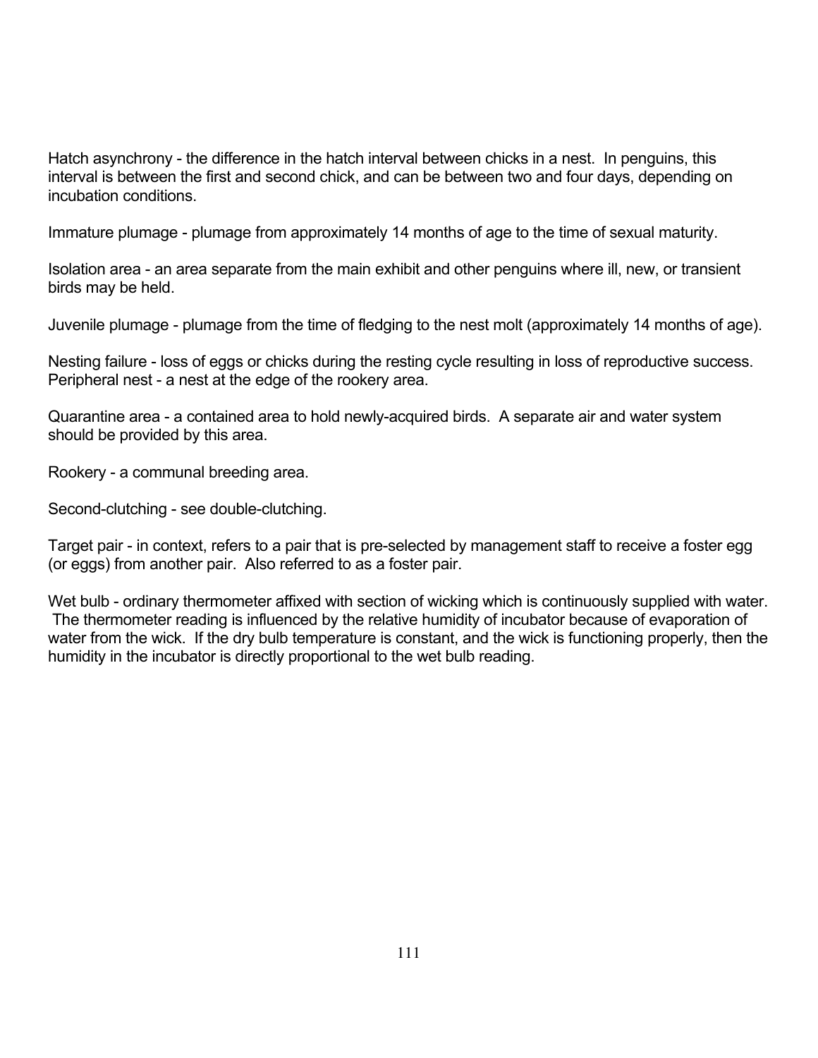Hatch asynchrony - the difference in the hatch interval between chicks in a nest. In penguins, this interval is between the first and second chick, and can be between two and four days, depending on incubation conditions.

Immature plumage - plumage from approximately 14 months of age to the time of sexual maturity.

Isolation area - an area separate from the main exhibit and other penguins where ill, new, or transient birds may be held.

Juvenile plumage - plumage from the time of fledging to the nest molt (approximately 14 months of age).

Nesting failure - loss of eggs or chicks during the resting cycle resulting in loss of reproductive success.
Peripheral nest - a nest at the edge of the rookery area.

Quarantine area - a contained area to hold newly-acquired birds. A separate air and water system should be provided by this area.

Rookery - a communal breeding area.

Second-clutching - see double-clutching.

Target pair - in context, refers to a pair that is pre-selected by management staff to receive a foster egg (or eggs) from another pair. Also referred to as a foster pair.

Wet bulb - ordinary thermometer affixed with section of wicking which is continuously supplied with water. The thermometer reading is influenced by the relative humidity of incubator because of evaporation of water from the wick. If the dry bulb temperature is constant, and the wick is functioning properly, then the humidity in the incubator is directly proportional to the wet bulb reading.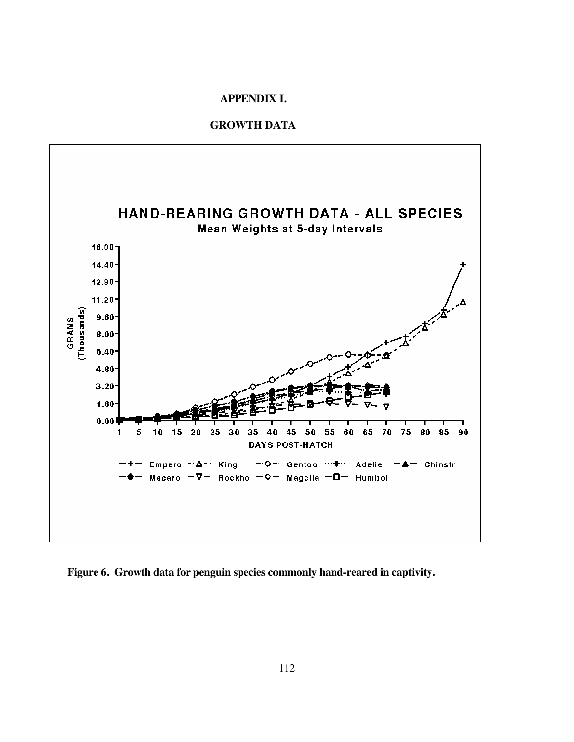# APPENDIX I.

## GROWTH DATA

HAND-REARING GROWTH DATA - ALL SPECIES

Mean Weights at 5-day Intervals

GRAMS (Thousands)

DAYS POST-HATCH

Empero, King, Gentoo, Adelie, Chinstr, Macaro, Rockho, Magella, Humbol

**Figure 6. Growth data for penguin species commonly hand-reared in captivity.**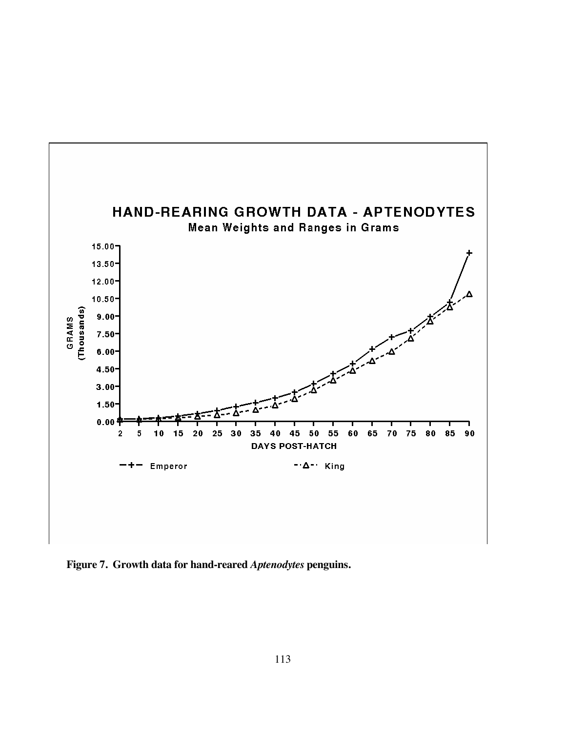HAND-REARING GROWTH DATA - APTENODYTES

Mean Weights and Ranges in Grams

GRAMS (Thousands)

15.00
13.50
12.00
10.50
9.00
7.50
6.00
4.50
3.00
1.50
0.00

2 5 10 15 20 25 30 35 40 45 50 55 60 65 70 75 80 85 90

DAYS POST-HATCH

Emperor    King

**Figure 7. Growth data for hand-reared *Aptenodytes* penguins.**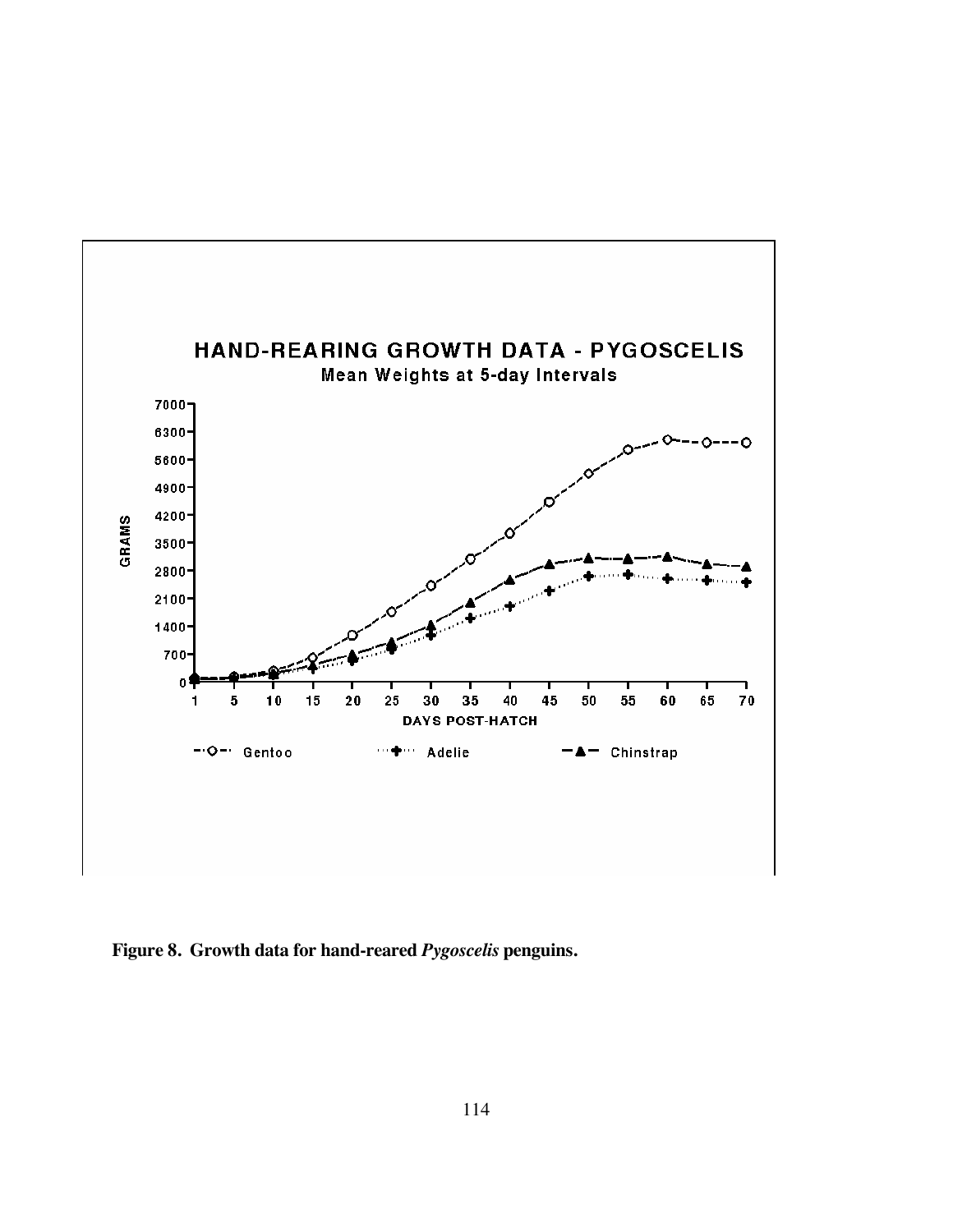HAND-REARING GROWTH DATA - PYGOSCELIS

Mean Weights at 5-day Intervals

**Figure 8. Growth data for hand-reared *Pygoscelis* penguins.**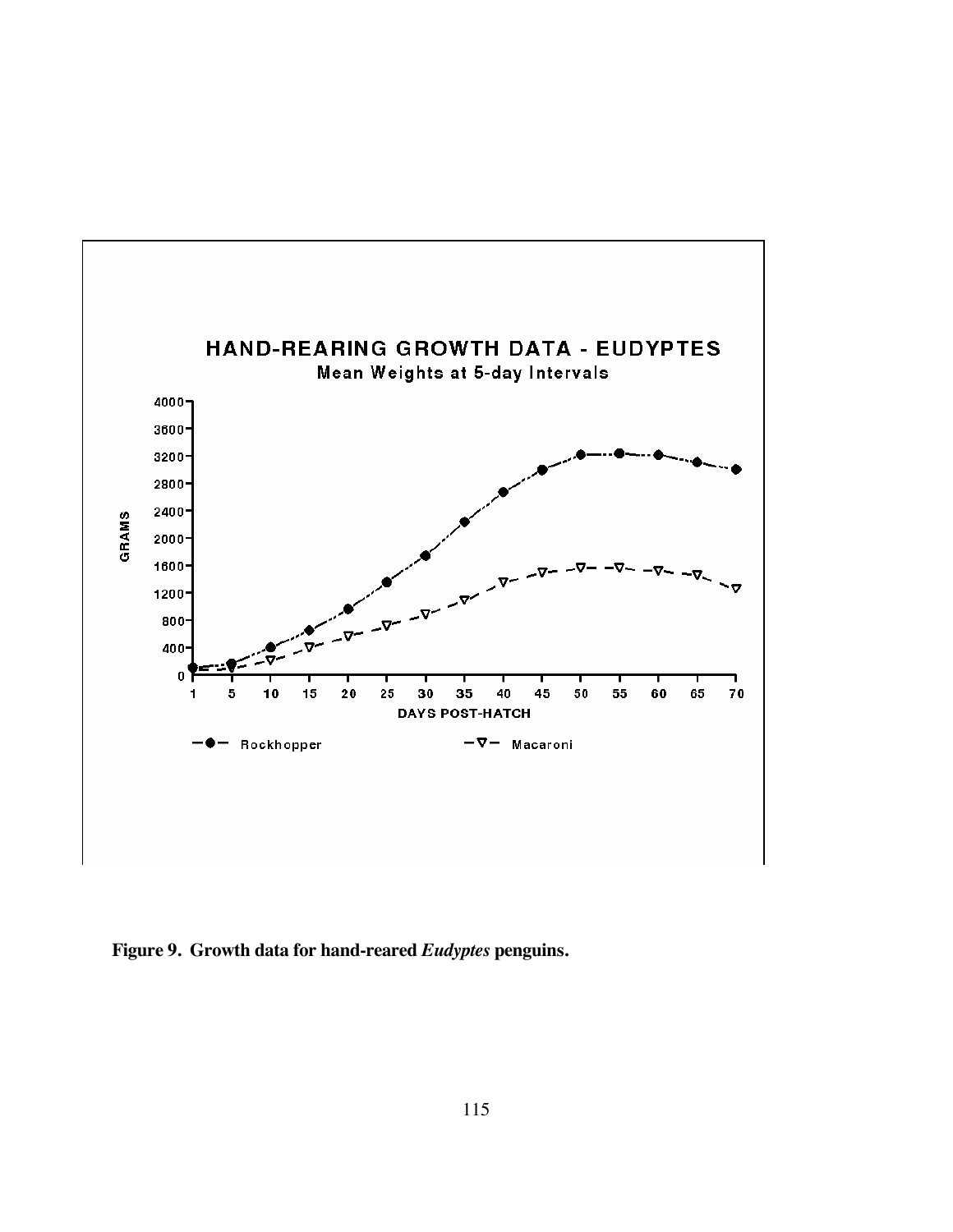HAND-REARING GROWTH DATA - EUDYPTES

Mean Weights at 5-day Intervals

Figure 9. Growth data for hand-reared *Eudyptes* penguins.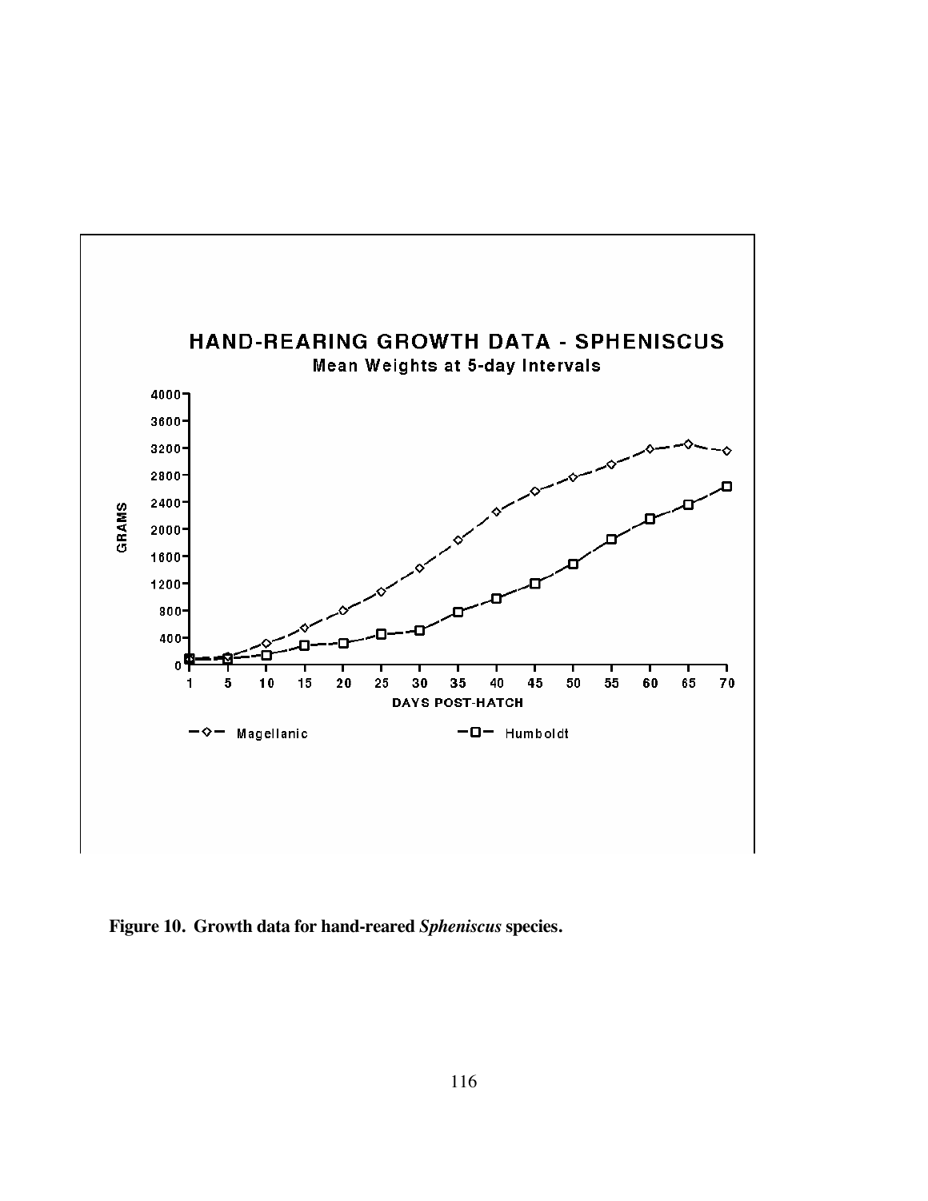HAND-REARING GROWTH DATA - SPHENISCUS

Mean Weights at 5-day Intervals

**Figure 10. Growth data for hand-reared *Spheniscus* species.**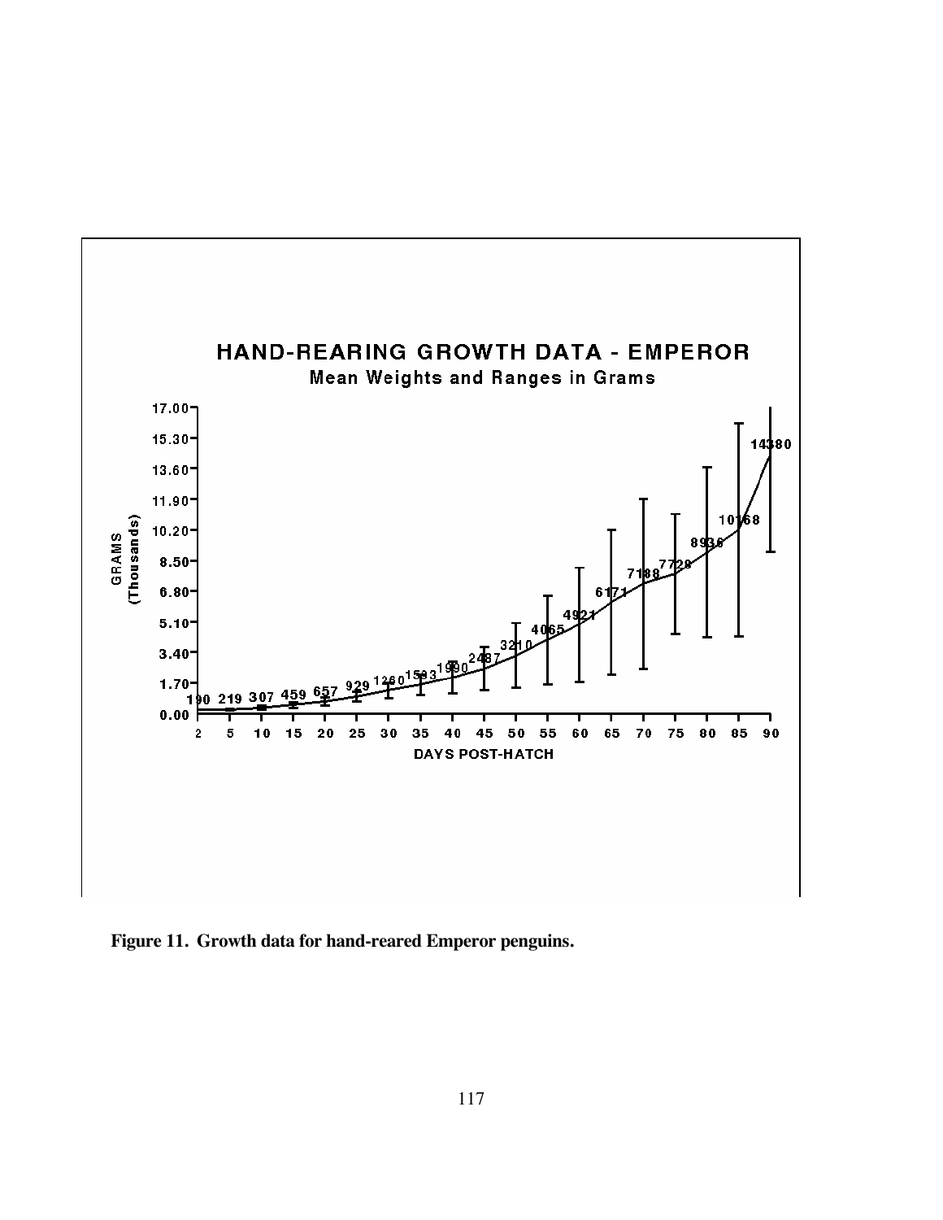**HAND-REARING GROWTH DATA - EMPEROR**

**Mean Weights and Ranges in Grams**

| Days Post-Hatch | Mean Weight (g) |
|---|---|
| 2 | 190 |
| 5 | 219 |
| 10 | 307 |
| 15 | 459 |
| 20 | 657 |
| 25 | 929 |
| 30 | 1260 |
| 35 | 1593 |
| 40 | 1990 |
| 45 | 2487 |
| 50 | 3210 |
| 55 | 4065 |
| 60 | 4921 |
| 65 | 6171 |
| 70 | 7188 |
| 75 | 7728 |
| 80 | 8936 |
| 85 | 10168 |
| 90 | 14380 |

Y-axis: GRAMS (Thousands) — 0.00, 1.70, 3.40, 5.10, 6.80, 8.50, 10.20, 11.90, 13.60, 15.30, 17.00

X-axis: DAYS POST-HATCH

**Figure 11. Growth data for hand-reared Emperor penguins.**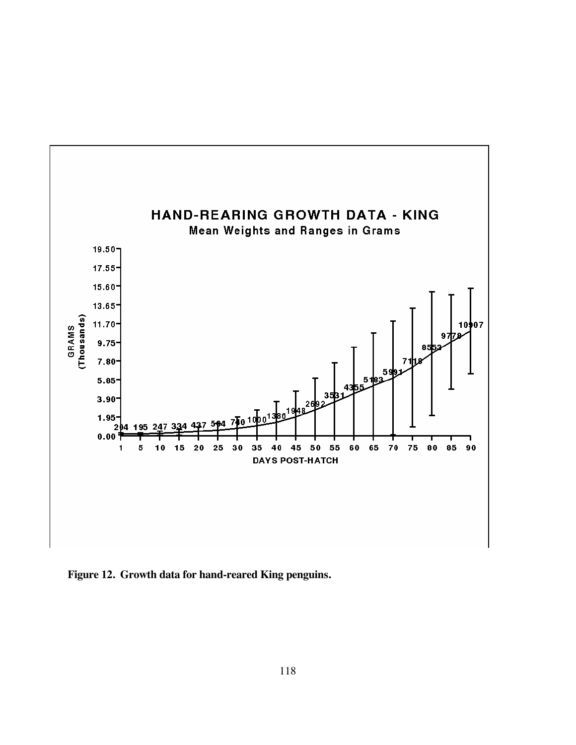**Figure 12. Growth data for hand-reared King penguins.**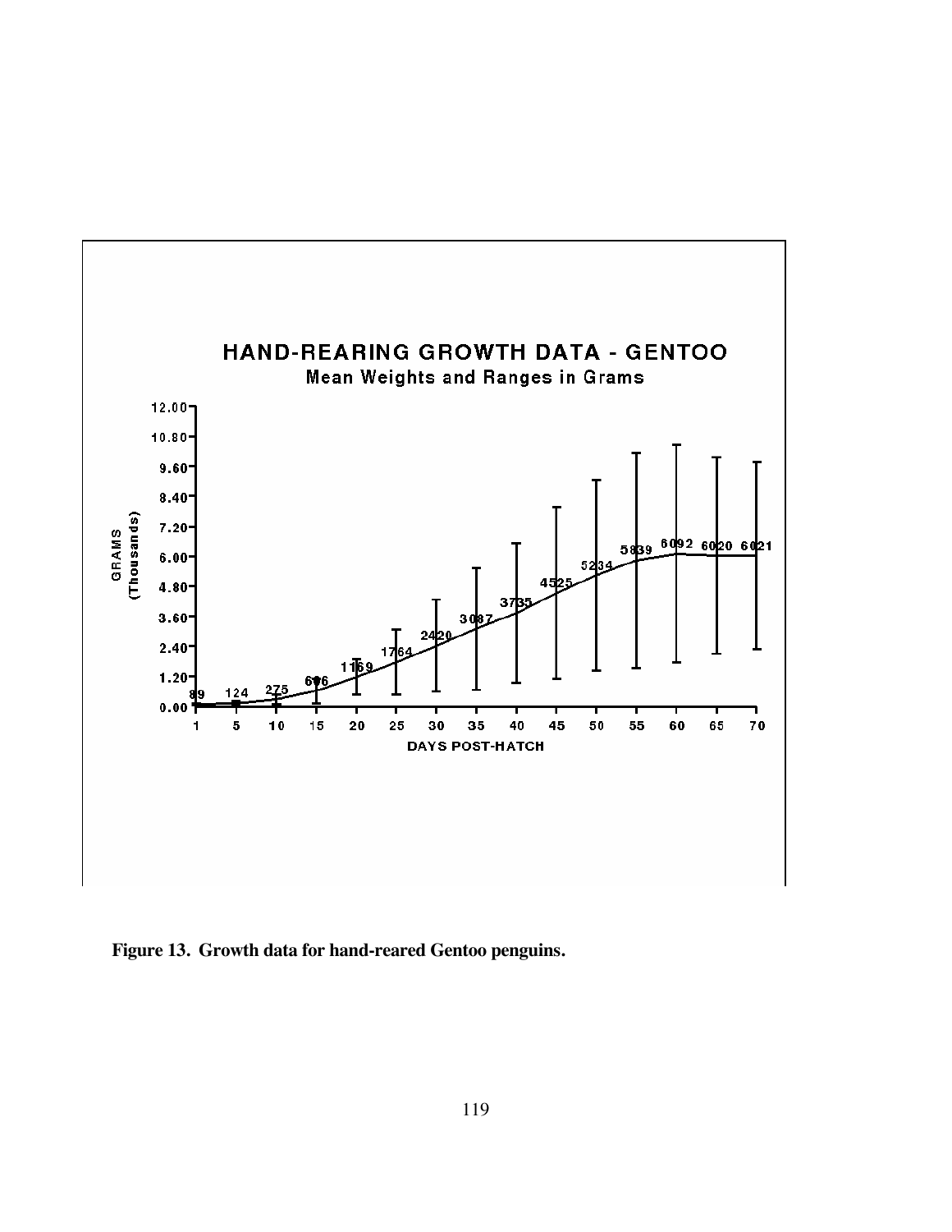HAND-REARING GROWTH DATA - GENTOO

Mean Weights and Ranges in Grams

| Days Post-Hatch | 1 | 5 | 10 | 15 | 20 | 25 | 30 | 35 | 40 | 45 | 50 | 55 | 60 | 65 | 70 |
|---|---|---|---|---|---|---|---|---|---|---|---|---|---|---|---|
| Mean Weight (g) | 89 | 124 | 275 | 606 | 1169 | 1764 | 2420 | 3087 | 3735 | 4525 | 5234 | 5839 | 6092 | 6020 | 6021 |

**Figure 13. Growth data for hand-reared Gentoo penguins.**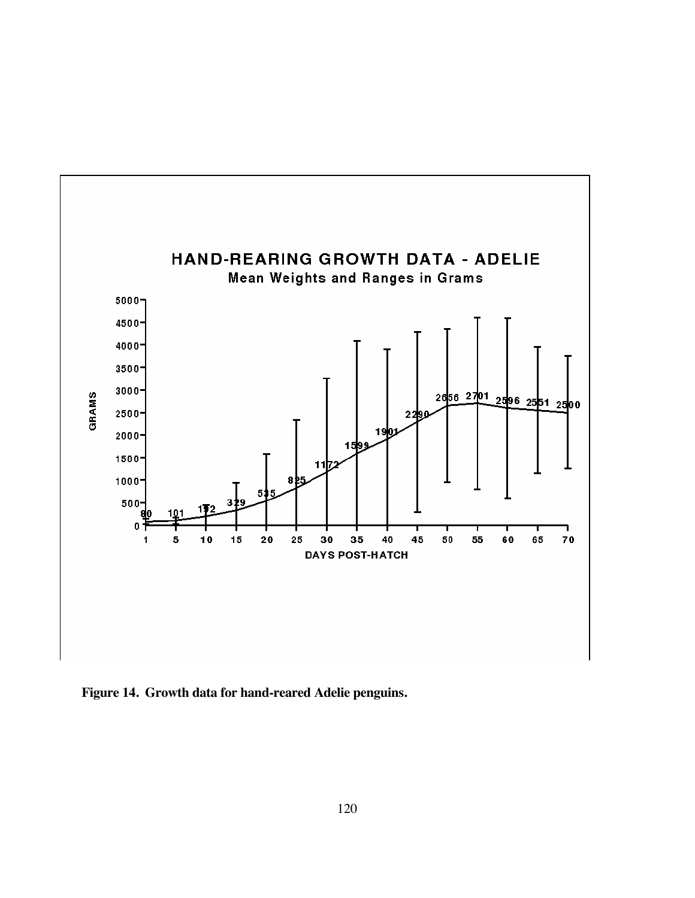HAND-REARING GROWTH DATA - ADELIE

Mean Weights and Ranges in Grams

| Days post-hatch | 1 | 5 | 10 | 15 | 20 | 25 | 30 | 35 | 40 | 45 | 50 | 55 | 60 | 65 | 70 |
|---|---|---|---|---|---|---|---|---|---|---|---|---|---|---|---|
| Mean weight (grams) | 80 | 101 | 192 | 329 | 535 | 825 | 1172 | 1599 | 1901 | 2290 | 2656 | 2701 | 2596 | 2551 | 2500 |

**Figure 14. Growth data for hand-reared Adelie penguins.**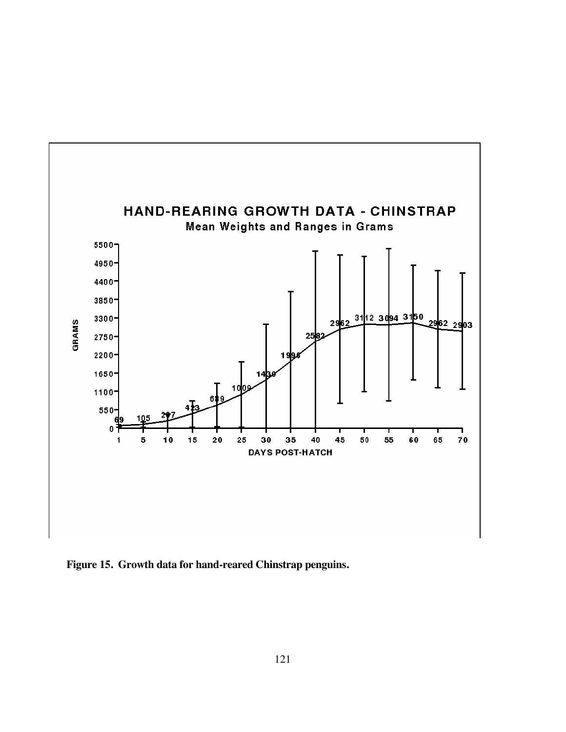**Figure 15. Growth data for hand-reared Chinstrap penguins.**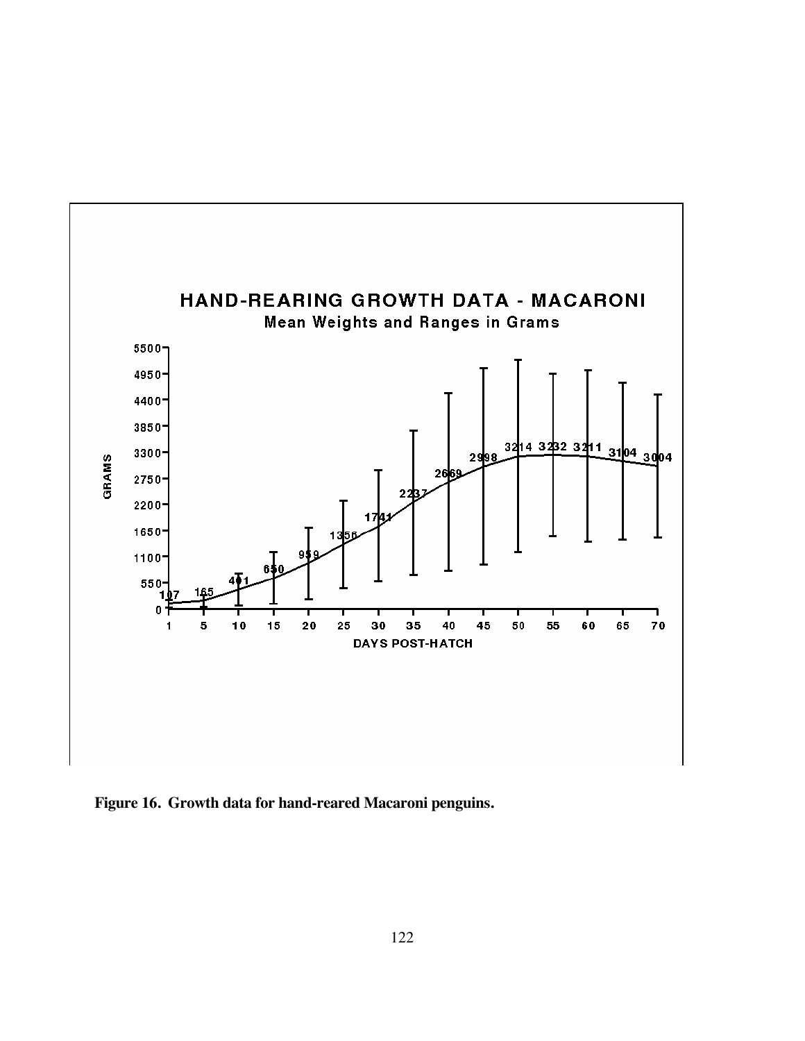HAND-REARING GROWTH DATA - MACARONI

Mean Weights and Ranges in Grams

| DAYS POST-HATCH | 1 | 5 | 10 | 15 | 20 | 25 | 30 | 35 | 40 | 45 | 50 | 55 | 60 | 65 | 70 |
|---|---|---|---|---|---|---|---|---|---|---|---|---|---|---|---|
| Mean weight (grams) | 107 | 165 | 401 | 650 | 959 | 1356 | 1741 | 2237 | 2669 | 2998 | 3214 | 3232 | 3211 | 3104 | 3004 |

**Figure 16. Growth data for hand-reared Macaroni penguins.**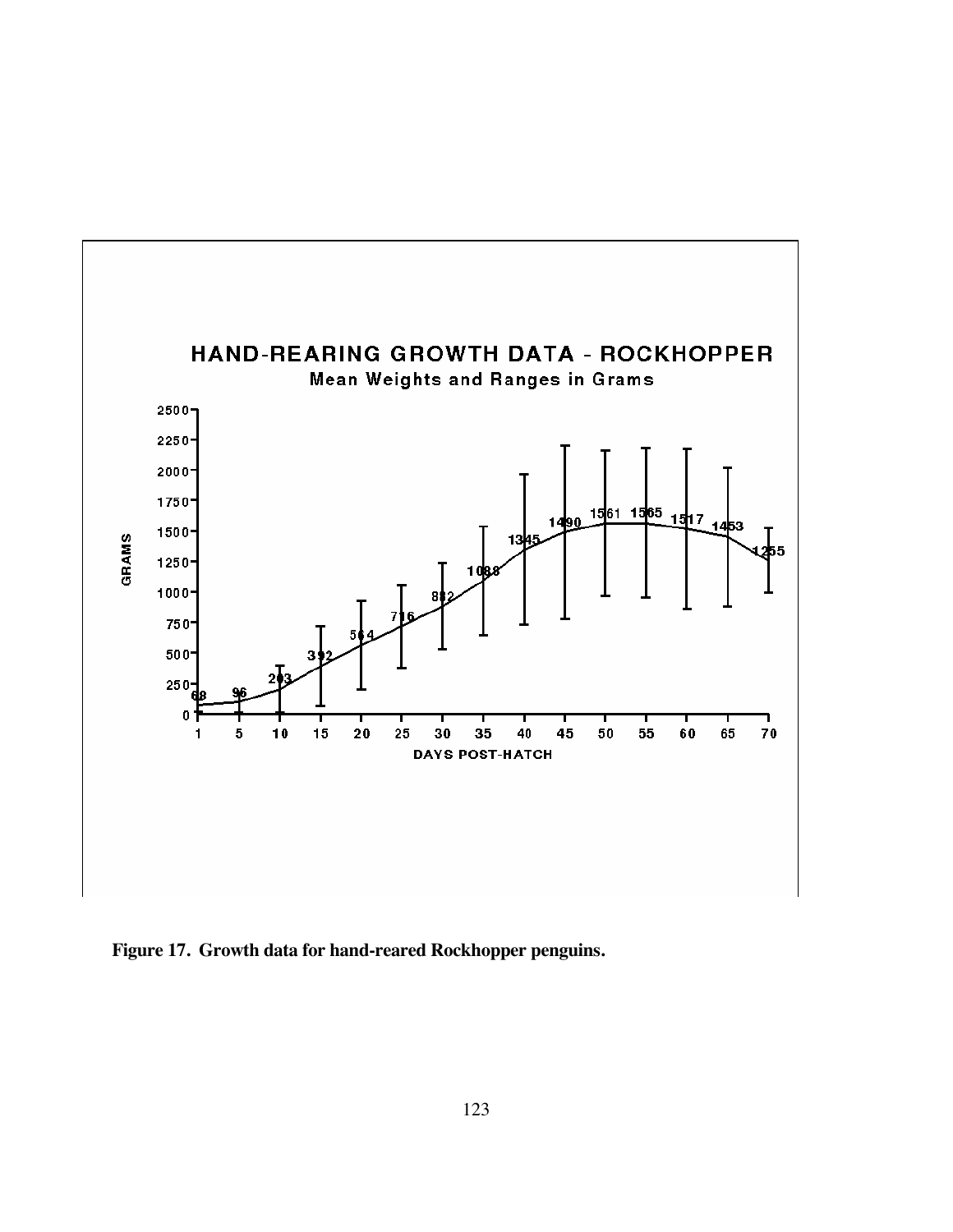**Figure 17. Growth data for hand-reared Rockhopper penguins.**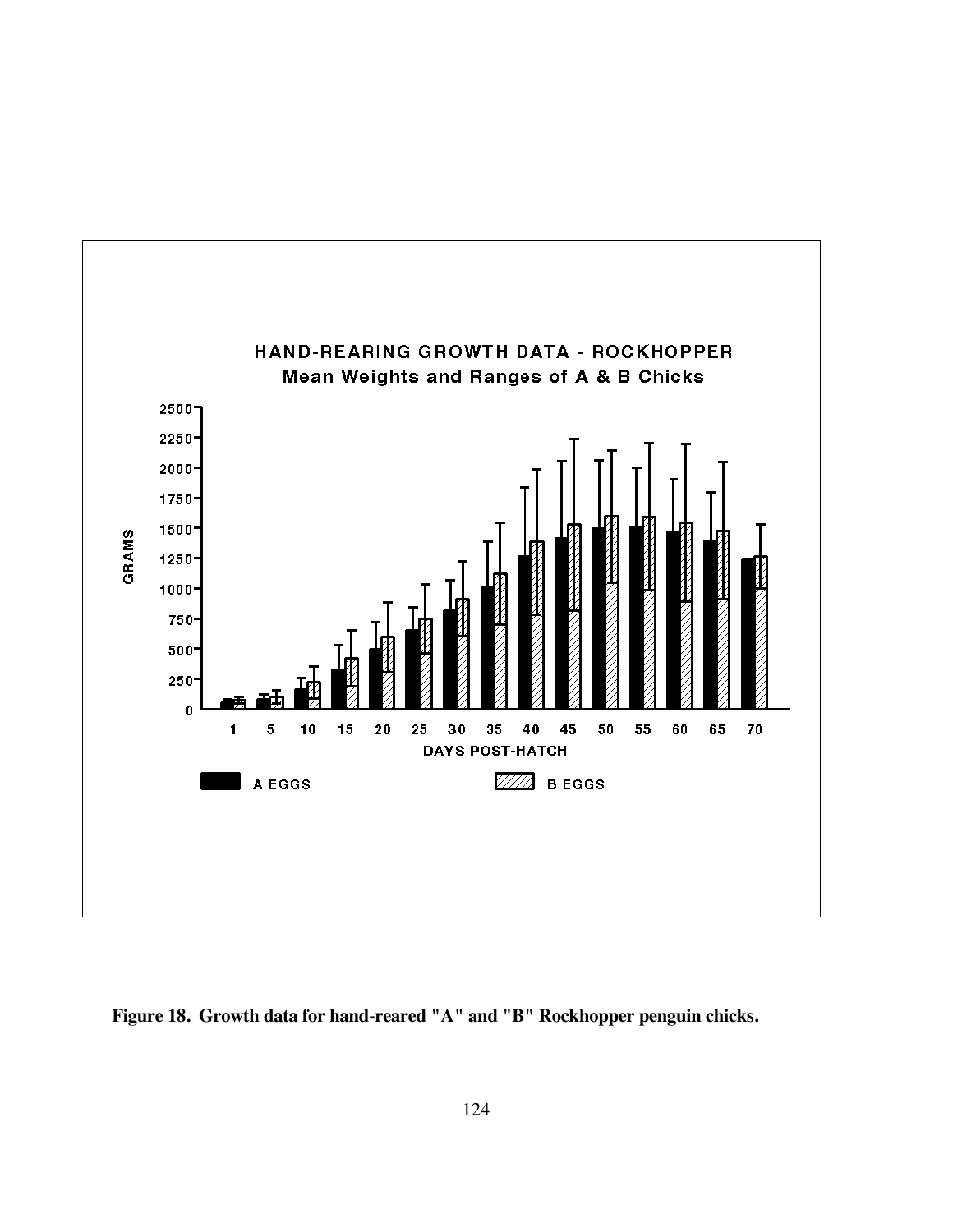HAND-REARING GROWTH DATA - ROCKHOPPER

Mean Weights and Ranges of A & B Chicks

**Figure 18. Growth data for hand-reared "A" and "B" Rockhopper penguin chicks.**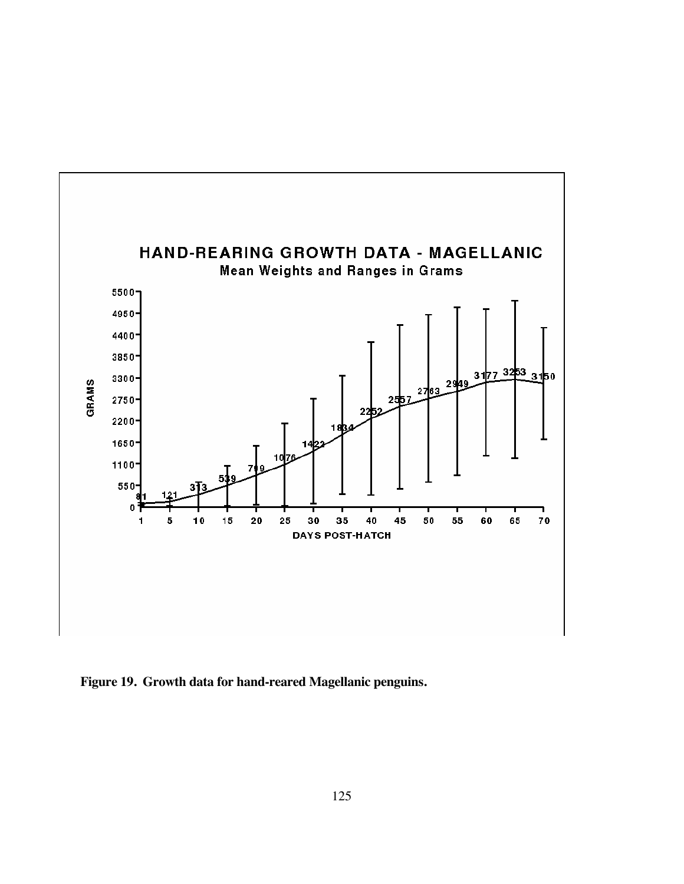# HAND-REARING GROWTH DATA - MAGELLANIC

Mean Weights and Ranges in Grams

| DAYS POST-HATCH | Mean weight (GRAMS) |
|---|---|
| 1 | 81 |
| 5 | 121 |
| 10 | 313 |
| 15 | 539 |
| 20 | 799 |
| 25 | 1076 |
| 30 | 1422 |
| 35 | 1834 |
| 40 | 2252 |
| 45 | 2557 |
| 50 | 2763 |
| 55 | 2949 |
| 60 | 3177 |
| 65 | 3253 |
| 70 | 3150 |

**Figure 19. Growth data for hand-reared Magellanic penguins.**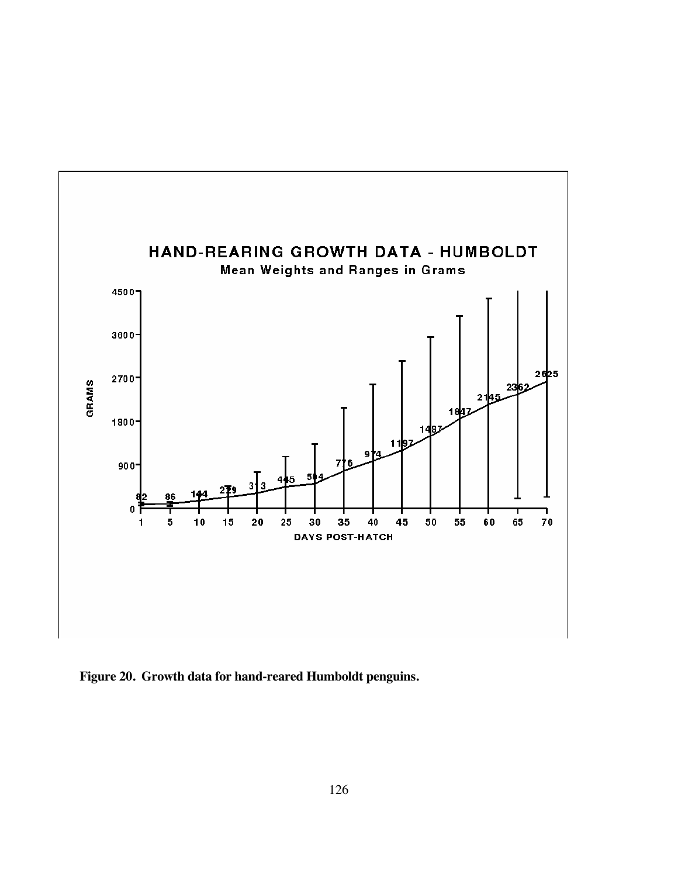## HAND-REARING GROWTH DATA - HUMBOLDT

Mean Weights and Ranges in Grams

| DAYS POST-HATCH | Mean weight (GRAMS) |
| --- | --- |
| 1 | 82 |
| 5 | 86 |
| 10 | 144 |
| 15 | 229 |
| 20 | 313 |
| 25 | 445 |
| 30 | 504 |
| 35 | 776 |
| 40 | 974 |
| 45 | 1197 |
| 50 | 1487 |
| 55 | 1847 |
| 60 | 2145 |
| 65 | 2362 |
| 70 | 2625 |

**Figure 20. Growth data for hand-reared Humboldt penguins.**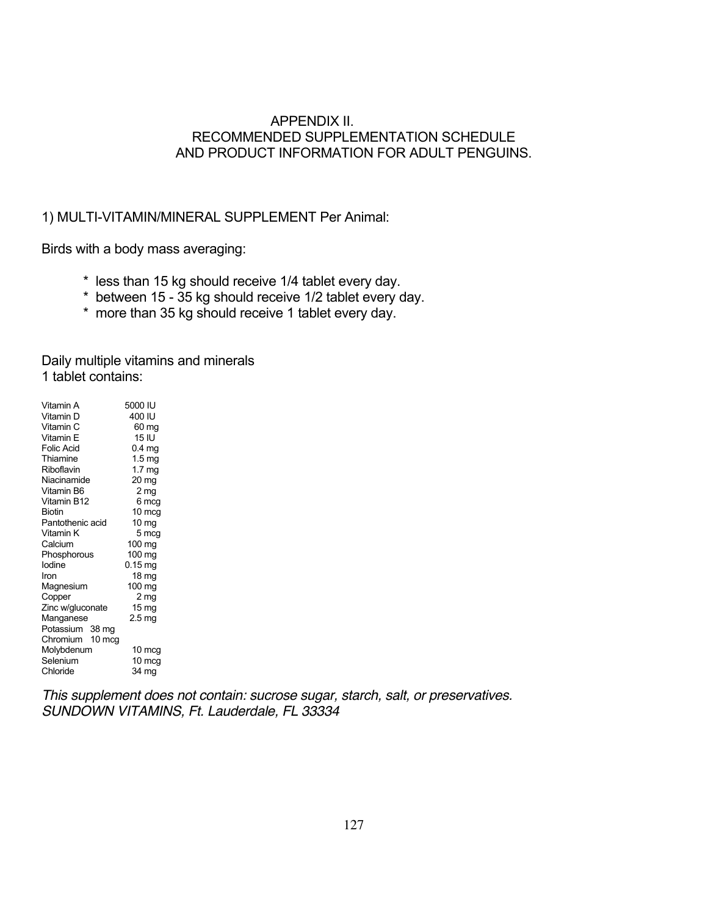# APPENDIX II.
## RECOMMENDED SUPPLEMENTATION SCHEDULE AND PRODUCT INFORMATION FOR ADULT PENGUINS.

1) MULTI-VITAMIN/MINERAL SUPPLEMENT Per Animal:

Birds with a body mass averaging:

* less than 15 kg should receive 1/4 tablet every day.
* between 15 - 35 kg should receive 1/2 tablet every day.
* more than 35 kg should receive 1 tablet every day.

Daily multiple vitamins and minerals
1 tablet contains:

| | |
|---|---|
| Vitamin A | 5000 IU |
| Vitamin D | 400 IU |
| Vitamin C | 60 mg |
| Vitamin E | 15 IU |
| Folic Acid | 0.4 mg |
| Thiamine | 1.5 mg |
| Riboflavin | 1.7 mg |
| Niacinamide | 20 mg |
| Vitamin B6 | 2 mg |
| Vitamin B12 | 6 mcg |
| Biotin | 10 mcg |
| Pantothenic acid | 10 mg |
| Vitamin K | 5 mcg |
| Calcium | 100 mg |
| Phosphorous | 100 mg |
| Iodine | 0.15 mg |
| Iron | 18 mg |
| Magnesium | 100 mg |
| Copper | 2 mg |
| Zinc w/gluconate | 15 mg |
| Manganese | 2.5 mg |
| Potassium | 38 mg |
| Chromium | 10 mcg |
| Molybdenum | 10 mcg |
| Selenium | 10 mcg |
| Chloride | 34 mg |

*This supplement does not contain: sucrose sugar, starch, salt, or preservatives.*
*SUNDOWN VITAMINS, Ft. Lauderdale, FL 33334*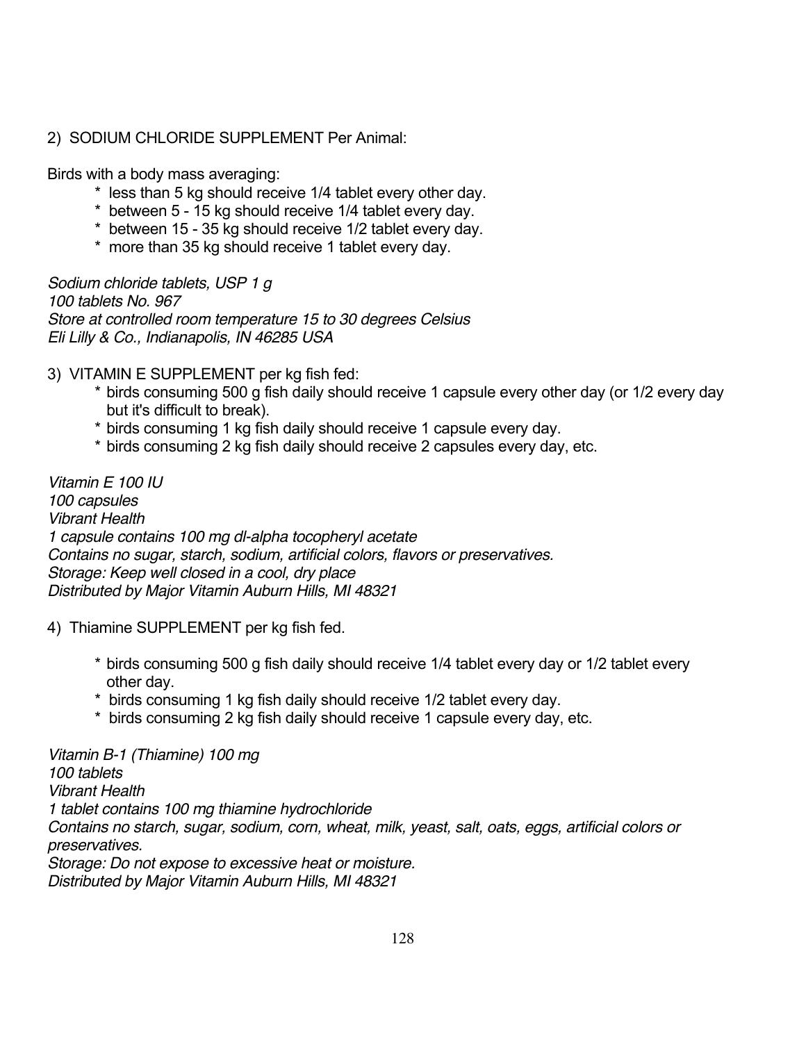2) SODIUM CHLORIDE SUPPLEMENT Per Animal:

Birds with a body mass averaging:

* less than 5 kg should receive 1/4 tablet every other day.
* between 5 - 15 kg should receive 1/4 tablet every day.
* between 15 - 35 kg should receive 1/2 tablet every day.
* more than 35 kg should receive 1 tablet every day.

*Sodium chloride tablets, USP 1 g*
*100 tablets No. 967*
*Store at controlled room temperature 15 to 30 degrees Celsius*
*Eli Lilly & Co., Indianapolis, IN 46285 USA*

3) VITAMIN E SUPPLEMENT per kg fish fed:

* birds consuming 500 g fish daily should receive 1 capsule every other day (or 1/2 every day but it's difficult to break).
* birds consuming 1 kg fish daily should receive 1 capsule every day.
* birds consuming 2 kg fish daily should receive 2 capsules every day, etc.

*Vitamin E 100 IU*
*100 capsules*
*Vibrant Health*
*1 capsule contains 100 mg dl-alpha tocopheryl acetate*
*Contains no sugar, starch, sodium, artificial colors, flavors or preservatives.*
*Storage: Keep well closed in a cool, dry place*
*Distributed by Major Vitamin Auburn Hills, MI 48321*

4) Thiamine SUPPLEMENT per kg fish fed.

* birds consuming 500 g fish daily should receive 1/4 tablet every day or 1/2 tablet every other day.
* birds consuming 1 kg fish daily should receive 1/2 tablet every day.
* birds consuming 2 kg fish daily should receive 1 capsule every day, etc.

*Vitamin B-1 (Thiamine) 100 mg*
*100 tablets*
*Vibrant Health*
*1 tablet contains 100 mg thiamine hydrochloride*
*Contains no starch, sugar, sodium, corn, wheat, milk, yeast, salt, oats, eggs, artificial colors or preservatives.*
*Storage: Do not expose to excessive heat or moisture.*
*Distributed by Major Vitamin Auburn Hills, MI 48321*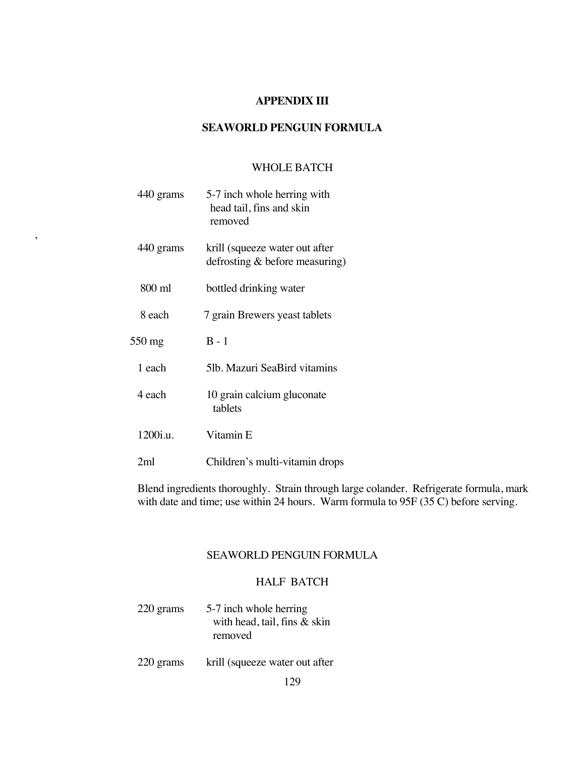# APPENDIX III

## SEAWORLD PENGUIN FORMULA

### WHOLE BATCH

| | |
|---|---|
| 440 grams | 5-7 inch whole herring with head tail, fins and skin removed |
| 440 grams | krill (squeeze water out after defrosting & before measuring) |
| 800 ml | bottled drinking water |
| 8 each | 7 grain Brewers yeast tablets |
| 550 mg | B - 1 |
| 1 each | 5lb. Mazuri SeaBird vitamins |
| 4 each | 10 grain calcium gluconate tablets |
| 1200i.u. | Vitamin E |
| 2ml | Children's multi-vitamin drops |

Blend ingredients thoroughly. Strain through large colander. Refrigerate formula, mark with date and time; use within 24 hours. Warm formula to 95F (35 C) before serving.

## SEAWORLD PENGUIN FORMULA

### HALF BATCH

| | |
|---|---|
| 220 grams | 5-7 inch whole herring with head, tail, fins & skin removed |
| 220 grams | krill (squeeze water out after |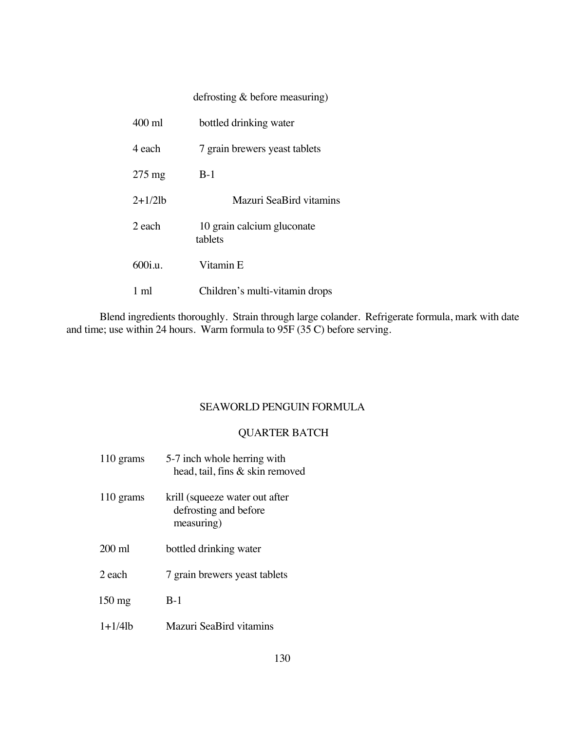defrosting & before measuring)

| | |
|---|---|
| 400 ml | bottled drinking water |
| 4 each | 7 grain brewers yeast tablets |
| 275 mg | B-1 |
| 2+1/2lb | Mazuri SeaBird vitamins |
| 2 each | 10 grain calcium gluconate tablets |
| 600i.u. | Vitamin E |
| 1 ml | Children's multi-vitamin drops |

Blend ingredients thoroughly. Strain through large colander. Refrigerate formula, mark with date and time; use within 24 hours. Warm formula to 95F (35 C) before serving.

## SEAWORLD PENGUIN FORMULA

### QUARTER BATCH

| | |
|---|---|
| 110 grams | 5-7 inch whole herring with head, tail, fins & skin removed |
| 110 grams | krill (squeeze water out after defrosting and before measuring) |
| 200 ml | bottled drinking water |
| 2 each | 7 grain brewers yeast tablets |
| 150 mg | B-1 |
| 1+1/4lb | Mazuri SeaBird vitamins |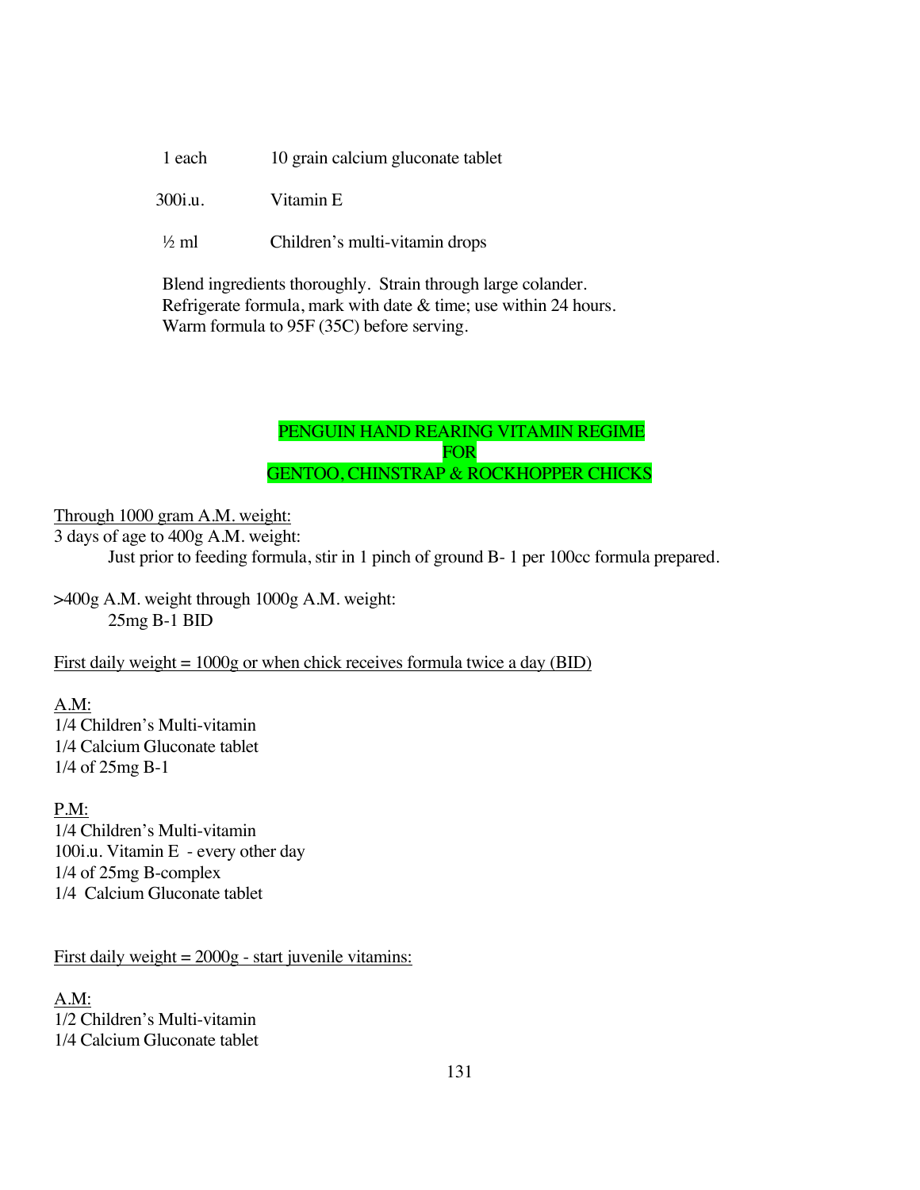| | |
|---|---|
| 1 each | 10 grain calcium gluconate tablet |
| 300i.u. | Vitamin E |
| ½ ml | Children's multi-vitamin drops |

Blend ingredients thoroughly. Strain through large colander.
Refrigerate formula, mark with date & time; use within 24 hours.
Warm formula to 95F (35C) before serving.

## PENGUIN HAND REARING VITAMIN REGIME FOR GENTOO, CHINSTRAP & ROCKHOPPER CHICKS

<u>Through 1000 gram A.M. weight:</u>
3 days of age to 400g A.M. weight:
Just prior to feeding formula, stir in 1 pinch of ground B- 1 per 100cc formula prepared.

>400g A.M. weight through 1000g A.M. weight:
25mg B-1 BID

<u>First daily weight = 1000g or when chick receives formula twice a day (BID)</u>

<u>A.M:</u>
1/4 Children's Multi-vitamin
1/4 Calcium Gluconate tablet
1/4 of 25mg B-1

<u>P.M:</u>
1/4 Children's Multi-vitamin
100i.u. Vitamin E - every other day
1/4 of 25mg B-complex
1/4 Calcium Gluconate tablet

<u>First daily weight = 2000g - start juvenile vitamins:</u>

<u>A.M:</u>
1/2 Children's Multi-vitamin
1/4 Calcium Gluconate tablet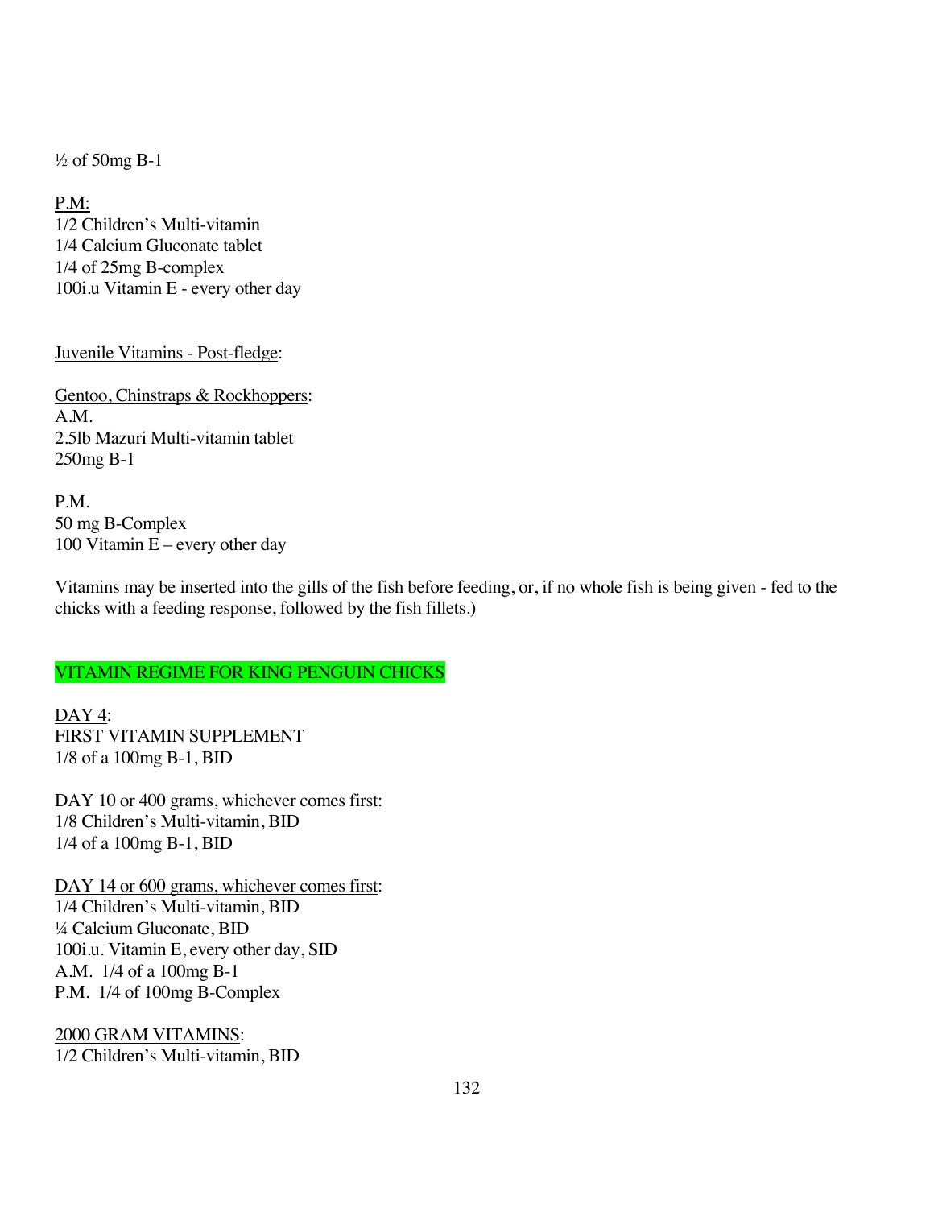½ of 50mg B-1

<u>P.M:</u>
1/2 Children's Multi-vitamin
1/4 Calcium Gluconate tablet
1/4 of 25mg B-complex
100i.u Vitamin E - every other day

<u>Juvenile Vitamins - Post-fledge</u>:

<u>Gentoo, Chinstraps & Rockhoppers</u>:
A.M.
2.5lb Mazuri Multi-vitamin tablet
250mg B-1

P.M.
50 mg B-Complex
100 Vitamin E – every other day

Vitamins may be inserted into the gills of the fish before feeding, or, if no whole fish is being given - fed to the chicks with a feeding response, followed by the fish fillets.)

## VITAMIN REGIME FOR KING PENGUIN CHICKS

<u>DAY 4</u>:
FIRST VITAMIN SUPPLEMENT
1/8 of a 100mg B-1, BID

<u>DAY 10 or 400 grams, whichever comes first</u>:
1/8 Children's Multi-vitamin, BID
1/4 of a 100mg B-1, BID

<u>DAY 14 or 600 grams, whichever comes first</u>:
1/4 Children's Multi-vitamin, BID
¼ Calcium Gluconate, BID
100i.u. Vitamin E, every other day, SID
A.M. 1/4 of a 100mg B-1
P.M. 1/4 of 100mg B-Complex

<u>2000 GRAM VITAMINS</u>:
1/2 Children's Multi-vitamin, BID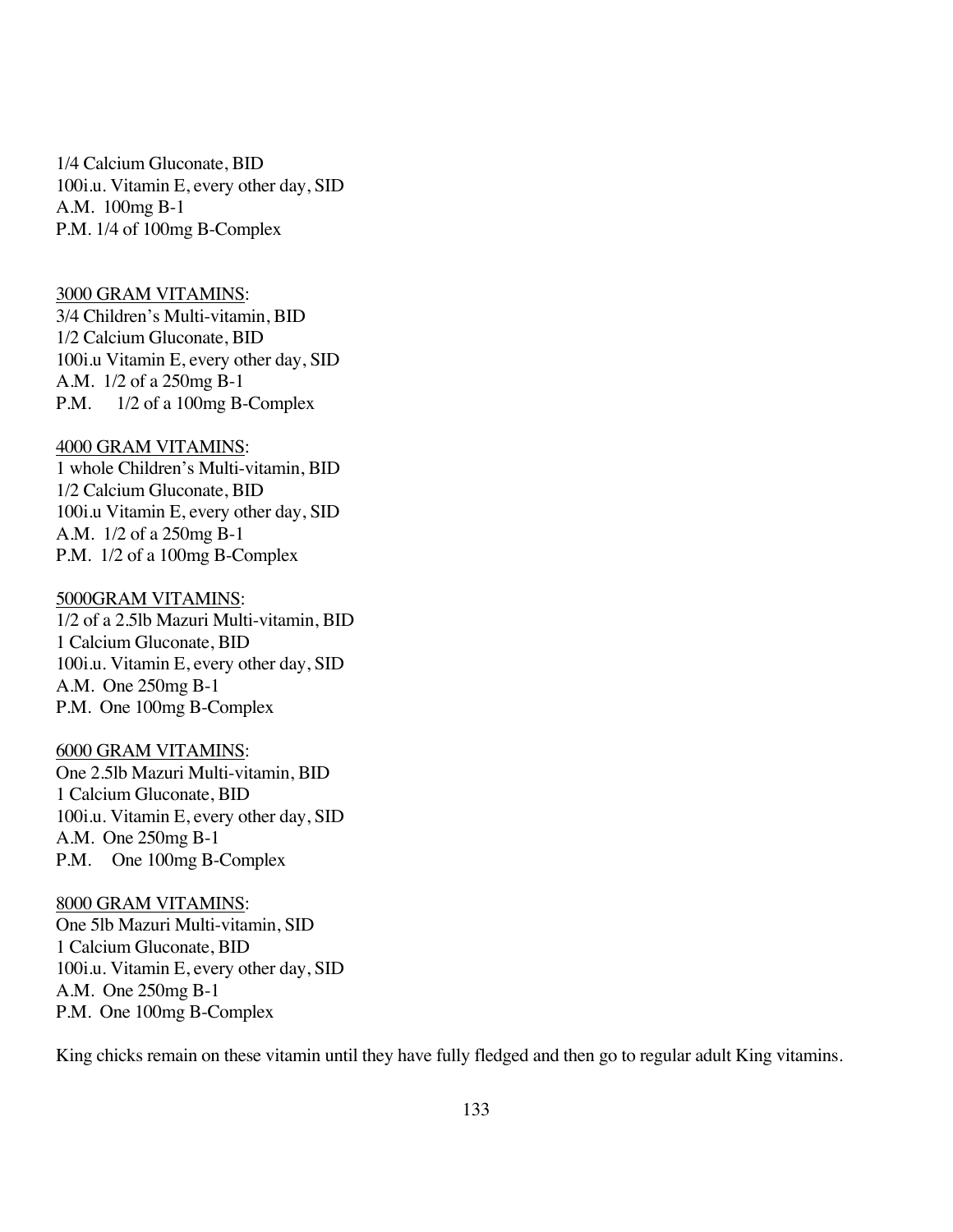1/4 Calcium Gluconate, BID
100i.u. Vitamin E, every other day, SID
A.M. 100mg B-1
P.M. 1/4 of 100mg B-Complex

<u>3000 GRAM VITAMINS</u>:
3/4 Children's Multi-vitamin, BID
1/2 Calcium Gluconate, BID
100i.u Vitamin E, every other day, SID
A.M. 1/2 of a 250mg B-1
P.M. 1/2 of a 100mg B-Complex

<u>4000 GRAM VITAMINS</u>:
1 whole Children's Multi-vitamin, BID
1/2 Calcium Gluconate, BID
100i.u Vitamin E, every other day, SID
A.M. 1/2 of a 250mg B-1
P.M. 1/2 of a 100mg B-Complex

<u>5000GRAM VITAMINS</u>:
1/2 of a 2.5lb Mazuri Multi-vitamin, BID
1 Calcium Gluconate, BID
100i.u. Vitamin E, every other day, SID
A.M. One 250mg B-1
P.M. One 100mg B-Complex

<u>6000 GRAM VITAMINS</u>:
One 2.5lb Mazuri Multi-vitamin, BID
1 Calcium Gluconate, BID
100i.u. Vitamin E, every other day, SID
A.M. One 250mg B-1
P.M. One 100mg B-Complex

<u>8000 GRAM VITAMINS</u>:
One 5lb Mazuri Multi-vitamin, SID
1 Calcium Gluconate, BID
100i.u. Vitamin E, every other day, SID
A.M. One 250mg B-1
P.M. One 100mg B-Complex

King chicks remain on these vitamin until they have fully fledged and then go to regular adult King vitamins.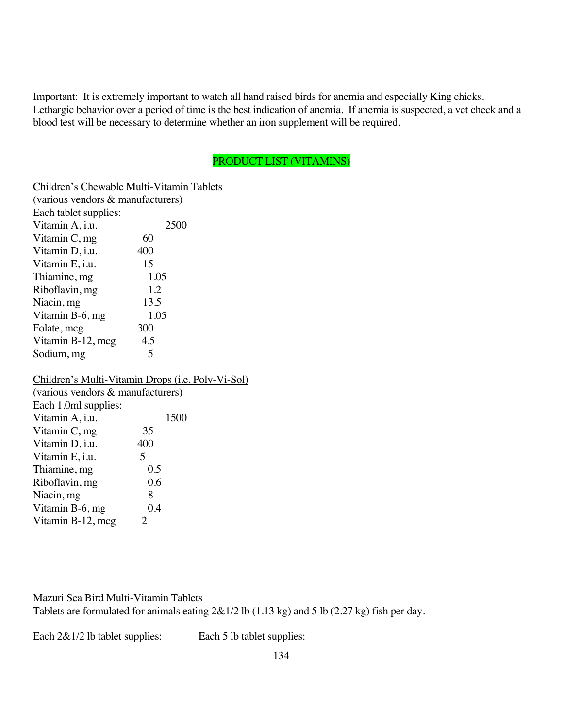Important: It is extremely important to watch all hand raised birds for anemia and especially King chicks. Lethargic behavior over a period of time is the best indication of anemia. If anemia is suspected, a vet check and a blood test will be necessary to determine whether an iron supplement will be required.

## PRODUCT LIST (VITAMINS)

Children's Chewable Multi-Vitamin Tablets
(various vendors & manufacturers)
Each tablet supplies:

| | |
|---|---|
| Vitamin A, i.u. | 2500 |
| Vitamin C, mg | 60 |
| Vitamin D, i.u. | 400 |
| Vitamin E, i.u. | 15 |
| Thiamine, mg | 1.05 |
| Riboflavin, mg | 1.2 |
| Niacin, mg | 13.5 |
| Vitamin B-6, mg | 1.05 |
| Folate, mcg | 300 |
| Vitamin B-12, mcg | 4.5 |
| Sodium, mg | 5 |

Children's Multi-Vitamin Drops (i.e. Poly-Vi-Sol)
(various vendors & manufacturers)
Each 1.0ml supplies:

| | |
|---|---|
| Vitamin A, i.u. | 1500 |
| Vitamin C, mg | 35 |
| Vitamin D, i.u. | 400 |
| Vitamin E, i.u. | 5 |
| Thiamine, mg | 0.5 |
| Riboflavin, mg | 0.6 |
| Niacin, mg | 8 |
| Vitamin B-6, mg | 0.4 |
| Vitamin B-12, mcg | 2 |

Mazuri Sea Bird Multi-Vitamin Tablets
Tablets are formulated for animals eating 2&1/2 lb (1.13 kg) and 5 lb (2.27 kg) fish per day.

Each 2&1/2 lb tablet supplies: Each 5 lb tablet supplies: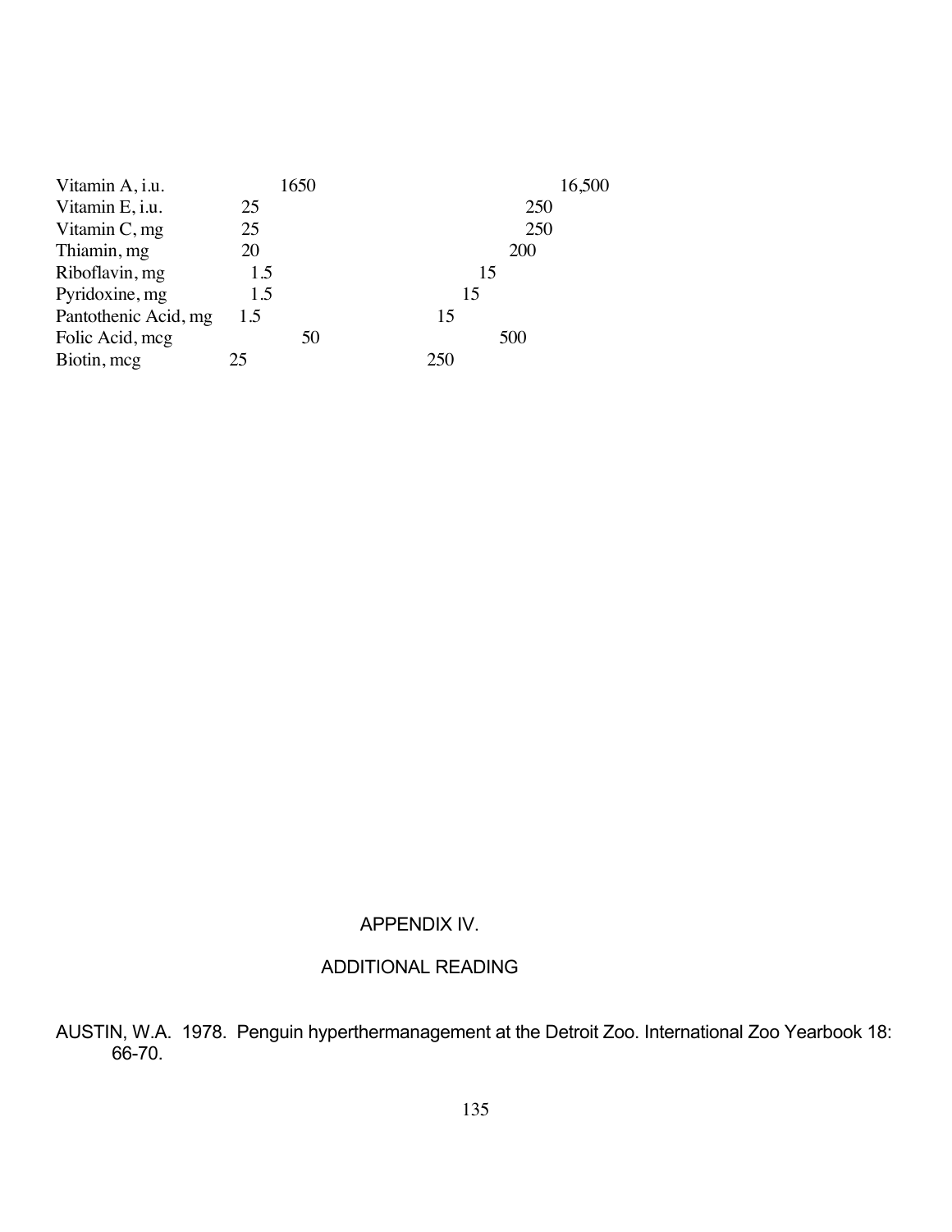| | | |
|---|---|---|
| Vitamin A, i.u. | 1650 | 16,500 |
| Vitamin E, i.u. | 25 | 250 |
| Vitamin C, mg | 25 | 250 |
| Thiamin, mg | 20 | 200 |
| Riboflavin, mg | 1.5 | 15 |
| Pyridoxine, mg | 1.5 | 15 |
| Pantothenic Acid, mg | 1.5 | 15 |
| Folic Acid, mcg | 50 | 500 |
| Biotin, mcg | 25 | 250 |

## APPENDIX IV.

## ADDITIONAL READING

AUSTIN, W.A. 1978. Penguin hyperthermanagement at the Detroit Zoo. International Zoo Yearbook 18: 66-70.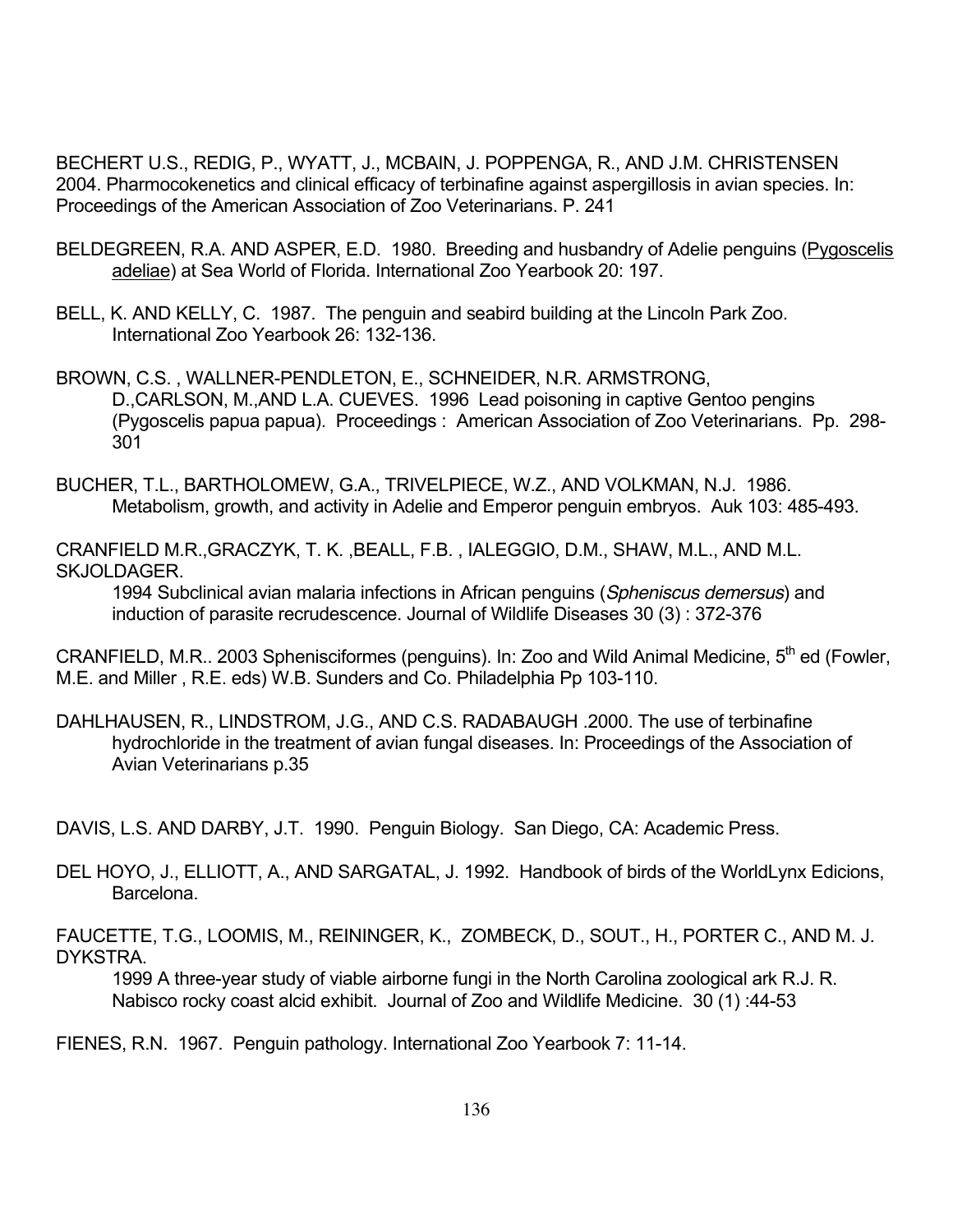BECHERT U.S., REDIG, P., WYATT, J., MCBAIN, J. POPPENGA, R., AND J.M. CHRISTENSEN 2004. Pharmocokenetics and clinical efficacy of terbinafine against aspergillosis in avian species. In: Proceedings of the American Association of Zoo Veterinarians. P. 241

BELDEGREEN, R.A. AND ASPER, E.D. 1980. Breeding and husbandry of Adelie penguins (Pygoscelis adeliae) at Sea World of Florida. International Zoo Yearbook 20: 197.

BELL, K. AND KELLY, C. 1987. The penguin and seabird building at the Lincoln Park Zoo. International Zoo Yearbook 26: 132-136.

BROWN, C.S. , WALLNER-PENDLETON, E., SCHNEIDER, N.R. ARMSTRONG, D.,CARLSON, M.,AND L.A. CUEVES. 1996 Lead poisoning in captive Gentoo pengins (Pygoscelis papua papua). Proceedings : American Association of Zoo Veterinarians. Pp. 298-301

BUCHER, T.L., BARTHOLOMEW, G.A., TRIVELPIECE, W.Z., AND VOLKMAN, N.J. 1986. Metabolism, growth, and activity in Adelie and Emperor penguin embryos. Auk 103: 485-493.

CRANFIELD M.R.,GRACZYK, T. K. ,BEALL, F.B. , IALEGGIO, D.M., SHAW, M.L., AND M.L. SKJOLDAGER.
1994 Subclinical avian malaria infections in African penguins (*Spheniscus demersus*) and induction of parasite recrudescence. Journal of Wildlife Diseases 30 (3) : 372-376

CRANFIELD, M.R.. 2003 Sphenisciformes (penguins). In: Zoo and Wild Animal Medicine, 5th ed (Fowler, M.E. and Miller , R.E. eds) W.B. Sunders and Co. Philadelphia Pp 103-110.

DAHLHAUSEN, R., LINDSTROM, J.G., AND C.S. RADABAUGH .2000. The use of terbinafine hydrochloride in the treatment of avian fungal diseases. In: Proceedings of the Association of Avian Veterinarians p.35

DAVIS, L.S. AND DARBY, J.T. 1990. Penguin Biology. San Diego, CA: Academic Press.

DEL HOYO, J., ELLIOTT, A., AND SARGATAL, J. 1992. Handbook of birds of the WorldLynx Edicions, Barcelona.

FAUCETTE, T.G., LOOMIS, M., REININGER, K., ZOMBECK, D., SOUT., H., PORTER C., AND M. J. DYKSTRA.
1999 A three-year study of viable airborne fungi in the North Carolina zoological ark R.J. R. Nabisco rocky coast alcid exhibit. Journal of Zoo and Wildlife Medicine. 30 (1) :44-53

FIENES, R.N. 1967. Penguin pathology. International Zoo Yearbook 7: 11-14.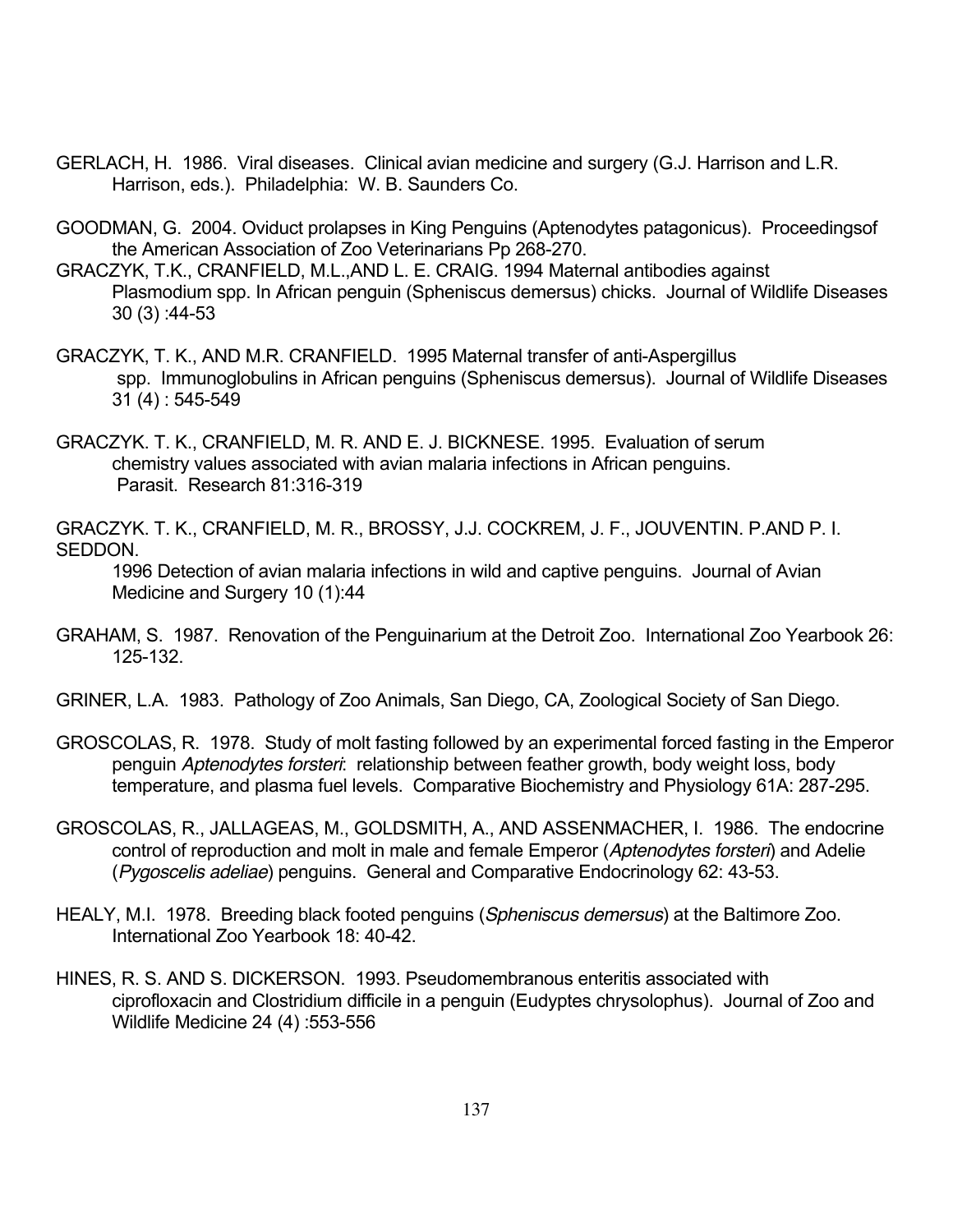GERLACH, H. 1986. Viral diseases. Clinical avian medicine and surgery (G.J. Harrison and L.R. Harrison, eds.). Philadelphia: W. B. Saunders Co.

GOODMAN, G. 2004. Oviduct prolapses in King Penguins (Aptenodytes patagonicus). Proceedingsof the American Association of Zoo Veterinarians Pp 268-270.

GRACZYK, T.K., CRANFIELD, M.L.,AND L. E. CRAIG. 1994 Maternal antibodies against Plasmodium spp. In African penguin (Spheniscus demersus) chicks. Journal of Wildlife Diseases 30 (3) :44-53

GRACZYK, T. K., AND M.R. CRANFIELD. 1995 Maternal transfer of anti-Aspergillus spp. Immunoglobulins in African penguins (Spheniscus demersus). Journal of Wildlife Diseases 31 (4) : 545-549

GRACZYK. T. K., CRANFIELD, M. R. AND E. J. BICKNESE. 1995. Evaluation of serum chemistry values associated with avian malaria infections in African penguins. Parasit. Research 81:316-319

GRACZYK. T. K., CRANFIELD, M. R., BROSSY, J.J. COCKREM, J. F., JOUVENTIN. P.AND P. I. SEDDON.
1996 Detection of avian malaria infections in wild and captive penguins. Journal of Avian Medicine and Surgery 10 (1):44

GRAHAM, S. 1987. Renovation of the Penguinarium at the Detroit Zoo. International Zoo Yearbook 26: 125-132.

GRINER, L.A. 1983. Pathology of Zoo Animals, San Diego, CA, Zoological Society of San Diego.

GROSCOLAS, R. 1978. Study of molt fasting followed by an experimental forced fasting in the Emperor penguin *Aptenodytes forsteri*: relationship between feather growth, body weight loss, body temperature, and plasma fuel levels. Comparative Biochemistry and Physiology 61A: 287-295.

GROSCOLAS, R., JALLAGEAS, M., GOLDSMITH, A., AND ASSENMACHER, I. 1986. The endocrine control of reproduction and molt in male and female Emperor (*Aptenodytes forsteri*) and Adelie (*Pygoscelis adeliae*) penguins. General and Comparative Endocrinology 62: 43-53.

HEALY, M.I. 1978. Breeding black footed penguins (*Spheniscus demersus*) at the Baltimore Zoo. International Zoo Yearbook 18: 40-42.

HINES, R. S. AND S. DICKERSON. 1993. Pseudomembranous enteritis associated with ciprofloxacin and Clostridium difficile in a penguin (Eudyptes chrysolophus). Journal of Zoo and Wildlife Medicine 24 (4) :553-556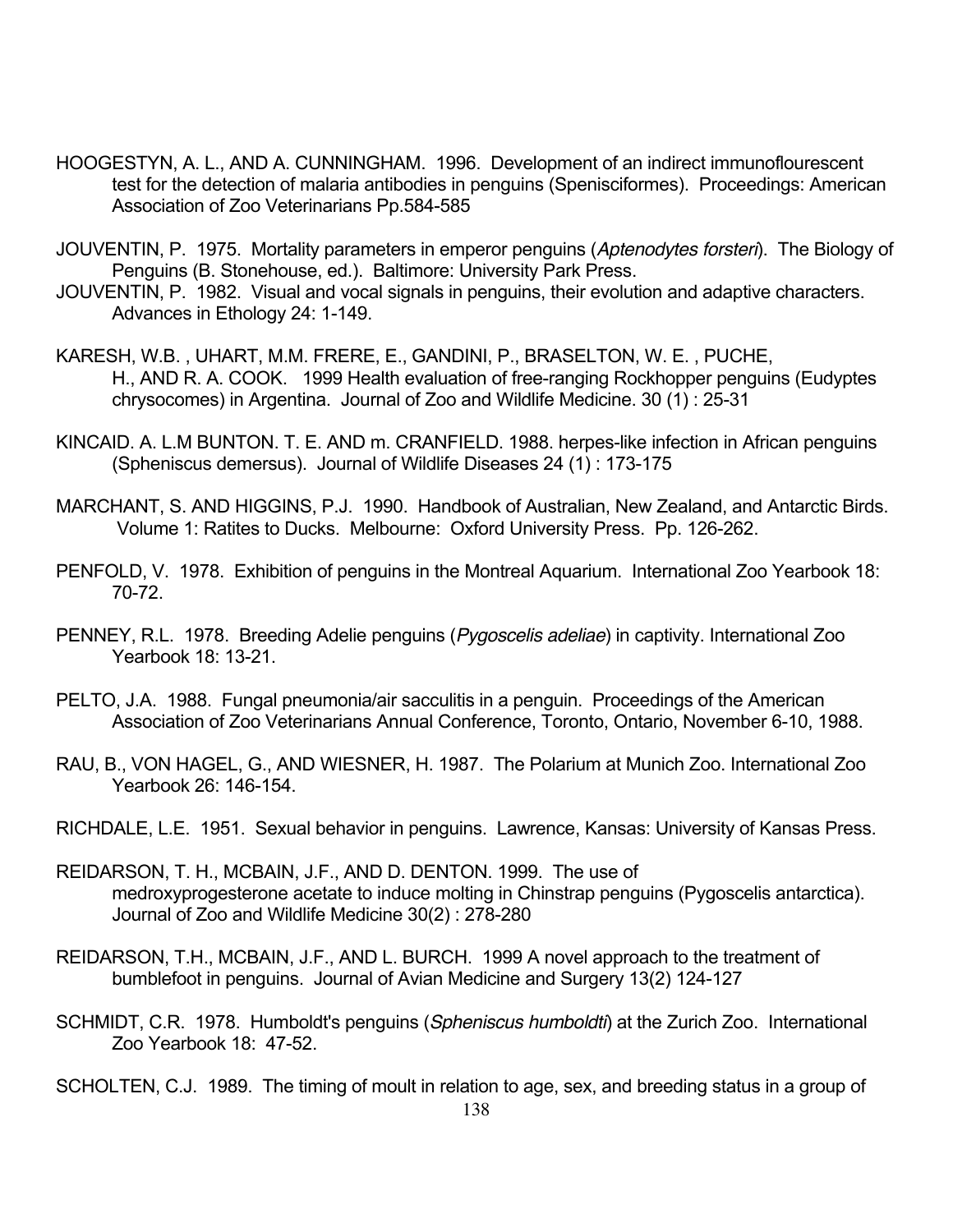HOOGESTYN, A. L., AND A. CUNNINGHAM. 1996. Development of an indirect immunoflourescent test for the detection of malaria antibodies in penguins (Spenisciformes). Proceedings: American Association of Zoo Veterinarians Pp.584-585

JOUVENTIN, P. 1975. Mortality parameters in emperor penguins (*Aptenodytes forsteri*). The Biology of Penguins (B. Stonehouse, ed.). Baltimore: University Park Press.

JOUVENTIN, P. 1982. Visual and vocal signals in penguins, their evolution and adaptive characters. Advances in Ethology 24: 1-149.

KARESH, W.B. , UHART, M.M. FRERE, E., GANDINI, P., BRASELTON, W. E. , PUCHE, H., AND R. A. COOK. 1999 Health evaluation of free-ranging Rockhopper penguins (Eudyptes chrysocomes) in Argentina. Journal of Zoo and Wildlife Medicine. 30 (1) : 25-31

KINCAID. A. L.M BUNTON. T. E. AND m. CRANFIELD. 1988. herpes-like infection in African penguins (Spheniscus demersus). Journal of Wildlife Diseases 24 (1) : 173-175

MARCHANT, S. AND HIGGINS, P.J. 1990. Handbook of Australian, New Zealand, and Antarctic Birds. Volume 1: Ratites to Ducks. Melbourne: Oxford University Press. Pp. 126-262.

PENFOLD, V. 1978. Exhibition of penguins in the Montreal Aquarium. International Zoo Yearbook 18: 70-72.

PENNEY, R.L. 1978. Breeding Adelie penguins (*Pygoscelis adeliae*) in captivity. International Zoo Yearbook 18: 13-21.

PELTO, J.A. 1988. Fungal pneumonia/air sacculitis in a penguin. Proceedings of the American Association of Zoo Veterinarians Annual Conference, Toronto, Ontario, November 6-10, 1988.

RAU, B., VON HAGEL, G., AND WIESNER, H. 1987. The Polarium at Munich Zoo. International Zoo Yearbook 26: 146-154.

RICHDALE, L.E. 1951. Sexual behavior in penguins. Lawrence, Kansas: University of Kansas Press.

REIDARSON, T. H., MCBAIN, J.F., AND D. DENTON. 1999. The use of medroxyprogesterone acetate to induce molting in Chinstrap penguins (Pygoscelis antarctica). Journal of Zoo and Wildlife Medicine 30(2) : 278-280

REIDARSON, T.H., MCBAIN, J.F., AND L. BURCH. 1999 A novel approach to the treatment of bumblefoot in penguins. Journal of Avian Medicine and Surgery 13(2) 124-127

SCHMIDT, C.R. 1978. Humboldt's penguins (*Spheniscus humboldti*) at the Zurich Zoo. International Zoo Yearbook 18: 47-52.

SCHOLTEN, C.J. 1989. The timing of moult in relation to age, sex, and breeding status in a group of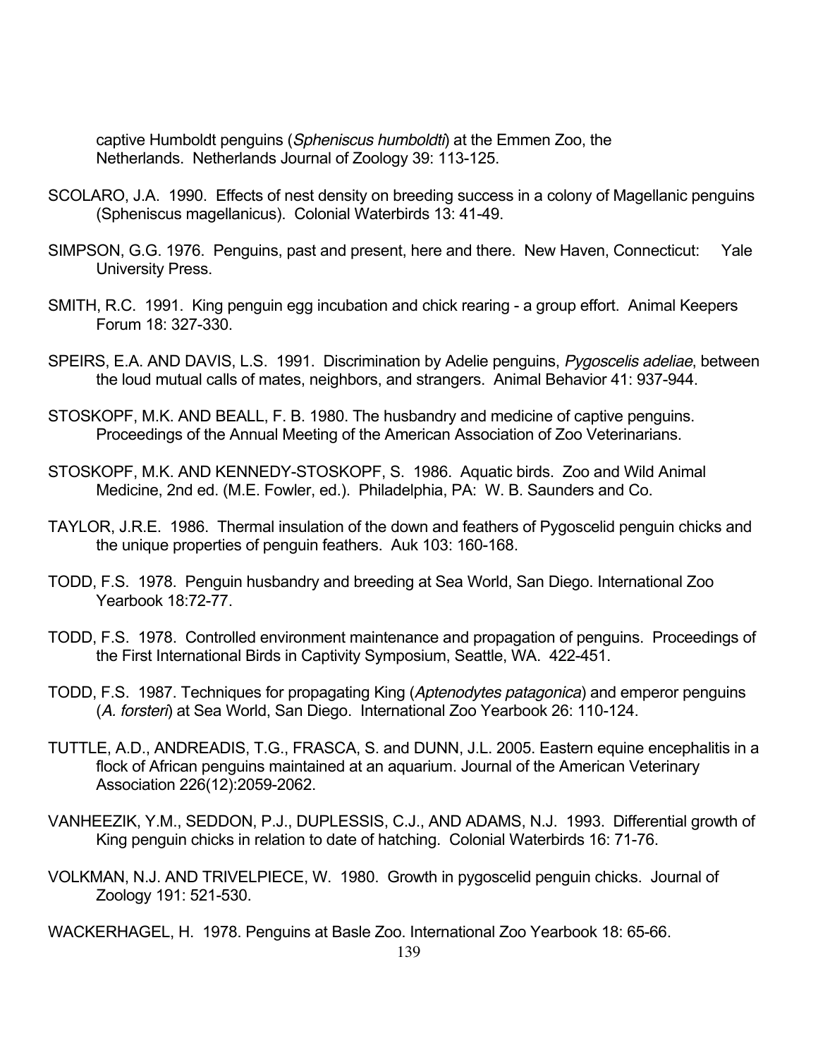captive Humboldt penguins (*Spheniscus humboldti*) at the Emmen Zoo, the Netherlands. Netherlands Journal of Zoology 39: 113-125.

SCOLARO, J.A. 1990. Effects of nest density on breeding success in a colony of Magellanic penguins (Spheniscus magellanicus). Colonial Waterbirds 13: 41-49.

SIMPSON, G.G. 1976. Penguins, past and present, here and there. New Haven, Connecticut: Yale University Press.

SMITH, R.C. 1991. King penguin egg incubation and chick rearing - a group effort. Animal Keepers Forum 18: 327-330.

SPEIRS, E.A. AND DAVIS, L.S. 1991. Discrimination by Adelie penguins, *Pygoscelis adeliae*, between the loud mutual calls of mates, neighbors, and strangers. Animal Behavior 41: 937-944.

STOSKOPF, M.K. AND BEALL, F. B. 1980. The husbandry and medicine of captive penguins. Proceedings of the Annual Meeting of the American Association of Zoo Veterinarians.

STOSKOPF, M.K. AND KENNEDY-STOSKOPF, S. 1986. Aquatic birds. Zoo and Wild Animal Medicine, 2nd ed. (M.E. Fowler, ed.). Philadelphia, PA: W. B. Saunders and Co.

TAYLOR, J.R.E. 1986. Thermal insulation of the down and feathers of Pygoscelid penguin chicks and the unique properties of penguin feathers. Auk 103: 160-168.

TODD, F.S. 1978. Penguin husbandry and breeding at Sea World, San Diego. International Zoo Yearbook 18:72-77.

TODD, F.S. 1978. Controlled environment maintenance and propagation of penguins. Proceedings of the First International Birds in Captivity Symposium, Seattle, WA. 422-451.

TODD, F.S. 1987. Techniques for propagating King (*Aptenodytes patagonica*) and emperor penguins (*A. forsteri*) at Sea World, San Diego. International Zoo Yearbook 26: 110-124.

TUTTLE, A.D., ANDREADIS, T.G., FRASCA, S. and DUNN, J.L. 2005. Eastern equine encephalitis in a flock of African penguins maintained at an aquarium. Journal of the American Veterinary Association 226(12):2059-2062.

VANHEEZIK, Y.M., SEDDON, P.J., DUPLESSIS, C.J., AND ADAMS, N.J. 1993. Differential growth of King penguin chicks in relation to date of hatching. Colonial Waterbirds 16: 71-76.

VOLKMAN, N.J. AND TRIVELPIECE, W. 1980. Growth in pygoscelid penguin chicks. Journal of Zoology 191: 521-530.

WACKERHAGEL, H. 1978. Penguins at Basle Zoo. International Zoo Yearbook 18: 65-66.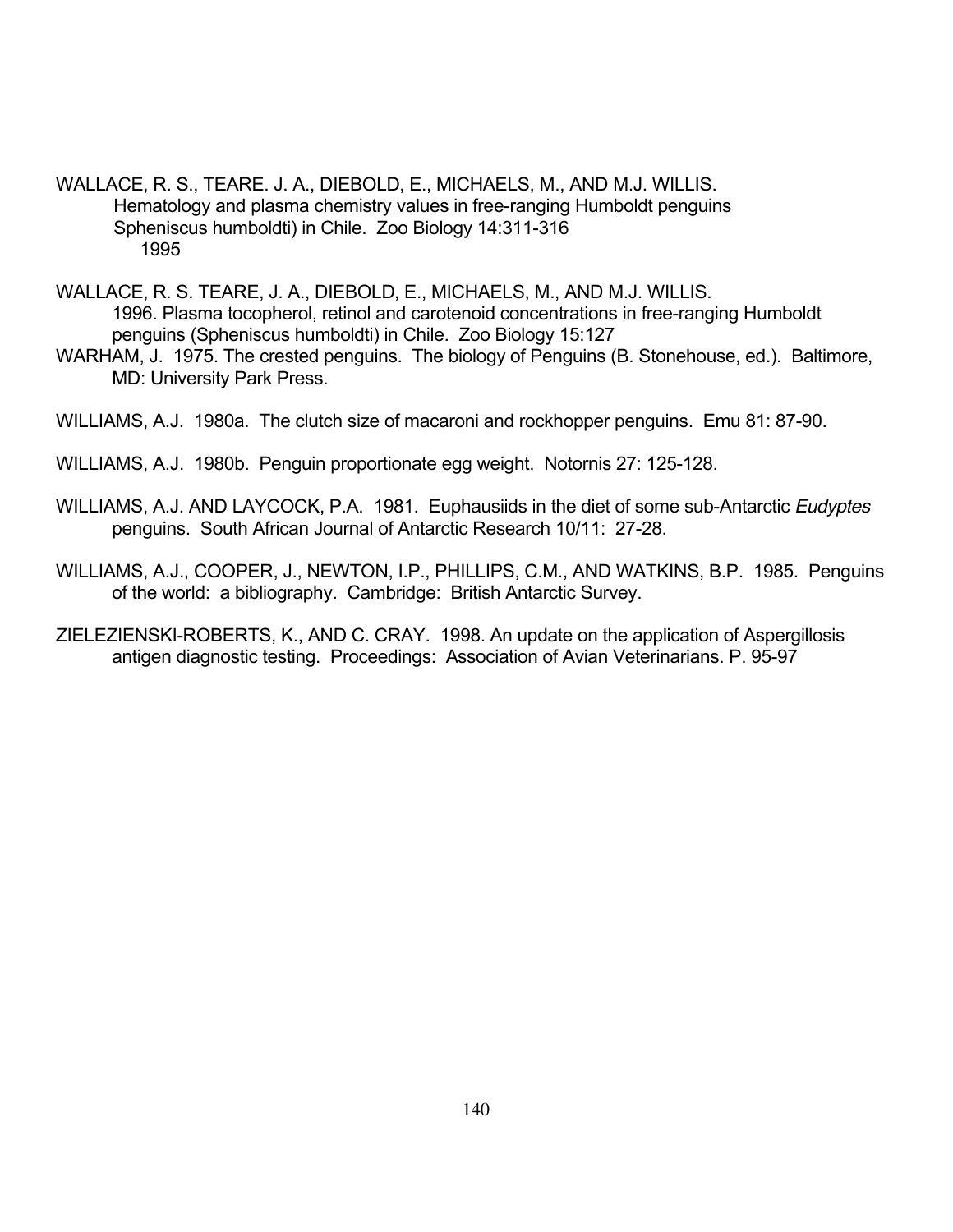WALLACE, R. S., TEARE. J. A., DIEBOLD, E., MICHAELS, M., AND M.J. WILLIS. Hematology and plasma chemistry values in free-ranging Humboldt penguins Spheniscus humboldti) in Chile. Zoo Biology 14:311-316 1995

WALLACE, R. S. TEARE, J. A., DIEBOLD, E., MICHAELS, M., AND M.J. WILLIS. 1996. Plasma tocopherol, retinol and carotenoid concentrations in free-ranging Humboldt penguins (Spheniscus humboldti) in Chile. Zoo Biology 15:127

WARHAM, J. 1975. The crested penguins. The biology of Penguins (B. Stonehouse, ed.). Baltimore, MD: University Park Press.

WILLIAMS, A.J. 1980a. The clutch size of macaroni and rockhopper penguins. Emu 81: 87-90.

WILLIAMS, A.J. 1980b. Penguin proportionate egg weight. Notornis 27: 125-128.

WILLIAMS, A.J. AND LAYCOCK, P.A. 1981. Euphausiids in the diet of some sub-Antarctic *Eudyptes* penguins. South African Journal of Antarctic Research 10/11: 27-28.

WILLIAMS, A.J., COOPER, J., NEWTON, I.P., PHILLIPS, C.M., AND WATKINS, B.P. 1985. Penguins of the world: a bibliography. Cambridge: British Antarctic Survey.

ZIELEZIENSKI-ROBERTS, K., AND C. CRAY. 1998. An update on the application of Aspergillosis antigen diagnostic testing. Proceedings: Association of Avian Veterinarians. P. 95-97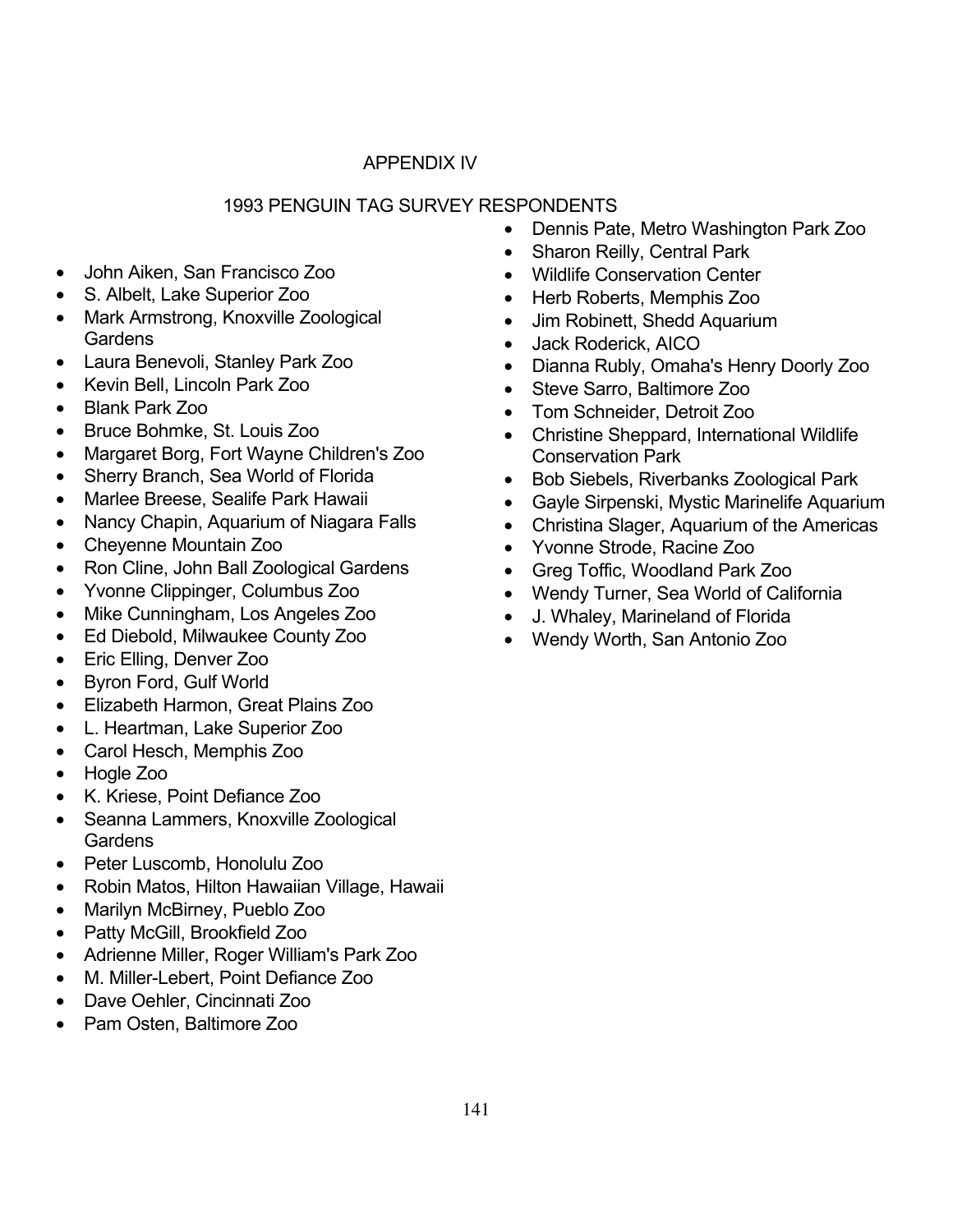# APPENDIX IV

## 1993 PENGUIN TAG SURVEY RESPONDENTS

- John Aiken, San Francisco Zoo
- S. Albelt, Lake Superior Zoo
- Mark Armstrong, Knoxville Zoological Gardens
- Laura Benevoli, Stanley Park Zoo
- Kevin Bell, Lincoln Park Zoo
- Blank Park Zoo
- Bruce Bohmke, St. Louis Zoo
- Margaret Borg, Fort Wayne Children's Zoo
- Sherry Branch, Sea World of Florida
- Marlee Breese, Sealife Park Hawaii
- Nancy Chapin, Aquarium of Niagara Falls
- Cheyenne Mountain Zoo
- Ron Cline, John Ball Zoological Gardens
- Yvonne Clippinger, Columbus Zoo
- Mike Cunningham, Los Angeles Zoo
- Ed Diebold, Milwaukee County Zoo
- Eric Elling, Denver Zoo
- Byron Ford, Gulf World
- Elizabeth Harmon, Great Plains Zoo
- L. Heartman, Lake Superior Zoo
- Carol Hesch, Memphis Zoo
- Hogle Zoo
- K. Kriese, Point Defiance Zoo
- Seanna Lammers, Knoxville Zoological Gardens
- Peter Luscomb, Honolulu Zoo
- Robin Matos, Hilton Hawaiian Village, Hawaii
- Marilyn McBirney, Pueblo Zoo
- Patty McGill, Brookfield Zoo
- Adrienne Miller, Roger William's Park Zoo
- M. Miller-Lebert, Point Defiance Zoo
- Dave Oehler, Cincinnati Zoo
- Pam Osten, Baltimore Zoo
- Dennis Pate, Metro Washington Park Zoo
- Sharon Reilly, Central Park
- Wildlife Conservation Center
- Herb Roberts, Memphis Zoo
- Jim Robinett, Shedd Aquarium
- Jack Roderick, AICO
- Dianna Rubly, Omaha's Henry Doorly Zoo
- Steve Sarro, Baltimore Zoo
- Tom Schneider, Detroit Zoo
- Christine Sheppard, International Wildlife Conservation Park
- Bob Siebels, Riverbanks Zoological Park
- Gayle Sirpenski, Mystic Marinelife Aquarium
- Christina Slager, Aquarium of the Americas
- Yvonne Strode, Racine Zoo
- Greg Toffic, Woodland Park Zoo
- Wendy Turner, Sea World of California
- J. Whaley, Marineland of Florida
- Wendy Worth, San Antonio Zoo